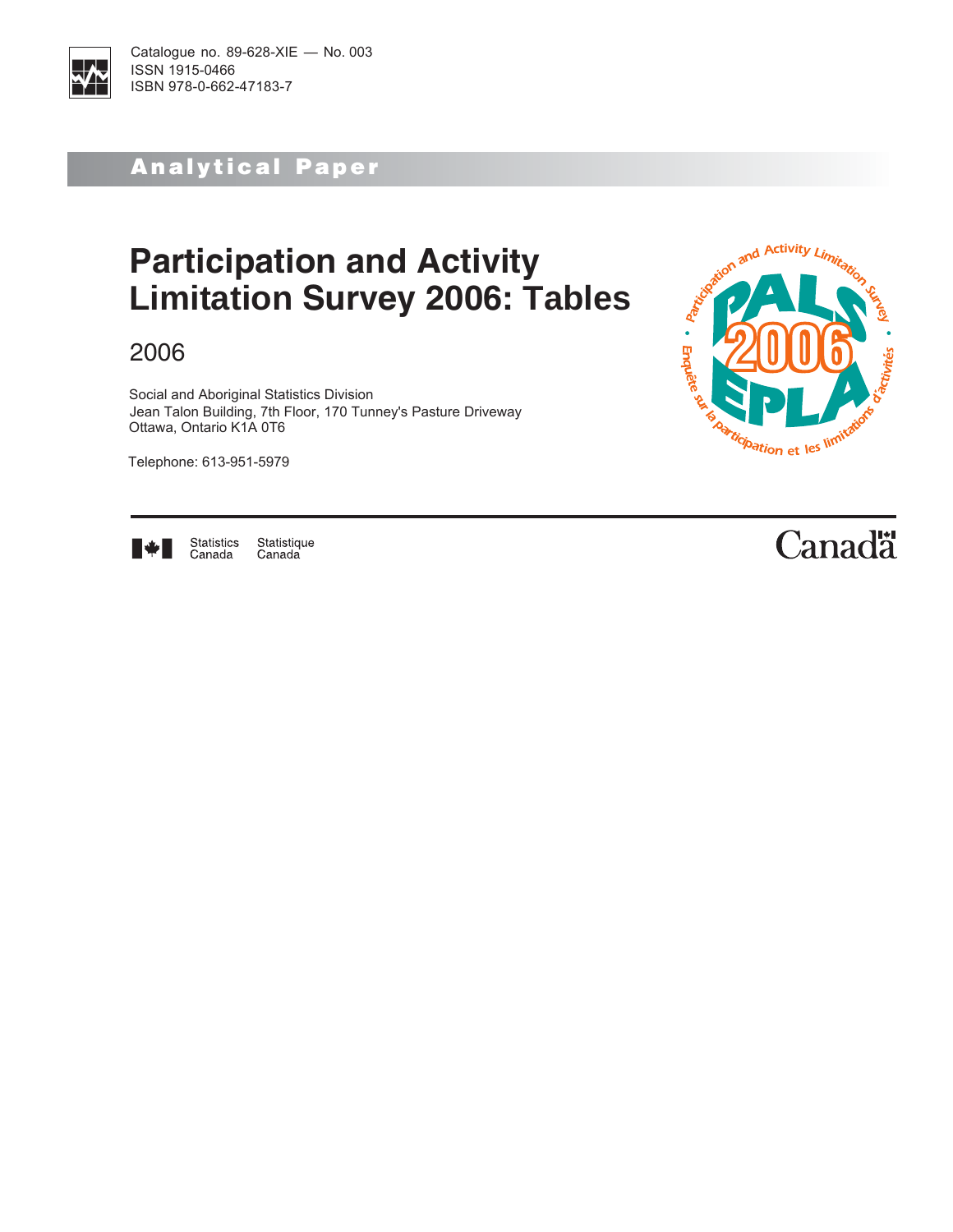Catalogue no. 89-628-XIE — No. 003
ISSN 1915-0466
ISBN 978-0-662-47183-7

**Analytical Paper**

# Participation and Activity Limitation Survey 2006: Tables

2006

Social and Aboriginal Statistics Division
Jean Talon Building, 7th Floor, 170 Tunney's Pasture Driveway
Ottawa, Ontario K1A 0T6

Telephone: 613-951-5979

Statistics Canada Statistique Canada

Canada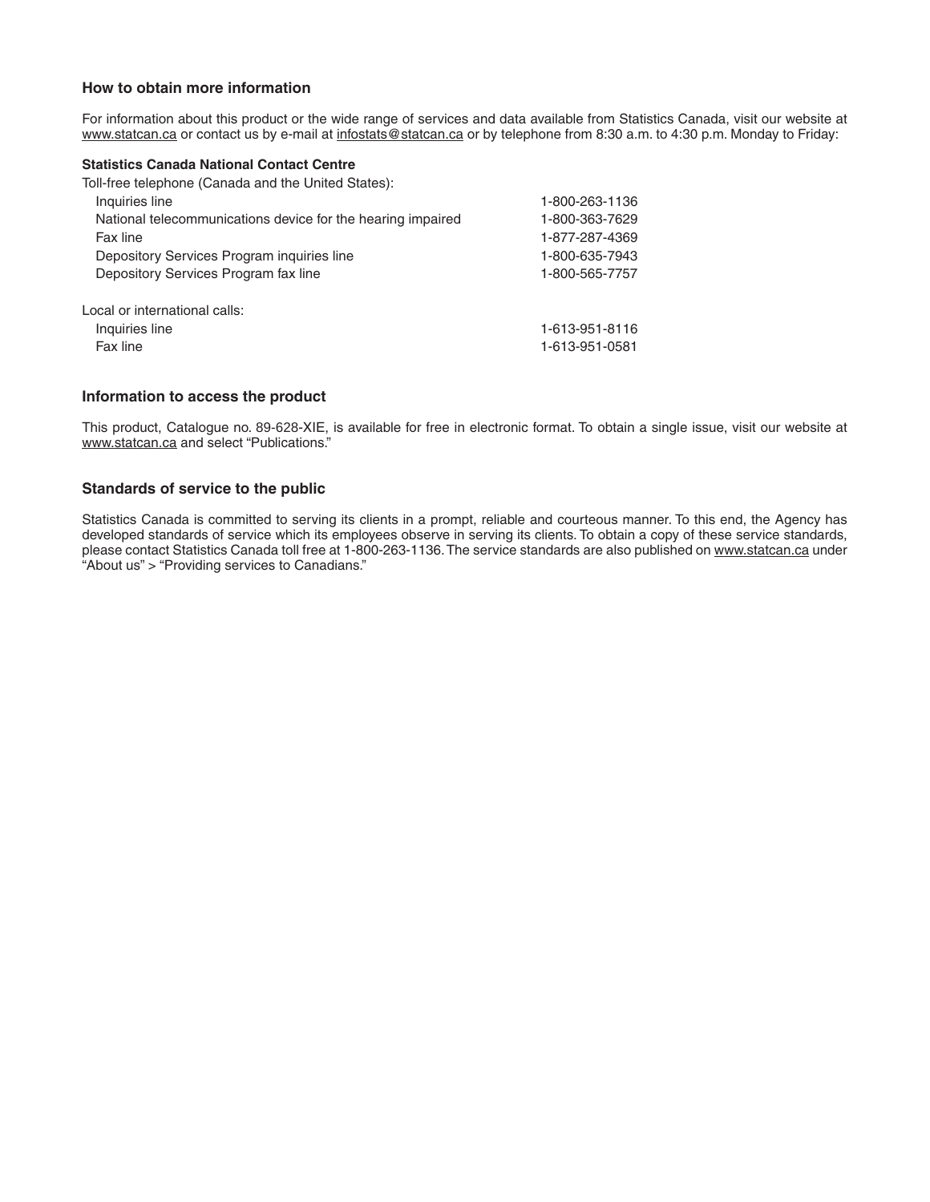### How to obtain more information

For information about this product or the wide range of services and data available from Statistics Canada, visit our website at www.statcan.ca or contact us by e-mail at infostats@statcan.ca or by telephone from 8:30 a.m. to 4:30 p.m. Monday to Friday:

**Statistics Canada National Contact Centre**

Toll-free telephone (Canada and the United States):

| | |
|---|---|
| Inquiries line | 1-800-263-1136 |
| National telecommunications device for the hearing impaired | 1-800-363-7629 |
| Fax line | 1-877-287-4369 |
| Depository Services Program inquiries line | 1-800-635-7943 |
| Depository Services Program fax line | 1-800-565-7757 |

Local or international calls:

| | |
|---|---|
| Inquiries line | 1-613-951-8116 |
| Fax line | 1-613-951-0581 |

### Information to access the product

This product, Catalogue no. 89-628-XIE, is available for free in electronic format. To obtain a single issue, visit our website at www.statcan.ca and select "Publications."

### Standards of service to the public

Statistics Canada is committed to serving its clients in a prompt, reliable and courteous manner. To this end, the Agency has developed standards of service which its employees observe in serving its clients. To obtain a copy of these service standards, please contact Statistics Canada toll free at 1-800-263-1136. The service standards are also published on www.statcan.ca under "About us" > "Providing services to Canadians."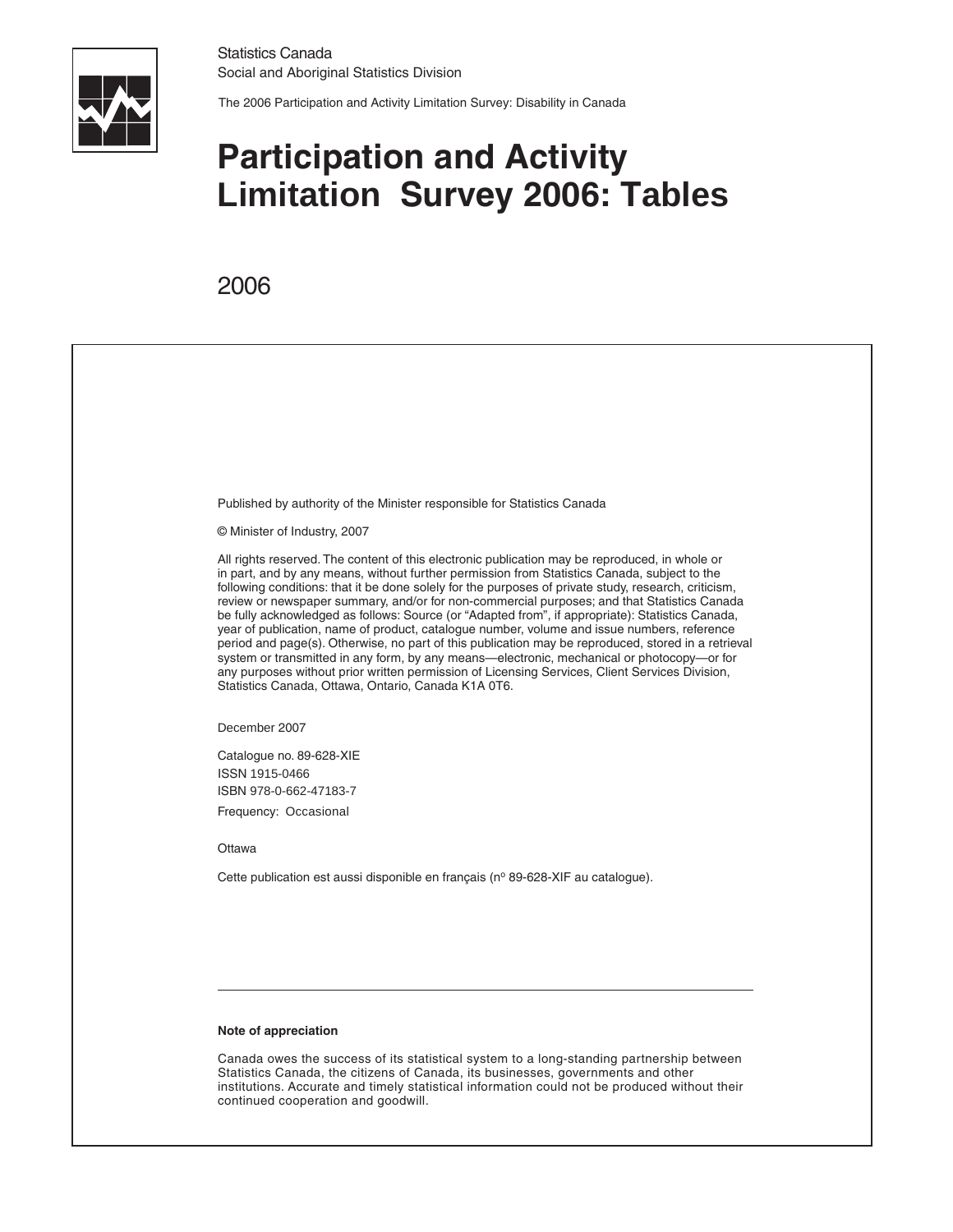Statistics Canada

Social and Aboriginal Statistics Division

The 2006 Participation and Activity Limitation Survey: Disability in Canada

# Participation and Activity Limitation Survey 2006: Tables

2006

Published by authority of the Minister responsible for Statistics Canada

© Minister of Industry, 2007

All rights reserved. The content of this electronic publication may be reproduced, in whole or in part, and by any means, without further permission from Statistics Canada, subject to the following conditions: that it be done solely for the purposes of private study, research, criticism, review or newspaper summary, and/or for non-commercial purposes; and that Statistics Canada be fully acknowledged as follows: Source (or "Adapted from", if appropriate): Statistics Canada, year of publication, name of product, catalogue number, volume and issue numbers, reference period and page(s). Otherwise, no part of this publication may be reproduced, stored in a retrieval system or transmitted in any form, by any means—electronic, mechanical or photocopy—or for any purposes without prior written permission of Licensing Services, Client Services Division, Statistics Canada, Ottawa, Ontario, Canada K1A 0T6.

December 2007

Catalogue no. 89-628-XIE

ISSN 1915-0466

ISBN 978-0-662-47183-7

Frequency: Occasional

Ottawa

Cette publication est aussi disponible en français (nº 89-628-XIF au catalogue).

---

**Note of appreciation**

Canada owes the success of its statistical system to a long-standing partnership between Statistics Canada, the citizens of Canada, its businesses, governments and other institutions. Accurate and timely statistical information could not be produced without their continued cooperation and goodwill.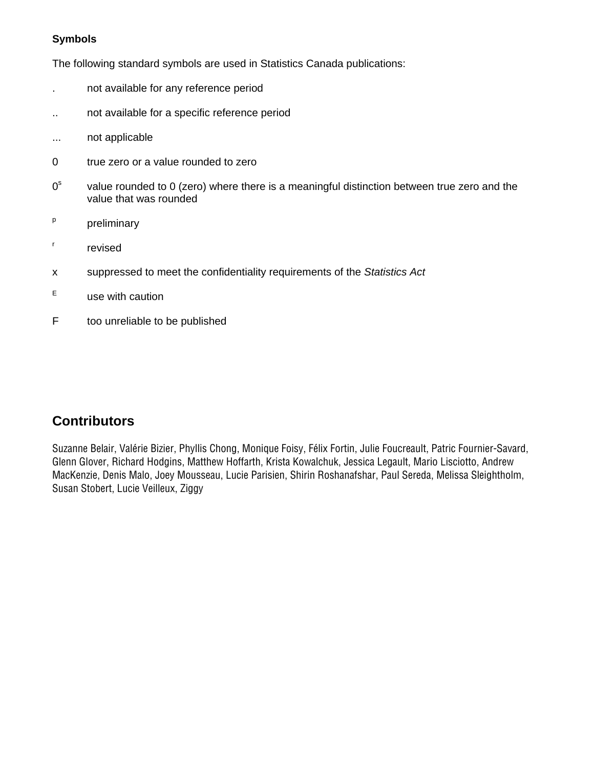**Symbols**

The following standard symbols are used in Statistics Canada publications:

. not available for any reference period

.. not available for a specific reference period

... not applicable

0 true zero or a value rounded to zero

0s value rounded to 0 (zero) where there is a meaningful distinction between true zero and the value that was rounded

p preliminary

r revised

x suppressed to meet the confidentiality requirements of the *Statistics Act*

E use with caution

F too unreliable to be published

## Contributors

Suzanne Belair, Valérie Bizier, Phyllis Chong, Monique Foisy, Félix Fortin, Julie Foucreault, Patric Fournier-Savard, Glenn Glover, Richard Hodgins, Matthew Hoffarth, Krista Kowalchuk, Jessica Legault, Mario Lisciotto, Andrew MacKenzie, Denis Malo, Joey Mousseau, Lucie Parisien, Shirin Roshanafshar, Paul Sereda, Melissa Sleightholm, Susan Stobert, Lucie Veilleux, Ziggy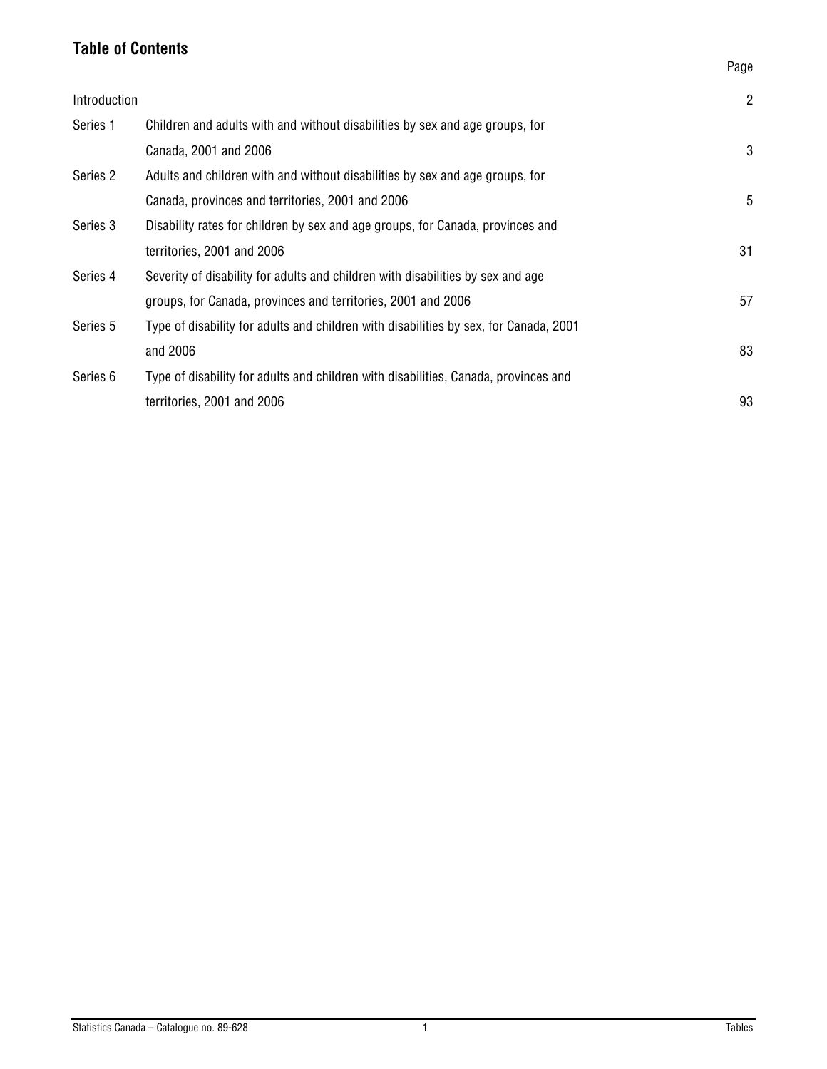## Table of Contents

| | | Page |
|---|---|---|
| Introduction | | 2 |
| Series 1 | Children and adults with and without disabilities by sex and age groups, for Canada, 2001 and 2006 | 3 |
| Series 2 | Adults and children with and without disabilities by sex and age groups, for Canada, provinces and territories, 2001 and 2006 | 5 |
| Series 3 | Disability rates for children by sex and age groups, for Canada, provinces and territories, 2001 and 2006 | 31 |
| Series 4 | Severity of disability for adults and children with disabilities by sex and age groups, for Canada, provinces and territories, 2001 and 2006 | 57 |
| Series 5 | Type of disability for adults and children with disabilities by sex, for Canada, 2001 and 2006 | 83 |
| Series 6 | Type of disability for adults and children with disabilities, Canada, provinces and territories, 2001 and 2006 | 93 |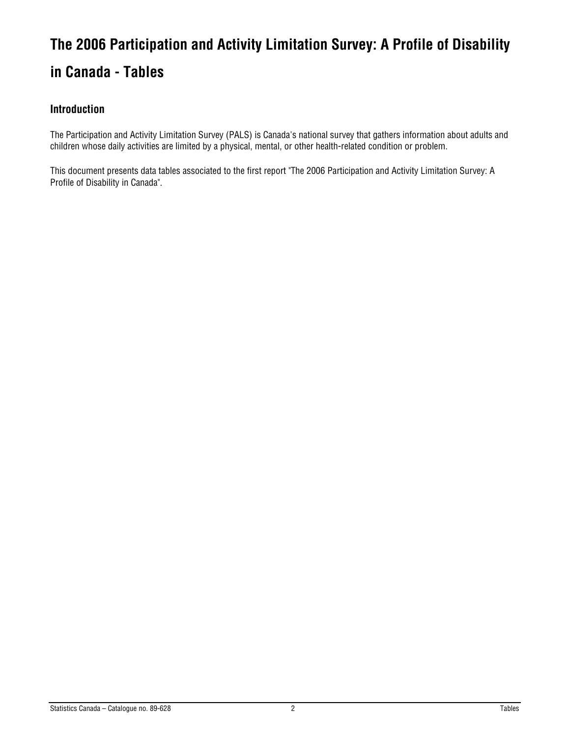# The 2006 Participation and Activity Limitation Survey: A Profile of Disability in Canada - Tables

## Introduction

The Participation and Activity Limitation Survey (PALS) is Canada's national survey that gathers information about adults and children whose daily activities are limited by a physical, mental, or other health-related condition or problem.

This document presents data tables associated to the first report "The 2006 Participation and Activity Limitation Survey: A Profile of Disability in Canada".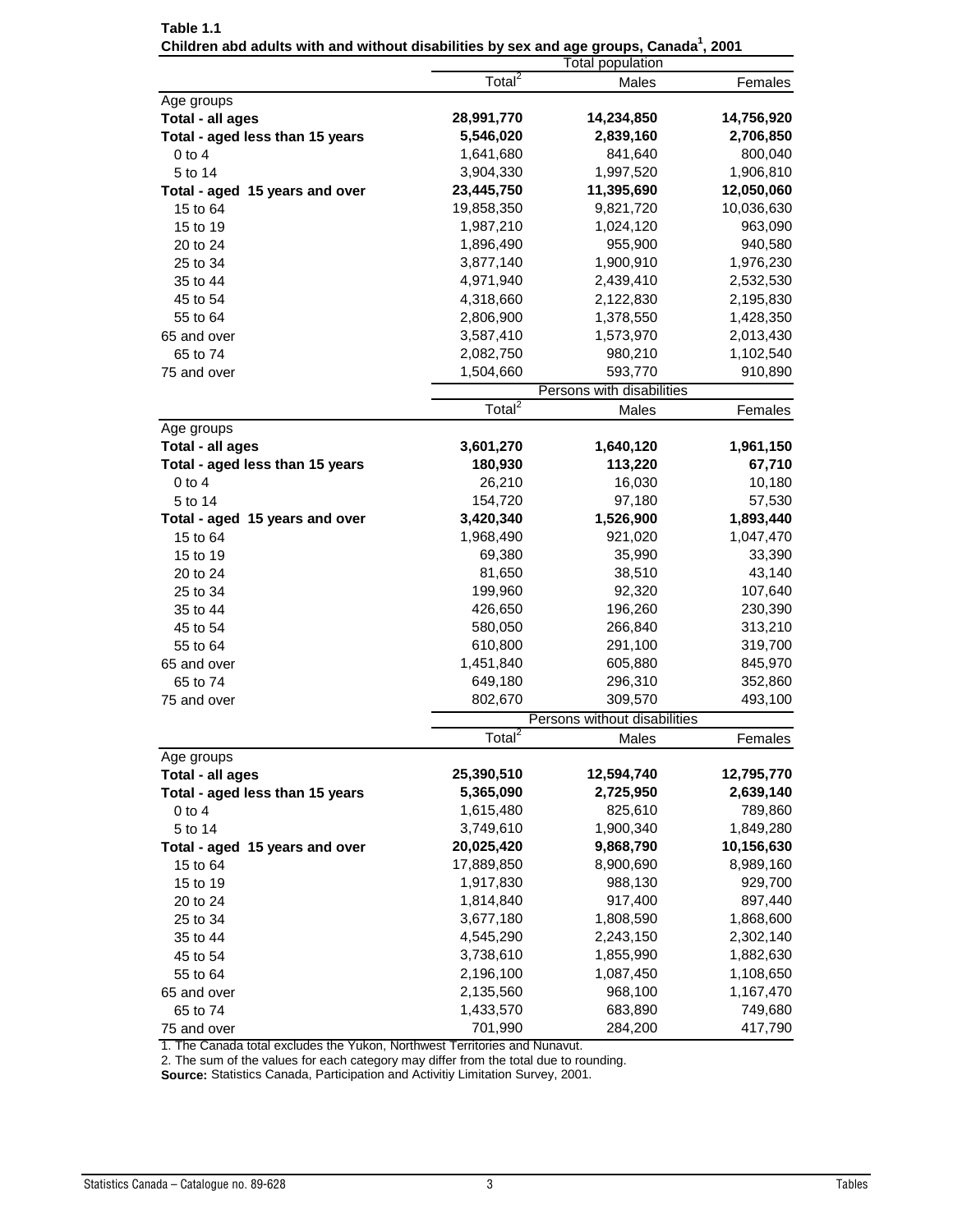**Table 1.1**
**Children abd adults with and without disabilities by sex and age groups, Canada[1], 2001**

| | Total population | | |
|---|---|---|---|
| | Total[2] | Males | Females |
| Age groups | | | |
| **Total - all ages** | **28,991,770** | **14,234,850** | **14,756,920** |
| **Total - aged less than 15 years** | **5,546,020** | **2,839,160** | **2,706,850** |
| 0 to 4 | 1,641,680 | 841,640 | 800,040 |
| 5 to 14 | 3,904,330 | 1,997,520 | 1,906,810 |
| **Total - aged 15 years and over** | **23,445,750** | **11,395,690** | **12,050,060** |
| 15 to 64 | 19,858,350 | 9,821,720 | 10,036,630 |
| 15 to 19 | 1,987,210 | 1,024,120 | 963,090 |
| 20 to 24 | 1,896,490 | 955,900 | 940,580 |
| 25 to 34 | 3,877,140 | 1,900,910 | 1,976,230 |
| 35 to 44 | 4,971,940 | 2,439,410 | 2,532,530 |
| 45 to 54 | 4,318,660 | 2,122,830 | 2,195,830 |
| 55 to 64 | 2,806,900 | 1,378,550 | 1,428,350 |
| 65 and over | 3,587,410 | 1,573,970 | 2,013,430 |
| 65 to 74 | 2,082,750 | 980,210 | 1,102,540 |
| 75 and over | 1,504,660 | 593,770 | 910,890 |
| | Persons with disabilities | | |
| | Total[2] | Males | Females |
| Age groups | | | |
| **Total - all ages** | **3,601,270** | **1,640,120** | **1,961,150** |
| **Total - aged less than 15 years** | **180,930** | **113,220** | **67,710** |
| 0 to 4 | 26,210 | 16,030 | 10,180 |
| 5 to 14 | 154,720 | 97,180 | 57,530 |
| **Total - aged 15 years and over** | **3,420,340** | **1,526,900** | **1,893,440** |
| 15 to 64 | 1,968,490 | 921,020 | 1,047,470 |
| 15 to 19 | 69,380 | 35,990 | 33,390 |
| 20 to 24 | 81,650 | 38,510 | 43,140 |
| 25 to 34 | 199,960 | 92,320 | 107,640 |
| 35 to 44 | 426,650 | 196,260 | 230,390 |
| 45 to 54 | 580,050 | 266,840 | 313,210 |
| 55 to 64 | 610,800 | 291,100 | 319,700 |
| 65 and over | 1,451,840 | 605,880 | 845,970 |
| 65 to 74 | 649,180 | 296,310 | 352,860 |
| 75 and over | 802,670 | 309,570 | 493,100 |
| | Persons without disabilities | | |
| | Total[2] | Males | Females |
| Age groups | | | |
| **Total - all ages** | **25,390,510** | **12,594,740** | **12,795,770** |
| **Total - aged less than 15 years** | **5,365,090** | **2,725,950** | **2,639,140** |
| 0 to 4 | 1,615,480 | 825,610 | 789,860 |
| 5 to 14 | 3,749,610 | 1,900,340 | 1,849,280 |
| **Total - aged 15 years and over** | **20,025,420** | **9,868,790** | **10,156,630** |
| 15 to 64 | 17,889,850 | 8,900,690 | 8,989,160 |
| 15 to 19 | 1,917,830 | 988,130 | 929,700 |
| 20 to 24 | 1,814,840 | 917,400 | 897,440 |
| 25 to 34 | 3,677,180 | 1,808,590 | 1,868,600 |
| 35 to 44 | 4,545,290 | 2,243,150 | 2,302,140 |
| 45 to 54 | 3,738,610 | 1,855,990 | 1,882,630 |
| 55 to 64 | 2,196,100 | 1,087,450 | 1,108,650 |
| 65 and over | 2,135,560 | 968,100 | 1,167,470 |
| 65 to 74 | 1,433,570 | 683,890 | 749,680 |
| 75 and over | 701,990 | 284,200 | 417,790 |

1. The Canada total excludes the Yukon, Northwest Territories and Nunavut.
2. The sum of the values for each category may differ from the total due to rounding.
**Source:** Statistics Canada, Participation and Activitiy Limitation Survey, 2001.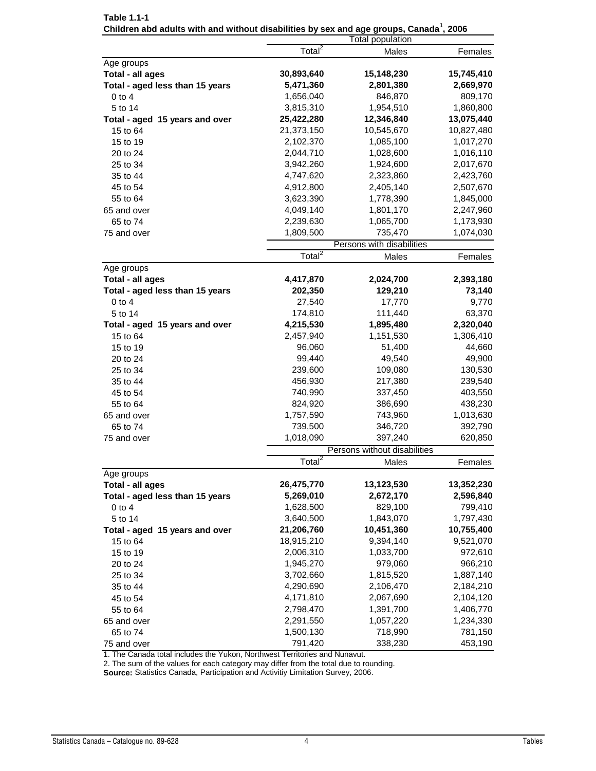**Table 1.1-1**
**Children abd adults with and without disabilities by sex and age groups, Canada[1], 2006**

| | Total population | | |
|---|---|---|---|
| | Total[2] | Males | Females |
| Age groups | | | |
| **Total - all ages** | **30,893,640** | **15,148,230** | **15,745,410** |
| **Total - aged less than 15 years** | **5,471,360** | **2,801,380** | **2,669,970** |
| 0 to 4 | 1,656,040 | 846,870 | 809,170 |
| 5 to 14 | 3,815,310 | 1,954,510 | 1,860,800 |
| **Total - aged 15 years and over** | **25,422,280** | **12,346,840** | **13,075,440** |
| 15 to 64 | 21,373,150 | 10,545,670 | 10,827,480 |
| 15 to 19 | 2,102,370 | 1,085,100 | 1,017,270 |
| 20 to 24 | 2,044,710 | 1,028,600 | 1,016,110 |
| 25 to 34 | 3,942,260 | 1,924,600 | 2,017,670 |
| 35 to 44 | 4,747,620 | 2,323,860 | 2,423,760 |
| 45 to 54 | 4,912,800 | 2,405,140 | 2,507,670 |
| 55 to 64 | 3,623,390 | 1,778,390 | 1,845,000 |
| 65 and over | 4,049,140 | 1,801,170 | 2,247,960 |
| 65 to 74 | 2,239,630 | 1,065,700 | 1,173,930 |
| 75 and over | 1,809,500 | 735,470 | 1,074,030 |
| | Persons with disabilities | | |
| | Total[2] | Males | Females |
| Age groups | | | |
| **Total - all ages** | **4,417,870** | **2,024,700** | **2,393,180** |
| **Total - aged less than 15 years** | **202,350** | **129,210** | **73,140** |
| 0 to 4 | 27,540 | 17,770 | 9,770 |
| 5 to 14 | 174,810 | 111,440 | 63,370 |
| **Total - aged 15 years and over** | **4,215,530** | **1,895,480** | **2,320,040** |
| 15 to 64 | 2,457,940 | 1,151,530 | 1,306,410 |
| 15 to 19 | 96,060 | 51,400 | 44,660 |
| 20 to 24 | 99,440 | 49,540 | 49,900 |
| 25 to 34 | 239,600 | 109,080 | 130,530 |
| 35 to 44 | 456,930 | 217,380 | 239,540 |
| 45 to 54 | 740,990 | 337,450 | 403,550 |
| 55 to 64 | 824,920 | 386,690 | 438,230 |
| 65 and over | 1,757,590 | 743,960 | 1,013,630 |
| 65 to 74 | 739,500 | 346,720 | 392,790 |
| 75 and over | 1,018,090 | 397,240 | 620,850 |
| | Persons without disabilities | | |
| | Total[2] | Males | Females |
| Age groups | | | |
| **Total - all ages** | **26,475,770** | **13,123,530** | **13,352,230** |
| **Total - aged less than 15 years** | **5,269,010** | **2,672,170** | **2,596,840** |
| 0 to 4 | 1,628,500 | 829,100 | 799,410 |
| 5 to 14 | 3,640,500 | 1,843,070 | 1,797,430 |
| **Total - aged 15 years and over** | **21,206,760** | **10,451,360** | **10,755,400** |
| 15 to 64 | 18,915,210 | 9,394,140 | 9,521,070 |
| 15 to 19 | 2,006,310 | 1,033,700 | 972,610 |
| 20 to 24 | 1,945,270 | 979,060 | 966,210 |
| 25 to 34 | 3,702,660 | 1,815,520 | 1,887,140 |
| 35 to 44 | 4,290,690 | 2,106,470 | 2,184,210 |
| 45 to 54 | 4,171,810 | 2,067,690 | 2,104,120 |
| 55 to 64 | 2,798,470 | 1,391,700 | 1,406,770 |
| 65 and over | 2,291,550 | 1,057,220 | 1,234,330 |
| 65 to 74 | 1,500,130 | 718,990 | 781,150 |
| 75 and over | 791,420 | 338,230 | 453,190 |

1. The Canada total includes the Yukon, Northwest Territories and Nunavut.
2. The sum of the values for each category may differ from the total due to rounding.
**Source:** Statistics Canada, Participation and Activitiy Limitation Survey, 2006.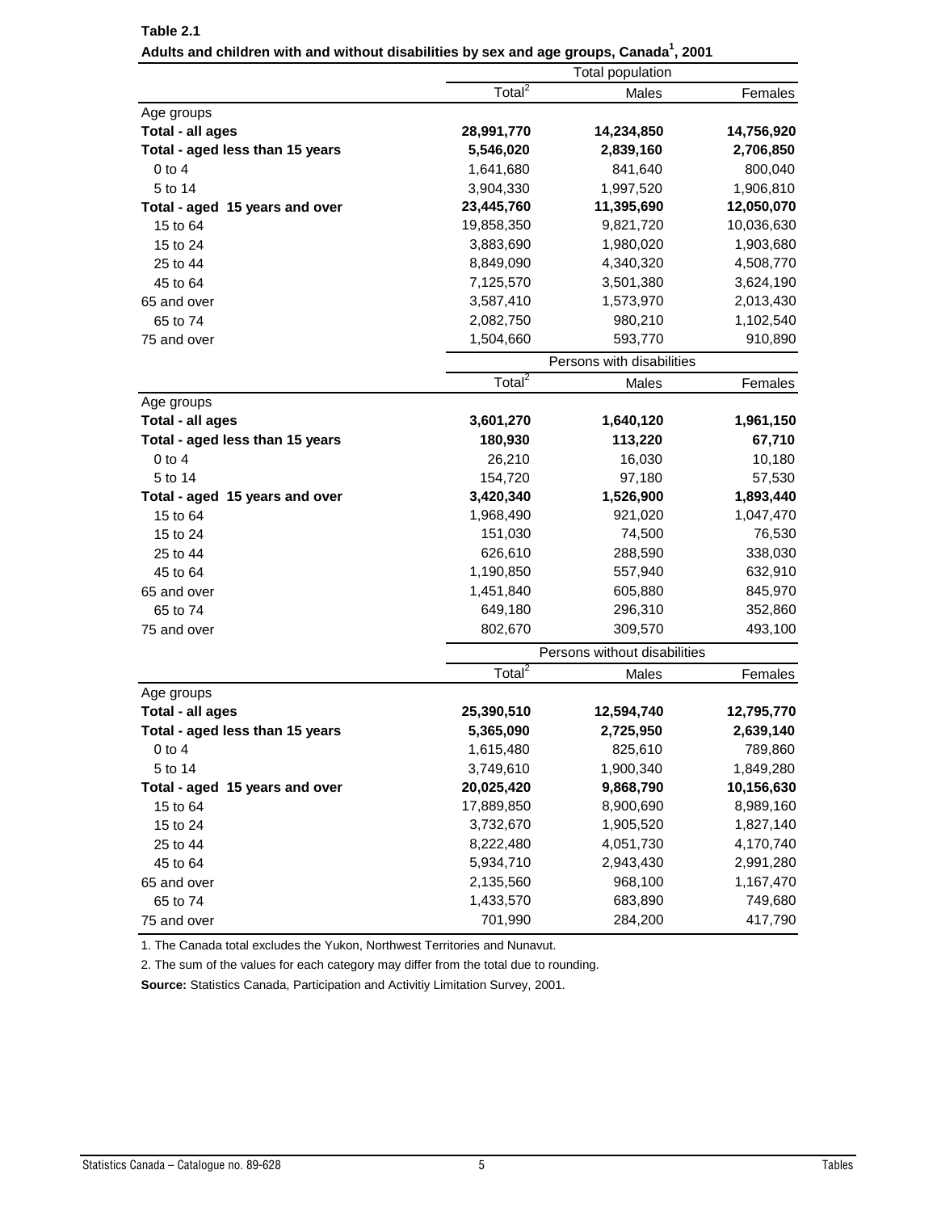**Table 2.1**
**Adults and children with and without disabilities by sex and age groups, Canada[1], 2001**

| | Total population | | |
|---|---|---|---|
| | Total[2] | Males | Females |
| Age groups | | | |
| **Total - all ages** | **28,991,770** | **14,234,850** | **14,756,920** |
| **Total - aged less than 15 years** | **5,546,020** | **2,839,160** | **2,706,850** |
| 0 to 4 | 1,641,680 | 841,640 | 800,040 |
| 5 to 14 | 3,904,330 | 1,997,520 | 1,906,810 |
| **Total - aged 15 years and over** | **23,445,760** | **11,395,690** | **12,050,070** |
| 15 to 64 | 19,858,350 | 9,821,720 | 10,036,630 |
| 15 to 24 | 3,883,690 | 1,980,020 | 1,903,680 |
| 25 to 44 | 8,849,090 | 4,340,320 | 4,508,770 |
| 45 to 64 | 7,125,570 | 3,501,380 | 3,624,190 |
| 65 and over | 3,587,410 | 1,573,970 | 2,013,430 |
| 65 to 74 | 2,082,750 | 980,210 | 1,102,540 |
| 75 and over | 1,504,660 | 593,770 | 910,890 |
| | Persons with disabilities | | |
| | Total[2] | Males | Females |
| Age groups | | | |
| **Total - all ages** | **3,601,270** | **1,640,120** | **1,961,150** |
| **Total - aged less than 15 years** | **180,930** | **113,220** | **67,710** |
| 0 to 4 | 26,210 | 16,030 | 10,180 |
| 5 to 14 | 154,720 | 97,180 | 57,530 |
| **Total - aged 15 years and over** | **3,420,340** | **1,526,900** | **1,893,440** |
| 15 to 64 | 1,968,490 | 921,020 | 1,047,470 |
| 15 to 24 | 151,030 | 74,500 | 76,530 |
| 25 to 44 | 626,610 | 288,590 | 338,030 |
| 45 to 64 | 1,190,850 | 557,940 | 632,910 |
| 65 and over | 1,451,840 | 605,880 | 845,970 |
| 65 to 74 | 649,180 | 296,310 | 352,860 |
| 75 and over | 802,670 | 309,570 | 493,100 |
| | Persons without disabilities | | |
| | Total[2] | Males | Females |
| Age groups | | | |
| **Total - all ages** | **25,390,510** | **12,594,740** | **12,795,770** |
| **Total - aged less than 15 years** | **5,365,090** | **2,725,950** | **2,639,140** |
| 0 to 4 | 1,615,480 | 825,610 | 789,860 |
| 5 to 14 | 3,749,610 | 1,900,340 | 1,849,280 |
| **Total - aged 15 years and over** | **20,025,420** | **9,868,790** | **10,156,630** |
| 15 to 64 | 17,889,850 | 8,900,690 | 8,989,160 |
| 15 to 24 | 3,732,670 | 1,905,520 | 1,827,140 |
| 25 to 44 | 8,222,480 | 4,051,730 | 4,170,740 |
| 45 to 64 | 5,934,710 | 2,943,430 | 2,991,280 |
| 65 and over | 2,135,560 | 968,100 | 1,167,470 |
| 65 to 74 | 1,433,570 | 683,890 | 749,680 |
| 75 and over | 701,990 | 284,200 | 417,790 |

1. The Canada total excludes the Yukon, Northwest Territories and Nunavut.

2. The sum of the values for each category may differ from the total due to rounding.

**Source:** Statistics Canada, Participation and Activitiy Limitation Survey, 2001.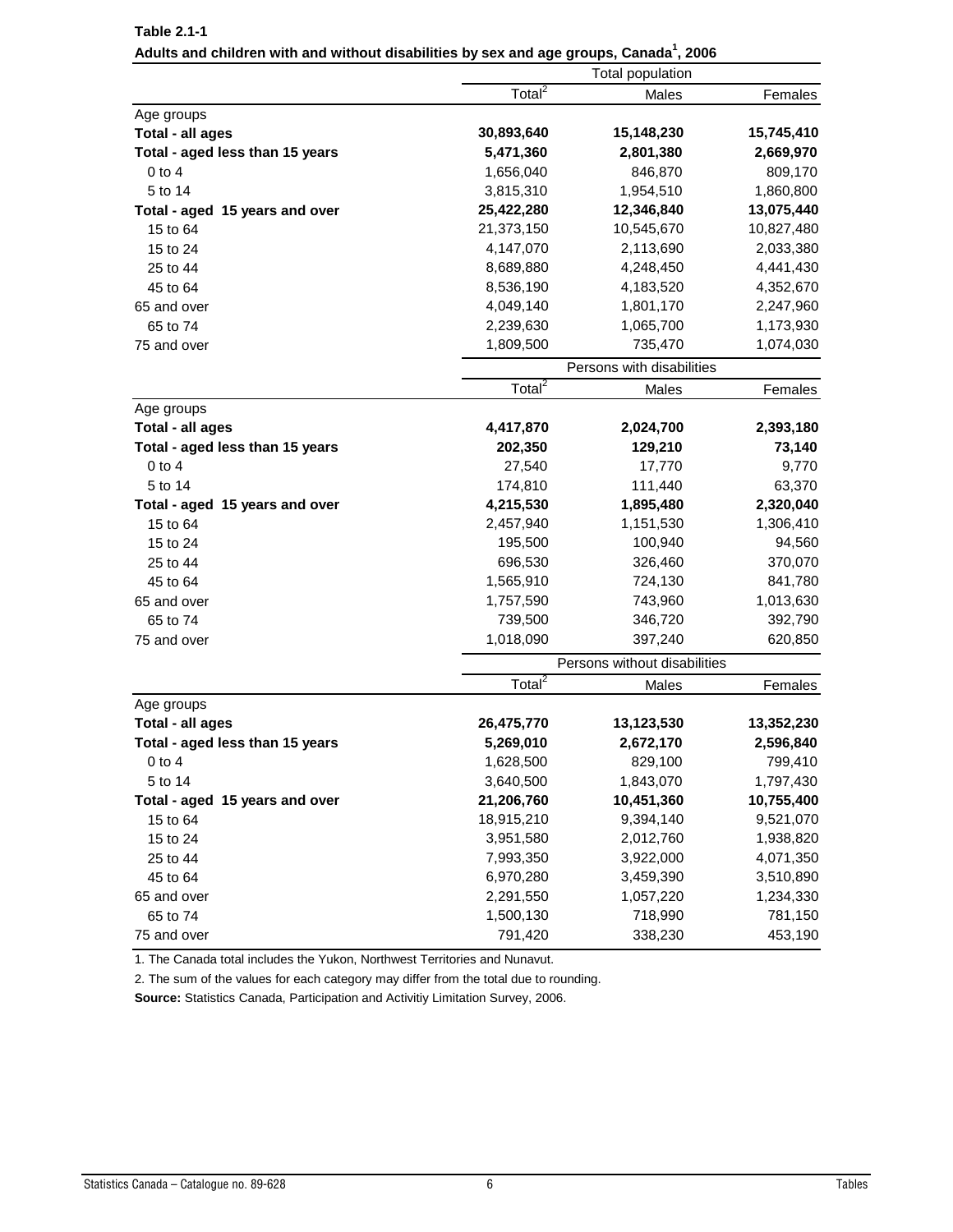**Table 2.1-1**

**Adults and children with and without disabilities by sex and age groups, Canada[1], 2006**

| | Total population | | |
|---|---|---|---|
| | Total[2] | Males | Females |
| Age groups | | | |
| **Total - all ages** | **30,893,640** | **15,148,230** | **15,745,410** |
| **Total - aged less than 15 years** | **5,471,360** | **2,801,380** | **2,669,970** |
| 0 to 4 | 1,656,040 | 846,870 | 809,170 |
| 5 to 14 | 3,815,310 | 1,954,510 | 1,860,800 |
| **Total - aged 15 years and over** | **25,422,280** | **12,346,840** | **13,075,440** |
| 15 to 64 | 21,373,150 | 10,545,670 | 10,827,480 |
| 15 to 24 | 4,147,070 | 2,113,690 | 2,033,380 |
| 25 to 44 | 8,689,880 | 4,248,450 | 4,441,430 |
| 45 to 64 | 8,536,190 | 4,183,520 | 4,352,670 |
| 65 and over | 4,049,140 | 1,801,170 | 2,247,960 |
| 65 to 74 | 2,239,630 | 1,065,700 | 1,173,930 |
| 75 and over | 1,809,500 | 735,470 | 1,074,030 |
| | Persons with disabilities | | |
| | Total[2] | Males | Females |
| Age groups | | | |
| **Total - all ages** | **4,417,870** | **2,024,700** | **2,393,180** |
| **Total - aged less than 15 years** | **202,350** | **129,210** | **73,140** |
| 0 to 4 | 27,540 | 17,770 | 9,770 |
| 5 to 14 | 174,810 | 111,440 | 63,370 |
| **Total - aged 15 years and over** | **4,215,530** | **1,895,480** | **2,320,040** |
| 15 to 64 | 2,457,940 | 1,151,530 | 1,306,410 |
| 15 to 24 | 195,500 | 100,940 | 94,560 |
| 25 to 44 | 696,530 | 326,460 | 370,070 |
| 45 to 64 | 1,565,910 | 724,130 | 841,780 |
| 65 and over | 1,757,590 | 743,960 | 1,013,630 |
| 65 to 74 | 739,500 | 346,720 | 392,790 |
| 75 and over | 1,018,090 | 397,240 | 620,850 |
| | Persons without disabilities | | |
| | Total[2] | Males | Females |
| Age groups | | | |
| **Total - all ages** | **26,475,770** | **13,123,530** | **13,352,230** |
| **Total - aged less than 15 years** | **5,269,010** | **2,672,170** | **2,596,840** |
| 0 to 4 | 1,628,500 | 829,100 | 799,410 |
| 5 to 14 | 3,640,500 | 1,843,070 | 1,797,430 |
| **Total - aged 15 years and over** | **21,206,760** | **10,451,360** | **10,755,400** |
| 15 to 64 | 18,915,210 | 9,394,140 | 9,521,070 |
| 15 to 24 | 3,951,580 | 2,012,760 | 1,938,820 |
| 25 to 44 | 7,993,350 | 3,922,000 | 4,071,350 |
| 45 to 64 | 6,970,280 | 3,459,390 | 3,510,890 |
| 65 and over | 2,291,550 | 1,057,220 | 1,234,330 |
| 65 to 74 | 1,500,130 | 718,990 | 781,150 |
| 75 and over | 791,420 | 338,230 | 453,190 |

1. The Canada total includes the Yukon, Northwest Territories and Nunavut.

2. The sum of the values for each category may differ from the total due to rounding.

**Source:** Statistics Canada, Participation and Activitiy Limitation Survey, 2006.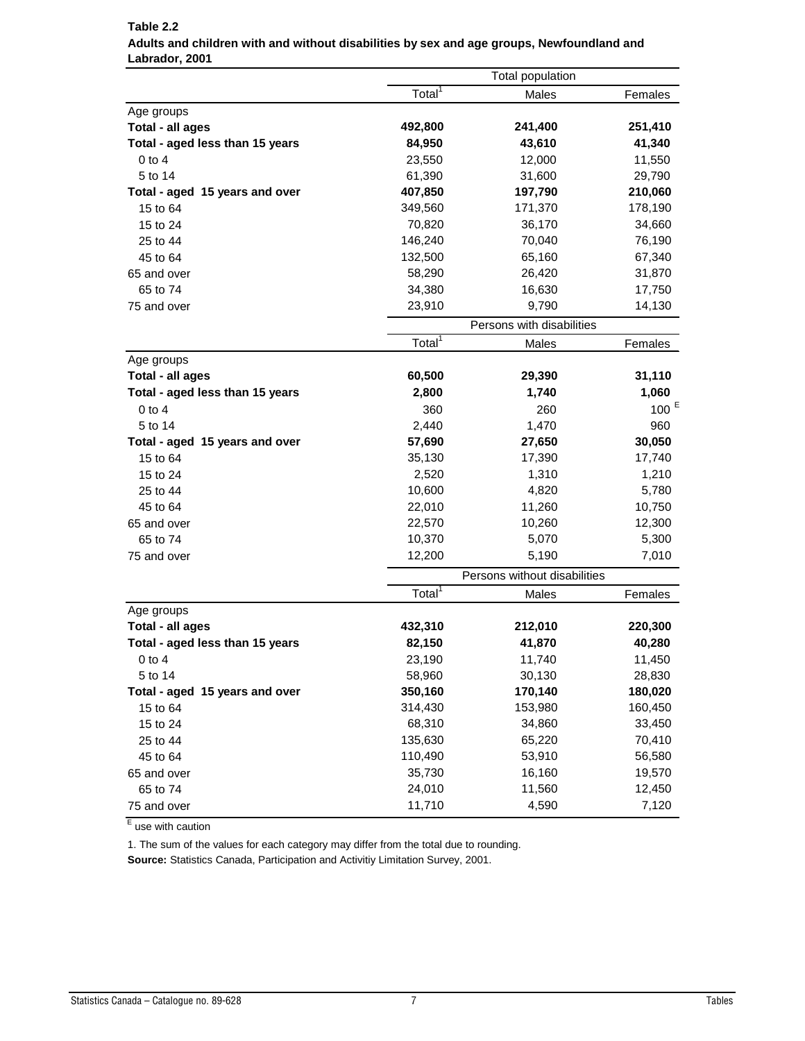**Table 2.2**
**Adults and children with and without disabilities by sex and age groups, Newfoundland and Labrador, 2001**

| | Total population | | |
|---|---|---|---|
| | Total[1] | Males | Females |
| Age groups | | | |
| **Total - all ages** | **492,800** | **241,400** | **251,410** |
| **Total - aged less than 15 years** | **84,950** | **43,610** | **41,340** |
| 0 to 4 | 23,550 | 12,000 | 11,550 |
| 5 to 14 | 61,390 | 31,600 | 29,790 |
| **Total - aged 15 years and over** | **407,850** | **197,790** | **210,060** |
| 15 to 64 | 349,560 | 171,370 | 178,190 |
| 15 to 24 | 70,820 | 36,170 | 34,660 |
| 25 to 44 | 146,240 | 70,040 | 76,190 |
| 45 to 64 | 132,500 | 65,160 | 67,340 |
| 65 and over | 58,290 | 26,420 | 31,870 |
| 65 to 74 | 34,380 | 16,630 | 17,750 |
| 75 and over | 23,910 | 9,790 | 14,130 |
| | Persons with disabilities | | |
| | Total[1] | Males | Females |
| Age groups | | | |
| **Total - all ages** | **60,500** | **29,390** | **31,110** |
| **Total - aged less than 15 years** | **2,800** | **1,740** | **1,060** |
| 0 to 4 | 360 | 260 | 100 E |
| 5 to 14 | 2,440 | 1,470 | 960 |
| **Total - aged 15 years and over** | **57,690** | **27,650** | **30,050** |
| 15 to 64 | 35,130 | 17,390 | 17,740 |
| 15 to 24 | 2,520 | 1,310 | 1,210 |
| 25 to 44 | 10,600 | 4,820 | 5,780 |
| 45 to 64 | 22,010 | 11,260 | 10,750 |
| 65 and over | 22,570 | 10,260 | 12,300 |
| 65 to 74 | 10,370 | 5,070 | 5,300 |
| 75 and over | 12,200 | 5,190 | 7,010 |
| | Persons without disabilities | | |
| | Total[1] | Males | Females |
| Age groups | | | |
| **Total - all ages** | **432,310** | **212,010** | **220,300** |
| **Total - aged less than 15 years** | **82,150** | **41,870** | **40,280** |
| 0 to 4 | 23,190 | 11,740 | 11,450 |
| 5 to 14 | 58,960 | 30,130 | 28,830 |
| **Total - aged 15 years and over** | **350,160** | **170,140** | **180,020** |
| 15 to 64 | 314,430 | 153,980 | 160,450 |
| 15 to 24 | 68,310 | 34,860 | 33,450 |
| 25 to 44 | 135,630 | 65,220 | 70,410 |
| 45 to 64 | 110,490 | 53,910 | 56,580 |
| 65 and over | 35,730 | 16,160 | 19,570 |
| 65 to 74 | 24,010 | 11,560 | 12,450 |
| 75 and over | 11,710 | 4,590 | 7,120 |

E use with caution

1. The sum of the values for each category may differ from the total due to rounding.

**Source:** Statistics Canada, Participation and Activitiy Limitation Survey, 2001.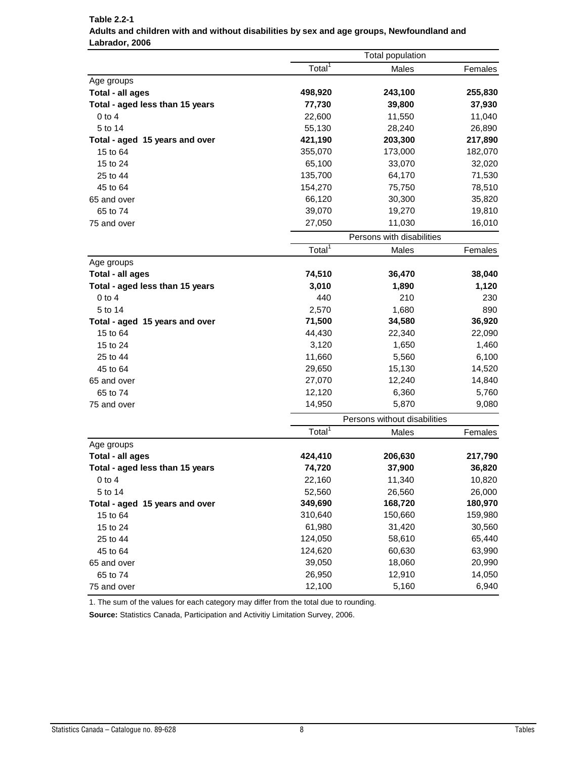**Table 2.2-1**
**Adults and children with and without disabilities by sex and age groups, Newfoundland and Labrador, 2006**

| | Total population | | |
|---|---|---|---|
| | Total[1] | Males | Females |
| Age groups | | | |
| **Total - all ages** | **498,920** | **243,100** | **255,830** |
| **Total - aged less than 15 years** | **77,730** | **39,800** | **37,930** |
| 0 to 4 | 22,600 | 11,550 | 11,040 |
| 5 to 14 | 55,130 | 28,240 | 26,890 |
| **Total - aged 15 years and over** | **421,190** | **203,300** | **217,890** |
| 15 to 64 | 355,070 | 173,000 | 182,070 |
| 15 to 24 | 65,100 | 33,070 | 32,020 |
| 25 to 44 | 135,700 | 64,170 | 71,530 |
| 45 to 64 | 154,270 | 75,750 | 78,510 |
| 65 and over | 66,120 | 30,300 | 35,820 |
| 65 to 74 | 39,070 | 19,270 | 19,810 |
| 75 and over | 27,050 | 11,030 | 16,010 |
| | **Persons with disabilities** | | |
| | Total[1] | Males | Females |
| Age groups | | | |
| **Total - all ages** | **74,510** | **36,470** | **38,040** |
| **Total - aged less than 15 years** | **3,010** | **1,890** | **1,120** |
| 0 to 4 | 440 | 210 | 230 |
| 5 to 14 | 2,570 | 1,680 | 890 |
| **Total - aged 15 years and over** | **71,500** | **34,580** | **36,920** |
| 15 to 64 | 44,430 | 22,340 | 22,090 |
| 15 to 24 | 3,120 | 1,650 | 1,460 |
| 25 to 44 | 11,660 | 5,560 | 6,100 |
| 45 to 64 | 29,650 | 15,130 | 14,520 |
| 65 and over | 27,070 | 12,240 | 14,840 |
| 65 to 74 | 12,120 | 6,360 | 5,760 |
| 75 and over | 14,950 | 5,870 | 9,080 |
| | **Persons without disabilities** | | |
| | Total[1] | Males | Females |
| Age groups | | | |
| **Total - all ages** | **424,410** | **206,630** | **217,790** |
| **Total - aged less than 15 years** | **74,720** | **37,900** | **36,820** |
| 0 to 4 | 22,160 | 11,340 | 10,820 |
| 5 to 14 | 52,560 | 26,560 | 26,000 |
| **Total - aged 15 years and over** | **349,690** | **168,720** | **180,970** |
| 15 to 64 | 310,640 | 150,660 | 159,980 |
| 15 to 24 | 61,980 | 31,420 | 30,560 |
| 25 to 44 | 124,050 | 58,610 | 65,440 |
| 45 to 64 | 124,620 | 60,630 | 63,990 |
| 65 and over | 39,050 | 18,060 | 20,990 |
| 65 to 74 | 26,950 | 12,910 | 14,050 |
| 75 and over | 12,100 | 5,160 | 6,940 |

1. The sum of the values for each category may differ from the total due to rounding.

**Source:** Statistics Canada, Participation and Activitiy Limitation Survey, 2006.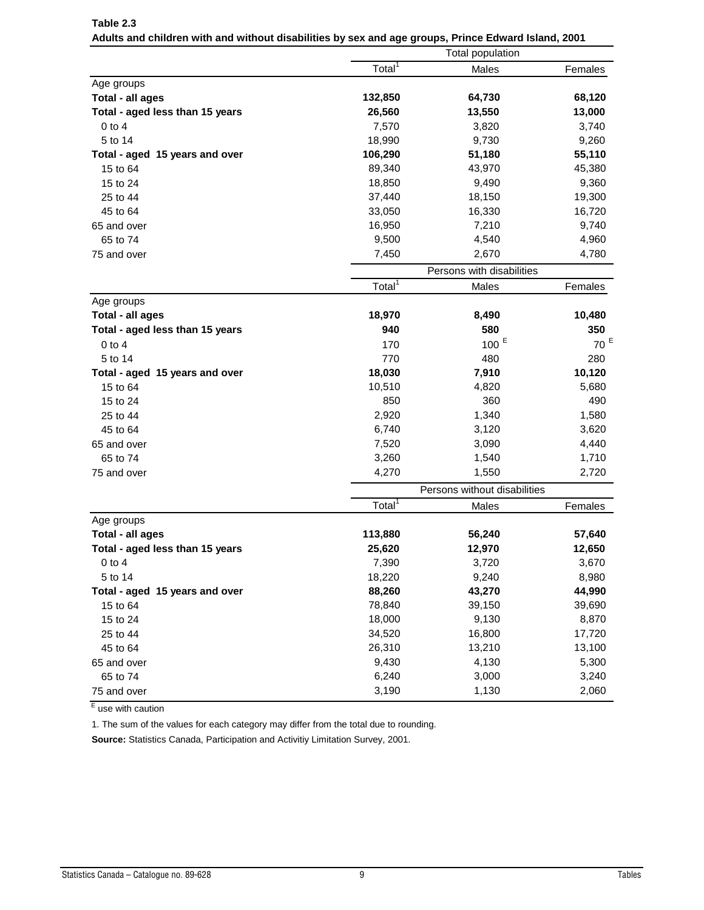**Table 2.3**
**Adults and children with and without disabilities by sex and age groups, Prince Edward Island, 2001**

| | Total population | | |
|---|---|---|---|
| | Total[1] | Males | Females |
| Age groups | | | |
| **Total - all ages** | **132,850** | **64,730** | **68,120** |
| **Total - aged less than 15 years** | **26,560** | **13,550** | **13,000** |
| 0 to 4 | 7,570 | 3,820 | 3,740 |
| 5 to 14 | 18,990 | 9,730 | 9,260 |
| **Total - aged 15 years and over** | **106,290** | **51,180** | **55,110** |
| 15 to 64 | 89,340 | 43,970 | 45,380 |
| 15 to 24 | 18,850 | 9,490 | 9,360 |
| 25 to 44 | 37,440 | 18,150 | 19,300 |
| 45 to 64 | 33,050 | 16,330 | 16,720 |
| 65 and over | 16,950 | 7,210 | 9,740 |
| 65 to 74 | 9,500 | 4,540 | 4,960 |
| 75 and over | 7,450 | 2,670 | 4,780 |
| | **Persons with disabilities** | | |
| | Total[1] | Males | Females |
| Age groups | | | |
| **Total - all ages** | **18,970** | **8,490** | **10,480** |
| **Total - aged less than 15 years** | **940** | **580** | **350** |
| 0 to 4 | 170 | 100 E | 70 E |
| 5 to 14 | 770 | 480 | 280 |
| **Total - aged 15 years and over** | **18,030** | **7,910** | **10,120** |
| 15 to 64 | 10,510 | 4,820 | 5,680 |
| 15 to 24 | 850 | 360 | 490 |
| 25 to 44 | 2,920 | 1,340 | 1,580 |
| 45 to 64 | 6,740 | 3,120 | 3,620 |
| 65 and over | 7,520 | 3,090 | 4,440 |
| 65 to 74 | 3,260 | 1,540 | 1,710 |
| 75 and over | 4,270 | 1,550 | 2,720 |
| | **Persons without disabilities** | | |
| | Total[1] | Males | Females |
| Age groups | | | |
| **Total - all ages** | **113,880** | **56,240** | **57,640** |
| **Total - aged less than 15 years** | **25,620** | **12,970** | **12,650** |
| 0 to 4 | 7,390 | 3,720 | 3,670 |
| 5 to 14 | 18,220 | 9,240 | 8,980 |
| **Total - aged 15 years and over** | **88,260** | **43,270** | **44,990** |
| 15 to 64 | 78,840 | 39,150 | 39,690 |
| 15 to 24 | 18,000 | 9,130 | 8,870 |
| 25 to 44 | 34,520 | 16,800 | 17,720 |
| 45 to 64 | 26,310 | 13,210 | 13,100 |
| 65 and over | 9,430 | 4,130 | 5,300 |
| 65 to 74 | 6,240 | 3,000 | 3,240 |
| 75 and over | 3,190 | 1,130 | 2,060 |

E use with caution

1. The sum of the values for each category may differ from the total due to rounding.

**Source:** Statistics Canada, Participation and Activitiy Limitation Survey, 2001.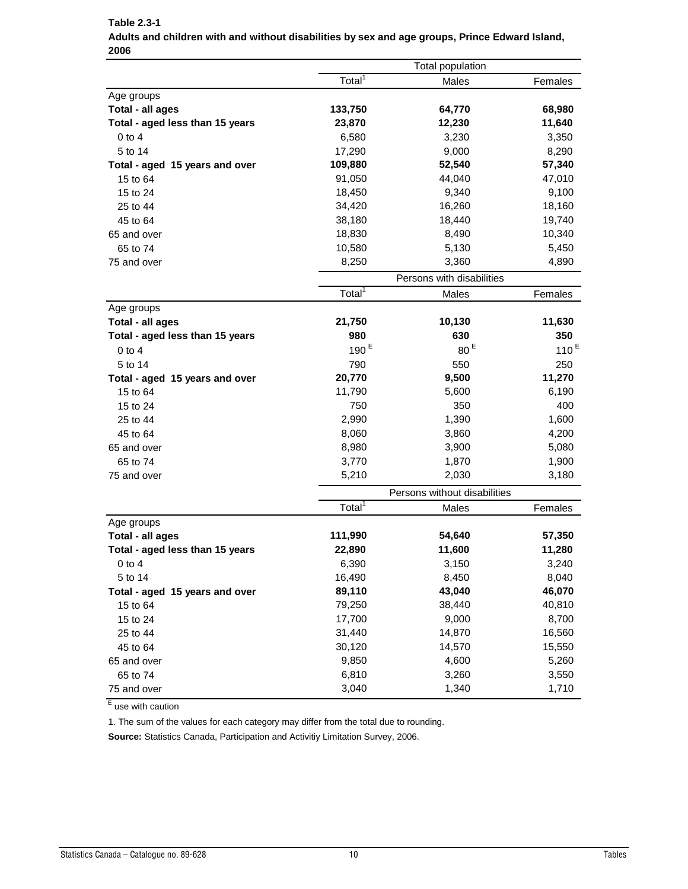**Table 2.3-1**
**Adults and children with and without disabilities by sex and age groups, Prince Edward Island, 2006**

| | Total population | | |
|---|---|---|---|
| | Total[1] | Males | Females |
| Age groups | | | |
| **Total - all ages** | **133,750** | **64,770** | **68,980** |
| **Total - aged less than 15 years** | **23,870** | **12,230** | **11,640** |
| 0 to 4 | 6,580 | 3,230 | 3,350 |
| 5 to 14 | 17,290 | 9,000 | 8,290 |
| **Total - aged 15 years and over** | **109,880** | **52,540** | **57,340** |
| 15 to 64 | 91,050 | 44,040 | 47,010 |
| 15 to 24 | 18,450 | 9,340 | 9,100 |
| 25 to 44 | 34,420 | 16,260 | 18,160 |
| 45 to 64 | 38,180 | 18,440 | 19,740 |
| 65 and over | 18,830 | 8,490 | 10,340 |
| 65 to 74 | 10,580 | 5,130 | 5,450 |
| 75 and over | 8,250 | 3,360 | 4,890 |
| | Persons with disabilities | | |
| | Total[1] | Males | Females |
| Age groups | | | |
| **Total - all ages** | **21,750** | **10,130** | **11,630** |
| **Total - aged less than 15 years** | **980** | **630** | **350** |
| 0 to 4 | 190 E | 80 E | 110 E |
| 5 to 14 | 790 | 550 | 250 |
| **Total - aged 15 years and over** | **20,770** | **9,500** | **11,270** |
| 15 to 64 | 11,790 | 5,600 | 6,190 |
| 15 to 24 | 750 | 350 | 400 |
| 25 to 44 | 2,990 | 1,390 | 1,600 |
| 45 to 64 | 8,060 | 3,860 | 4,200 |
| 65 and over | 8,980 | 3,900 | 5,080 |
| 65 to 74 | 3,770 | 1,870 | 1,900 |
| 75 and over | 5,210 | 2,030 | 3,180 |
| | Persons without disabilities | | |
| | Total[1] | Males | Females |
| Age groups | | | |
| **Total - all ages** | **111,990** | **54,640** | **57,350** |
| **Total - aged less than 15 years** | **22,890** | **11,600** | **11,280** |
| 0 to 4 | 6,390 | 3,150 | 3,240 |
| 5 to 14 | 16,490 | 8,450 | 8,040 |
| **Total - aged 15 years and over** | **89,110** | **43,040** | **46,070** |
| 15 to 64 | 79,250 | 38,440 | 40,810 |
| 15 to 24 | 17,700 | 9,000 | 8,700 |
| 25 to 44 | 31,440 | 14,870 | 16,560 |
| 45 to 64 | 30,120 | 14,570 | 15,550 |
| 65 and over | 9,850 | 4,600 | 5,260 |
| 65 to 74 | 6,810 | 3,260 | 3,550 |
| 75 and over | 3,040 | 1,340 | 1,710 |

E use with caution

1. The sum of the values for each category may differ from the total due to rounding.

**Source:** Statistics Canada, Participation and Activitiy Limitation Survey, 2006.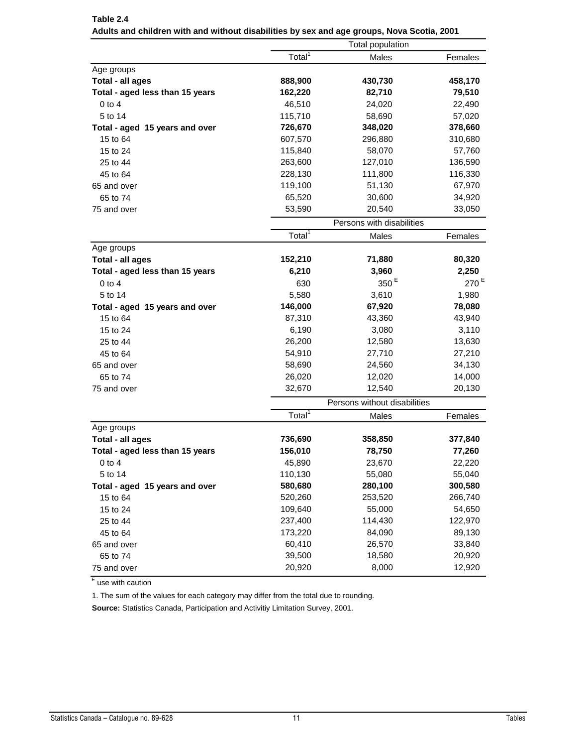**Table 2.4**
**Adults and children with and without disabilities by sex and age groups, Nova Scotia, 2001**

| | Total population | | |
|---|---|---|---|
| | Total[1] | Males | Females |
| Age groups | | | |
| **Total - all ages** | **888,900** | **430,730** | **458,170** |
| **Total - aged less than 15 years** | **162,220** | **82,710** | **79,510** |
| 0 to 4 | 46,510 | 24,020 | 22,490 |
| 5 to 14 | 115,710 | 58,690 | 57,020 |
| **Total - aged 15 years and over** | **726,670** | **348,020** | **378,660** |
| 15 to 64 | 607,570 | 296,880 | 310,680 |
| 15 to 24 | 115,840 | 58,070 | 57,760 |
| 25 to 44 | 263,600 | 127,010 | 136,590 |
| 45 to 64 | 228,130 | 111,800 | 116,330 |
| 65 and over | 119,100 | 51,130 | 67,970 |
| 65 to 74 | 65,520 | 30,600 | 34,920 |
| 75 and over | 53,590 | 20,540 | 33,050 |
| | **Persons with disabilities** | | |
| | Total[1] | Males | Females |
| Age groups | | | |
| **Total - all ages** | **152,210** | **71,880** | **80,320** |
| **Total - aged less than 15 years** | **6,210** | **3,960** | **2,250** |
| 0 to 4 | 630 | 350 E | 270 E |
| 5 to 14 | 5,580 | 3,610 | 1,980 |
| **Total - aged 15 years and over** | **146,000** | **67,920** | **78,080** |
| 15 to 64 | 87,310 | 43,360 | 43,940 |
| 15 to 24 | 6,190 | 3,080 | 3,110 |
| 25 to 44 | 26,200 | 12,580 | 13,630 |
| 45 to 64 | 54,910 | 27,710 | 27,210 |
| 65 and over | 58,690 | 24,560 | 34,130 |
| 65 to 74 | 26,020 | 12,020 | 14,000 |
| 75 and over | 32,670 | 12,540 | 20,130 |
| | **Persons without disabilities** | | |
| | Total[1] | Males | Females |
| Age groups | | | |
| **Total - all ages** | **736,690** | **358,850** | **377,840** |
| **Total - aged less than 15 years** | **156,010** | **78,750** | **77,260** |
| 0 to 4 | 45,890 | 23,670 | 22,220 |
| 5 to 14 | 110,130 | 55,080 | 55,040 |
| **Total - aged 15 years and over** | **580,680** | **280,100** | **300,580** |
| 15 to 64 | 520,260 | 253,520 | 266,740 |
| 15 to 24 | 109,640 | 55,000 | 54,650 |
| 25 to 44 | 237,400 | 114,430 | 122,970 |
| 45 to 64 | 173,220 | 84,090 | 89,130 |
| 65 and over | 60,410 | 26,570 | 33,840 |
| 65 to 74 | 39,500 | 18,580 | 20,920 |
| 75 and over | 20,920 | 8,000 | 12,920 |

E use with caution

1. The sum of the values for each category may differ from the total due to rounding.

**Source:** Statistics Canada, Participation and Activitiy Limitation Survey, 2001.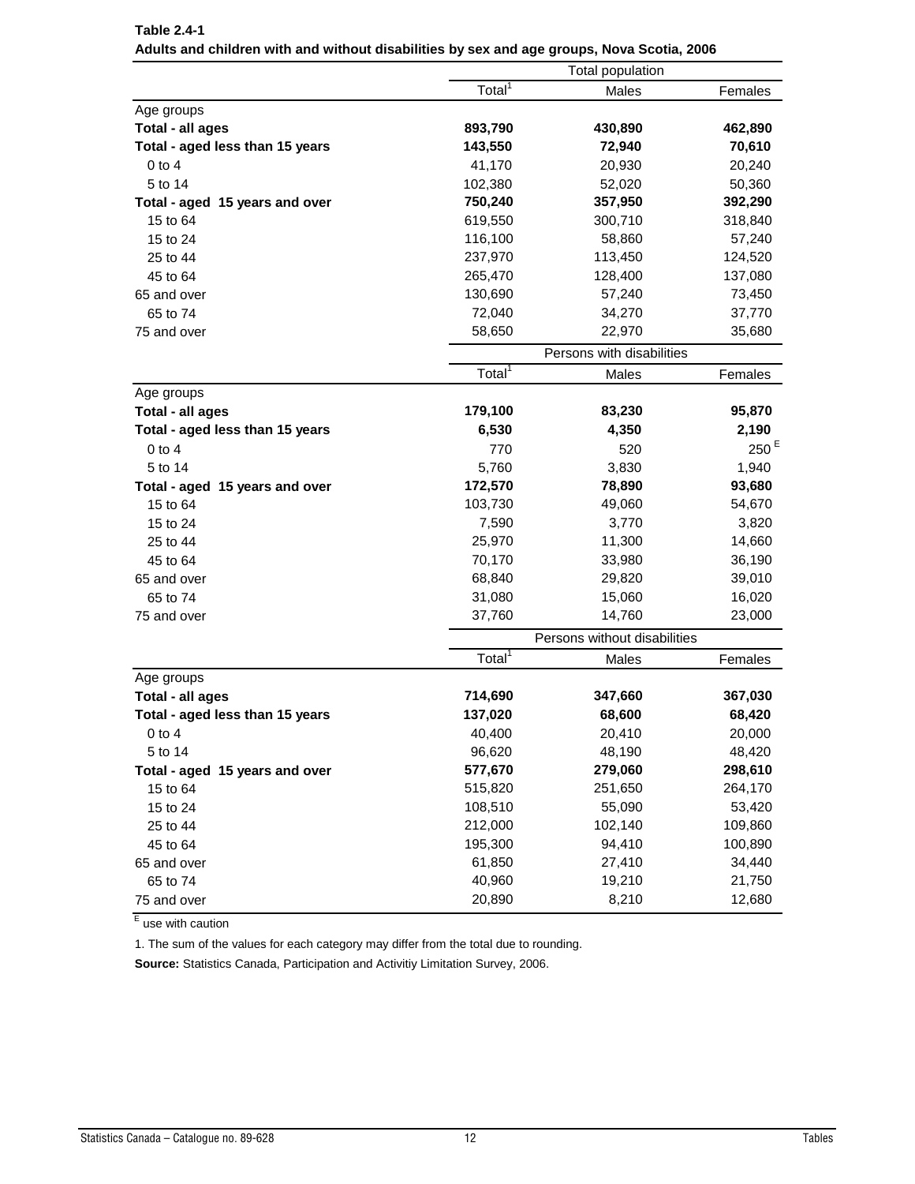**Table 2.4-1**
**Adults and children with and without disabilities by sex and age groups, Nova Scotia, 2006**

| | Total population | | |
|---|---|---|---|
| | Total[1] | Males | Females |
| Age groups | | | |
| **Total - all ages** | **893,790** | **430,890** | **462,890** |
| **Total - aged less than 15 years** | **143,550** | **72,940** | **70,610** |
| 0 to 4 | 41,170 | 20,930 | 20,240 |
| 5 to 14 | 102,380 | 52,020 | 50,360 |
| **Total - aged 15 years and over** | **750,240** | **357,950** | **392,290** |
| 15 to 64 | 619,550 | 300,710 | 318,840 |
| 15 to 24 | 116,100 | 58,860 | 57,240 |
| 25 to 44 | 237,970 | 113,450 | 124,520 |
| 45 to 64 | 265,470 | 128,400 | 137,080 |
| 65 and over | 130,690 | 57,240 | 73,450 |
| 65 to 74 | 72,040 | 34,270 | 37,770 |
| 75 and over | 58,650 | 22,970 | 35,680 |
| | Persons with disabilities | | |
| | Total[1] | Males | Females |
| Age groups | | | |
| **Total - all ages** | **179,100** | **83,230** | **95,870** |
| **Total - aged less than 15 years** | **6,530** | **4,350** | **2,190** |
| 0 to 4 | 770 | 520 | 250 E |
| 5 to 14 | 5,760 | 3,830 | 1,940 |
| **Total - aged 15 years and over** | **172,570** | **78,890** | **93,680** |
| 15 to 64 | 103,730 | 49,060 | 54,670 |
| 15 to 24 | 7,590 | 3,770 | 3,820 |
| 25 to 44 | 25,970 | 11,300 | 14,660 |
| 45 to 64 | 70,170 | 33,980 | 36,190 |
| 65 and over | 68,840 | 29,820 | 39,010 |
| 65 to 74 | 31,080 | 15,060 | 16,020 |
| 75 and over | 37,760 | 14,760 | 23,000 |
| | Persons without disabilities | | |
| | Total[1] | Males | Females |
| Age groups | | | |
| **Total - all ages** | **714,690** | **347,660** | **367,030** |
| **Total - aged less than 15 years** | **137,020** | **68,600** | **68,420** |
| 0 to 4 | 40,400 | 20,410 | 20,000 |
| 5 to 14 | 96,620 | 48,190 | 48,420 |
| **Total - aged 15 years and over** | **577,670** | **279,060** | **298,610** |
| 15 to 64 | 515,820 | 251,650 | 264,170 |
| 15 to 24 | 108,510 | 55,090 | 53,420 |
| 25 to 44 | 212,000 | 102,140 | 109,860 |
| 45 to 64 | 195,300 | 94,410 | 100,890 |
| 65 and over | 61,850 | 27,410 | 34,440 |
| 65 to 74 | 40,960 | 19,210 | 21,750 |
| 75 and over | 20,890 | 8,210 | 12,680 |

E use with caution

1. The sum of the values for each category may differ from the total due to rounding.

**Source:** Statistics Canada, Participation and Activitiy Limitation Survey, 2006.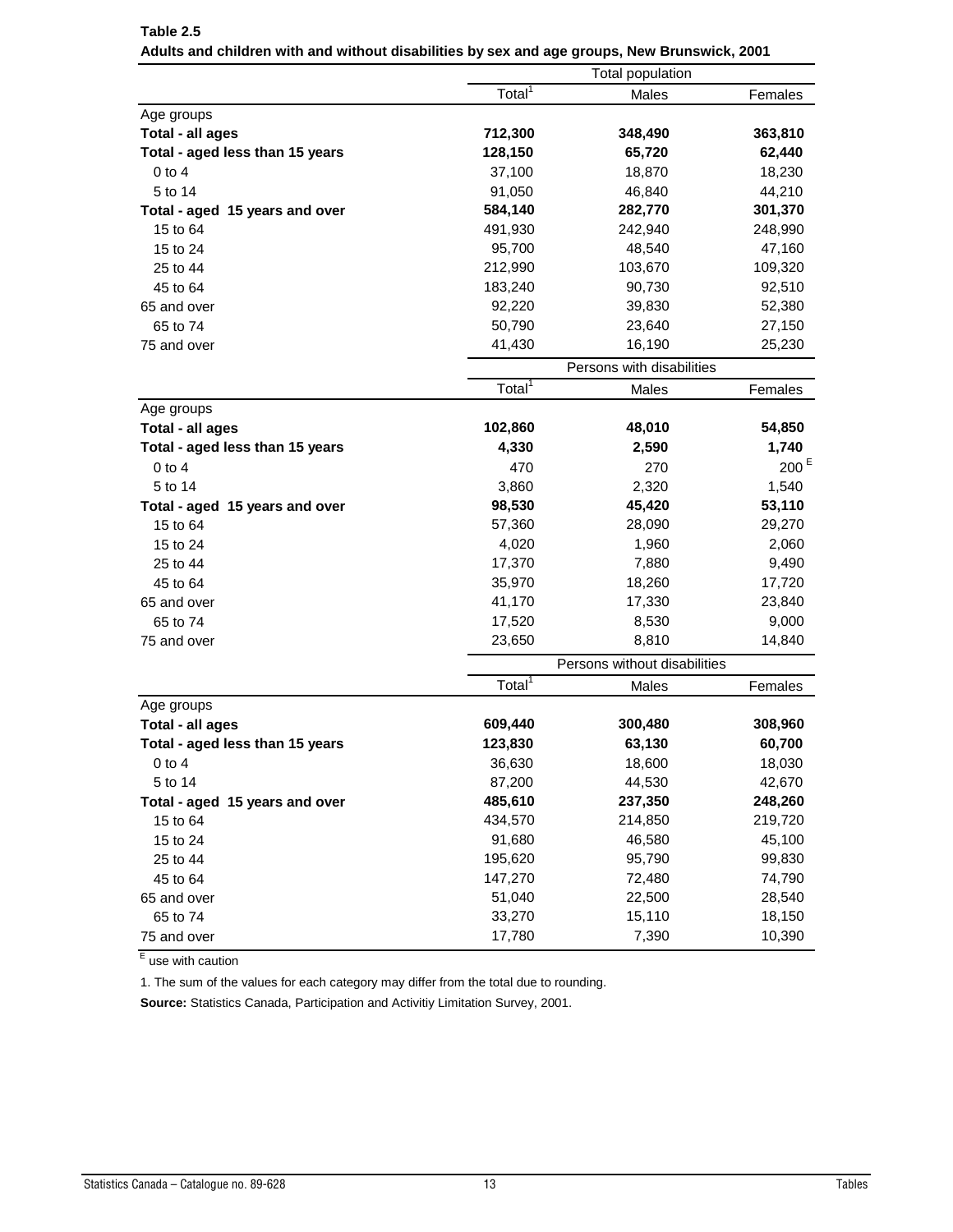**Table 2.5**
**Adults and children with and without disabilities by sex and age groups, New Brunswick, 2001**

| | Total population | | |
|---|---|---|---|
| | Total[1] | Males | Females |
| Age groups | | | |
| **Total - all ages** | **712,300** | **348,490** | **363,810** |
| **Total - aged less than 15 years** | **128,150** | **65,720** | **62,440** |
| 0 to 4 | 37,100 | 18,870 | 18,230 |
| 5 to 14 | 91,050 | 46,840 | 44,210 |
| **Total - aged 15 years and over** | **584,140** | **282,770** | **301,370** |
| 15 to 64 | 491,930 | 242,940 | 248,990 |
| 15 to 24 | 95,700 | 48,540 | 47,160 |
| 25 to 44 | 212,990 | 103,670 | 109,320 |
| 45 to 64 | 183,240 | 90,730 | 92,510 |
| 65 and over | 92,220 | 39,830 | 52,380 |
| 65 to 74 | 50,790 | 23,640 | 27,150 |
| 75 and over | 41,430 | 16,190 | 25,230 |
| | **Persons with disabilities** | | |
| | Total[1] | Males | Females |
| Age groups | | | |
| **Total - all ages** | **102,860** | **48,010** | **54,850** |
| **Total - aged less than 15 years** | **4,330** | **2,590** | **1,740** |
| 0 to 4 | 470 | 270 | 200 E |
| 5 to 14 | 3,860 | 2,320 | 1,540 |
| **Total - aged 15 years and over** | **98,530** | **45,420** | **53,110** |
| 15 to 64 | 57,360 | 28,090 | 29,270 |
| 15 to 24 | 4,020 | 1,960 | 2,060 |
| 25 to 44 | 17,370 | 7,880 | 9,490 |
| 45 to 64 | 35,970 | 18,260 | 17,720 |
| 65 and over | 41,170 | 17,330 | 23,840 |
| 65 to 74 | 17,520 | 8,530 | 9,000 |
| 75 and over | 23,650 | 8,810 | 14,840 |
| | **Persons without disabilities** | | |
| | Total[1] | Males | Females |
| Age groups | | | |
| **Total - all ages** | **609,440** | **300,480** | **308,960** |
| **Total - aged less than 15 years** | **123,830** | **63,130** | **60,700** |
| 0 to 4 | 36,630 | 18,600 | 18,030 |
| 5 to 14 | 87,200 | 44,530 | 42,670 |
| **Total - aged 15 years and over** | **485,610** | **237,350** | **248,260** |
| 15 to 64 | 434,570 | 214,850 | 219,720 |
| 15 to 24 | 91,680 | 46,580 | 45,100 |
| 25 to 44 | 195,620 | 95,790 | 99,830 |
| 45 to 64 | 147,270 | 72,480 | 74,790 |
| 65 and over | 51,040 | 22,500 | 28,540 |
| 65 to 74 | 33,270 | 15,110 | 18,150 |
| 75 and over | 17,780 | 7,390 | 10,390 |

E use with caution

1. The sum of the values for each category may differ from the total due to rounding.

**Source:** Statistics Canada, Participation and Activitiy Limitation Survey, 2001.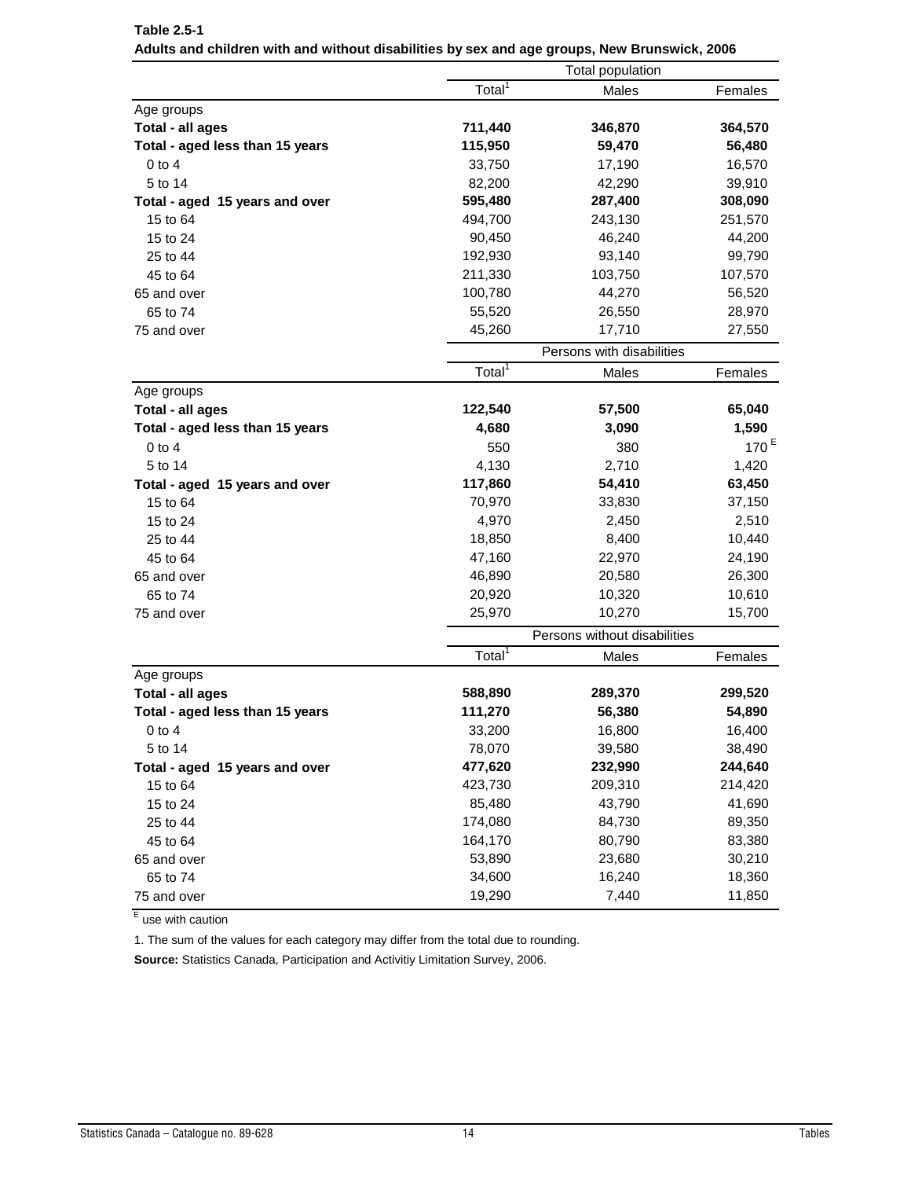**Table 2.5-1**
**Adults and children with and without disabilities by sex and age groups, New Brunswick, 2006**

| | Total population | | |
|---|---|---|---|
| | Total[1] | Males | Females |
| Age groups | | | |
| **Total - all ages** | **711,440** | **346,870** | **364,570** |
| **Total - aged less than 15 years** | **115,950** | **59,470** | **56,480** |
| 0 to 4 | 33,750 | 17,190 | 16,570 |
| 5 to 14 | 82,200 | 42,290 | 39,910 |
| **Total - aged 15 years and over** | **595,480** | **287,400** | **308,090** |
| 15 to 64 | 494,700 | 243,130 | 251,570 |
| 15 to 24 | 90,450 | 46,240 | 44,200 |
| 25 to 44 | 192,930 | 93,140 | 99,790 |
| 45 to 64 | 211,330 | 103,750 | 107,570 |
| 65 and over | 100,780 | 44,270 | 56,520 |
| 65 to 74 | 55,520 | 26,550 | 28,970 |
| 75 and over | 45,260 | 17,710 | 27,550 |
| | **Persons with disabilities** | | |
| | Total[1] | Males | Females |
| Age groups | | | |
| **Total - all ages** | **122,540** | **57,500** | **65,040** |
| **Total - aged less than 15 years** | **4,680** | **3,090** | **1,590** |
| 0 to 4 | 550 | 380 | 170 [E] |
| 5 to 14 | 4,130 | 2,710 | 1,420 |
| **Total - aged 15 years and over** | **117,860** | **54,410** | **63,450** |
| 15 to 64 | 70,970 | 33,830 | 37,150 |
| 15 to 24 | 4,970 | 2,450 | 2,510 |
| 25 to 44 | 18,850 | 8,400 | 10,440 |
| 45 to 64 | 47,160 | 22,970 | 24,190 |
| 65 and over | 46,890 | 20,580 | 26,300 |
| 65 to 74 | 20,920 | 10,320 | 10,610 |
| 75 and over | 25,970 | 10,270 | 15,700 |
| | **Persons without disabilities** | | |
| | Total[1] | Males | Females |
| Age groups | | | |
| **Total - all ages** | **588,890** | **289,370** | **299,520** |
| **Total - aged less than 15 years** | **111,270** | **56,380** | **54,890** |
| 0 to 4 | 33,200 | 16,800 | 16,400 |
| 5 to 14 | 78,070 | 39,580 | 38,490 |
| **Total - aged 15 years and over** | **477,620** | **232,990** | **244,640** |
| 15 to 64 | 423,730 | 209,310 | 214,420 |
| 15 to 24 | 85,480 | 43,790 | 41,690 |
| 25 to 44 | 174,080 | 84,730 | 89,350 |
| 45 to 64 | 164,170 | 80,790 | 83,380 |
| 65 and over | 53,890 | 23,680 | 30,210 |
| 65 to 74 | 34,600 | 16,240 | 18,360 |
| 75 and over | 19,290 | 7,440 | 11,850 |

[E] use with caution

1. The sum of the values for each category may differ from the total due to rounding.

**Source:** Statistics Canada, Participation and Activitiy Limitation Survey, 2006.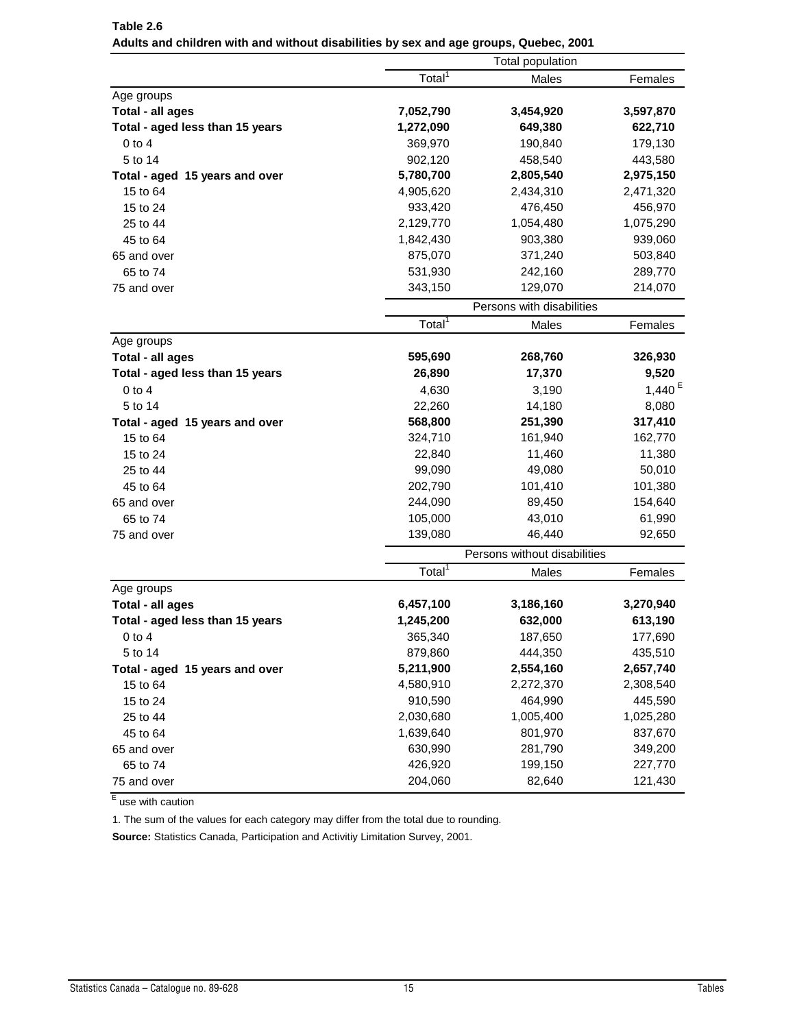**Table 2.6**
**Adults and children with and without disabilities by sex and age groups, Quebec, 2001**

| | Total population | | |
|---|---|---|---|
| | Total[1] | Males | Females |
| Age groups | | | |
| **Total - all ages** | **7,052,790** | **3,454,920** | **3,597,870** |
| **Total - aged less than 15 years** | **1,272,090** | **649,380** | **622,710** |
| 0 to 4 | 369,970 | 190,840 | 179,130 |
| 5 to 14 | 902,120 | 458,540 | 443,580 |
| **Total - aged 15 years and over** | **5,780,700** | **2,805,540** | **2,975,150** |
| 15 to 64 | 4,905,620 | 2,434,310 | 2,471,320 |
| 15 to 24 | 933,420 | 476,450 | 456,970 |
| 25 to 44 | 2,129,770 | 1,054,480 | 1,075,290 |
| 45 to 64 | 1,842,430 | 903,380 | 939,060 |
| 65 and over | 875,070 | 371,240 | 503,840 |
| 65 to 74 | 531,930 | 242,160 | 289,770 |
| 75 and over | 343,150 | 129,070 | 214,070 |
| | **Persons with disabilities** | | |
| | Total[1] | Males | Females |
| Age groups | | | |
| **Total - all ages** | **595,690** | **268,760** | **326,930** |
| **Total - aged less than 15 years** | **26,890** | **17,370** | **9,520** |
| 0 to 4 | 4,630 | 3,190 | 1,440 [E] |
| 5 to 14 | 22,260 | 14,180 | 8,080 |
| **Total - aged 15 years and over** | **568,800** | **251,390** | **317,410** |
| 15 to 64 | 324,710 | 161,940 | 162,770 |
| 15 to 24 | 22,840 | 11,460 | 11,380 |
| 25 to 44 | 99,090 | 49,080 | 50,010 |
| 45 to 64 | 202,790 | 101,410 | 101,380 |
| 65 and over | 244,090 | 89,450 | 154,640 |
| 65 to 74 | 105,000 | 43,010 | 61,990 |
| 75 and over | 139,080 | 46,440 | 92,650 |
| | **Persons without disabilities** | | |
| | Total[1] | Males | Females |
| Age groups | | | |
| **Total - all ages** | **6,457,100** | **3,186,160** | **3,270,940** |
| **Total - aged less than 15 years** | **1,245,200** | **632,000** | **613,190** |
| 0 to 4 | 365,340 | 187,650 | 177,690 |
| 5 to 14 | 879,860 | 444,350 | 435,510 |
| **Total - aged 15 years and over** | **5,211,900** | **2,554,160** | **2,657,740** |
| 15 to 64 | 4,580,910 | 2,272,370 | 2,308,540 |
| 15 to 24 | 910,590 | 464,990 | 445,590 |
| 25 to 44 | 2,030,680 | 1,005,400 | 1,025,280 |
| 45 to 64 | 1,639,640 | 801,970 | 837,670 |
| 65 and over | 630,990 | 281,790 | 349,200 |
| 65 to 74 | 426,920 | 199,150 | 227,770 |
| 75 and over | 204,060 | 82,640 | 121,430 |

[E] use with caution

1. The sum of the values for each category may differ from the total due to rounding.

**Source:** Statistics Canada, Participation and Activitiy Limitation Survey, 2001.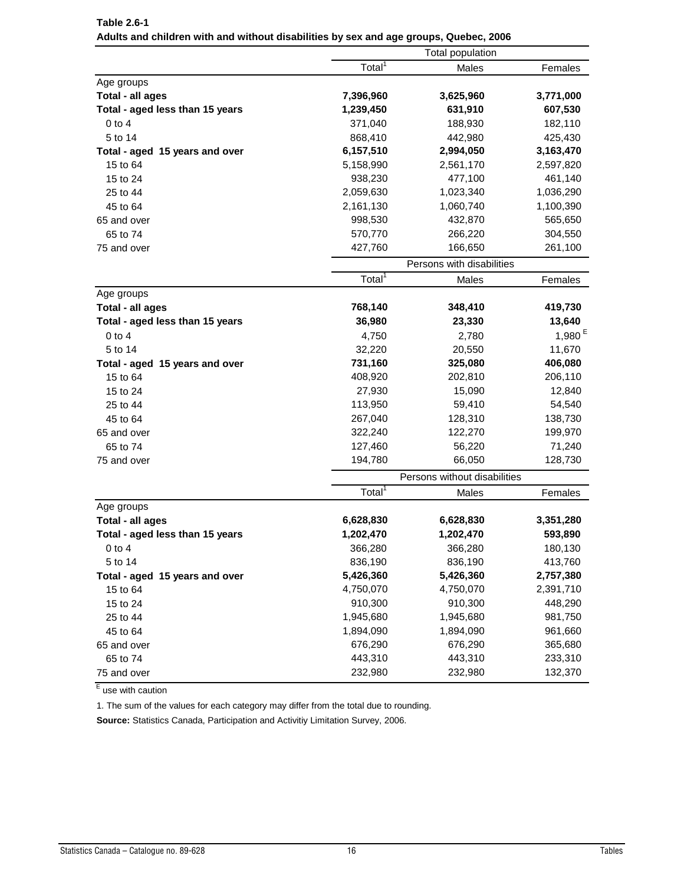**Table 2.6-1**
**Adults and children with and without disabilities by sex and age groups, Quebec, 2006**

| | Total population | | |
|---|---|---|---|
| | Total[1] | Males | Females |
| Age groups | | | |
| **Total - all ages** | **7,396,960** | **3,625,960** | **3,771,000** |
| **Total - aged less than 15 years** | **1,239,450** | **631,910** | **607,530** |
| 0 to 4 | 371,040 | 188,930 | 182,110 |
| 5 to 14 | 868,410 | 442,980 | 425,430 |
| **Total - aged 15 years and over** | **6,157,510** | **2,994,050** | **3,163,470** |
| 15 to 64 | 5,158,990 | 2,561,170 | 2,597,820 |
| 15 to 24 | 938,230 | 477,100 | 461,140 |
| 25 to 44 | 2,059,630 | 1,023,340 | 1,036,290 |
| 45 to 64 | 2,161,130 | 1,060,740 | 1,100,390 |
| 65 and over | 998,530 | 432,870 | 565,650 |
| 65 to 74 | 570,770 | 266,220 | 304,550 |
| 75 and over | 427,760 | 166,650 | 261,100 |
| | **Persons with disabilities** | | |
| | Total[1] | Males | Females |
| Age groups | | | |
| **Total - all ages** | **768,140** | **348,410** | **419,730** |
| **Total - aged less than 15 years** | **36,980** | **23,330** | **13,640** |
| 0 to 4 | 4,750 | 2,780 | 1,980 E |
| 5 to 14 | 32,220 | 20,550 | 11,670 |
| **Total - aged 15 years and over** | **731,160** | **325,080** | **406,080** |
| 15 to 64 | 408,920 | 202,810 | 206,110 |
| 15 to 24 | 27,930 | 15,090 | 12,840 |
| 25 to 44 | 113,950 | 59,410 | 54,540 |
| 45 to 64 | 267,040 | 128,310 | 138,730 |
| 65 and over | 322,240 | 122,270 | 199,970 |
| 65 to 74 | 127,460 | 56,220 | 71,240 |
| 75 and over | 194,780 | 66,050 | 128,730 |
| | **Persons without disabilities** | | |
| | Total[1] | Males | Females |
| Age groups | | | |
| **Total - all ages** | **6,628,830** | **6,628,830** | **3,351,280** |
| **Total - aged less than 15 years** | **1,202,470** | **1,202,470** | **593,890** |
| 0 to 4 | 366,280 | 366,280 | 180,130 |
| 5 to 14 | 836,190 | 836,190 | 413,760 |
| **Total - aged 15 years and over** | **5,426,360** | **5,426,360** | **2,757,380** |
| 15 to 64 | 4,750,070 | 4,750,070 | 2,391,710 |
| 15 to 24 | 910,300 | 910,300 | 448,290 |
| 25 to 44 | 1,945,680 | 1,945,680 | 981,750 |
| 45 to 64 | 1,894,090 | 1,894,090 | 961,660 |
| 65 and over | 676,290 | 676,290 | 365,680 |
| 65 to 74 | 443,310 | 443,310 | 233,310 |
| 75 and over | 232,980 | 232,980 | 132,370 |

E use with caution

1. The sum of the values for each category may differ from the total due to rounding.

**Source:** Statistics Canada, Participation and Activitiy Limitation Survey, 2006.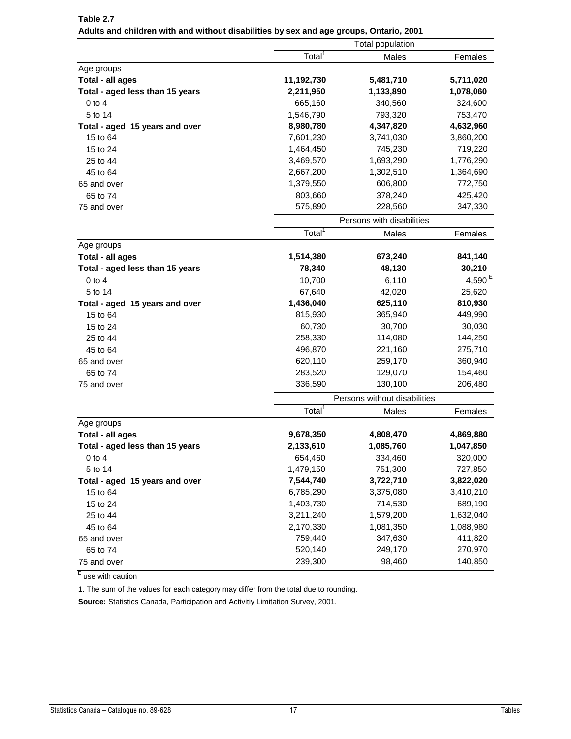**Table 2.7**
**Adults and children with and without disabilities by sex and age groups, Ontario, 2001**

| | Total population | | |
|---|---|---|---|
| | Total[1] | Males | Females |
| Age groups | | | |
| **Total - all ages** | **11,192,730** | **5,481,710** | **5,711,020** |
| **Total - aged less than 15 years** | **2,211,950** | **1,133,890** | **1,078,060** |
| 0 to 4 | 665,160 | 340,560 | 324,600 |
| 5 to 14 | 1,546,790 | 793,320 | 753,470 |
| **Total - aged 15 years and over** | **8,980,780** | **4,347,820** | **4,632,960** |
| 15 to 64 | 7,601,230 | 3,741,030 | 3,860,200 |
| 15 to 24 | 1,464,450 | 745,230 | 719,220 |
| 25 to 44 | 3,469,570 | 1,693,290 | 1,776,290 |
| 45 to 64 | 2,667,200 | 1,302,510 | 1,364,690 |
| 65 and over | 1,379,550 | 606,800 | 772,750 |
| 65 to 74 | 803,660 | 378,240 | 425,420 |
| 75 and over | 575,890 | 228,560 | 347,330 |
| | Persons with disabilities | | |
| | Total[1] | Males | Females |
| Age groups | | | |
| **Total - all ages** | **1,514,380** | **673,240** | **841,140** |
| **Total - aged less than 15 years** | **78,340** | **48,130** | **30,210** |
| 0 to 4 | 10,700 | 6,110 | 4,590 E |
| 5 to 14 | 67,640 | 42,020 | 25,620 |
| **Total - aged 15 years and over** | **1,436,040** | **625,110** | **810,930** |
| 15 to 64 | 815,930 | 365,940 | 449,990 |
| 15 to 24 | 60,730 | 30,700 | 30,030 |
| 25 to 44 | 258,330 | 114,080 | 144,250 |
| 45 to 64 | 496,870 | 221,160 | 275,710 |
| 65 and over | 620,110 | 259,170 | 360,940 |
| 65 to 74 | 283,520 | 129,070 | 154,460 |
| 75 and over | 336,590 | 130,100 | 206,480 |
| | Persons without disabilities | | |
| | Total[1] | Males | Females |
| Age groups | | | |
| **Total - all ages** | **9,678,350** | **4,808,470** | **4,869,880** |
| **Total - aged less than 15 years** | **2,133,610** | **1,085,760** | **1,047,850** |
| 0 to 4 | 654,460 | 334,460 | 320,000 |
| 5 to 14 | 1,479,150 | 751,300 | 727,850 |
| **Total - aged 15 years and over** | **7,544,740** | **3,722,710** | **3,822,020** |
| 15 to 64 | 6,785,290 | 3,375,080 | 3,410,210 |
| 15 to 24 | 1,403,730 | 714,530 | 689,190 |
| 25 to 44 | 3,211,240 | 1,579,200 | 1,632,040 |
| 45 to 64 | 2,170,330 | 1,081,350 | 1,088,980 |
| 65 and over | 759,440 | 347,630 | 411,820 |
| 65 to 74 | 520,140 | 249,170 | 270,970 |
| 75 and over | 239,300 | 98,460 | 140,850 |

E use with caution

1. The sum of the values for each category may differ from the total due to rounding.

**Source:** Statistics Canada, Participation and Activitiy Limitation Survey, 2001.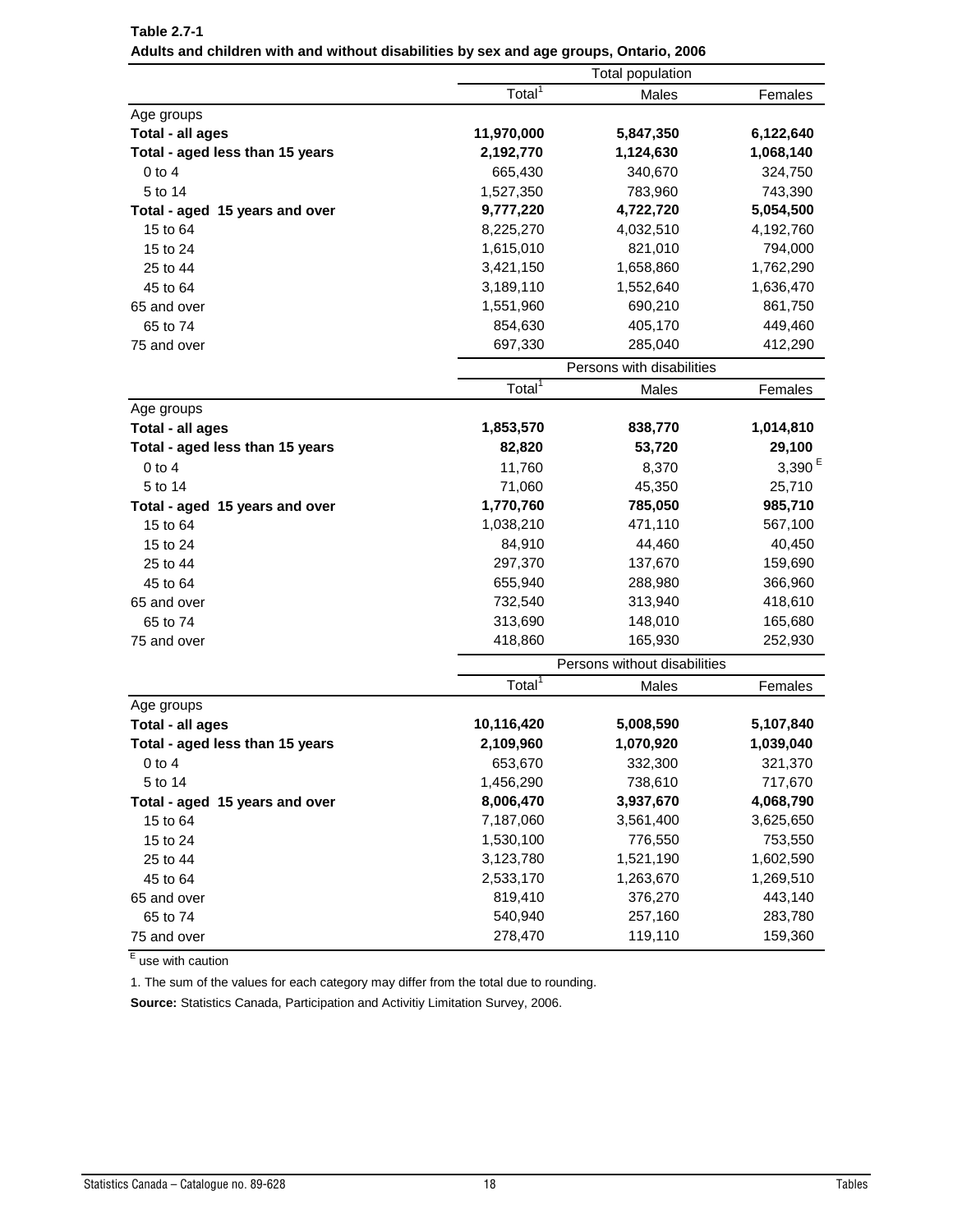**Table 2.7-1**
**Adults and children with and without disabilities by sex and age groups, Ontario, 2006**

| | Total population | | |
|---|---|---|---|
| | Total[1] | Males | Females |
| Age groups | | | |
| **Total - all ages** | **11,970,000** | **5,847,350** | **6,122,640** |
| **Total - aged less than 15 years** | **2,192,770** | **1,124,630** | **1,068,140** |
| 0 to 4 | 665,430 | 340,670 | 324,750 |
| 5 to 14 | 1,527,350 | 783,960 | 743,390 |
| **Total - aged 15 years and over** | **9,777,220** | **4,722,720** | **5,054,500** |
| 15 to 64 | 8,225,270 | 4,032,510 | 4,192,760 |
| 15 to 24 | 1,615,010 | 821,010 | 794,000 |
| 25 to 44 | 3,421,150 | 1,658,860 | 1,762,290 |
| 45 to 64 | 3,189,110 | 1,552,640 | 1,636,470 |
| 65 and over | 1,551,960 | 690,210 | 861,750 |
| 65 to 74 | 854,630 | 405,170 | 449,460 |
| 75 and over | 697,330 | 285,040 | 412,290 |
| | **Persons with disabilities** | | |
| | Total[1] | Males | Females |
| Age groups | | | |
| **Total - all ages** | **1,853,570** | **838,770** | **1,014,810** |
| **Total - aged less than 15 years** | **82,820** | **53,720** | **29,100** |
| 0 to 4 | 11,760 | 8,370 | 3,390 E |
| 5 to 14 | 71,060 | 45,350 | 25,710 |
| **Total - aged 15 years and over** | **1,770,760** | **785,050** | **985,710** |
| 15 to 64 | 1,038,210 | 471,110 | 567,100 |
| 15 to 24 | 84,910 | 44,460 | 40,450 |
| 25 to 44 | 297,370 | 137,670 | 159,690 |
| 45 to 64 | 655,940 | 288,980 | 366,960 |
| 65 and over | 732,540 | 313,940 | 418,610 |
| 65 to 74 | 313,690 | 148,010 | 165,680 |
| 75 and over | 418,860 | 165,930 | 252,930 |
| | **Persons without disabilities** | | |
| | Total[1] | Males | Females |
| Age groups | | | |
| **Total - all ages** | **10,116,420** | **5,008,590** | **5,107,840** |
| **Total - aged less than 15 years** | **2,109,960** | **1,070,920** | **1,039,040** |
| 0 to 4 | 653,670 | 332,300 | 321,370 |
| 5 to 14 | 1,456,290 | 738,610 | 717,670 |
| **Total - aged 15 years and over** | **8,006,470** | **3,937,670** | **4,068,790** |
| 15 to 64 | 7,187,060 | 3,561,400 | 3,625,650 |
| 15 to 24 | 1,530,100 | 776,550 | 753,550 |
| 25 to 44 | 3,123,780 | 1,521,190 | 1,602,590 |
| 45 to 64 | 2,533,170 | 1,263,670 | 1,269,510 |
| 65 and over | 819,410 | 376,270 | 443,140 |
| 65 to 74 | 540,940 | 257,160 | 283,780 |
| 75 and over | 278,470 | 119,110 | 159,360 |

E use with caution

1. The sum of the values for each category may differ from the total due to rounding.

**Source:** Statistics Canada, Participation and Activitiy Limitation Survey, 2006.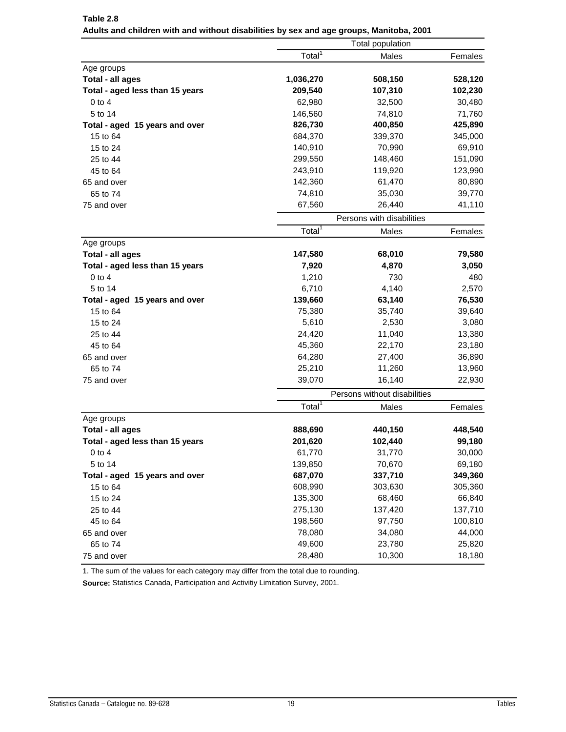**Table 2.8**
**Adults and children with and without disabilities by sex and age groups, Manitoba, 2001**

| | Total population | | |
|---|---|---|---|
| | Total[1] | Males | Females |
| Age groups | | | |
| **Total - all ages** | **1,036,270** | **508,150** | **528,120** |
| **Total - aged less than 15 years** | **209,540** | **107,310** | **102,230** |
| 0 to 4 | 62,980 | 32,500 | 30,480 |
| 5 to 14 | 146,560 | 74,810 | 71,760 |
| **Total - aged 15 years and over** | **826,730** | **400,850** | **425,890** |
| 15 to 64 | 684,370 | 339,370 | 345,000 |
| 15 to 24 | 140,910 | 70,990 | 69,910 |
| 25 to 44 | 299,550 | 148,460 | 151,090 |
| 45 to 64 | 243,910 | 119,920 | 123,990 |
| 65 and over | 142,360 | 61,470 | 80,890 |
| 65 to 74 | 74,810 | 35,030 | 39,770 |
| 75 and over | 67,560 | 26,440 | 41,110 |
| | **Persons with disabilities** | | |
| | Total[1] | Males | Females |
| Age groups | | | |
| **Total - all ages** | **147,580** | **68,010** | **79,580** |
| **Total - aged less than 15 years** | **7,920** | **4,870** | **3,050** |
| 0 to 4 | 1,210 | 730 | 480 |
| 5 to 14 | 6,710 | 4,140 | 2,570 |
| **Total - aged 15 years and over** | **139,660** | **63,140** | **76,530** |
| 15 to 64 | 75,380 | 35,740 | 39,640 |
| 15 to 24 | 5,610 | 2,530 | 3,080 |
| 25 to 44 | 24,420 | 11,040 | 13,380 |
| 45 to 64 | 45,360 | 22,170 | 23,180 |
| 65 and over | 64,280 | 27,400 | 36,890 |
| 65 to 74 | 25,210 | 11,260 | 13,960 |
| 75 and over | 39,070 | 16,140 | 22,930 |
| | **Persons without disabilities** | | |
| | Total[1] | Males | Females |
| Age groups | | | |
| **Total - all ages** | **888,690** | **440,150** | **448,540** |
| **Total - aged less than 15 years** | **201,620** | **102,440** | **99,180** |
| 0 to 4 | 61,770 | 31,770 | 30,000 |
| 5 to 14 | 139,850 | 70,670 | 69,180 |
| **Total - aged 15 years and over** | **687,070** | **337,710** | **349,360** |
| 15 to 64 | 608,990 | 303,630 | 305,360 |
| 15 to 24 | 135,300 | 68,460 | 66,840 |
| 25 to 44 | 275,130 | 137,420 | 137,710 |
| 45 to 64 | 198,560 | 97,750 | 100,810 |
| 65 and over | 78,080 | 34,080 | 44,000 |
| 65 to 74 | 49,600 | 23,780 | 25,820 |
| 75 and over | 28,480 | 10,300 | 18,180 |

1. The sum of the values for each category may differ from the total due to rounding.

**Source:** Statistics Canada, Participation and Activitiy Limitation Survey, 2001.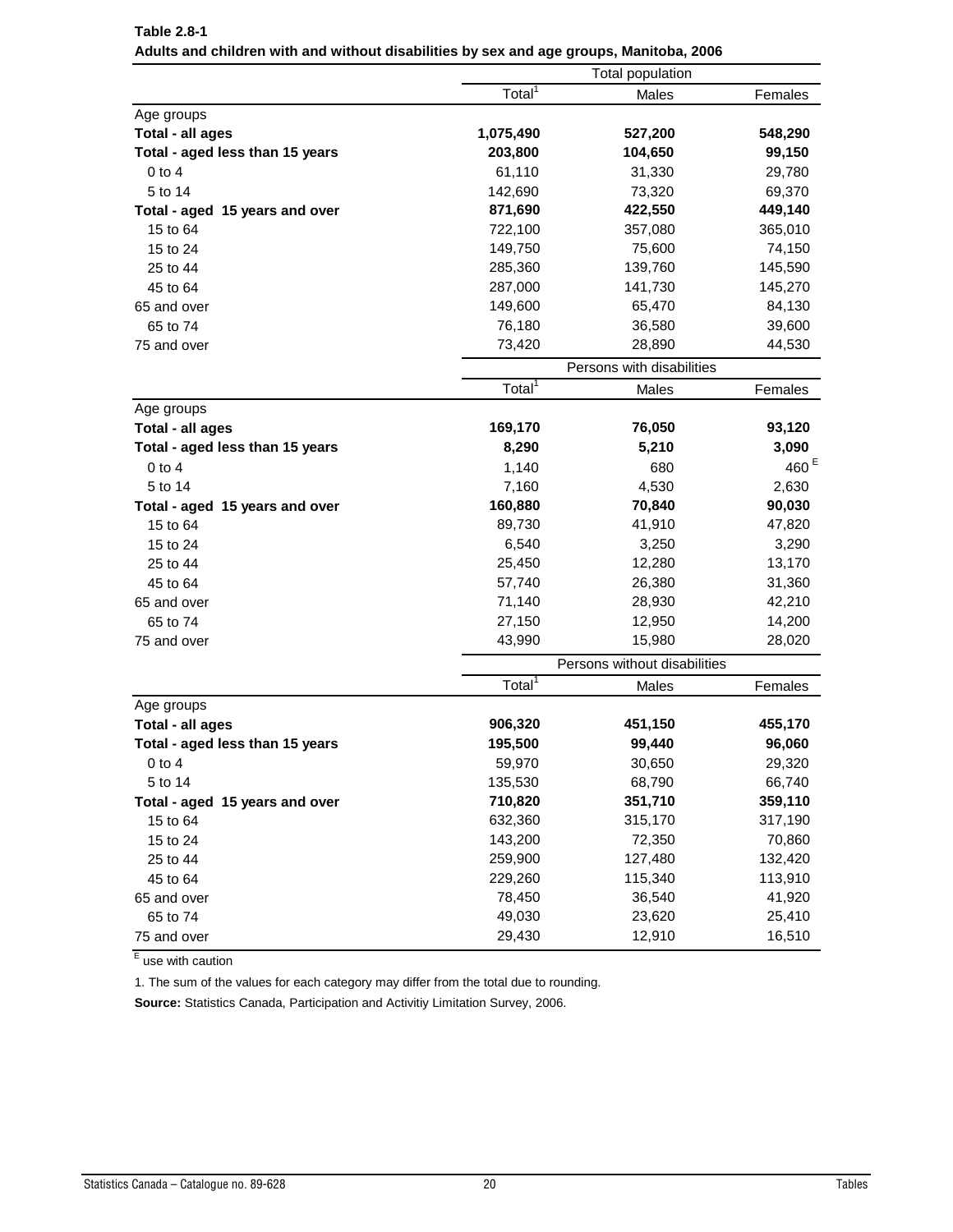**Table 2.8-1**
**Adults and children with and without disabilities by sex and age groups, Manitoba, 2006**

| | Total population | | |
|---|---|---|---|
| | Total[1] | Males | Females |
| Age groups | | | |
| **Total - all ages** | **1,075,490** | **527,200** | **548,290** |
| **Total - aged less than 15 years** | **203,800** | **104,650** | **99,150** |
| 0 to 4 | 61,110 | 31,330 | 29,780 |
| 5 to 14 | 142,690 | 73,320 | 69,370 |
| **Total - aged 15 years and over** | **871,690** | **422,550** | **449,140** |
| 15 to 64 | 722,100 | 357,080 | 365,010 |
| 15 to 24 | 149,750 | 75,600 | 74,150 |
| 25 to 44 | 285,360 | 139,760 | 145,590 |
| 45 to 64 | 287,000 | 141,730 | 145,270 |
| 65 and over | 149,600 | 65,470 | 84,130 |
| 65 to 74 | 76,180 | 36,580 | 39,600 |
| 75 and over | 73,420 | 28,890 | 44,530 |
| | **Persons with disabilities** | | |
| | Total[1] | Males | Females |
| Age groups | | | |
| **Total - all ages** | **169,170** | **76,050** | **93,120** |
| **Total - aged less than 15 years** | **8,290** | **5,210** | **3,090** |
| 0 to 4 | 1,140 | 680 | 460 E |
| 5 to 14 | 7,160 | 4,530 | 2,630 |
| **Total - aged 15 years and over** | **160,880** | **70,840** | **90,030** |
| 15 to 64 | 89,730 | 41,910 | 47,820 |
| 15 to 24 | 6,540 | 3,250 | 3,290 |
| 25 to 44 | 25,450 | 12,280 | 13,170 |
| 45 to 64 | 57,740 | 26,380 | 31,360 |
| 65 and over | 71,140 | 28,930 | 42,210 |
| 65 to 74 | 27,150 | 12,950 | 14,200 |
| 75 and over | 43,990 | 15,980 | 28,020 |
| | **Persons without disabilities** | | |
| | Total[1] | Males | Females |
| Age groups | | | |
| **Total - all ages** | **906,320** | **451,150** | **455,170** |
| **Total - aged less than 15 years** | **195,500** | **99,440** | **96,060** |
| 0 to 4 | 59,970 | 30,650 | 29,320 |
| 5 to 14 | 135,530 | 68,790 | 66,740 |
| **Total - aged 15 years and over** | **710,820** | **351,710** | **359,110** |
| 15 to 64 | 632,360 | 315,170 | 317,190 |
| 15 to 24 | 143,200 | 72,350 | 70,860 |
| 25 to 44 | 259,900 | 127,480 | 132,420 |
| 45 to 64 | 229,260 | 115,340 | 113,910 |
| 65 and over | 78,450 | 36,540 | 41,920 |
| 65 to 74 | 49,030 | 23,620 | 25,410 |
| 75 and over | 29,430 | 12,910 | 16,510 |

E use with caution

1. The sum of the values for each category may differ from the total due to rounding.

**Source:** Statistics Canada, Participation and Activitiy Limitation Survey, 2006.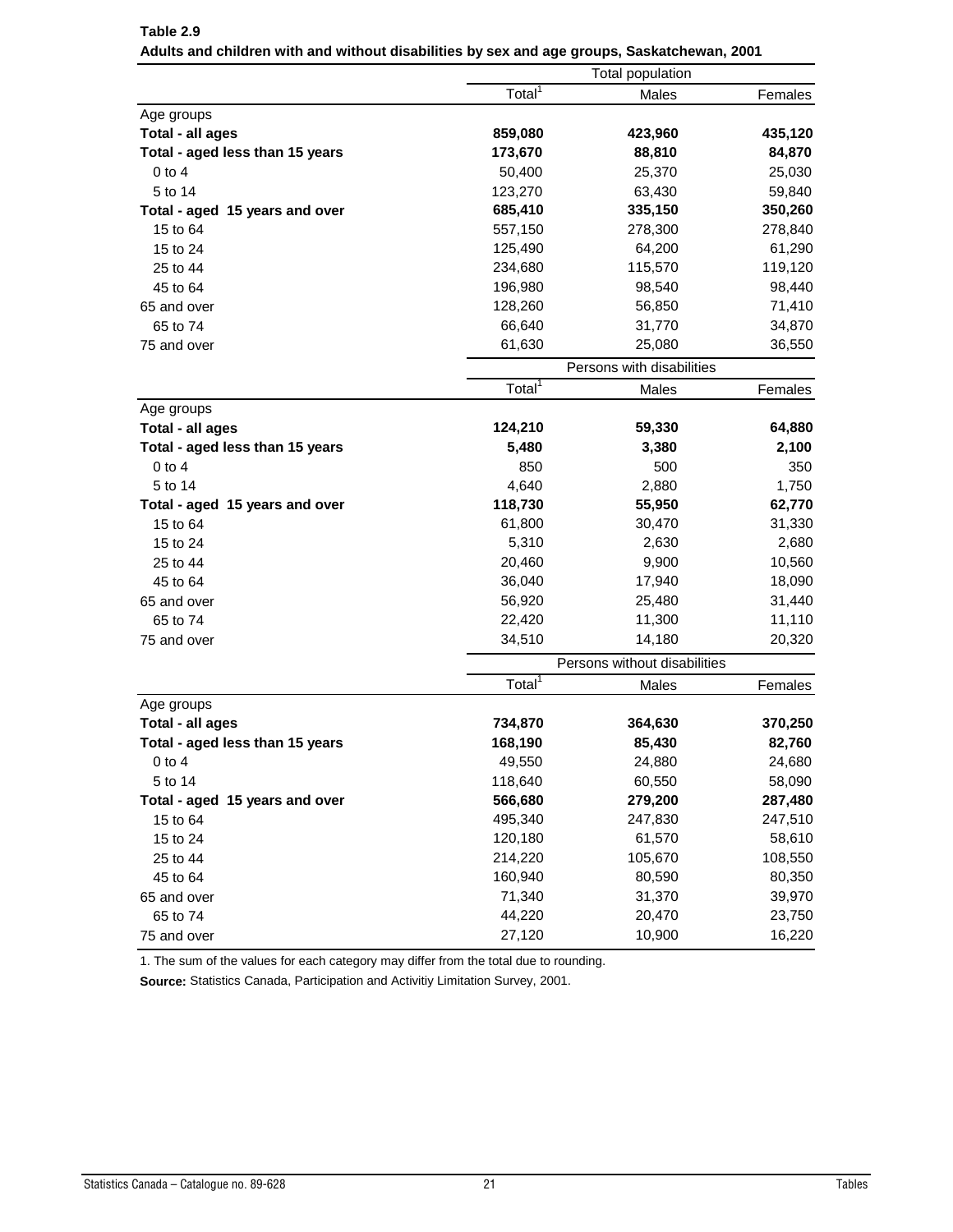**Table 2.9**
**Adults and children with and without disabilities by sex and age groups, Saskatchewan, 2001**

| | Total population | | |
|---|---|---|---|
| | Total[1] | Males | Females |
| Age groups | | | |
| **Total - all ages** | **859,080** | **423,960** | **435,120** |
| **Total - aged less than 15 years** | **173,670** | **88,810** | **84,870** |
| 0 to 4 | 50,400 | 25,370 | 25,030 |
| 5 to 14 | 123,270 | 63,430 | 59,840 |
| **Total - aged 15 years and over** | **685,410** | **335,150** | **350,260** |
| 15 to 64 | 557,150 | 278,300 | 278,840 |
| 15 to 24 | 125,490 | 64,200 | 61,290 |
| 25 to 44 | 234,680 | 115,570 | 119,120 |
| 45 to 64 | 196,980 | 98,540 | 98,440 |
| 65 and over | 128,260 | 56,850 | 71,410 |
| 65 to 74 | 66,640 | 31,770 | 34,870 |
| 75 and over | 61,630 | 25,080 | 36,550 |
| | **Persons with disabilities** | | |
| | Total[1] | Males | Females |
| Age groups | | | |
| **Total - all ages** | **124,210** | **59,330** | **64,880** |
| **Total - aged less than 15 years** | **5,480** | **3,380** | **2,100** |
| 0 to 4 | 850 | 500 | 350 |
| 5 to 14 | 4,640 | 2,880 | 1,750 |
| **Total - aged 15 years and over** | **118,730** | **55,950** | **62,770** |
| 15 to 64 | 61,800 | 30,470 | 31,330 |
| 15 to 24 | 5,310 | 2,630 | 2,680 |
| 25 to 44 | 20,460 | 9,900 | 10,560 |
| 45 to 64 | 36,040 | 17,940 | 18,090 |
| 65 and over | 56,920 | 25,480 | 31,440 |
| 65 to 74 | 22,420 | 11,300 | 11,110 |
| 75 and over | 34,510 | 14,180 | 20,320 |
| | **Persons without disabilities** | | |
| | Total[1] | Males | Females |
| Age groups | | | |
| **Total - all ages** | **734,870** | **364,630** | **370,250** |
| **Total - aged less than 15 years** | **168,190** | **85,430** | **82,760** |
| 0 to 4 | 49,550 | 24,880 | 24,680 |
| 5 to 14 | 118,640 | 60,550 | 58,090 |
| **Total - aged 15 years and over** | **566,680** | **279,200** | **287,480** |
| 15 to 64 | 495,340 | 247,830 | 247,510 |
| 15 to 24 | 120,180 | 61,570 | 58,610 |
| 25 to 44 | 214,220 | 105,670 | 108,550 |
| 45 to 64 | 160,940 | 80,590 | 80,350 |
| 65 and over | 71,340 | 31,370 | 39,970 |
| 65 to 74 | 44,220 | 20,470 | 23,750 |
| 75 and over | 27,120 | 10,900 | 16,220 |

1. The sum of the values for each category may differ from the total due to rounding.

**Source:** Statistics Canada, Participation and Activitiy Limitation Survey, 2001.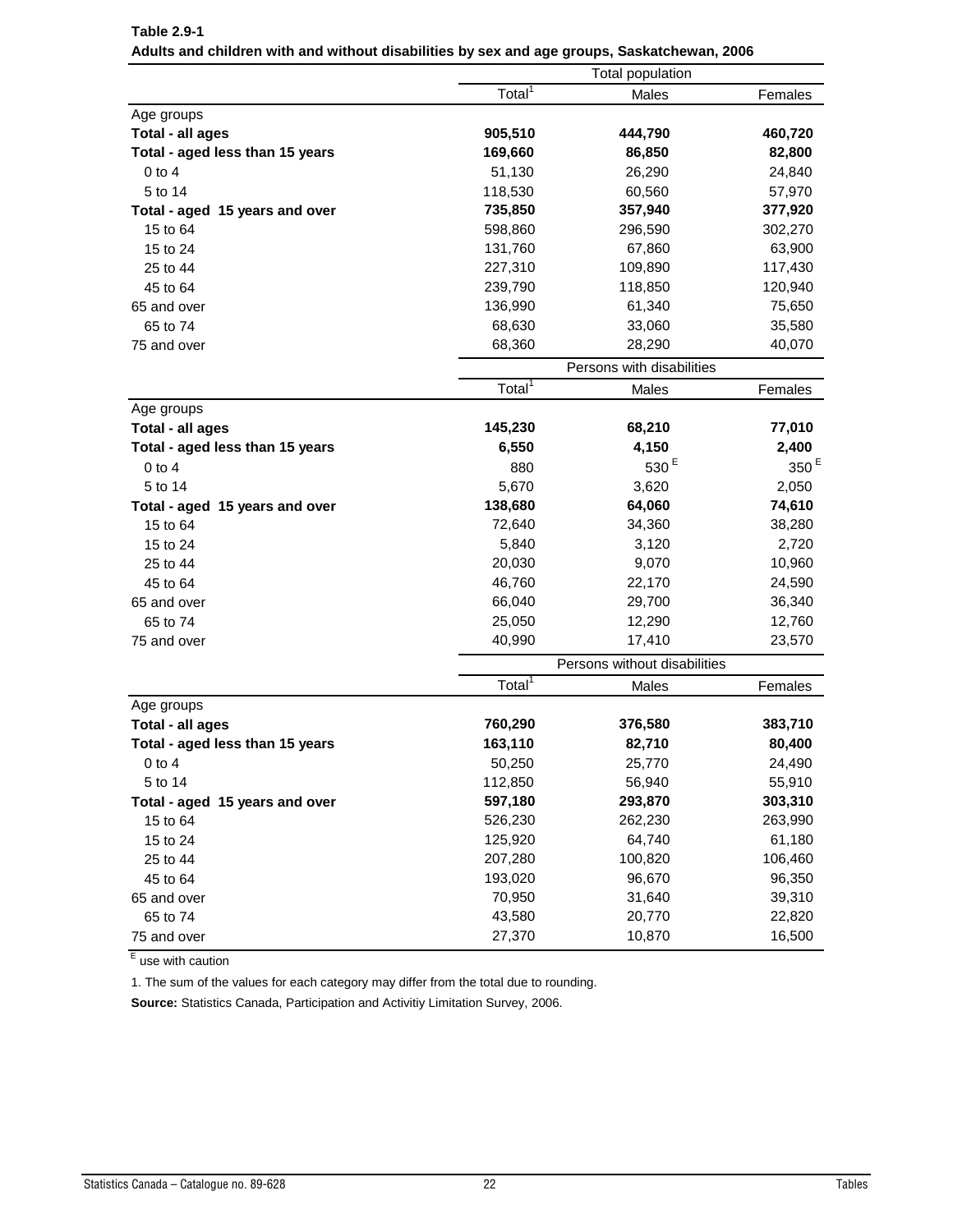**Table 2.9-1**
**Adults and children with and without disabilities by sex and age groups, Saskatchewan, 2006**

| | Total population | | |
|---|---|---|---|
| | Total[1] | Males | Females |
| Age groups | | | |
| **Total - all ages** | **905,510** | **444,790** | **460,720** |
| **Total - aged less than 15 years** | **169,660** | **86,850** | **82,800** |
| 0 to 4 | 51,130 | 26,290 | 24,840 |
| 5 to 14 | 118,530 | 60,560 | 57,970 |
| **Total - aged 15 years and over** | **735,850** | **357,940** | **377,920** |
| 15 to 64 | 598,860 | 296,590 | 302,270 |
| 15 to 24 | 131,760 | 67,860 | 63,900 |
| 25 to 44 | 227,310 | 109,890 | 117,430 |
| 45 to 64 | 239,790 | 118,850 | 120,940 |
| 65 and over | 136,990 | 61,340 | 75,650 |
| 65 to 74 | 68,630 | 33,060 | 35,580 |
| 75 and over | 68,360 | 28,290 | 40,070 |
| | Persons with disabilities | | |
| | Total[1] | Males | Females |
| Age groups | | | |
| **Total - all ages** | **145,230** | **68,210** | **77,010** |
| **Total - aged less than 15 years** | **6,550** | **4,150** | **2,400** |
| 0 to 4 | 880 | 530 E | 350 E |
| 5 to 14 | 5,670 | 3,620 | 2,050 |
| **Total - aged 15 years and over** | **138,680** | **64,060** | **74,610** |
| 15 to 64 | 72,640 | 34,360 | 38,280 |
| 15 to 24 | 5,840 | 3,120 | 2,720 |
| 25 to 44 | 20,030 | 9,070 | 10,960 |
| 45 to 64 | 46,760 | 22,170 | 24,590 |
| 65 and over | 66,040 | 29,700 | 36,340 |
| 65 to 74 | 25,050 | 12,290 | 12,760 |
| 75 and over | 40,990 | 17,410 | 23,570 |
| | Persons without disabilities | | |
| | Total[1] | Males | Females |
| Age groups | | | |
| **Total - all ages** | **760,290** | **376,580** | **383,710** |
| **Total - aged less than 15 years** | **163,110** | **82,710** | **80,400** |
| 0 to 4 | 50,250 | 25,770 | 24,490 |
| 5 to 14 | 112,850 | 56,940 | 55,910 |
| **Total - aged 15 years and over** | **597,180** | **293,870** | **303,310** |
| 15 to 64 | 526,230 | 262,230 | 263,990 |
| 15 to 24 | 125,920 | 64,740 | 61,180 |
| 25 to 44 | 207,280 | 100,820 | 106,460 |
| 45 to 64 | 193,020 | 96,670 | 96,350 |
| 65 and over | 70,950 | 31,640 | 39,310 |
| 65 to 74 | 43,580 | 20,770 | 22,820 |
| 75 and over | 27,370 | 10,870 | 16,500 |

E use with caution

1. The sum of the values for each category may differ from the total due to rounding.

**Source:** Statistics Canada, Participation and Activitiy Limitation Survey, 2006.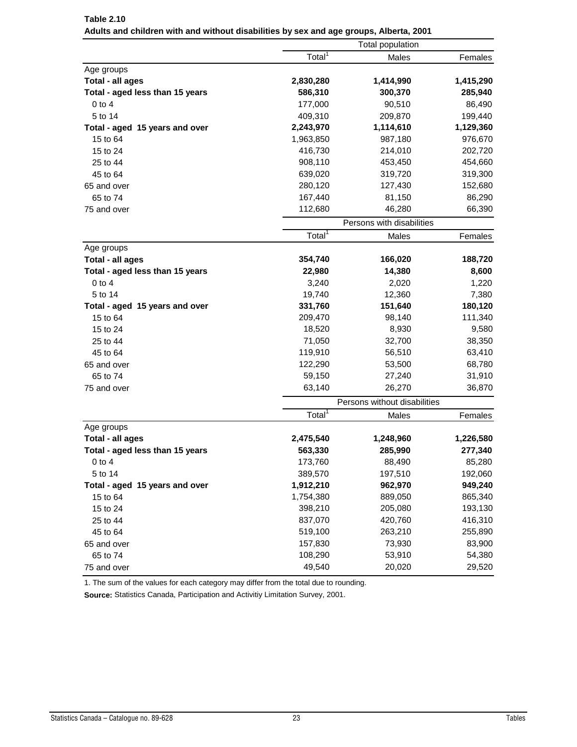**Table 2.10**
**Adults and children with and without disabilities by sex and age groups, Alberta, 2001**

| | Total population | | |
|---|---|---|---|
| | Total[1] | Males | Females |
| Age groups | | | |
| **Total - all ages** | **2,830,280** | **1,414,990** | **1,415,290** |
| **Total - aged less than 15 years** | **586,310** | **300,370** | **285,940** |
| 0 to 4 | 177,000 | 90,510 | 86,490 |
| 5 to 14 | 409,310 | 209,870 | 199,440 |
| **Total - aged 15 years and over** | **2,243,970** | **1,114,610** | **1,129,360** |
| 15 to 64 | 1,963,850 | 987,180 | 976,670 |
| 15 to 24 | 416,730 | 214,010 | 202,720 |
| 25 to 44 | 908,110 | 453,450 | 454,660 |
| 45 to 64 | 639,020 | 319,720 | 319,300 |
| 65 and over | 280,120 | 127,430 | 152,680 |
| 65 to 74 | 167,440 | 81,150 | 86,290 |
| 75 and over | 112,680 | 46,280 | 66,390 |
| | Persons with disabilities | | |
| | Total[1] | Males | Females |
| Age groups | | | |
| **Total - all ages** | **354,740** | **166,020** | **188,720** |
| **Total - aged less than 15 years** | **22,980** | **14,380** | **8,600** |
| 0 to 4 | 3,240 | 2,020 | 1,220 |
| 5 to 14 | 19,740 | 12,360 | 7,380 |
| **Total - aged 15 years and over** | **331,760** | **151,640** | **180,120** |
| 15 to 64 | 209,470 | 98,140 | 111,340 |
| 15 to 24 | 18,520 | 8,930 | 9,580 |
| 25 to 44 | 71,050 | 32,700 | 38,350 |
| 45 to 64 | 119,910 | 56,510 | 63,410 |
| 65 and over | 122,290 | 53,500 | 68,780 |
| 65 to 74 | 59,150 | 27,240 | 31,910 |
| 75 and over | 63,140 | 26,270 | 36,870 |
| | Persons without disabilities | | |
| | Total[1] | Males | Females |
| Age groups | | | |
| **Total - all ages** | **2,475,540** | **1,248,960** | **1,226,580** |
| **Total - aged less than 15 years** | **563,330** | **285,990** | **277,340** |
| 0 to 4 | 173,760 | 88,490 | 85,280 |
| 5 to 14 | 389,570 | 197,510 | 192,060 |
| **Total - aged 15 years and over** | **1,912,210** | **962,970** | **949,240** |
| 15 to 64 | 1,754,380 | 889,050 | 865,340 |
| 15 to 24 | 398,210 | 205,080 | 193,130 |
| 25 to 44 | 837,070 | 420,760 | 416,310 |
| 45 to 64 | 519,100 | 263,210 | 255,890 |
| 65 and over | 157,830 | 73,930 | 83,900 |
| 65 to 74 | 108,290 | 53,910 | 54,380 |
| 75 and over | 49,540 | 20,020 | 29,520 |

1. The sum of the values for each category may differ from the total due to rounding.

**Source:** Statistics Canada, Participation and Activitiy Limitation Survey, 2001.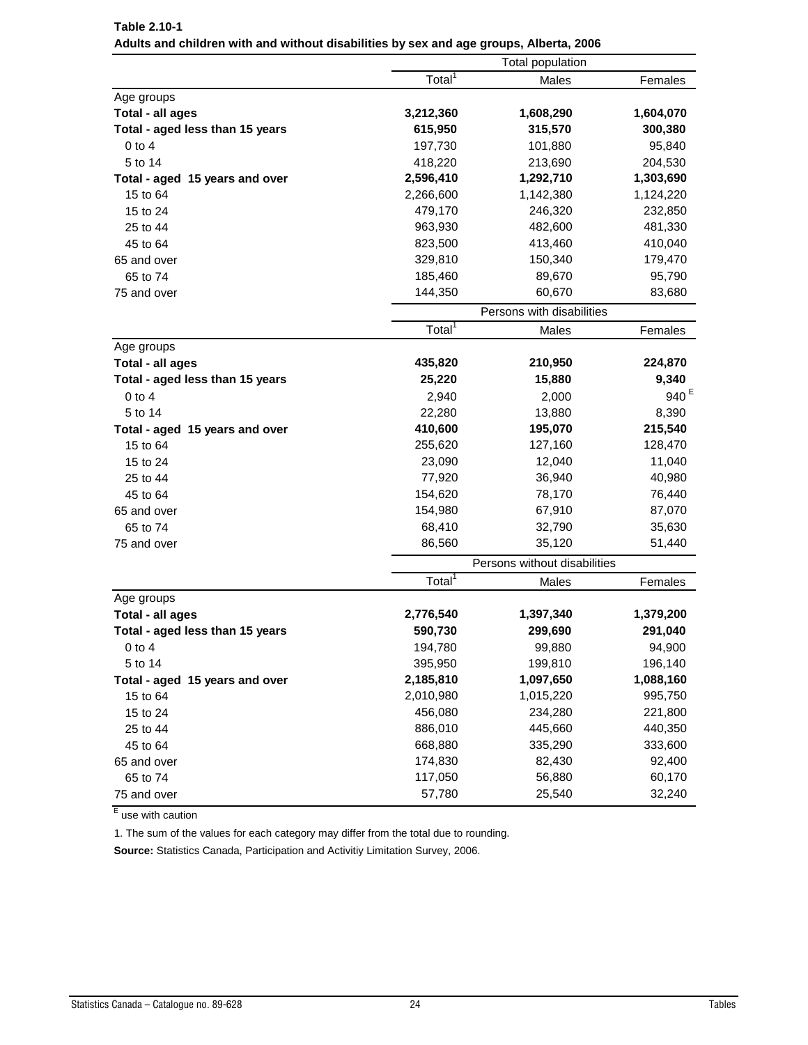**Table 2.10-1**
**Adults and children with and without disabilities by sex and age groups, Alberta, 2006**

| | Total population | | |
|---|---|---|---|
| | Total[1] | Males | Females |
| Age groups | | | |
| **Total - all ages** | **3,212,360** | **1,608,290** | **1,604,070** |
| **Total - aged less than 15 years** | **615,950** | **315,570** | **300,380** |
| 0 to 4 | 197,730 | 101,880 | 95,840 |
| 5 to 14 | 418,220 | 213,690 | 204,530 |
| **Total - aged 15 years and over** | **2,596,410** | **1,292,710** | **1,303,690** |
| 15 to 64 | 2,266,600 | 1,142,380 | 1,124,220 |
| 15 to 24 | 479,170 | 246,320 | 232,850 |
| 25 to 44 | 963,930 | 482,600 | 481,330 |
| 45 to 64 | 823,500 | 413,460 | 410,040 |
| 65 and over | 329,810 | 150,340 | 179,470 |
| 65 to 74 | 185,460 | 89,670 | 95,790 |
| 75 and over | 144,350 | 60,670 | 83,680 |
| | Persons with disabilities | | |
| | Total[1] | Males | Females |
| Age groups | | | |
| **Total - all ages** | **435,820** | **210,950** | **224,870** |
| **Total - aged less than 15 years** | **25,220** | **15,880** | **9,340** |
| 0 to 4 | 2,940 | 2,000 | 940 E |
| 5 to 14 | 22,280 | 13,880 | 8,390 |
| **Total - aged 15 years and over** | **410,600** | **195,070** | **215,540** |
| 15 to 64 | 255,620 | 127,160 | 128,470 |
| 15 to 24 | 23,090 | 12,040 | 11,040 |
| 25 to 44 | 77,920 | 36,940 | 40,980 |
| 45 to 64 | 154,620 | 78,170 | 76,440 |
| 65 and over | 154,980 | 67,910 | 87,070 |
| 65 to 74 | 68,410 | 32,790 | 35,630 |
| 75 and over | 86,560 | 35,120 | 51,440 |
| | Persons without disabilities | | |
| | Total[1] | Males | Females |
| Age groups | | | |
| **Total - all ages** | **2,776,540** | **1,397,340** | **1,379,200** |
| **Total - aged less than 15 years** | **590,730** | **299,690** | **291,040** |
| 0 to 4 | 194,780 | 99,880 | 94,900 |
| 5 to 14 | 395,950 | 199,810 | 196,140 |
| **Total - aged 15 years and over** | **2,185,810** | **1,097,650** | **1,088,160** |
| 15 to 64 | 2,010,980 | 1,015,220 | 995,750 |
| 15 to 24 | 456,080 | 234,280 | 221,800 |
| 25 to 44 | 886,010 | 445,660 | 440,350 |
| 45 to 64 | 668,880 | 335,290 | 333,600 |
| 65 and over | 174,830 | 82,430 | 92,400 |
| 65 to 74 | 117,050 | 56,880 | 60,170 |
| 75 and over | 57,780 | 25,540 | 32,240 |

E use with caution

1. The sum of the values for each category may differ from the total due to rounding.

**Source:** Statistics Canada, Participation and Activitiy Limitation Survey, 2006.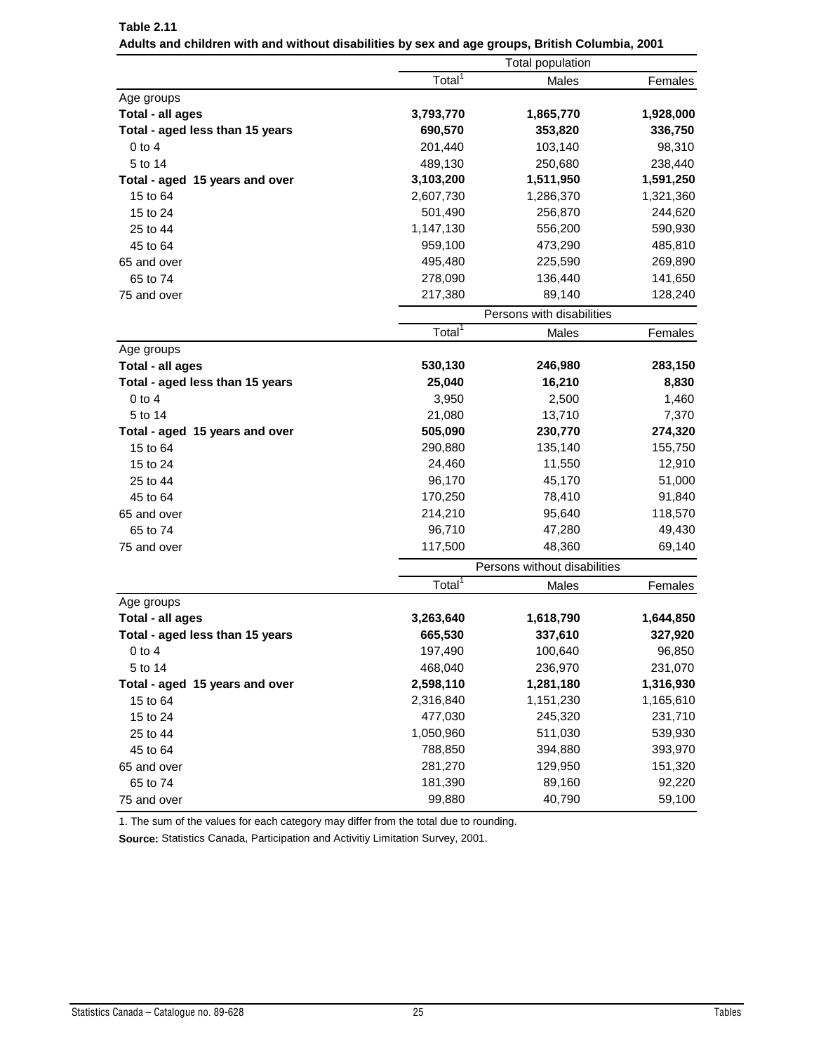**Table 2.11**
**Adults and children with and without disabilities by sex and age groups, British Columbia, 2001**

| | Total population | | |
|---|---|---|---|
| | Total[1] | Males | Females |
| Age groups | | | |
| **Total - all ages** | **3,793,770** | **1,865,770** | **1,928,000** |
| **Total - aged less than 15 years** | **690,570** | **353,820** | **336,750** |
| 0 to 4 | 201,440 | 103,140 | 98,310 |
| 5 to 14 | 489,130 | 250,680 | 238,440 |
| **Total - aged 15 years and over** | **3,103,200** | **1,511,950** | **1,591,250** |
| 15 to 64 | 2,607,730 | 1,286,370 | 1,321,360 |
| 15 to 24 | 501,490 | 256,870 | 244,620 |
| 25 to 44 | 1,147,130 | 556,200 | 590,930 |
| 45 to 64 | 959,100 | 473,290 | 485,810 |
| 65 and over | 495,480 | 225,590 | 269,890 |
| 65 to 74 | 278,090 | 136,440 | 141,650 |
| 75 and over | 217,380 | 89,140 | 128,240 |
| | **Persons with disabilities** | | |
| | Total[1] | Males | Females |
| Age groups | | | |
| **Total - all ages** | **530,130** | **246,980** | **283,150** |
| **Total - aged less than 15 years** | **25,040** | **16,210** | **8,830** |
| 0 to 4 | 3,950 | 2,500 | 1,460 |
| 5 to 14 | 21,080 | 13,710 | 7,370 |
| **Total - aged 15 years and over** | **505,090** | **230,770** | **274,320** |
| 15 to 64 | 290,880 | 135,140 | 155,750 |
| 15 to 24 | 24,460 | 11,550 | 12,910 |
| 25 to 44 | 96,170 | 45,170 | 51,000 |
| 45 to 64 | 170,250 | 78,410 | 91,840 |
| 65 and over | 214,210 | 95,640 | 118,570 |
| 65 to 74 | 96,710 | 47,280 | 49,430 |
| 75 and over | 117,500 | 48,360 | 69,140 |
| | **Persons without disabilities** | | |
| | Total[1] | Males | Females |
| Age groups | | | |
| **Total - all ages** | **3,263,640** | **1,618,790** | **1,644,850** |
| **Total - aged less than 15 years** | **665,530** | **337,610** | **327,920** |
| 0 to 4 | 197,490 | 100,640 | 96,850 |
| 5 to 14 | 468,040 | 236,970 | 231,070 |
| **Total - aged 15 years and over** | **2,598,110** | **1,281,180** | **1,316,930** |
| 15 to 64 | 2,316,840 | 1,151,230 | 1,165,610 |
| 15 to 24 | 477,030 | 245,320 | 231,710 |
| 25 to 44 | 1,050,960 | 511,030 | 539,930 |
| 45 to 64 | 788,850 | 394,880 | 393,970 |
| 65 and over | 281,270 | 129,950 | 151,320 |
| 65 to 74 | 181,390 | 89,160 | 92,220 |
| 75 and over | 99,880 | 40,790 | 59,100 |

1. The sum of the values for each category may differ from the total due to rounding.

**Source:** Statistics Canada, Participation and Activitiy Limitation Survey, 2001.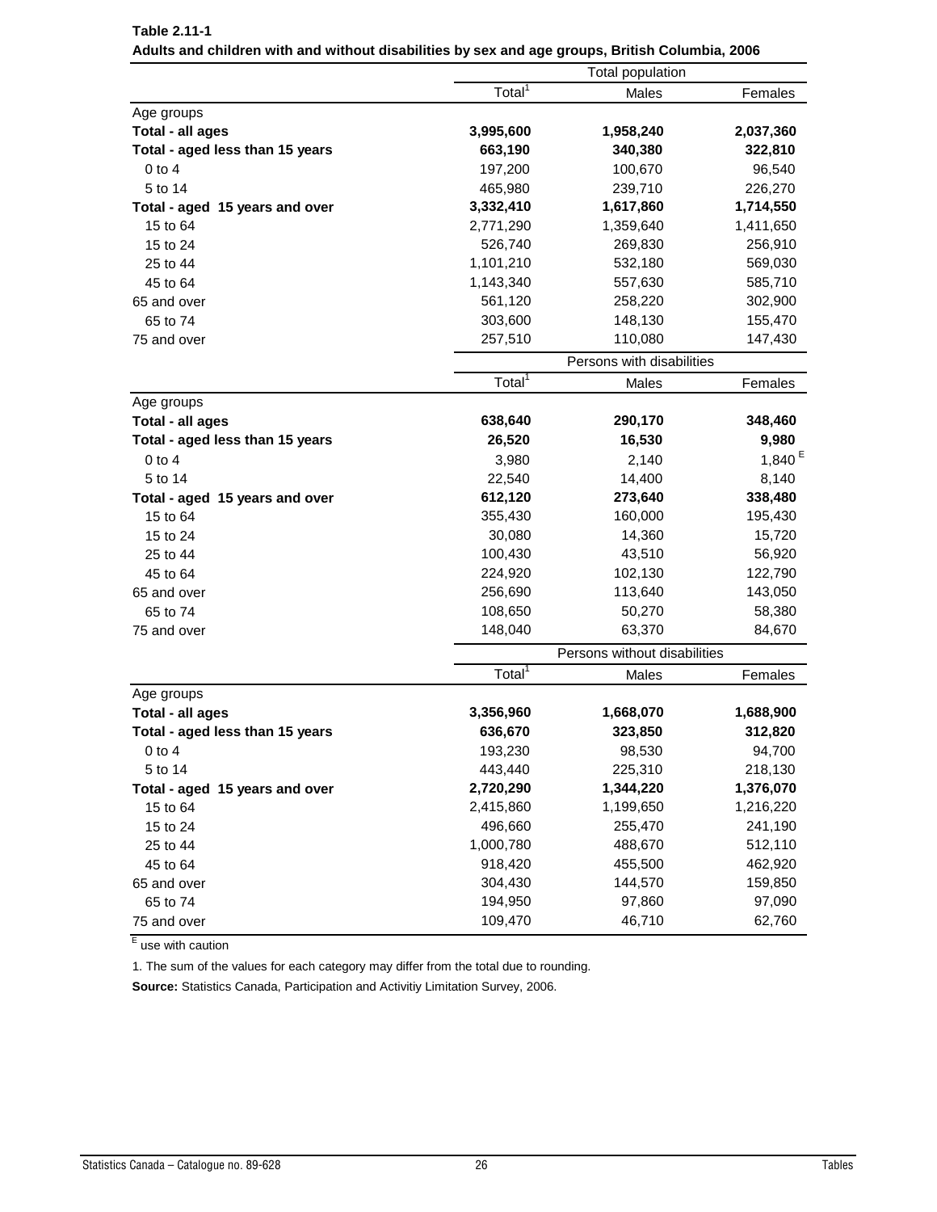**Table 2.11-1**
**Adults and children with and without disabilities by sex and age groups, British Columbia, 2006**

| | Total population | | |
|---|---|---|---|
| | Total[1] | Males | Females |
| Age groups | | | |
| **Total - all ages** | **3,995,600** | **1,958,240** | **2,037,360** |
| **Total - aged less than 15 years** | **663,190** | **340,380** | **322,810** |
| 0 to 4 | 197,200 | 100,670 | 96,540 |
| 5 to 14 | 465,980 | 239,710 | 226,270 |
| **Total - aged 15 years and over** | **3,332,410** | **1,617,860** | **1,714,550** |
| 15 to 64 | 2,771,290 | 1,359,640 | 1,411,650 |
| 15 to 24 | 526,740 | 269,830 | 256,910 |
| 25 to 44 | 1,101,210 | 532,180 | 569,030 |
| 45 to 64 | 1,143,340 | 557,630 | 585,710 |
| 65 and over | 561,120 | 258,220 | 302,900 |
| 65 to 74 | 303,600 | 148,130 | 155,470 |
| 75 and over | 257,510 | 110,080 | 147,430 |
| | **Persons with disabilities** | | |
| | Total[1] | Males | Females |
| Age groups | | | |
| **Total - all ages** | **638,640** | **290,170** | **348,460** |
| **Total - aged less than 15 years** | **26,520** | **16,530** | **9,980** |
| 0 to 4 | 3,980 | 2,140 | 1,840 E |
| 5 to 14 | 22,540 | 14,400 | 8,140 |
| **Total - aged 15 years and over** | **612,120** | **273,640** | **338,480** |
| 15 to 64 | 355,430 | 160,000 | 195,430 |
| 15 to 24 | 30,080 | 14,360 | 15,720 |
| 25 to 44 | 100,430 | 43,510 | 56,920 |
| 45 to 64 | 224,920 | 102,130 | 122,790 |
| 65 and over | 256,690 | 113,640 | 143,050 |
| 65 to 74 | 108,650 | 50,270 | 58,380 |
| 75 and over | 148,040 | 63,370 | 84,670 |
| | **Persons without disabilities** | | |
| | Total[1] | Males | Females |
| Age groups | | | |
| **Total - all ages** | **3,356,960** | **1,668,070** | **1,688,900** |
| **Total - aged less than 15 years** | **636,670** | **323,850** | **312,820** |
| 0 to 4 | 193,230 | 98,530 | 94,700 |
| 5 to 14 | 443,440 | 225,310 | 218,130 |
| **Total - aged 15 years and over** | **2,720,290** | **1,344,220** | **1,376,070** |
| 15 to 64 | 2,415,860 | 1,199,650 | 1,216,220 |
| 15 to 24 | 496,660 | 255,470 | 241,190 |
| 25 to 44 | 1,000,780 | 488,670 | 512,110 |
| 45 to 64 | 918,420 | 455,500 | 462,920 |
| 65 and over | 304,430 | 144,570 | 159,850 |
| 65 to 74 | 194,950 | 97,860 | 97,090 |
| 75 and over | 109,470 | 46,710 | 62,760 |

E use with caution

1. The sum of the values for each category may differ from the total due to rounding.

**Source:** Statistics Canada, Participation and Activitiy Limitation Survey, 2006.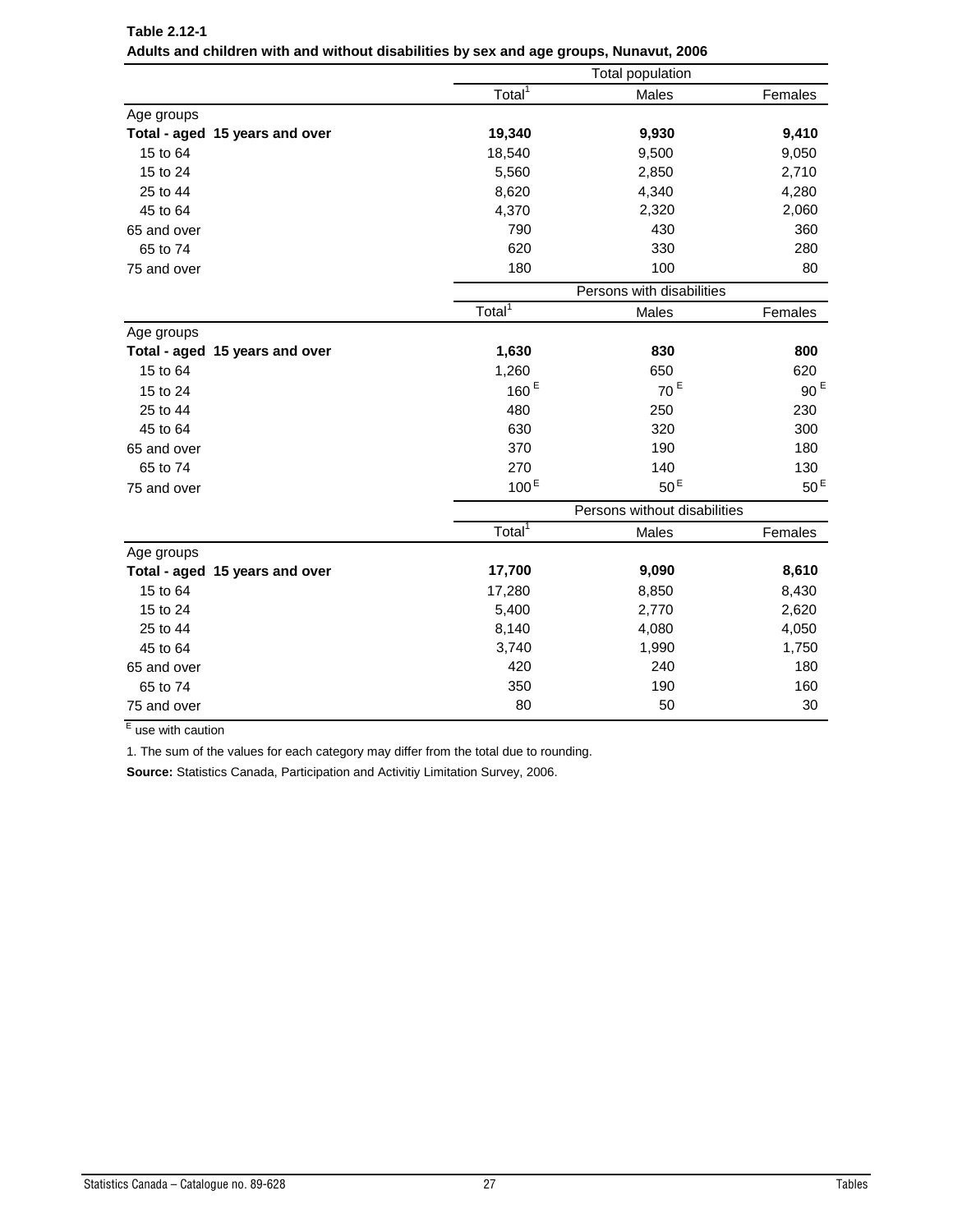**Table 2.12-1**
**Adults and children with and without disabilities by sex and age groups, Nunavut, 2006**

| | Total population | | |
|---|---|---|---|
| | Total[1] | Males | Females |
| Age groups | | | |
| **Total - aged 15 years and over** | **19,340** | **9,930** | **9,410** |
| 15 to 64 | 18,540 | 9,500 | 9,050 |
| 15 to 24 | 5,560 | 2,850 | 2,710 |
| 25 to 44 | 8,620 | 4,340 | 4,280 |
| 45 to 64 | 4,370 | 2,320 | 2,060 |
| 65 and over | 790 | 430 | 360 |
| 65 to 74 | 620 | 330 | 280 |
| 75 and over | 180 | 100 | 80 |
| | **Persons with disabilities** | | |
| | Total[1] | Males | Females |
| Age groups | | | |
| **Total - aged 15 years and over** | **1,630** | **830** | **800** |
| 15 to 64 | 1,260 | 650 | 620 |
| 15 to 24 | 160 E | 70 E | 90 E |
| 25 to 44 | 480 | 250 | 230 |
| 45 to 64 | 630 | 320 | 300 |
| 65 and over | 370 | 190 | 180 |
| 65 to 74 | 270 | 140 | 130 |
| 75 and over | 100 E | 50 E | 50 E |
| | **Persons without disabilities** | | |
| | Total[1] | Males | Females |
| Age groups | | | |
| **Total - aged 15 years and over** | **17,700** | **9,090** | **8,610** |
| 15 to 64 | 17,280 | 8,850 | 8,430 |
| 15 to 24 | 5,400 | 2,770 | 2,620 |
| 25 to 44 | 8,140 | 4,080 | 4,050 |
| 45 to 64 | 3,740 | 1,990 | 1,750 |
| 65 and over | 420 | 240 | 180 |
| 65 to 74 | 350 | 190 | 160 |
| 75 and over | 80 | 50 | 30 |

E use with caution

1. The sum of the values for each category may differ from the total due to rounding.

**Source:** Statistics Canada, Participation and Activitiy Limitation Survey, 2006.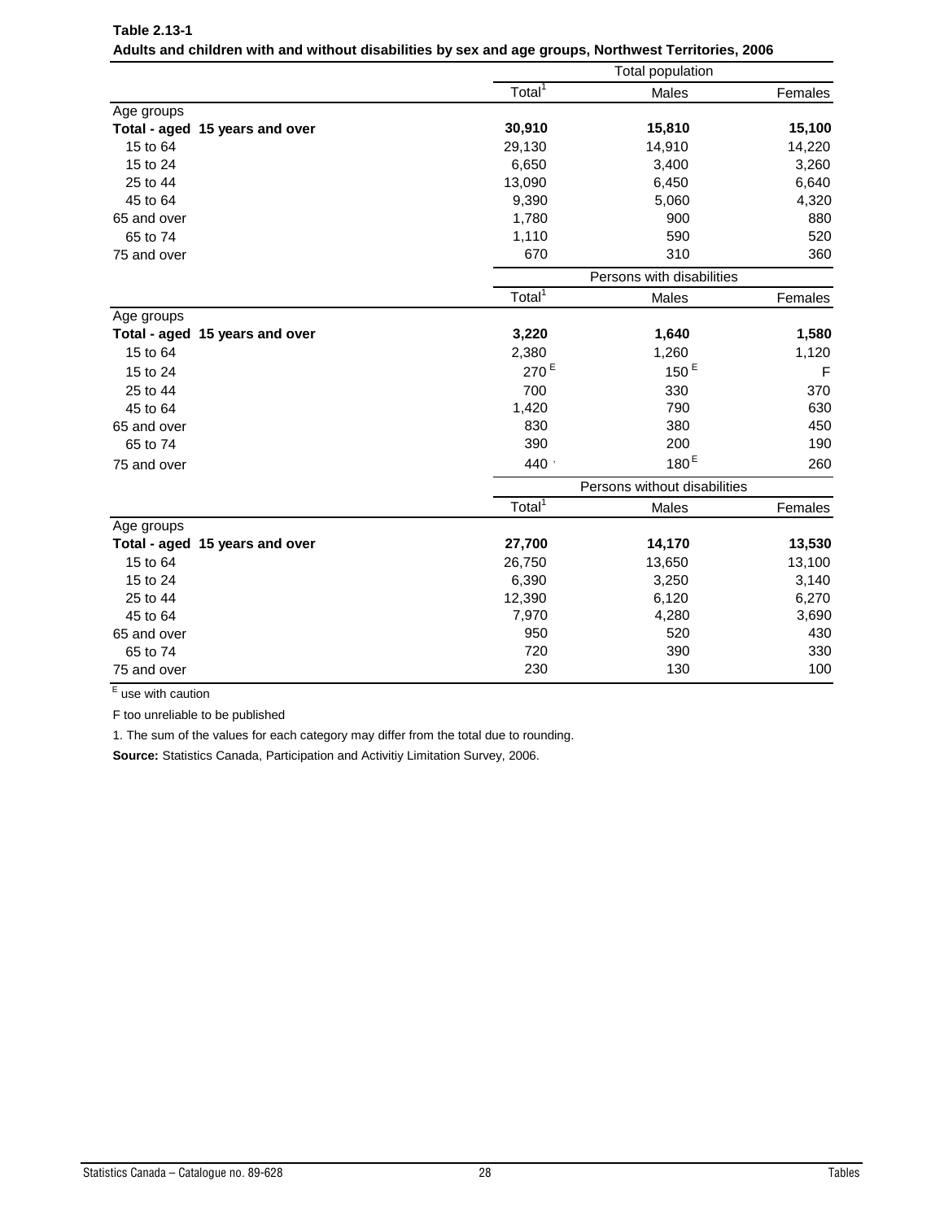**Table 2.13-1**

**Adults and children with and without disabilities by sex and age groups, Northwest Territories, 2006**

| | Total population | | |
|---|---|---|---|
| | Total[1] | Males | Females |
| Age groups | | | |
| **Total - aged 15 years and over** | **30,910** | **15,810** | **15,100** |
| 15 to 64 | 29,130 | 14,910 | 14,220 |
| 15 to 24 | 6,650 | 3,400 | 3,260 |
| 25 to 44 | 13,090 | 6,450 | 6,640 |
| 45 to 64 | 9,390 | 5,060 | 4,320 |
| 65 and over | 1,780 | 900 | 880 |
| 65 to 74 | 1,110 | 590 | 520 |
| 75 and over | 670 | 310 | 360 |
| | **Persons with disabilities** | | |
| | Total[1] | Males | Females |
| Age groups | | | |
| **Total - aged 15 years and over** | **3,220** | **1,640** | **1,580** |
| 15 to 64 | 2,380 | 1,260 | 1,120 |
| 15 to 24 | 270 E | 150 E | F |
| 25 to 44 | 700 | 330 | 370 |
| 45 to 64 | 1,420 | 790 | 630 |
| 65 and over | 830 | 380 | 450 |
| 65 to 74 | 390 | 200 | 190 |
| 75 and over | 440 | 180 E | 260 |
| | **Persons without disabilities** | | |
| | Total[1] | Males | Females |
| Age groups | | | |
| **Total - aged 15 years and over** | **27,700** | **14,170** | **13,530** |
| 15 to 64 | 26,750 | 13,650 | 13,100 |
| 15 to 24 | 6,390 | 3,250 | 3,140 |
| 25 to 44 | 12,390 | 6,120 | 6,270 |
| 45 to 64 | 7,970 | 4,280 | 3,690 |
| 65 and over | 950 | 520 | 430 |
| 65 to 74 | 720 | 390 | 330 |
| 75 and over | 230 | 130 | 100 |

E use with caution

F too unreliable to be published

1. The sum of the values for each category may differ from the total due to rounding.

**Source:** Statistics Canada, Participation and Activitiy Limitation Survey, 2006.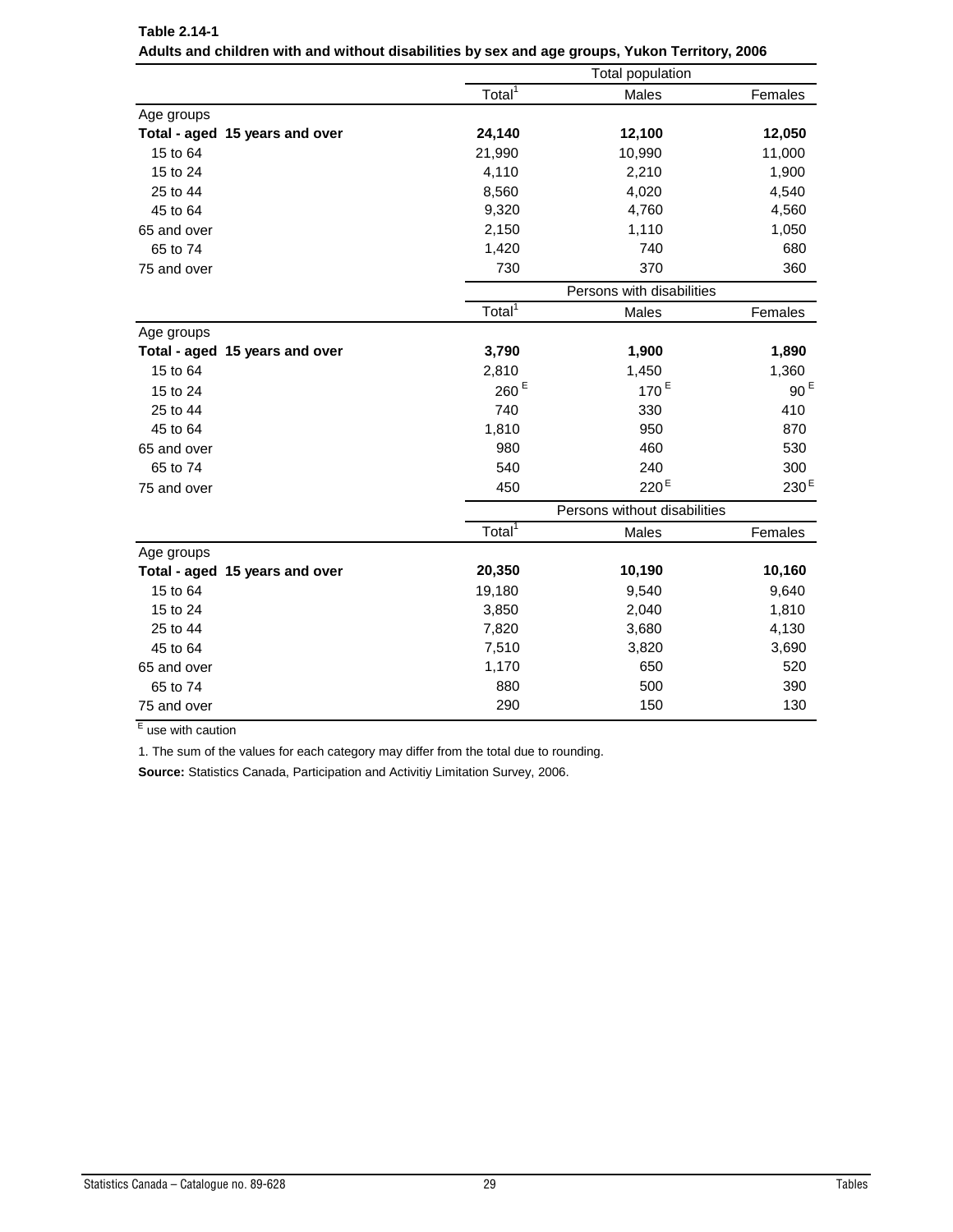**Table 2.14-1**
**Adults and children with and without disabilities by sex and age groups, Yukon Territory, 2006**

| | Total population | | |
|---|---|---|---|
| | Total[1] | Males | Females |
| Age groups | | | |
| **Total - aged 15 years and over** | **24,140** | **12,100** | **12,050** |
| 15 to 64 | 21,990 | 10,990 | 11,000 |
| 15 to 24 | 4,110 | 2,210 | 1,900 |
| 25 to 44 | 8,560 | 4,020 | 4,540 |
| 45 to 64 | 9,320 | 4,760 | 4,560 |
| 65 and over | 2,150 | 1,110 | 1,050 |
| 65 to 74 | 1,420 | 740 | 680 |
| 75 and over | 730 | 370 | 360 |
| | **Persons with disabilities** | | |
| | Total[1] | Males | Females |
| Age groups | | | |
| **Total - aged 15 years and over** | **3,790** | **1,900** | **1,890** |
| 15 to 64 | 2,810 | 1,450 | 1,360 |
| 15 to 24 | 260 [E] | 170 [E] | 90 [E] |
| 25 to 44 | 740 | 330 | 410 |
| 45 to 64 | 1,810 | 950 | 870 |
| 65 and over | 980 | 460 | 530 |
| 65 to 74 | 540 | 240 | 300 |
| 75 and over | 450 | 220 [E] | 230 [E] |
| | **Persons without disabilities** | | |
| | Total[1] | Males | Females |
| Age groups | | | |
| **Total - aged 15 years and over** | **20,350** | **10,190** | **10,160** |
| 15 to 64 | 19,180 | 9,540 | 9,640 |
| 15 to 24 | 3,850 | 2,040 | 1,810 |
| 25 to 44 | 7,820 | 3,680 | 4,130 |
| 45 to 64 | 7,510 | 3,820 | 3,690 |
| 65 and over | 1,170 | 650 | 520 |
| 65 to 74 | 880 | 500 | 390 |
| 75 and over | 290 | 150 | 130 |

[E] use with caution

1. The sum of the values for each category may differ from the total due to rounding.

**Source:** Statistics Canada, Participation and Activitiy Limitation Survey, 2006.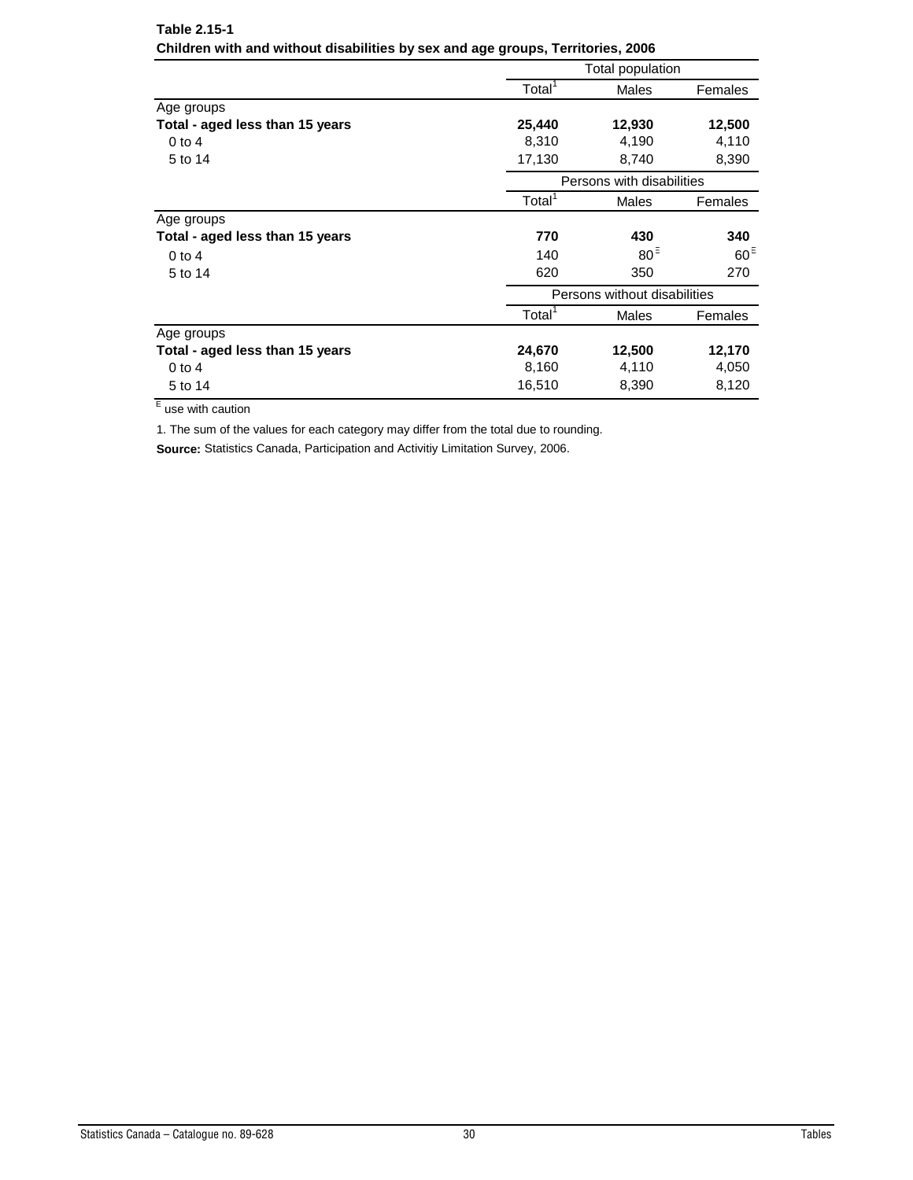**Table 2.15-1**
**Children with and without disabilities by sex and age groups, Territories, 2006**

| | Total population | | |
|---|---|---|---|
| | Total[1] | Males | Females |
| Age groups | | | |
| **Total - aged less than 15 years** | **25,440** | **12,930** | **12,500** |
| 0 to 4 | 8,310 | 4,190 | 4,110 |
| 5 to 14 | 17,130 | 8,740 | 8,390 |
| | Persons with disabilities | | |
| | Total[1] | Males | Females |
| Age groups | | | |
| **Total - aged less than 15 years** | **770** | **430** | **340** |
| 0 to 4 | 140 | 80 E | 60 E |
| 5 to 14 | 620 | 350 | 270 |
| | Persons without disabilities | | |
| | Total[1] | Males | Females |
| Age groups | | | |
| **Total - aged less than 15 years** | **24,670** | **12,500** | **12,170** |
| 0 to 4 | 8,160 | 4,110 | 4,050 |
| 5 to 14 | 16,510 | 8,390 | 8,120 |

E use with caution

1. The sum of the values for each category may differ from the total due to rounding.

**Source:** Statistics Canada, Participation and Activitiy Limitation Survey, 2006.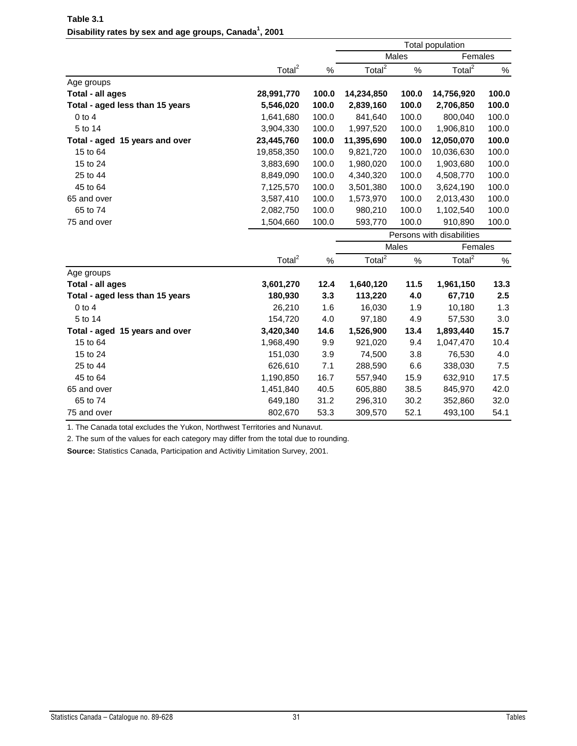**Table 3.1**
**Disability rates by sex and age groups, Canada[1], 2001**

| | | | Total population | | | |
|---|---|---|---|---|---|---|
| | | | Males | | Females | |
| | Total[2] | % | Total[2] | % | Total[2] | % |
| Age groups | | | | | | |
| **Total - all ages** | **28,991,770** | **100.0** | **14,234,850** | **100.0** | **14,756,920** | **100.0** |
| **Total - aged less than 15 years** | **5,546,020** | **100.0** | **2,839,160** | **100.0** | **2,706,850** | **100.0** |
| 0 to 4 | 1,641,680 | 100.0 | 841,640 | 100.0 | 800,040 | 100.0 |
| 5 to 14 | 3,904,330 | 100.0 | 1,997,520 | 100.0 | 1,906,810 | 100.0 |
| **Total - aged 15 years and over** | **23,445,760** | **100.0** | **11,395,690** | **100.0** | **12,050,070** | **100.0** |
| 15 to 64 | 19,858,350 | 100.0 | 9,821,720 | 100.0 | 10,036,630 | 100.0 |
| 15 to 24 | 3,883,690 | 100.0 | 1,980,020 | 100.0 | 1,903,680 | 100.0 |
| 25 to 44 | 8,849,090 | 100.0 | 4,340,320 | 100.0 | 4,508,770 | 100.0 |
| 45 to 64 | 7,125,570 | 100.0 | 3,501,380 | 100.0 | 3,624,190 | 100.0 |
| 65 and over | 3,587,410 | 100.0 | 1,573,970 | 100.0 | 2,013,430 | 100.0 |
| 65 to 74 | 2,082,750 | 100.0 | 980,210 | 100.0 | 1,102,540 | 100.0 |
| 75 and over | 1,504,660 | 100.0 | 593,770 | 100.0 | 910,890 | 100.0 |
| | | | Persons with disabilities | | | |
| | | | Males | | Females | |
| | Total[2] | % | Total[2] | % | Total[2] | % |
| Age groups | | | | | | |
| **Total - all ages** | **3,601,270** | **12.4** | **1,640,120** | **11.5** | **1,961,150** | **13.3** |
| **Total - aged less than 15 years** | **180,930** | **3.3** | **113,220** | **4.0** | **67,710** | **2.5** |
| 0 to 4 | 26,210 | 1.6 | 16,030 | 1.9 | 10,180 | 1.3 |
| 5 to 14 | 154,720 | 4.0 | 97,180 | 4.9 | 57,530 | 3.0 |
| **Total - aged 15 years and over** | **3,420,340** | **14.6** | **1,526,900** | **13.4** | **1,893,440** | **15.7** |
| 15 to 64 | 1,968,490 | 9.9 | 921,020 | 9.4 | 1,047,470 | 10.4 |
| 15 to 24 | 151,030 | 3.9 | 74,500 | 3.8 | 76,530 | 4.0 |
| 25 to 44 | 626,610 | 7.1 | 288,590 | 6.6 | 338,030 | 7.5 |
| 45 to 64 | 1,190,850 | 16.7 | 557,940 | 15.9 | 632,910 | 17.5 |
| 65 and over | 1,451,840 | 40.5 | 605,880 | 38.5 | 845,970 | 42.0 |
| 65 to 74 | 649,180 | 31.2 | 296,310 | 30.2 | 352,860 | 32.0 |
| 75 and over | 802,670 | 53.3 | 309,570 | 52.1 | 493,100 | 54.1 |

1. The Canada total excludes the Yukon, Northwest Territories and Nunavut.

2. The sum of the values for each category may differ from the total due to rounding.

**Source:** Statistics Canada, Participation and Activitiy Limitation Survey, 2001.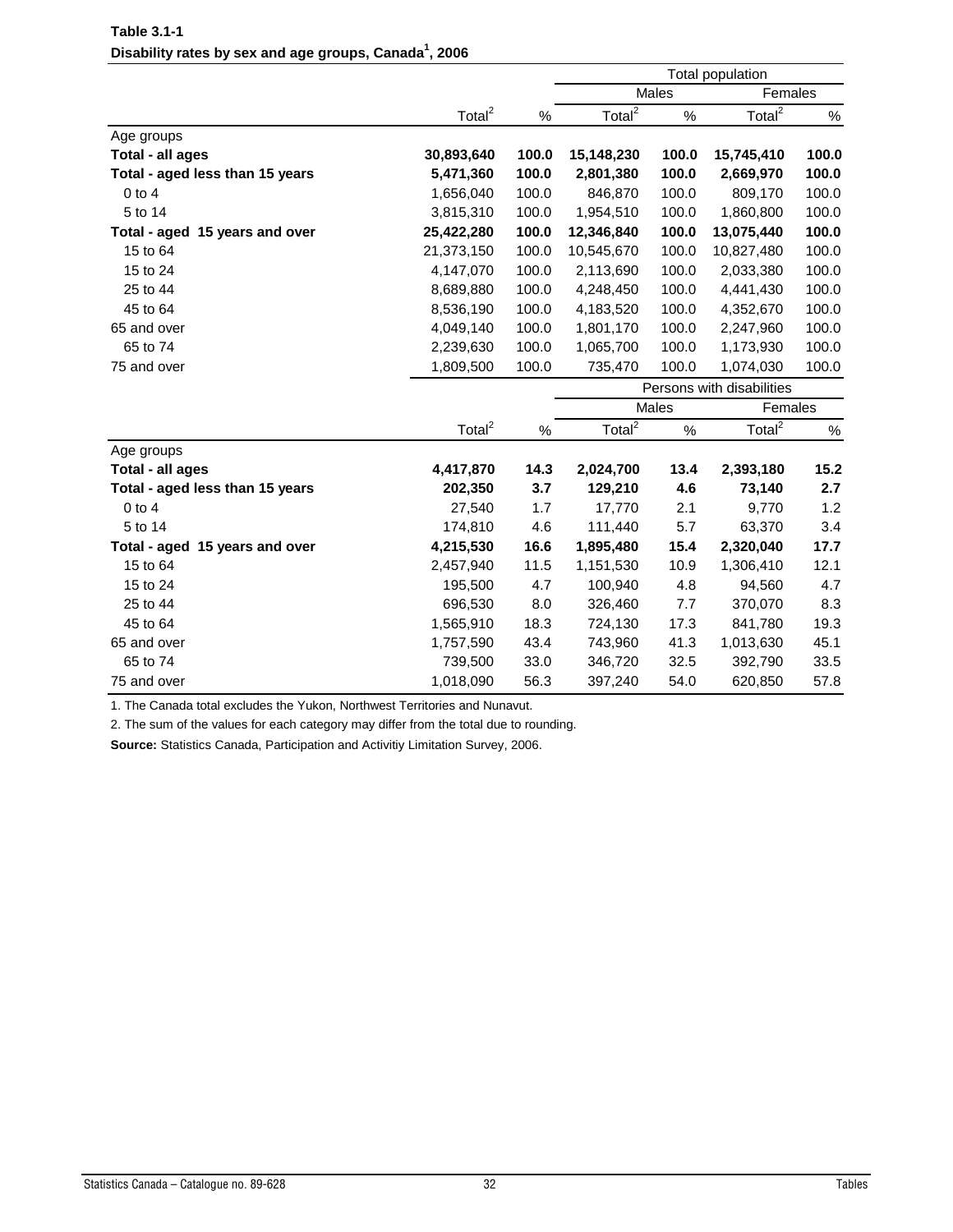**Table 3.1-1**
**Disability rates by sex and age groups, Canada[1], 2006**

| | | | Total population | | | |
|---|---|---|---|---|---|---|
| | | | Males | | Females | |
| | Total[2] | % | Total[2] | % | Total[2] | % |
| Age groups | | | | | | |
| **Total - all ages** | **30,893,640** | **100.0** | **15,148,230** | **100.0** | **15,745,410** | **100.0** |
| **Total - aged less than 15 years** | **5,471,360** | **100.0** | **2,801,380** | **100.0** | **2,669,970** | **100.0** |
| 0 to 4 | 1,656,040 | 100.0 | 846,870 | 100.0 | 809,170 | 100.0 |
| 5 to 14 | 3,815,310 | 100.0 | 1,954,510 | 100.0 | 1,860,800 | 100.0 |
| **Total - aged 15 years and over** | **25,422,280** | **100.0** | **12,346,840** | **100.0** | **13,075,440** | **100.0** |
| 15 to 64 | 21,373,150 | 100.0 | 10,545,670 | 100.0 | 10,827,480 | 100.0 |
| 15 to 24 | 4,147,070 | 100.0 | 2,113,690 | 100.0 | 2,033,380 | 100.0 |
| 25 to 44 | 8,689,880 | 100.0 | 4,248,450 | 100.0 | 4,441,430 | 100.0 |
| 45 to 64 | 8,536,190 | 100.0 | 4,183,520 | 100.0 | 4,352,670 | 100.0 |
| 65 and over | 4,049,140 | 100.0 | 1,801,170 | 100.0 | 2,247,960 | 100.0 |
| 65 to 74 | 2,239,630 | 100.0 | 1,065,700 | 100.0 | 1,173,930 | 100.0 |
| 75 and over | 1,809,500 | 100.0 | 735,470 | 100.0 | 1,074,030 | 100.0 |
| | | | Persons with disabilities | | | |
| | | | Males | | Females | |
| | Total[2] | % | Total[2] | % | Total[2] | % |
| Age groups | | | | | | |
| **Total - all ages** | **4,417,870** | **14.3** | **2,024,700** | **13.4** | **2,393,180** | **15.2** |
| **Total - aged less than 15 years** | **202,350** | **3.7** | **129,210** | **4.6** | **73,140** | **2.7** |
| 0 to 4 | 27,540 | 1.7 | 17,770 | 2.1 | 9,770 | 1.2 |
| 5 to 14 | 174,810 | 4.6 | 111,440 | 5.7 | 63,370 | 3.4 |
| **Total - aged 15 years and over** | **4,215,530** | **16.6** | **1,895,480** | **15.4** | **2,320,040** | **17.7** |
| 15 to 64 | 2,457,940 | 11.5 | 1,151,530 | 10.9 | 1,306,410 | 12.1 |
| 15 to 24 | 195,500 | 4.7 | 100,940 | 4.8 | 94,560 | 4.7 |
| 25 to 44 | 696,530 | 8.0 | 326,460 | 7.7 | 370,070 | 8.3 |
| 45 to 64 | 1,565,910 | 18.3 | 724,130 | 17.3 | 841,780 | 19.3 |
| 65 and over | 1,757,590 | 43.4 | 743,960 | 41.3 | 1,013,630 | 45.1 |
| 65 to 74 | 739,500 | 33.0 | 346,720 | 32.5 | 392,790 | 33.5 |
| 75 and over | 1,018,090 | 56.3 | 397,240 | 54.0 | 620,850 | 57.8 |

1. The Canada total excludes the Yukon, Northwest Territories and Nunavut.

2. The sum of the values for each category may differ from the total due to rounding.

**Source:** Statistics Canada, Participation and Activitiy Limitation Survey, 2006.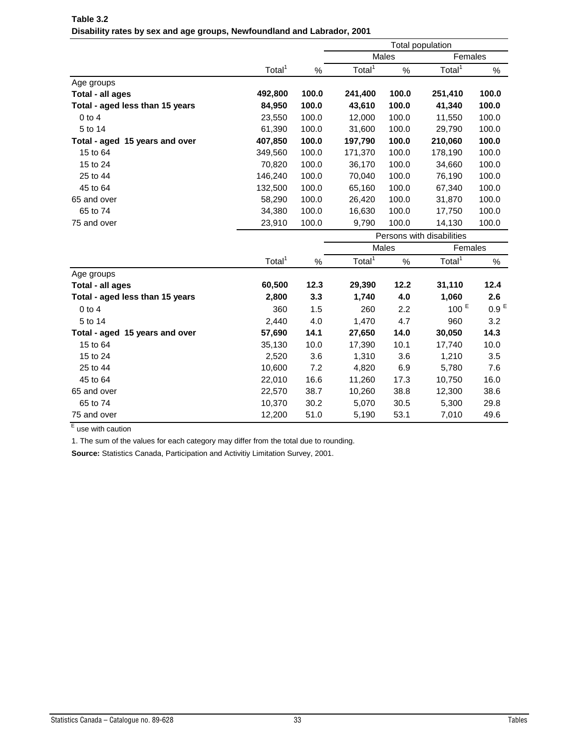**Table 3.2**
**Disability rates by sex and age groups, Newfoundland and Labrador, 2001**

| | | | Total population | | | |
|---|---|---|---|---|---|---|
| | | | Males | | Females | |
| | Total[1] | % | Total[1] | % | Total[1] | % |
| Age groups | | | | | | |
| **Total - all ages** | **492,800** | **100.0** | **241,400** | **100.0** | **251,410** | **100.0** |
| **Total - aged less than 15 years** | **84,950** | **100.0** | **43,610** | **100.0** | **41,340** | **100.0** |
| 0 to 4 | 23,550 | 100.0 | 12,000 | 100.0 | 11,550 | 100.0 |
| 5 to 14 | 61,390 | 100.0 | 31,600 | 100.0 | 29,790 | 100.0 |
| **Total - aged 15 years and over** | **407,850** | **100.0** | **197,790** | **100.0** | **210,060** | **100.0** |
| 15 to 64 | 349,560 | 100.0 | 171,370 | 100.0 | 178,190 | 100.0 |
| 15 to 24 | 70,820 | 100.0 | 36,170 | 100.0 | 34,660 | 100.0 |
| 25 to 44 | 146,240 | 100.0 | 70,040 | 100.0 | 76,190 | 100.0 |
| 45 to 64 | 132,500 | 100.0 | 65,160 | 100.0 | 67,340 | 100.0 |
| 65 and over | 58,290 | 100.0 | 26,420 | 100.0 | 31,870 | 100.0 |
| 65 to 74 | 34,380 | 100.0 | 16,630 | 100.0 | 17,750 | 100.0 |
| 75 and over | 23,910 | 100.0 | 9,790 | 100.0 | 14,130 | 100.0 |
| | | | Persons with disabilities | | | |
| | | | Males | | Females | |
| | Total[1] | % | Total[1] | % | Total[1] | % |
| Age groups | | | | | | |
| **Total - all ages** | **60,500** | **12.3** | **29,390** | **12.2** | **31,110** | **12.4** |
| **Total - aged less than 15 years** | **2,800** | **3.3** | **1,740** | **4.0** | **1,060** | **2.6** |
| 0 to 4 | 360 | 1.5 | 260 | 2.2 | 100 [E] | 0.9 [E] |
| 5 to 14 | 2,440 | 4.0 | 1,470 | 4.7 | 960 | 3.2 |
| **Total - aged 15 years and over** | **57,690** | **14.1** | **27,650** | **14.0** | **30,050** | **14.3** |
| 15 to 64 | 35,130 | 10.0 | 17,390 | 10.1 | 17,740 | 10.0 |
| 15 to 24 | 2,520 | 3.6 | 1,310 | 3.6 | 1,210 | 3.5 |
| 25 to 44 | 10,600 | 7.2 | 4,820 | 6.9 | 5,780 | 7.6 |
| 45 to 64 | 22,010 | 16.6 | 11,260 | 17.3 | 10,750 | 16.0 |
| 65 and over | 22,570 | 38.7 | 10,260 | 38.8 | 12,300 | 38.6 |
| 65 to 74 | 10,370 | 30.2 | 5,070 | 30.5 | 5,300 | 29.8 |
| 75 and over | 12,200 | 51.0 | 5,190 | 53.1 | 7,010 | 49.6 |

[E] use with caution

1. The sum of the values for each category may differ from the total due to rounding.

**Source:** Statistics Canada, Participation and Activitiy Limitation Survey, 2001.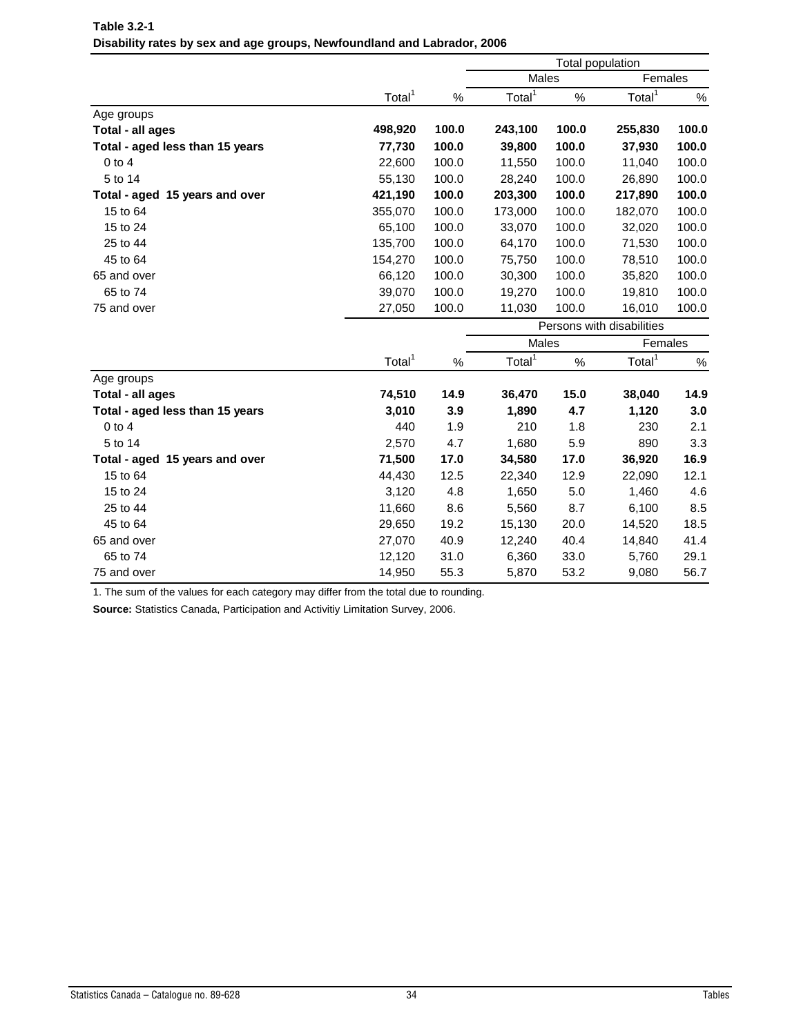**Table 3.2-1**
**Disability rates by sex and age groups, Newfoundland and Labrador, 2006**

| | Total population | | | | | |
|---|---|---|---|---|---|---|
| | | | Males | | Females | |
| | Total[1] | % | Total[1] | % | Total[1] | % |
| Age groups | | | | | | |
| **Total - all ages** | **498,920** | **100.0** | **243,100** | **100.0** | **255,830** | **100.0** |
| **Total - aged less than 15 years** | **77,730** | **100.0** | **39,800** | **100.0** | **37,930** | **100.0** |
| 0 to 4 | 22,600 | 100.0 | 11,550 | 100.0 | 11,040 | 100.0 |
| 5 to 14 | 55,130 | 100.0 | 28,240 | 100.0 | 26,890 | 100.0 |
| **Total - aged 15 years and over** | **421,190** | **100.0** | **203,300** | **100.0** | **217,890** | **100.0** |
| 15 to 64 | 355,070 | 100.0 | 173,000 | 100.0 | 182,070 | 100.0 |
| 15 to 24 | 65,100 | 100.0 | 33,070 | 100.0 | 32,020 | 100.0 |
| 25 to 44 | 135,700 | 100.0 | 64,170 | 100.0 | 71,530 | 100.0 |
| 45 to 64 | 154,270 | 100.0 | 75,750 | 100.0 | 78,510 | 100.0 |
| 65 and over | 66,120 | 100.0 | 30,300 | 100.0 | 35,820 | 100.0 |
| 65 to 74 | 39,070 | 100.0 | 19,270 | 100.0 | 19,810 | 100.0 |
| 75 and over | 27,050 | 100.0 | 11,030 | 100.0 | 16,010 | 100.0 |
| | Persons with disabilities | | | | | |
| | | | Males | | Females | |
| | Total[1] | % | Total[1] | % | Total[1] | % |
| Age groups | | | | | | |
| **Total - all ages** | **74,510** | **14.9** | **36,470** | **15.0** | **38,040** | **14.9** |
| **Total - aged less than 15 years** | **3,010** | **3.9** | **1,890** | **4.7** | **1,120** | **3.0** |
| 0 to 4 | 440 | 1.9 | 210 | 1.8 | 230 | 2.1 |
| 5 to 14 | 2,570 | 4.7 | 1,680 | 5.9 | 890 | 3.3 |
| **Total - aged 15 years and over** | **71,500** | **17.0** | **34,580** | **17.0** | **36,920** | **16.9** |
| 15 to 64 | 44,430 | 12.5 | 22,340 | 12.9 | 22,090 | 12.1 |
| 15 to 24 | 3,120 | 4.8 | 1,650 | 5.0 | 1,460 | 4.6 |
| 25 to 44 | 11,660 | 8.6 | 5,560 | 8.7 | 6,100 | 8.5 |
| 45 to 64 | 29,650 | 19.2 | 15,130 | 20.0 | 14,520 | 18.5 |
| 65 and over | 27,070 | 40.9 | 12,240 | 40.4 | 14,840 | 41.4 |
| 65 to 74 | 12,120 | 31.0 | 6,360 | 33.0 | 5,760 | 29.1 |
| 75 and over | 14,950 | 55.3 | 5,870 | 53.2 | 9,080 | 56.7 |

1. The sum of the values for each category may differ from the total due to rounding.

**Source:** Statistics Canada, Participation and Activitiy Limitation Survey, 2006.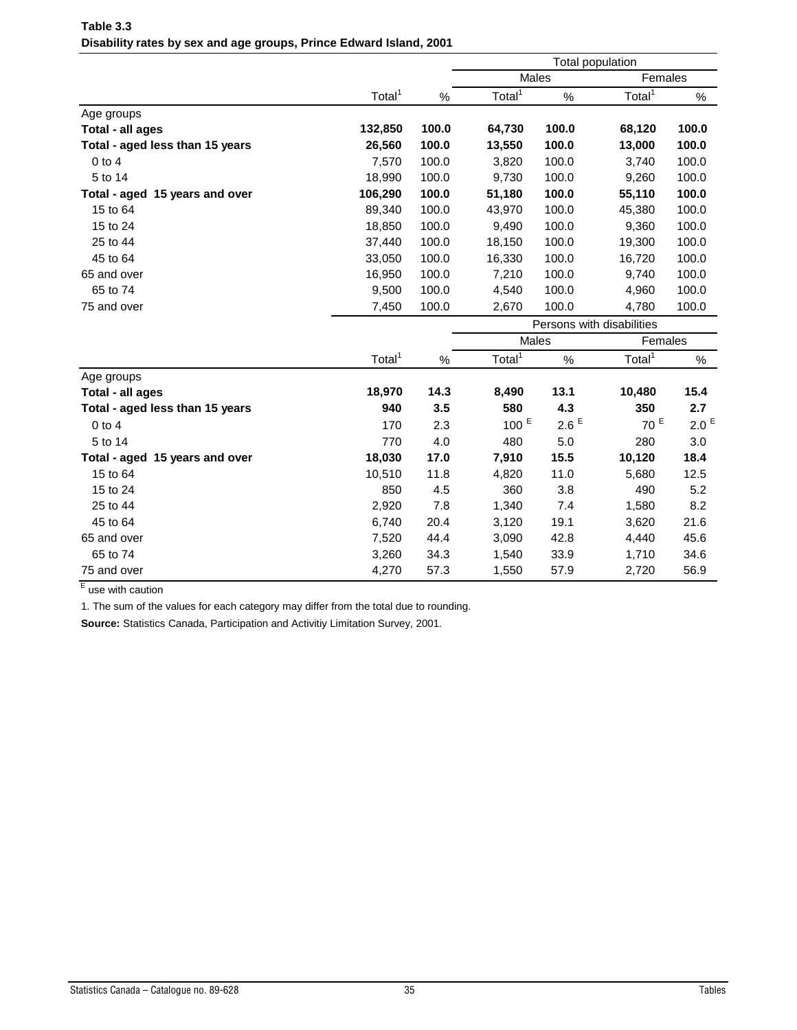**Table 3.3**
**Disability rates by sex and age groups, Prince Edward Island, 2001**

| | Total population | | | | | |
|---|---|---|---|---|---|---|
| | | | Males | | Females | |
| | Total[1] | % | Total[1] | % | Total[1] | % |
| Age groups | | | | | | |
| **Total - all ages** | **132,850** | **100.0** | **64,730** | **100.0** | **68,120** | **100.0** |
| **Total - aged less than 15 years** | **26,560** | **100.0** | **13,550** | **100.0** | **13,000** | **100.0** |
| 0 to 4 | 7,570 | 100.0 | 3,820 | 100.0 | 3,740 | 100.0 |
| 5 to 14 | 18,990 | 100.0 | 9,730 | 100.0 | 9,260 | 100.0 |
| **Total - aged 15 years and over** | **106,290** | **100.0** | **51,180** | **100.0** | **55,110** | **100.0** |
| 15 to 64 | 89,340 | 100.0 | 43,970 | 100.0 | 45,380 | 100.0 |
| 15 to 24 | 18,850 | 100.0 | 9,490 | 100.0 | 9,360 | 100.0 |
| 25 to 44 | 37,440 | 100.0 | 18,150 | 100.0 | 19,300 | 100.0 |
| 45 to 64 | 33,050 | 100.0 | 16,330 | 100.0 | 16,720 | 100.0 |
| 65 and over | 16,950 | 100.0 | 7,210 | 100.0 | 9,740 | 100.0 |
| 65 to 74 | 9,500 | 100.0 | 4,540 | 100.0 | 4,960 | 100.0 |
| 75 and over | 7,450 | 100.0 | 2,670 | 100.0 | 4,780 | 100.0 |
| | Persons with disabilities | | | | | |
| | | | Males | | Females | |
| | Total[1] | % | Total[1] | % | Total[1] | % |
| Age groups | | | | | | |
| **Total - all ages** | **18,970** | **14.3** | **8,490** | **13.1** | **10,480** | **15.4** |
| **Total - aged less than 15 years** | **940** | **3.5** | **580** | **4.3** | **350** | **2.7** |
| 0 to 4 | 170 | 2.3 | 100 E | 2.6 E | 70 E | 2.0 E |
| 5 to 14 | 770 | 4.0 | 480 | 5.0 | 280 | 3.0 |
| **Total - aged 15 years and over** | **18,030** | **17.0** | **7,910** | **15.5** | **10,120** | **18.4** |
| 15 to 64 | 10,510 | 11.8 | 4,820 | 11.0 | 5,680 | 12.5 |
| 15 to 24 | 850 | 4.5 | 360 | 3.8 | 490 | 5.2 |
| 25 to 44 | 2,920 | 7.8 | 1,340 | 7.4 | 1,580 | 8.2 |
| 45 to 64 | 6,740 | 20.4 | 3,120 | 19.1 | 3,620 | 21.6 |
| 65 and over | 7,520 | 44.4 | 3,090 | 42.8 | 4,440 | 45.6 |
| 65 to 74 | 3,260 | 34.3 | 1,540 | 33.9 | 1,710 | 34.6 |
| 75 and over | 4,270 | 57.3 | 1,550 | 57.9 | 2,720 | 56.9 |

E use with caution

1. The sum of the values for each category may differ from the total due to rounding.

**Source:** Statistics Canada, Participation and Activitiy Limitation Survey, 2001.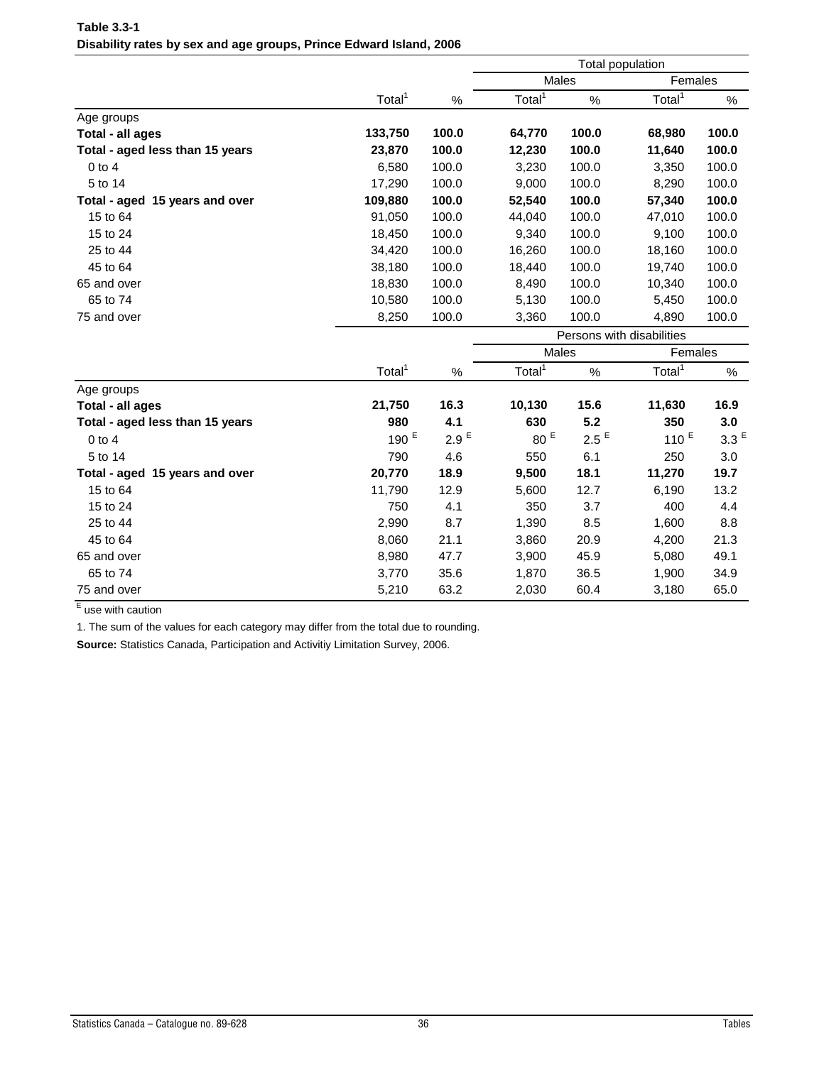**Table 3.3-1**
**Disability rates by sex and age groups, Prince Edward Island, 2006**

| | | | Total population | | | |
|---|---|---|---|---|---|---|
| | | | Males | | Females | |
| | Total[1] | % | Total[1] | % | Total[1] | % |
| Age groups | | | | | | |
| **Total - all ages** | **133,750** | **100.0** | **64,770** | **100.0** | **68,980** | **100.0** |
| **Total - aged less than 15 years** | **23,870** | **100.0** | **12,230** | **100.0** | **11,640** | **100.0** |
| 0 to 4 | 6,580 | 100.0 | 3,230 | 100.0 | 3,350 | 100.0 |
| 5 to 14 | 17,290 | 100.0 | 9,000 | 100.0 | 8,290 | 100.0 |
| **Total - aged 15 years and over** | **109,880** | **100.0** | **52,540** | **100.0** | **57,340** | **100.0** |
| 15 to 64 | 91,050 | 100.0 | 44,040 | 100.0 | 47,010 | 100.0 |
| 15 to 24 | 18,450 | 100.0 | 9,340 | 100.0 | 9,100 | 100.0 |
| 25 to 44 | 34,420 | 100.0 | 16,260 | 100.0 | 18,160 | 100.0 |
| 45 to 64 | 38,180 | 100.0 | 18,440 | 100.0 | 19,740 | 100.0 |
| 65 and over | 18,830 | 100.0 | 8,490 | 100.0 | 10,340 | 100.0 |
| 65 to 74 | 10,580 | 100.0 | 5,130 | 100.0 | 5,450 | 100.0 |
| 75 and over | 8,250 | 100.0 | 3,360 | 100.0 | 4,890 | 100.0 |
| | | | Persons with disabilities | | | |
| | | | Males | | Females | |
| | Total[1] | % | Total[1] | % | Total[1] | % |
| Age groups | | | | | | |
| **Total - all ages** | **21,750** | **16.3** | **10,130** | **15.6** | **11,630** | **16.9** |
| **Total - aged less than 15 years** | **980** | **4.1** | **630** | **5.2** | **350** | **3.0** |
| 0 to 4 | 190 E | 2.9 E | 80 E | 2.5 E | 110 E | 3.3 E |
| 5 to 14 | 790 | 4.6 | 550 | 6.1 | 250 | 3.0 |
| **Total - aged 15 years and over** | **20,770** | **18.9** | **9,500** | **18.1** | **11,270** | **19.7** |
| 15 to 64 | 11,790 | 12.9 | 5,600 | 12.7 | 6,190 | 13.2 |
| 15 to 24 | 750 | 4.1 | 350 | 3.7 | 400 | 4.4 |
| 25 to 44 | 2,990 | 8.7 | 1,390 | 8.5 | 1,600 | 8.8 |
| 45 to 64 | 8,060 | 21.1 | 3,860 | 20.9 | 4,200 | 21.3 |
| 65 and over | 8,980 | 47.7 | 3,900 | 45.9 | 5,080 | 49.1 |
| 65 to 74 | 3,770 | 35.6 | 1,870 | 36.5 | 1,900 | 34.9 |
| 75 and over | 5,210 | 63.2 | 2,030 | 60.4 | 3,180 | 65.0 |

E use with caution

1. The sum of the values for each category may differ from the total due to rounding.

**Source:** Statistics Canada, Participation and Activitiy Limitation Survey, 2006.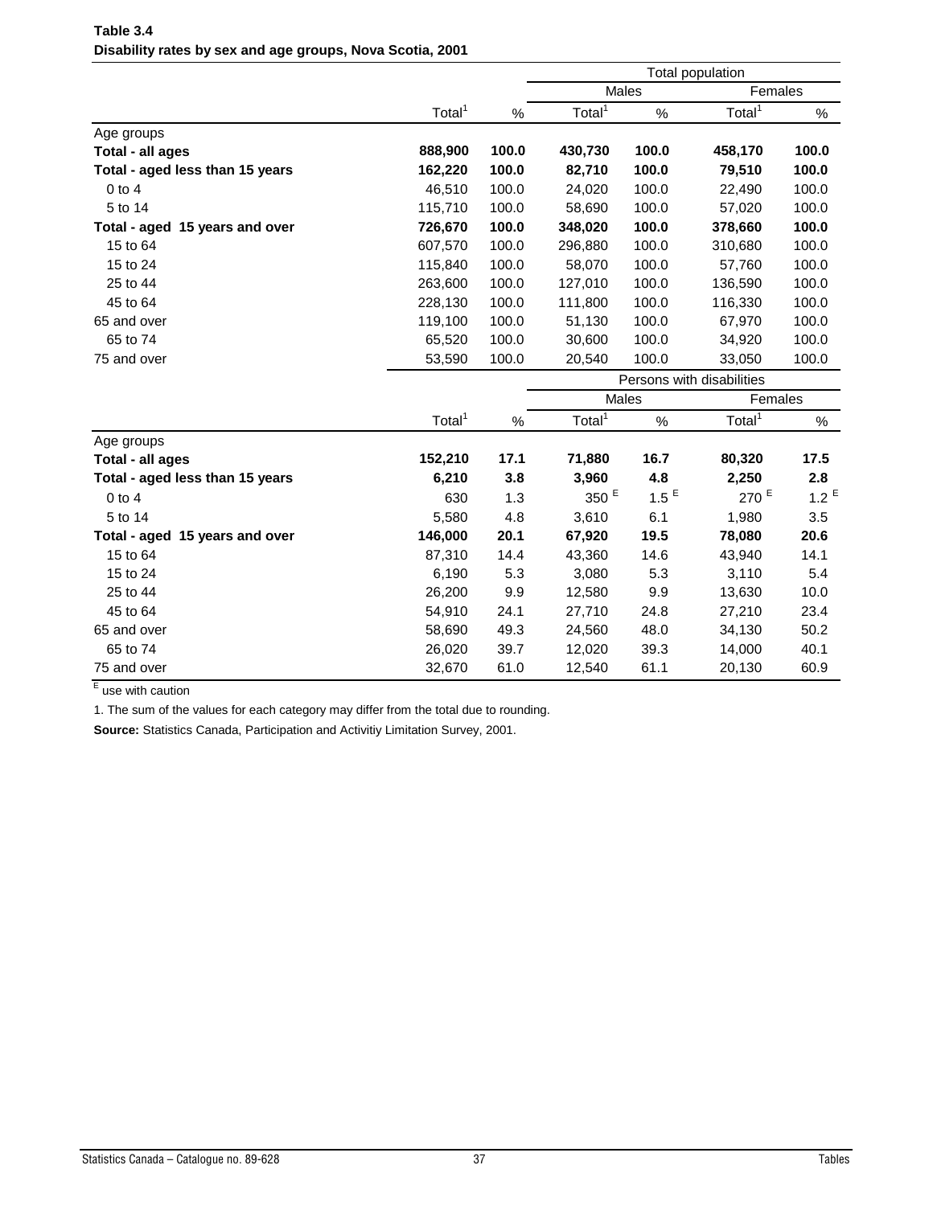**Table 3.4**
**Disability rates by sex and age groups, Nova Scotia, 2001**

| | | | Total population | | | |
|---|---|---|---|---|---|---|
| | | | Males | | Females | |
| | Total[1] | % | Total[1] | % | Total[1] | % |
| Age groups | | | | | | |
| **Total - all ages** | **888,900** | **100.0** | **430,730** | **100.0** | **458,170** | **100.0** |
| **Total - aged less than 15 years** | **162,220** | **100.0** | **82,710** | **100.0** | **79,510** | **100.0** |
| 0 to 4 | 46,510 | 100.0 | 24,020 | 100.0 | 22,490 | 100.0 |
| 5 to 14 | 115,710 | 100.0 | 58,690 | 100.0 | 57,020 | 100.0 |
| **Total - aged 15 years and over** | **726,670** | **100.0** | **348,020** | **100.0** | **378,660** | **100.0** |
| 15 to 64 | 607,570 | 100.0 | 296,880 | 100.0 | 310,680 | 100.0 |
| 15 to 24 | 115,840 | 100.0 | 58,070 | 100.0 | 57,760 | 100.0 |
| 25 to 44 | 263,600 | 100.0 | 127,010 | 100.0 | 136,590 | 100.0 |
| 45 to 64 | 228,130 | 100.0 | 111,800 | 100.0 | 116,330 | 100.0 |
| 65 and over | 119,100 | 100.0 | 51,130 | 100.0 | 67,970 | 100.0 |
| 65 to 74 | 65,520 | 100.0 | 30,600 | 100.0 | 34,920 | 100.0 |
| 75 and over | 53,590 | 100.0 | 20,540 | 100.0 | 33,050 | 100.0 |
| | | | Persons with disabilities | | | |
| | | | Males | | Females | |
| | Total[1] | % | Total[1] | % | Total[1] | % |
| Age groups | | | | | | |
| **Total - all ages** | **152,210** | **17.1** | **71,880** | **16.7** | **80,320** | **17.5** |
| **Total - aged less than 15 years** | **6,210** | **3.8** | **3,960** | **4.8** | **2,250** | **2.8** |
| 0 to 4 | 630 | 1.3 | 350 E | 1.5 E | 270 E | 1.2 E |
| 5 to 14 | 5,580 | 4.8 | 3,610 | 6.1 | 1,980 | 3.5 |
| **Total - aged 15 years and over** | **146,000** | **20.1** | **67,920** | **19.5** | **78,080** | **20.6** |
| 15 to 64 | 87,310 | 14.4 | 43,360 | 14.6 | 43,940 | 14.1 |
| 15 to 24 | 6,190 | 5.3 | 3,080 | 5.3 | 3,110 | 5.4 |
| 25 to 44 | 26,200 | 9.9 | 12,580 | 9.9 | 13,630 | 10.0 |
| 45 to 64 | 54,910 | 24.1 | 27,710 | 24.8 | 27,210 | 23.4 |
| 65 and over | 58,690 | 49.3 | 24,560 | 48.0 | 34,130 | 50.2 |
| 65 to 74 | 26,020 | 39.7 | 12,020 | 39.3 | 14,000 | 40.1 |
| 75 and over | 32,670 | 61.0 | 12,540 | 61.1 | 20,130 | 60.9 |

E use with caution

1. The sum of the values for each category may differ from the total due to rounding.

**Source:** Statistics Canada, Participation and Activitiy Limitation Survey, 2001.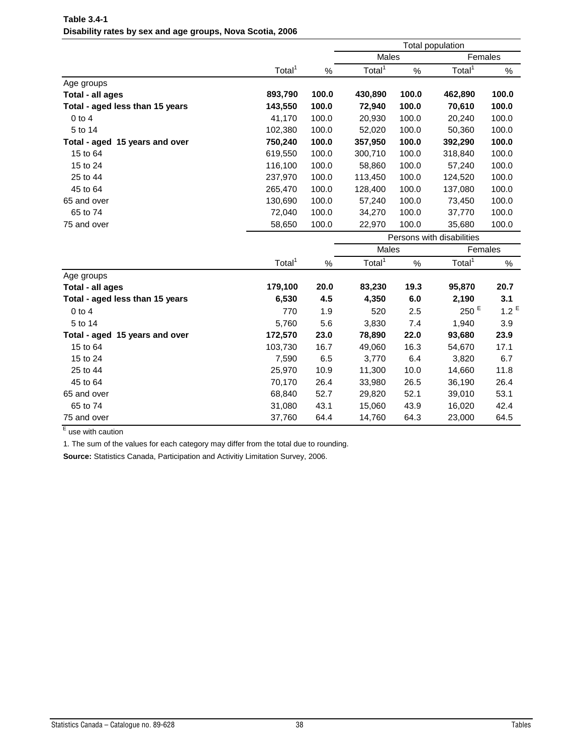**Table 3.4-1**
**Disability rates by sex and age groups, Nova Scotia, 2006**

| | | | Total population | | | |
|---|---|---|---|---|---|---|
| | | | Males | | Females | |
| | Total[1] | % | Total[1] | % | Total[1] | % |
| Age groups | | | | | | |
| **Total - all ages** | **893,790** | **100.0** | **430,890** | **100.0** | **462,890** | **100.0** |
| **Total - aged less than 15 years** | **143,550** | **100.0** | **72,940** | **100.0** | **70,610** | **100.0** |
| 0 to 4 | 41,170 | 100.0 | 20,930 | 100.0 | 20,240 | 100.0 |
| 5 to 14 | 102,380 | 100.0 | 52,020 | 100.0 | 50,360 | 100.0 |
| **Total - aged 15 years and over** | **750,240** | **100.0** | **357,950** | **100.0** | **392,290** | **100.0** |
| 15 to 64 | 619,550 | 100.0 | 300,710 | 100.0 | 318,840 | 100.0 |
| 15 to 24 | 116,100 | 100.0 | 58,860 | 100.0 | 57,240 | 100.0 |
| 25 to 44 | 237,970 | 100.0 | 113,450 | 100.0 | 124,520 | 100.0 |
| 45 to 64 | 265,470 | 100.0 | 128,400 | 100.0 | 137,080 | 100.0 |
| 65 and over | 130,690 | 100.0 | 57,240 | 100.0 | 73,450 | 100.0 |
| 65 to 74 | 72,040 | 100.0 | 34,270 | 100.0 | 37,770 | 100.0 |
| 75 and over | 58,650 | 100.0 | 22,970 | 100.0 | 35,680 | 100.0 |
| | | | Persons with disabilities | | | |
| | | | Males | | Females | |
| | Total[1] | % | Total[1] | % | Total[1] | % |
| Age groups | | | | | | |
| **Total - all ages** | **179,100** | **20.0** | **83,230** | **19.3** | **95,870** | **20.7** |
| **Total - aged less than 15 years** | **6,530** | **4.5** | **4,350** | **6.0** | **2,190** | **3.1** |
| 0 to 4 | 770 | 1.9 | 520 | 2.5 | 250 E | 1.2 E |
| 5 to 14 | 5,760 | 5.6 | 3,830 | 7.4 | 1,940 | 3.9 |
| **Total - aged 15 years and over** | **172,570** | **23.0** | **78,890** | **22.0** | **93,680** | **23.9** |
| 15 to 64 | 103,730 | 16.7 | 49,060 | 16.3 | 54,670 | 17.1 |
| 15 to 24 | 7,590 | 6.5 | 3,770 | 6.4 | 3,820 | 6.7 |
| 25 to 44 | 25,970 | 10.9 | 11,300 | 10.0 | 14,660 | 11.8 |
| 45 to 64 | 70,170 | 26.4 | 33,980 | 26.5 | 36,190 | 26.4 |
| 65 and over | 68,840 | 52.7 | 29,820 | 52.1 | 39,010 | 53.1 |
| 65 to 74 | 31,080 | 43.1 | 15,060 | 43.9 | 16,020 | 42.4 |
| 75 and over | 37,760 | 64.4 | 14,760 | 64.3 | 23,000 | 64.5 |

E use with caution

1. The sum of the values for each category may differ from the total due to rounding.

**Source:** Statistics Canada, Participation and Activitiy Limitation Survey, 2006.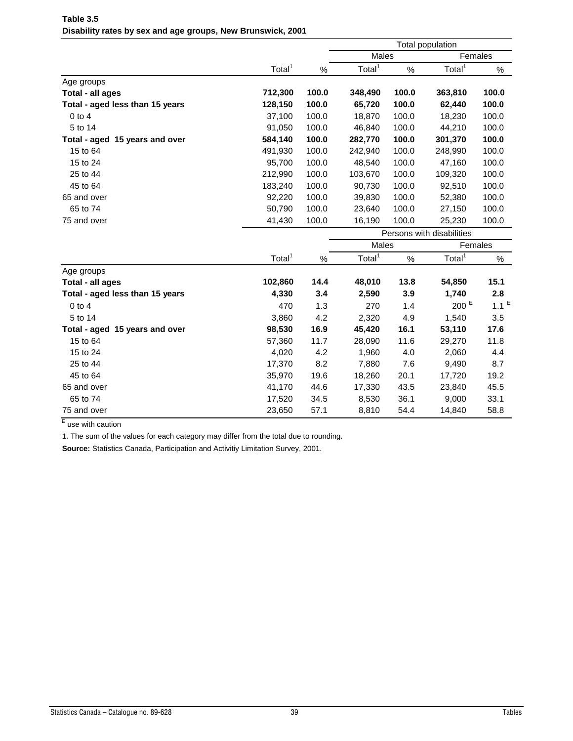**Table 3.5**
**Disability rates by sex and age groups, New Brunswick, 2001**

| | | | Total population | | | |
|---|---|---|---|---|---|---|
| | | | Males | | Females | |
| | Total[1] | % | Total[1] | % | Total[1] | % |
| Age groups | | | | | | |
| **Total - all ages** | **712,300** | **100.0** | **348,490** | **100.0** | **363,810** | **100.0** |
| **Total - aged less than 15 years** | **128,150** | **100.0** | **65,720** | **100.0** | **62,440** | **100.0** |
| 0 to 4 | 37,100 | 100.0 | 18,870 | 100.0 | 18,230 | 100.0 |
| 5 to 14 | 91,050 | 100.0 | 46,840 | 100.0 | 44,210 | 100.0 |
| **Total - aged 15 years and over** | **584,140** | **100.0** | **282,770** | **100.0** | **301,370** | **100.0** |
| 15 to 64 | 491,930 | 100.0 | 242,940 | 100.0 | 248,990 | 100.0 |
| 15 to 24 | 95,700 | 100.0 | 48,540 | 100.0 | 47,160 | 100.0 |
| 25 to 44 | 212,990 | 100.0 | 103,670 | 100.0 | 109,320 | 100.0 |
| 45 to 64 | 183,240 | 100.0 | 90,730 | 100.0 | 92,510 | 100.0 |
| 65 and over | 92,220 | 100.0 | 39,830 | 100.0 | 52,380 | 100.0 |
| 65 to 74 | 50,790 | 100.0 | 23,640 | 100.0 | 27,150 | 100.0 |
| 75 and over | 41,430 | 100.0 | 16,190 | 100.0 | 25,230 | 100.0 |
| | | | Persons with disabilities | | | |
| | | | Males | | Females | |
| | Total[1] | % | Total[1] | % | Total[1] | % |
| Age groups | | | | | | |
| **Total - all ages** | **102,860** | **14.4** | **48,010** | **13.8** | **54,850** | **15.1** |
| **Total - aged less than 15 years** | **4,330** | **3.4** | **2,590** | **3.9** | **1,740** | **2.8** |
| 0 to 4 | 470 | 1.3 | 270 | 1.4 | 200 E | 1.1 E |
| 5 to 14 | 3,860 | 4.2 | 2,320 | 4.9 | 1,540 | 3.5 |
| **Total - aged 15 years and over** | **98,530** | **16.9** | **45,420** | **16.1** | **53,110** | **17.6** |
| 15 to 64 | 57,360 | 11.7 | 28,090 | 11.6 | 29,270 | 11.8 |
| 15 to 24 | 4,020 | 4.2 | 1,960 | 4.0 | 2,060 | 4.4 |
| 25 to 44 | 17,370 | 8.2 | 7,880 | 7.6 | 9,490 | 8.7 |
| 45 to 64 | 35,970 | 19.6 | 18,260 | 20.1 | 17,720 | 19.2 |
| 65 and over | 41,170 | 44.6 | 17,330 | 43.5 | 23,840 | 45.5 |
| 65 to 74 | 17,520 | 34.5 | 8,530 | 36.1 | 9,000 | 33.1 |
| 75 and over | 23,650 | 57.1 | 8,810 | 54.4 | 14,840 | 58.8 |

E use with caution

1. The sum of the values for each category may differ from the total due to rounding.

**Source:** Statistics Canada, Participation and Activitiy Limitation Survey, 2001.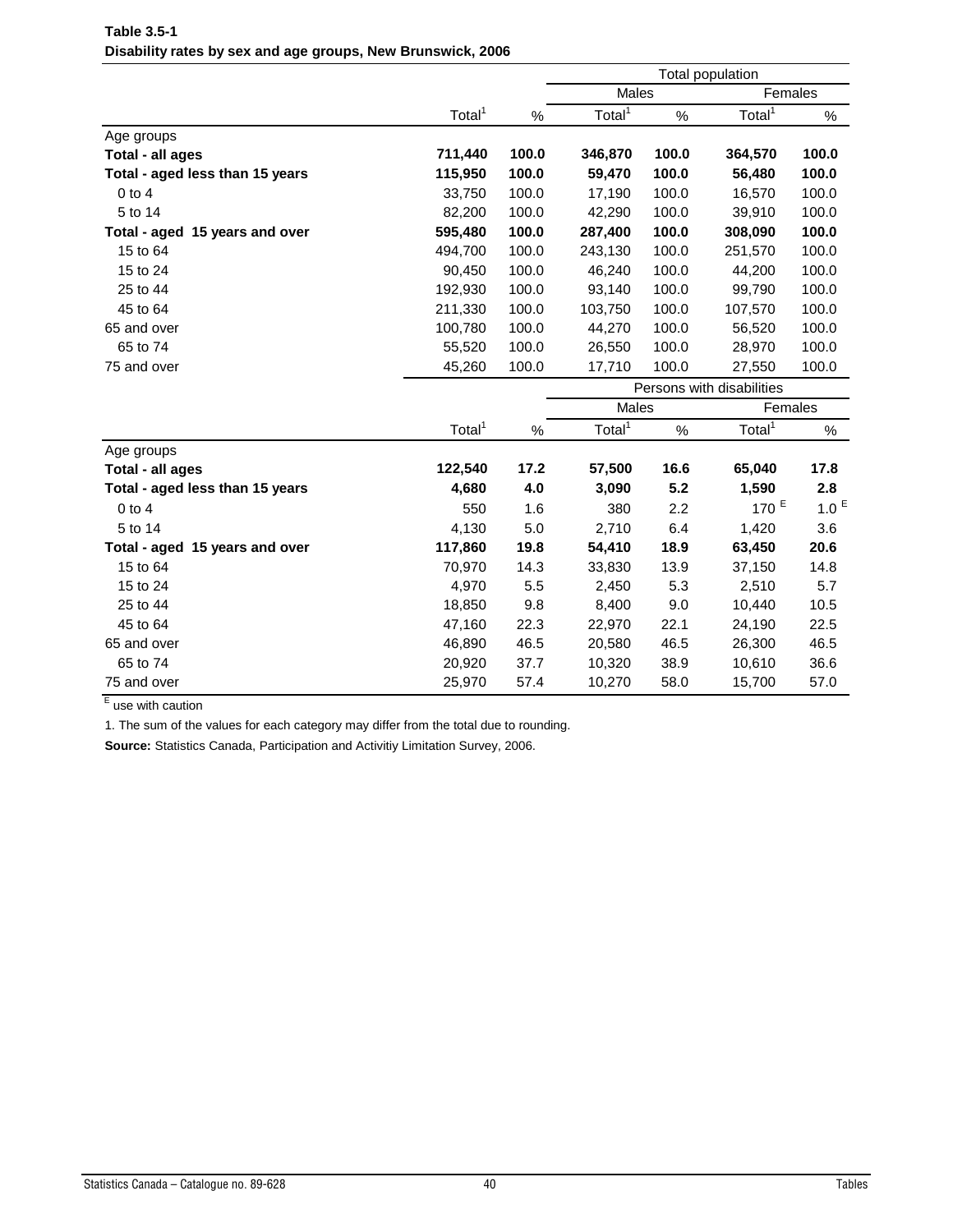**Table 3.5-1**
**Disability rates by sex and age groups, New Brunswick, 2006**

| | | | Total population | | | |
|---|---|---|---|---|---|---|
| | | | Males | | Females | |
| | Total[1] | % | Total[1] | % | Total[1] | % |
| Age groups | | | | | | |
| **Total - all ages** | **711,440** | **100.0** | **346,870** | **100.0** | **364,570** | **100.0** |
| **Total - aged less than 15 years** | **115,950** | **100.0** | **59,470** | **100.0** | **56,480** | **100.0** |
| 0 to 4 | 33,750 | 100.0 | 17,190 | 100.0 | 16,570 | 100.0 |
| 5 to 14 | 82,200 | 100.0 | 42,290 | 100.0 | 39,910 | 100.0 |
| **Total - aged 15 years and over** | **595,480** | **100.0** | **287,400** | **100.0** | **308,090** | **100.0** |
| 15 to 64 | 494,700 | 100.0 | 243,130 | 100.0 | 251,570 | 100.0 |
| 15 to 24 | 90,450 | 100.0 | 46,240 | 100.0 | 44,200 | 100.0 |
| 25 to 44 | 192,930 | 100.0 | 93,140 | 100.0 | 99,790 | 100.0 |
| 45 to 64 | 211,330 | 100.0 | 103,750 | 100.0 | 107,570 | 100.0 |
| 65 and over | 100,780 | 100.0 | 44,270 | 100.0 | 56,520 | 100.0 |
| 65 to 74 | 55,520 | 100.0 | 26,550 | 100.0 | 28,970 | 100.0 |
| 75 and over | 45,260 | 100.0 | 17,710 | 100.0 | 27,550 | 100.0 |
| | | | Persons with disabilities | | | |
| | | | Males | | Females | |
| | Total[1] | % | Total[1] | % | Total[1] | % |
| Age groups | | | | | | |
| **Total - all ages** | **122,540** | **17.2** | **57,500** | **16.6** | **65,040** | **17.8** |
| **Total - aged less than 15 years** | **4,680** | **4.0** | **3,090** | **5.2** | **1,590** | **2.8** |
| 0 to 4 | 550 | 1.6 | 380 | 2.2 | 170 E | 1.0 E |
| 5 to 14 | 4,130 | 5.0 | 2,710 | 6.4 | 1,420 | 3.6 |
| **Total - aged 15 years and over** | **117,860** | **19.8** | **54,410** | **18.9** | **63,450** | **20.6** |
| 15 to 64 | 70,970 | 14.3 | 33,830 | 13.9 | 37,150 | 14.8 |
| 15 to 24 | 4,970 | 5.5 | 2,450 | 5.3 | 2,510 | 5.7 |
| 25 to 44 | 18,850 | 9.8 | 8,400 | 9.0 | 10,440 | 10.5 |
| 45 to 64 | 47,160 | 22.3 | 22,970 | 22.1 | 24,190 | 22.5 |
| 65 and over | 46,890 | 46.5 | 20,580 | 46.5 | 26,300 | 46.5 |
| 65 to 74 | 20,920 | 37.7 | 10,320 | 38.9 | 10,610 | 36.6 |
| 75 and over | 25,970 | 57.4 | 10,270 | 58.0 | 15,700 | 57.0 |

E use with caution

1. The sum of the values for each category may differ from the total due to rounding.

**Source:** Statistics Canada, Participation and Activitiy Limitation Survey, 2006.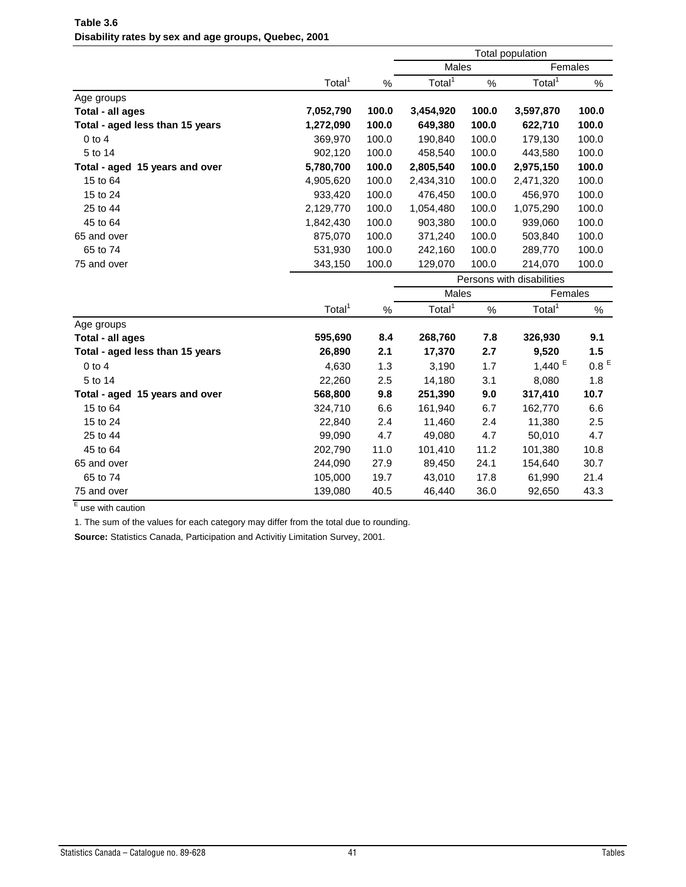**Table 3.6**
**Disability rates by sex and age groups, Quebec, 2001**

| | | | Total population | | | |
|---|---|---|---|---|---|---|
| | | | Males | | Females | |
| | Total[1] | % | Total[1] | % | Total[1] | % |
| Age groups | | | | | | |
| **Total - all ages** | **7,052,790** | **100.0** | **3,454,920** | **100.0** | **3,597,870** | **100.0** |
| **Total - aged less than 15 years** | **1,272,090** | **100.0** | **649,380** | **100.0** | **622,710** | **100.0** |
| 0 to 4 | 369,970 | 100.0 | 190,840 | 100.0 | 179,130 | 100.0 |
| 5 to 14 | 902,120 | 100.0 | 458,540 | 100.0 | 443,580 | 100.0 |
| **Total - aged 15 years and over** | **5,780,700** | **100.0** | **2,805,540** | **100.0** | **2,975,150** | **100.0** |
| 15 to 64 | 4,905,620 | 100.0 | 2,434,310 | 100.0 | 2,471,320 | 100.0 |
| 15 to 24 | 933,420 | 100.0 | 476,450 | 100.0 | 456,970 | 100.0 |
| 25 to 44 | 2,129,770 | 100.0 | 1,054,480 | 100.0 | 1,075,290 | 100.0 |
| 45 to 64 | 1,842,430 | 100.0 | 903,380 | 100.0 | 939,060 | 100.0 |
| 65 and over | 875,070 | 100.0 | 371,240 | 100.0 | 503,840 | 100.0 |
| 65 to 74 | 531,930 | 100.0 | 242,160 | 100.0 | 289,770 | 100.0 |
| 75 and over | 343,150 | 100.0 | 129,070 | 100.0 | 214,070 | 100.0 |
| | | | Persons with disabilities | | | |
| | | | Males | | Females | |
| | Total[1] | % | Total[1] | % | Total[1] | % |
| Age groups | | | | | | |
| **Total - all ages** | **595,690** | **8.4** | **268,760** | **7.8** | **326,930** | **9.1** |
| **Total - aged less than 15 years** | **26,890** | **2.1** | **17,370** | **2.7** | **9,520** | **1.5** |
| 0 to 4 | 4,630 | 1.3 | 3,190 | 1.7 | 1,440 E | 0.8 E |
| 5 to 14 | 22,260 | 2.5 | 14,180 | 3.1 | 8,080 | 1.8 |
| **Total - aged 15 years and over** | **568,800** | **9.8** | **251,390** | **9.0** | **317,410** | **10.7** |
| 15 to 64 | 324,710 | 6.6 | 161,940 | 6.7 | 162,770 | 6.6 |
| 15 to 24 | 22,840 | 2.4 | 11,460 | 2.4 | 11,380 | 2.5 |
| 25 to 44 | 99,090 | 4.7 | 49,080 | 4.7 | 50,010 | 4.7 |
| 45 to 64 | 202,790 | 11.0 | 101,410 | 11.2 | 101,380 | 10.8 |
| 65 and over | 244,090 | 27.9 | 89,450 | 24.1 | 154,640 | 30.7 |
| 65 to 74 | 105,000 | 19.7 | 43,010 | 17.8 | 61,990 | 21.4 |
| 75 and over | 139,080 | 40.5 | 46,440 | 36.0 | 92,650 | 43.3 |

E use with caution

1. The sum of the values for each category may differ from the total due to rounding.

**Source:** Statistics Canada, Participation and Activitiy Limitation Survey, 2001.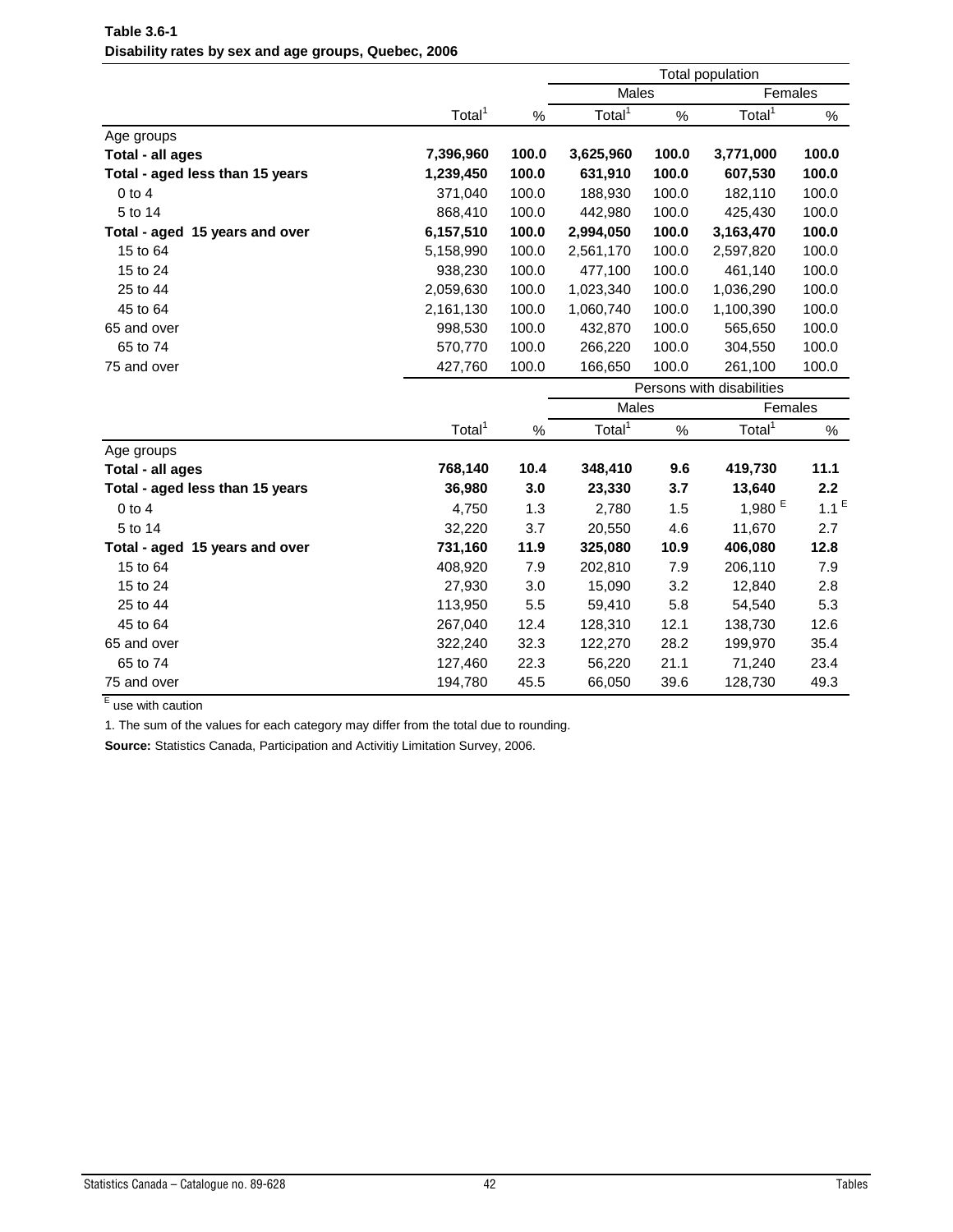**Table 3.6-1**
**Disability rates by sex and age groups, Quebec, 2006**

| | Total population | | | | | |
|---|---|---|---|---|---|---|
| | | | Males | | Females | |
| | Total[1] | % | Total[1] | % | Total[1] | % |
| Age groups | | | | | | |
| **Total - all ages** | **7,396,960** | **100.0** | **3,625,960** | **100.0** | **3,771,000** | **100.0** |
| **Total - aged less than 15 years** | **1,239,450** | **100.0** | **631,910** | **100.0** | **607,530** | **100.0** |
| 0 to 4 | 371,040 | 100.0 | 188,930 | 100.0 | 182,110 | 100.0 |
| 5 to 14 | 868,410 | 100.0 | 442,980 | 100.0 | 425,430 | 100.0 |
| **Total - aged 15 years and over** | **6,157,510** | **100.0** | **2,994,050** | **100.0** | **3,163,470** | **100.0** |
| 15 to 64 | 5,158,990 | 100.0 | 2,561,170 | 100.0 | 2,597,820 | 100.0 |
| 15 to 24 | 938,230 | 100.0 | 477,100 | 100.0 | 461,140 | 100.0 |
| 25 to 44 | 2,059,630 | 100.0 | 1,023,340 | 100.0 | 1,036,290 | 100.0 |
| 45 to 64 | 2,161,130 | 100.0 | 1,060,740 | 100.0 | 1,100,390 | 100.0 |
| 65 and over | 998,530 | 100.0 | 432,870 | 100.0 | 565,650 | 100.0 |
| 65 to 74 | 570,770 | 100.0 | 266,220 | 100.0 | 304,550 | 100.0 |
| 75 and over | 427,760 | 100.0 | 166,650 | 100.0 | 261,100 | 100.0 |
| | Persons with disabilities | | | | | |
| | | | Males | | Females | |
| | Total[1] | % | Total[1] | % | Total[1] | % |
| Age groups | | | | | | |
| **Total - all ages** | **768,140** | **10.4** | **348,410** | **9.6** | **419,730** | **11.1** |
| **Total - aged less than 15 years** | **36,980** | **3.0** | **23,330** | **3.7** | **13,640** | **2.2** |
| 0 to 4 | 4,750 | 1.3 | 2,780 | 1.5 | 1,980 E | 1.1 E |
| 5 to 14 | 32,220 | 3.7 | 20,550 | 4.6 | 11,670 | 2.7 |
| **Total - aged 15 years and over** | **731,160** | **11.9** | **325,080** | **10.9** | **406,080** | **12.8** |
| 15 to 64 | 408,920 | 7.9 | 202,810 | 7.9 | 206,110 | 7.9 |
| 15 to 24 | 27,930 | 3.0 | 15,090 | 3.2 | 12,840 | 2.8 |
| 25 to 44 | 113,950 | 5.5 | 59,410 | 5.8 | 54,540 | 5.3 |
| 45 to 64 | 267,040 | 12.4 | 128,310 | 12.1 | 138,730 | 12.6 |
| 65 and over | 322,240 | 32.3 | 122,270 | 28.2 | 199,970 | 35.4 |
| 65 to 74 | 127,460 | 22.3 | 56,220 | 21.1 | 71,240 | 23.4 |
| 75 and over | 194,780 | 45.5 | 66,050 | 39.6 | 128,730 | 49.3 |

E use with caution

1. The sum of the values for each category may differ from the total due to rounding.

**Source:** Statistics Canada, Participation and Activitiy Limitation Survey, 2006.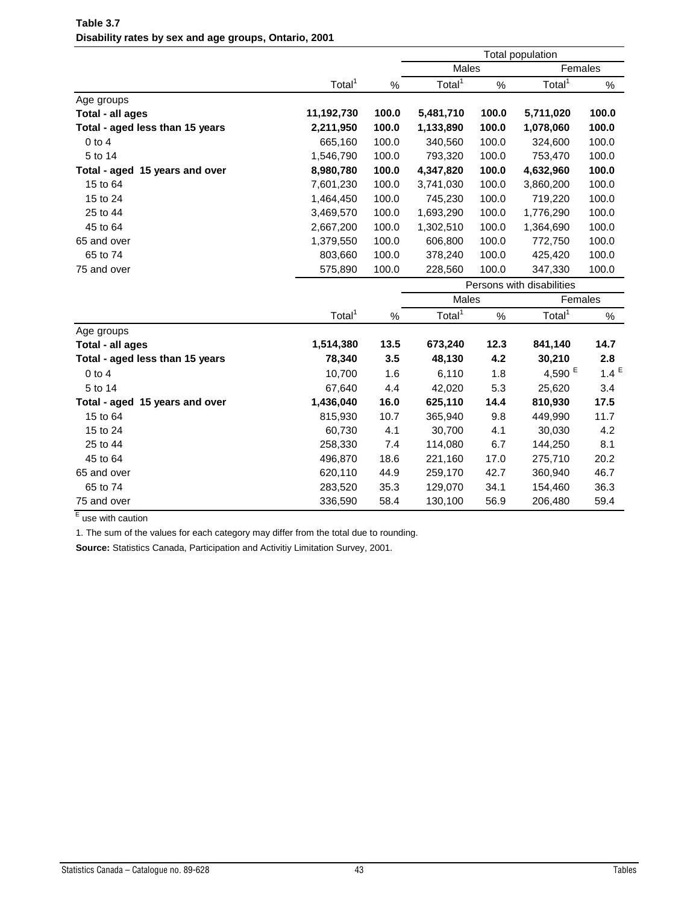**Table 3.7**
**Disability rates by sex and age groups, Ontario, 2001**

| | Total population | | | | | |
|---|---|---|---|---|---|---|
| | | | Males | | Females | |
| | Total[1] | % | Total[1] | % | Total[1] | % |
| Age groups | | | | | | |
| **Total - all ages** | **11,192,730** | **100.0** | **5,481,710** | **100.0** | **5,711,020** | **100.0** |
| **Total - aged less than 15 years** | **2,211,950** | **100.0** | **1,133,890** | **100.0** | **1,078,060** | **100.0** |
| 0 to 4 | 665,160 | 100.0 | 340,560 | 100.0 | 324,600 | 100.0 |
| 5 to 14 | 1,546,790 | 100.0 | 793,320 | 100.0 | 753,470 | 100.0 |
| **Total - aged 15 years and over** | **8,980,780** | **100.0** | **4,347,820** | **100.0** | **4,632,960** | **100.0** |
| 15 to 64 | 7,601,230 | 100.0 | 3,741,030 | 100.0 | 3,860,200 | 100.0 |
| 15 to 24 | 1,464,450 | 100.0 | 745,230 | 100.0 | 719,220 | 100.0 |
| 25 to 44 | 3,469,570 | 100.0 | 1,693,290 | 100.0 | 1,776,290 | 100.0 |
| 45 to 64 | 2,667,200 | 100.0 | 1,302,510 | 100.0 | 1,364,690 | 100.0 |
| 65 and over | 1,379,550 | 100.0 | 606,800 | 100.0 | 772,750 | 100.0 |
| 65 to 74 | 803,660 | 100.0 | 378,240 | 100.0 | 425,420 | 100.0 |
| 75 and over | 575,890 | 100.0 | 228,560 | 100.0 | 347,330 | 100.0 |
| | Persons with disabilities | | | | | |
| | | | Males | | Females | |
| | Total[1] | % | Total[1] | % | Total[1] | % |
| Age groups | | | | | | |
| **Total - all ages** | **1,514,380** | **13.5** | **673,240** | **12.3** | **841,140** | **14.7** |
| **Total - aged less than 15 years** | **78,340** | **3.5** | **48,130** | **4.2** | **30,210** | **2.8** |
| 0 to 4 | 10,700 | 1.6 | 6,110 | 1.8 | 4,590 E | 1.4 E |
| 5 to 14 | 67,640 | 4.4 | 42,020 | 5.3 | 25,620 | 3.4 |
| **Total - aged 15 years and over** | **1,436,040** | **16.0** | **625,110** | **14.4** | **810,930** | **17.5** |
| 15 to 64 | 815,930 | 10.7 | 365,940 | 9.8 | 449,990 | 11.7 |
| 15 to 24 | 60,730 | 4.1 | 30,700 | 4.1 | 30,030 | 4.2 |
| 25 to 44 | 258,330 | 7.4 | 114,080 | 6.7 | 144,250 | 8.1 |
| 45 to 64 | 496,870 | 18.6 | 221,160 | 17.0 | 275,710 | 20.2 |
| 65 and over | 620,110 | 44.9 | 259,170 | 42.7 | 360,940 | 46.7 |
| 65 to 74 | 283,520 | 35.3 | 129,070 | 34.1 | 154,460 | 36.3 |
| 75 and over | 336,590 | 58.4 | 130,100 | 56.9 | 206,480 | 59.4 |

E use with caution

1. The sum of the values for each category may differ from the total due to rounding.

**Source:** Statistics Canada, Participation and Activitiy Limitation Survey, 2001.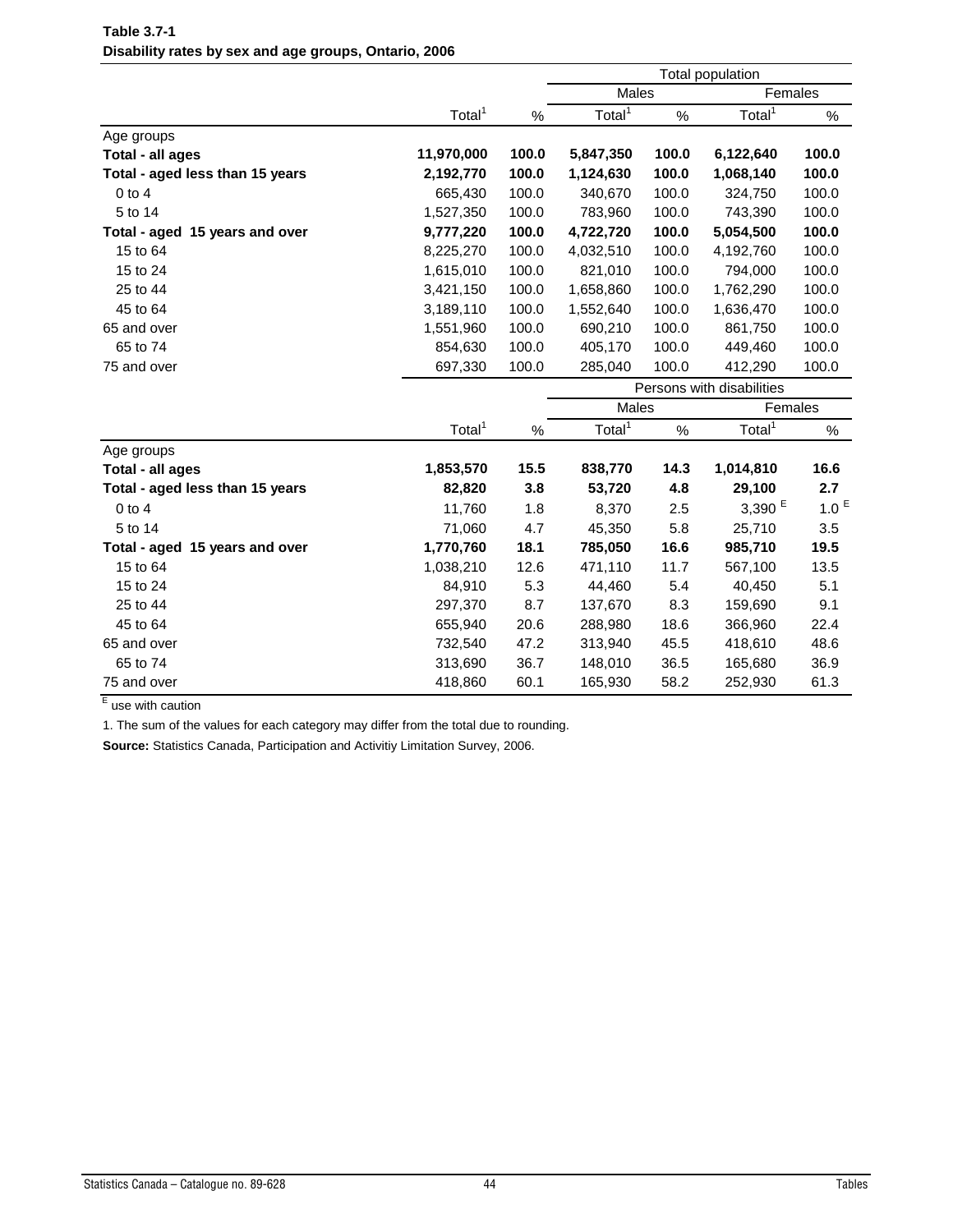**Table 3.7-1**
**Disability rates by sex and age groups, Ontario, 2006**

| | | | Total population | | | |
|---|---|---|---|---|---|---|
| | | | Males | | Females | |
| | Total[1] | % | Total[1] | % | Total[1] | % |
| Age groups | | | | | | |
| **Total - all ages** | **11,970,000** | **100.0** | **5,847,350** | **100.0** | **6,122,640** | **100.0** |
| **Total - aged less than 15 years** | **2,192,770** | **100.0** | **1,124,630** | **100.0** | **1,068,140** | **100.0** |
| 0 to 4 | 665,430 | 100.0 | 340,670 | 100.0 | 324,750 | 100.0 |
| 5 to 14 | 1,527,350 | 100.0 | 783,960 | 100.0 | 743,390 | 100.0 |
| **Total - aged 15 years and over** | **9,777,220** | **100.0** | **4,722,720** | **100.0** | **5,054,500** | **100.0** |
| 15 to 64 | 8,225,270 | 100.0 | 4,032,510 | 100.0 | 4,192,760 | 100.0 |
| 15 to 24 | 1,615,010 | 100.0 | 821,010 | 100.0 | 794,000 | 100.0 |
| 25 to 44 | 3,421,150 | 100.0 | 1,658,860 | 100.0 | 1,762,290 | 100.0 |
| 45 to 64 | 3,189,110 | 100.0 | 1,552,640 | 100.0 | 1,636,470 | 100.0 |
| 65 and over | 1,551,960 | 100.0 | 690,210 | 100.0 | 861,750 | 100.0 |
| 65 to 74 | 854,630 | 100.0 | 405,170 | 100.0 | 449,460 | 100.0 |
| 75 and over | 697,330 | 100.0 | 285,040 | 100.0 | 412,290 | 100.0 |
| | | | Persons with disabilities | | | |
| | | | Males | | Females | |
| | Total[1] | % | Total[1] | % | Total[1] | % |
| Age groups | | | | | | |
| **Total - all ages** | **1,853,570** | **15.5** | **838,770** | **14.3** | **1,014,810** | **16.6** |
| **Total - aged less than 15 years** | **82,820** | **3.8** | **53,720** | **4.8** | **29,100** | **2.7** |
| 0 to 4 | 11,760 | 1.8 | 8,370 | 2.5 | 3,390 E | 1.0 E |
| 5 to 14 | 71,060 | 4.7 | 45,350 | 5.8 | 25,710 | 3.5 |
| **Total - aged 15 years and over** | **1,770,760** | **18.1** | **785,050** | **16.6** | **985,710** | **19.5** |
| 15 to 64 | 1,038,210 | 12.6 | 471,110 | 11.7 | 567,100 | 13.5 |
| 15 to 24 | 84,910 | 5.3 | 44,460 | 5.4 | 40,450 | 5.1 |
| 25 to 44 | 297,370 | 8.7 | 137,670 | 8.3 | 159,690 | 9.1 |
| 45 to 64 | 655,940 | 20.6 | 288,980 | 18.6 | 366,960 | 22.4 |
| 65 and over | 732,540 | 47.2 | 313,940 | 45.5 | 418,610 | 48.6 |
| 65 to 74 | 313,690 | 36.7 | 148,010 | 36.5 | 165,680 | 36.9 |
| 75 and over | 418,860 | 60.1 | 165,930 | 58.2 | 252,930 | 61.3 |

E use with caution

1. The sum of the values for each category may differ from the total due to rounding.

**Source:** Statistics Canada, Participation and Activitiy Limitation Survey, 2006.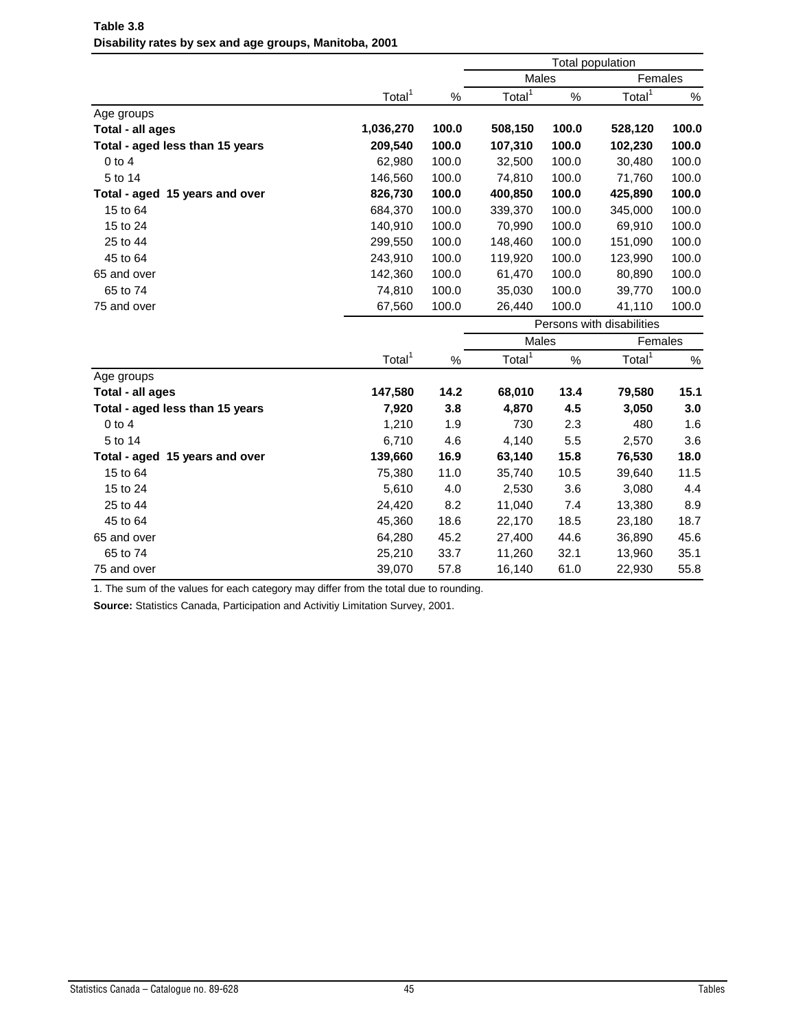**Table 3.8**
**Disability rates by sex and age groups, Manitoba, 2001**

| | Total population | | | | | |
|---|---|---|---|---|---|---|
| | | | Males | | Females | |
| | Total[1] | % | Total[1] | % | Total[1] | % |
| Age groups | | | | | | |
| **Total - all ages** | **1,036,270** | **100.0** | **508,150** | **100.0** | **528,120** | **100.0** |
| **Total - aged less than 15 years** | **209,540** | **100.0** | **107,310** | **100.0** | **102,230** | **100.0** |
| 0 to 4 | 62,980 | 100.0 | 32,500 | 100.0 | 30,480 | 100.0 |
| 5 to 14 | 146,560 | 100.0 | 74,810 | 100.0 | 71,760 | 100.0 |
| **Total - aged 15 years and over** | **826,730** | **100.0** | **400,850** | **100.0** | **425,890** | **100.0** |
| 15 to 64 | 684,370 | 100.0 | 339,370 | 100.0 | 345,000 | 100.0 |
| 15 to 24 | 140,910 | 100.0 | 70,990 | 100.0 | 69,910 | 100.0 |
| 25 to 44 | 299,550 | 100.0 | 148,460 | 100.0 | 151,090 | 100.0 |
| 45 to 64 | 243,910 | 100.0 | 119,920 | 100.0 | 123,990 | 100.0 |
| 65 and over | 142,360 | 100.0 | 61,470 | 100.0 | 80,890 | 100.0 |
| 65 to 74 | 74,810 | 100.0 | 35,030 | 100.0 | 39,770 | 100.0 |
| 75 and over | 67,560 | 100.0 | 26,440 | 100.0 | 41,110 | 100.0 |
| | Persons with disabilities | | | | | |
| | | | Males | | Females | |
| | Total[1] | % | Total[1] | % | Total[1] | % |
| Age groups | | | | | | |
| **Total - all ages** | **147,580** | **14.2** | **68,010** | **13.4** | **79,580** | **15.1** |
| **Total - aged less than 15 years** | **7,920** | **3.8** | **4,870** | **4.5** | **3,050** | **3.0** |
| 0 to 4 | 1,210 | 1.9 | 730 | 2.3 | 480 | 1.6 |
| 5 to 14 | 6,710 | 4.6 | 4,140 | 5.5 | 2,570 | 3.6 |
| **Total - aged 15 years and over** | **139,660** | **16.9** | **63,140** | **15.8** | **76,530** | **18.0** |
| 15 to 64 | 75,380 | 11.0 | 35,740 | 10.5 | 39,640 | 11.5 |
| 15 to 24 | 5,610 | 4.0 | 2,530 | 3.6 | 3,080 | 4.4 |
| 25 to 44 | 24,420 | 8.2 | 11,040 | 7.4 | 13,380 | 8.9 |
| 45 to 64 | 45,360 | 18.6 | 22,170 | 18.5 | 23,180 | 18.7 |
| 65 and over | 64,280 | 45.2 | 27,400 | 44.6 | 36,890 | 45.6 |
| 65 to 74 | 25,210 | 33.7 | 11,260 | 32.1 | 13,960 | 35.1 |
| 75 and over | 39,070 | 57.8 | 16,140 | 61.0 | 22,930 | 55.8 |

1. The sum of the values for each category may differ from the total due to rounding.

**Source:** Statistics Canada, Participation and Activitiy Limitation Survey, 2001.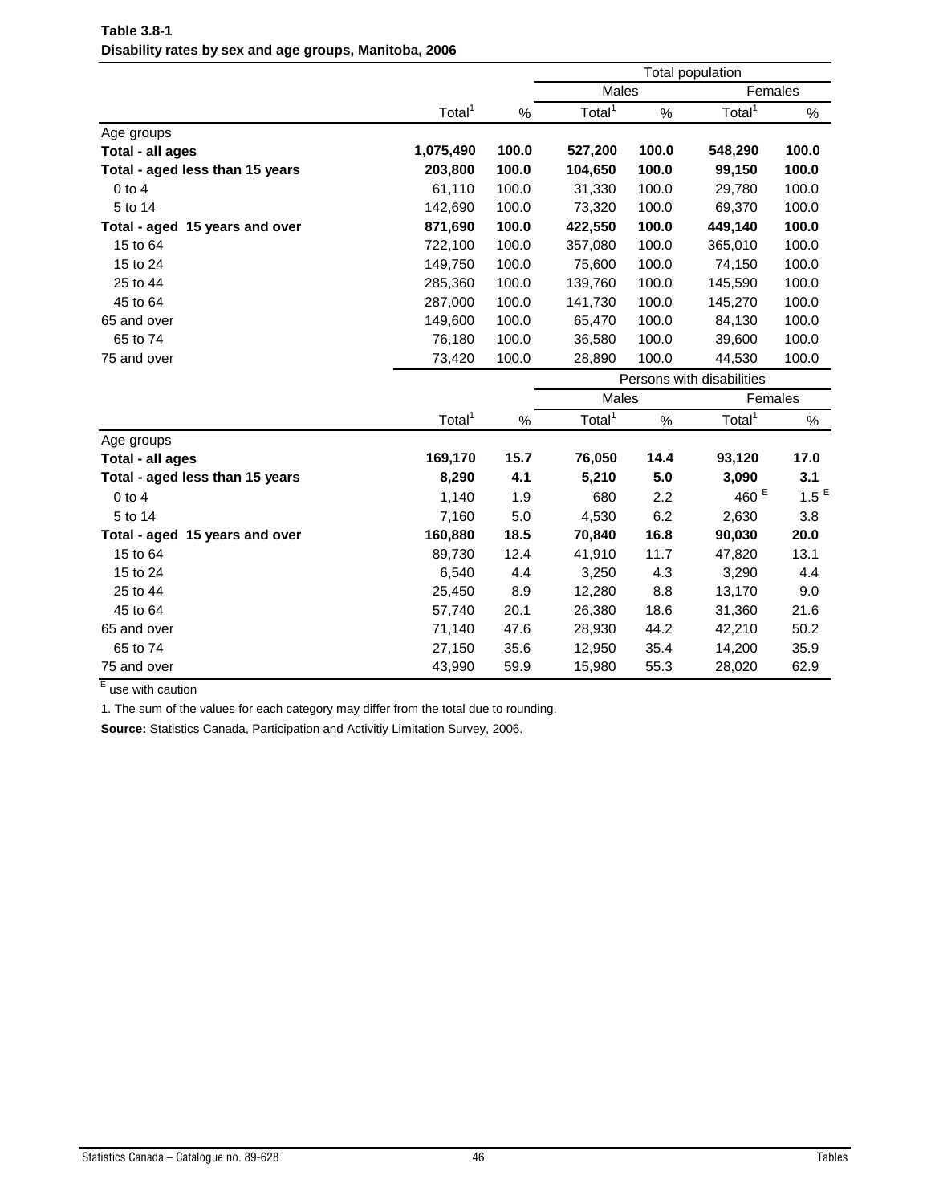**Table 3.8-1**
**Disability rates by sex and age groups, Manitoba, 2006**

| | | | Total population | | | |
|---|---|---|---|---|---|---|
| | | | Males | | Females | |
| | Total[1] | % | Total[1] | % | Total[1] | % |
| Age groups | | | | | | |
| **Total - all ages** | **1,075,490** | **100.0** | **527,200** | **100.0** | **548,290** | **100.0** |
| **Total - aged less than 15 years** | **203,800** | **100.0** | **104,650** | **100.0** | **99,150** | **100.0** |
| 0 to 4 | 61,110 | 100.0 | 31,330 | 100.0 | 29,780 | 100.0 |
| 5 to 14 | 142,690 | 100.0 | 73,320 | 100.0 | 69,370 | 100.0 |
| **Total - aged 15 years and over** | **871,690** | **100.0** | **422,550** | **100.0** | **449,140** | **100.0** |
| 15 to 64 | 722,100 | 100.0 | 357,080 | 100.0 | 365,010 | 100.0 |
| 15 to 24 | 149,750 | 100.0 | 75,600 | 100.0 | 74,150 | 100.0 |
| 25 to 44 | 285,360 | 100.0 | 139,760 | 100.0 | 145,590 | 100.0 |
| 45 to 64 | 287,000 | 100.0 | 141,730 | 100.0 | 145,270 | 100.0 |
| 65 and over | 149,600 | 100.0 | 65,470 | 100.0 | 84,130 | 100.0 |
| 65 to 74 | 76,180 | 100.0 | 36,580 | 100.0 | 39,600 | 100.0 |
| 75 and over | 73,420 | 100.0 | 28,890 | 100.0 | 44,530 | 100.0 |
| | | | Persons with disabilities | | | |
| | | | Males | | Females | |
| | Total[1] | % | Total[1] | % | Total[1] | % |
| Age groups | | | | | | |
| **Total - all ages** | **169,170** | **15.7** | **76,050** | **14.4** | **93,120** | **17.0** |
| **Total - aged less than 15 years** | **8,290** | **4.1** | **5,210** | **5.0** | **3,090** | **3.1** |
| 0 to 4 | 1,140 | 1.9 | 680 | 2.2 | 460 E | 1.5 E |
| 5 to 14 | 7,160 | 5.0 | 4,530 | 6.2 | 2,630 | 3.8 |
| **Total - aged 15 years and over** | **160,880** | **18.5** | **70,840** | **16.8** | **90,030** | **20.0** |
| 15 to 64 | 89,730 | 12.4 | 41,910 | 11.7 | 47,820 | 13.1 |
| 15 to 24 | 6,540 | 4.4 | 3,250 | 4.3 | 3,290 | 4.4 |
| 25 to 44 | 25,450 | 8.9 | 12,280 | 8.8 | 13,170 | 9.0 |
| 45 to 64 | 57,740 | 20.1 | 26,380 | 18.6 | 31,360 | 21.6 |
| 65 and over | 71,140 | 47.6 | 28,930 | 44.2 | 42,210 | 50.2 |
| 65 to 74 | 27,150 | 35.6 | 12,950 | 35.4 | 14,200 | 35.9 |
| 75 and over | 43,990 | 59.9 | 15,980 | 55.3 | 28,020 | 62.9 |

E use with caution

1. The sum of the values for each category may differ from the total due to rounding.

**Source:** Statistics Canada, Participation and Activitiy Limitation Survey, 2006.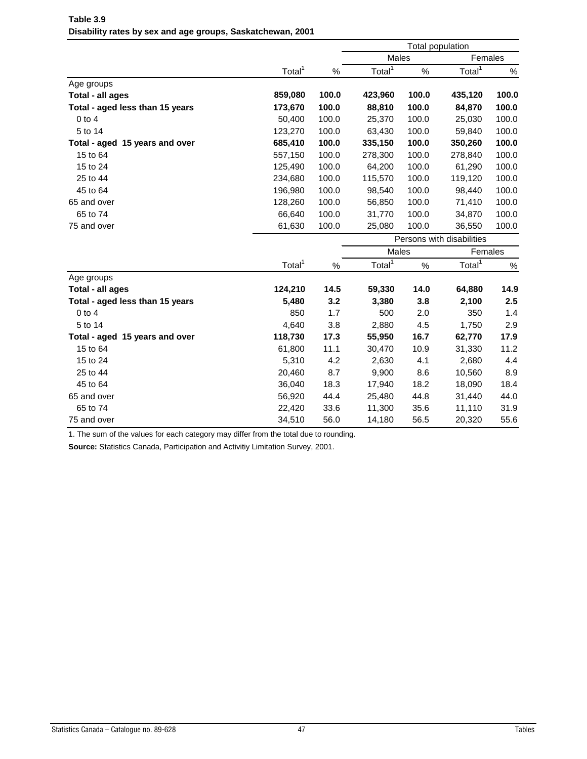**Table 3.9**
**Disability rates by sex and age groups, Saskatchewan, 2001**

| | Total population | | | | | |
|---|---|---|---|---|---|---|
| | | | Males | | Females | |
| | Total[1] | % | Total[1] | % | Total[1] | % |
| Age groups | | | | | | |
| **Total - all ages** | **859,080** | **100.0** | **423,960** | **100.0** | **435,120** | **100.0** |
| **Total - aged less than 15 years** | **173,670** | **100.0** | **88,810** | **100.0** | **84,870** | **100.0** |
| 0 to 4 | 50,400 | 100.0 | 25,370 | 100.0 | 25,030 | 100.0 |
| 5 to 14 | 123,270 | 100.0 | 63,430 | 100.0 | 59,840 | 100.0 |
| **Total - aged 15 years and over** | **685,410** | **100.0** | **335,150** | **100.0** | **350,260** | **100.0** |
| 15 to 64 | 557,150 | 100.0 | 278,300 | 100.0 | 278,840 | 100.0 |
| 15 to 24 | 125,490 | 100.0 | 64,200 | 100.0 | 61,290 | 100.0 |
| 25 to 44 | 234,680 | 100.0 | 115,570 | 100.0 | 119,120 | 100.0 |
| 45 to 64 | 196,980 | 100.0 | 98,540 | 100.0 | 98,440 | 100.0 |
| 65 and over | 128,260 | 100.0 | 56,850 | 100.0 | 71,410 | 100.0 |
| 65 to 74 | 66,640 | 100.0 | 31,770 | 100.0 | 34,870 | 100.0 |
| 75 and over | 61,630 | 100.0 | 25,080 | 100.0 | 36,550 | 100.0 |
| | Persons with disabilities | | | | | |
| | | | Males | | Females | |
| | Total[1] | % | Total[1] | % | Total[1] | % |
| Age groups | | | | | | |
| **Total - all ages** | **124,210** | **14.5** | **59,330** | **14.0** | **64,880** | **14.9** |
| **Total - aged less than 15 years** | **5,480** | **3.2** | **3,380** | **3.8** | **2,100** | **2.5** |
| 0 to 4 | 850 | 1.7 | 500 | 2.0 | 350 | 1.4 |
| 5 to 14 | 4,640 | 3.8 | 2,880 | 4.5 | 1,750 | 2.9 |
| **Total - aged 15 years and over** | **118,730** | **17.3** | **55,950** | **16.7** | **62,770** | **17.9** |
| 15 to 64 | 61,800 | 11.1 | 30,470 | 10.9 | 31,330 | 11.2 |
| 15 to 24 | 5,310 | 4.2 | 2,630 | 4.1 | 2,680 | 4.4 |
| 25 to 44 | 20,460 | 8.7 | 9,900 | 8.6 | 10,560 | 8.9 |
| 45 to 64 | 36,040 | 18.3 | 17,940 | 18.2 | 18,090 | 18.4 |
| 65 and over | 56,920 | 44.4 | 25,480 | 44.8 | 31,440 | 44.0 |
| 65 to 74 | 22,420 | 33.6 | 11,300 | 35.6 | 11,110 | 31.9 |
| 75 and over | 34,510 | 56.0 | 14,180 | 56.5 | 20,320 | 55.6 |

1. The sum of the values for each category may differ from the total due to rounding.

**Source:** Statistics Canada, Participation and Activitiy Limitation Survey, 2001.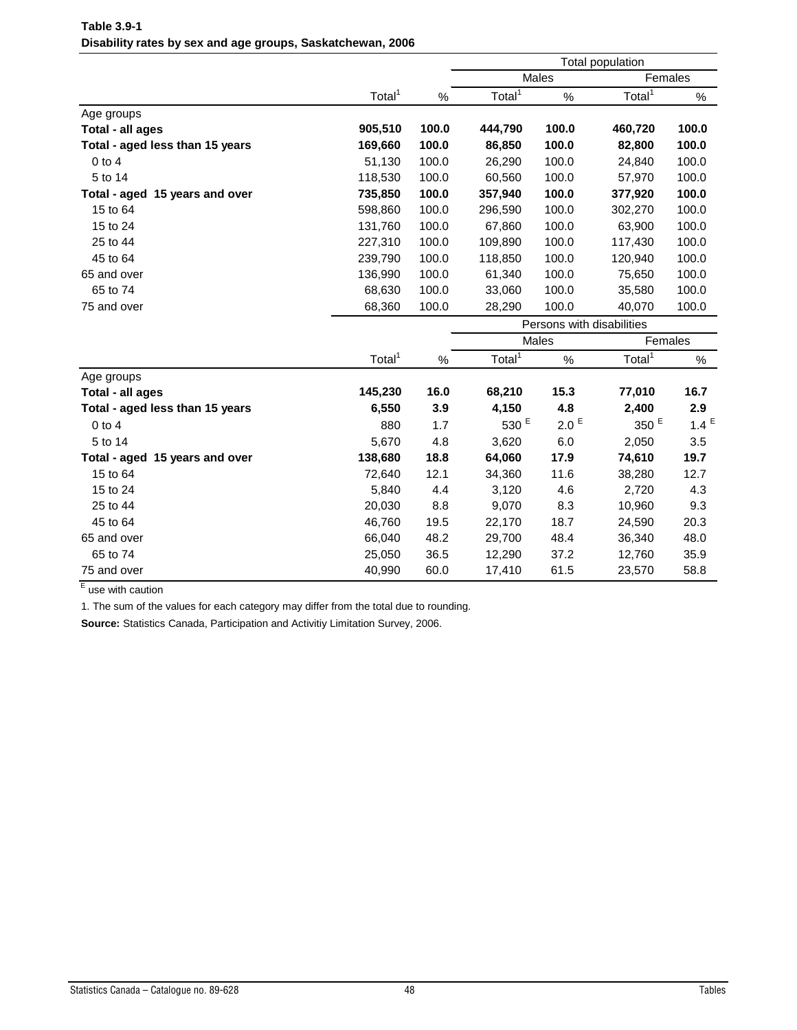**Table 3.9-1**
**Disability rates by sex and age groups, Saskatchewan, 2006**

| | | | Total population | | | |
|---|---|---|---|---|---|---|
| | | | Males | | Females | |
| | Total[1] | % | Total[1] | % | Total[1] | % |
| Age groups | | | | | | |
| **Total - all ages** | **905,510** | **100.0** | **444,790** | **100.0** | **460,720** | **100.0** |
| **Total - aged less than 15 years** | **169,660** | **100.0** | **86,850** | **100.0** | **82,800** | **100.0** |
| 0 to 4 | 51,130 | 100.0 | 26,290 | 100.0 | 24,840 | 100.0 |
| 5 to 14 | 118,530 | 100.0 | 60,560 | 100.0 | 57,970 | 100.0 |
| **Total - aged 15 years and over** | **735,850** | **100.0** | **357,940** | **100.0** | **377,920** | **100.0** |
| 15 to 64 | 598,860 | 100.0 | 296,590 | 100.0 | 302,270 | 100.0 |
| 15 to 24 | 131,760 | 100.0 | 67,860 | 100.0 | 63,900 | 100.0 |
| 25 to 44 | 227,310 | 100.0 | 109,890 | 100.0 | 117,430 | 100.0 |
| 45 to 64 | 239,790 | 100.0 | 118,850 | 100.0 | 120,940 | 100.0 |
| 65 and over | 136,990 | 100.0 | 61,340 | 100.0 | 75,650 | 100.0 |
| 65 to 74 | 68,630 | 100.0 | 33,060 | 100.0 | 35,580 | 100.0 |
| 75 and over | 68,360 | 100.0 | 28,290 | 100.0 | 40,070 | 100.0 |
| | | | Persons with disabilities | | | |
| | | | Males | | Females | |
| | Total[1] | % | Total[1] | % | Total[1] | % |
| Age groups | | | | | | |
| **Total - all ages** | **145,230** | **16.0** | **68,210** | **15.3** | **77,010** | **16.7** |
| **Total - aged less than 15 years** | **6,550** | **3.9** | **4,150** | **4.8** | **2,400** | **2.9** |
| 0 to 4 | 880 | 1.7 | 530 E | 2.0 E | 350 E | 1.4 E |
| 5 to 14 | 5,670 | 4.8 | 3,620 | 6.0 | 2,050 | 3.5 |
| **Total - aged 15 years and over** | **138,680** | **18.8** | **64,060** | **17.9** | **74,610** | **19.7** |
| 15 to 64 | 72,640 | 12.1 | 34,360 | 11.6 | 38,280 | 12.7 |
| 15 to 24 | 5,840 | 4.4 | 3,120 | 4.6 | 2,720 | 4.3 |
| 25 to 44 | 20,030 | 8.8 | 9,070 | 8.3 | 10,960 | 9.3 |
| 45 to 64 | 46,760 | 19.5 | 22,170 | 18.7 | 24,590 | 20.3 |
| 65 and over | 66,040 | 48.2 | 29,700 | 48.4 | 36,340 | 48.0 |
| 65 to 74 | 25,050 | 36.5 | 12,290 | 37.2 | 12,760 | 35.9 |
| 75 and over | 40,990 | 60.0 | 17,410 | 61.5 | 23,570 | 58.8 |

E use with caution

1. The sum of the values for each category may differ from the total due to rounding.

**Source:** Statistics Canada, Participation and Activitiy Limitation Survey, 2006.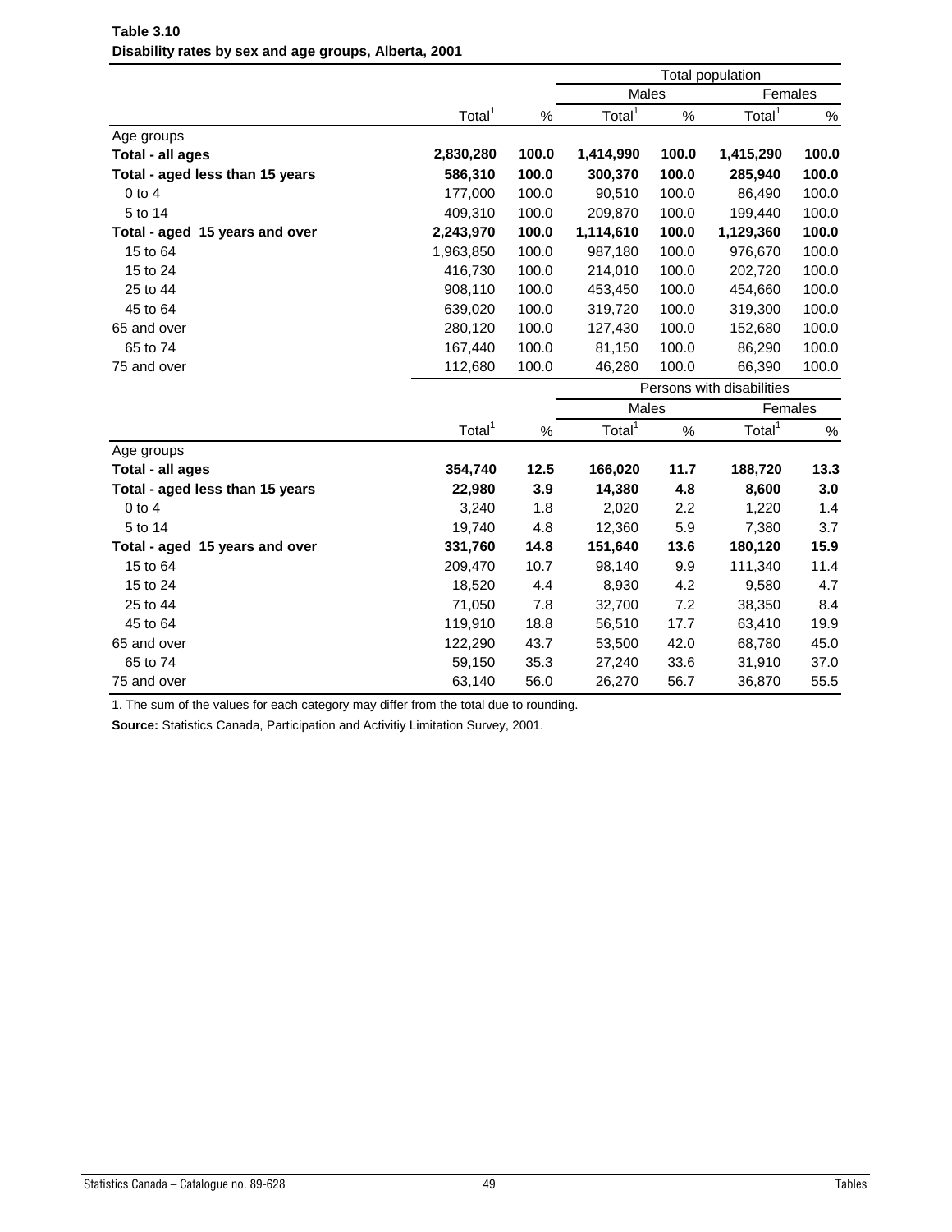**Table 3.10**
**Disability rates by sex and age groups, Alberta, 2001**

| | | | Total population | | | |
|---|---|---|---|---|---|---|
| | | | Males | | Females | |
| | Total[1] | % | Total[1] | % | Total[1] | % |
| Age groups | | | | | | |
| **Total - all ages** | **2,830,280** | **100.0** | **1,414,990** | **100.0** | **1,415,290** | **100.0** |
| **Total - aged less than 15 years** | **586,310** | **100.0** | **300,370** | **100.0** | **285,940** | **100.0** |
| 0 to 4 | 177,000 | 100.0 | 90,510 | 100.0 | 86,490 | 100.0 |
| 5 to 14 | 409,310 | 100.0 | 209,870 | 100.0 | 199,440 | 100.0 |
| **Total - aged 15 years and over** | **2,243,970** | **100.0** | **1,114,610** | **100.0** | **1,129,360** | **100.0** |
| 15 to 64 | 1,963,850 | 100.0 | 987,180 | 100.0 | 976,670 | 100.0 |
| 15 to 24 | 416,730 | 100.0 | 214,010 | 100.0 | 202,720 | 100.0 |
| 25 to 44 | 908,110 | 100.0 | 453,450 | 100.0 | 454,660 | 100.0 |
| 45 to 64 | 639,020 | 100.0 | 319,720 | 100.0 | 319,300 | 100.0 |
| 65 and over | 280,120 | 100.0 | 127,430 | 100.0 | 152,680 | 100.0 |
| 65 to 74 | 167,440 | 100.0 | 81,150 | 100.0 | 86,290 | 100.0 |
| 75 and over | 112,680 | 100.0 | 46,280 | 100.0 | 66,390 | 100.0 |
| | | | Persons with disabilities | | | |
| | | | Males | | Females | |
| | Total[1] | % | Total[1] | % | Total[1] | % |
| Age groups | | | | | | |
| **Total - all ages** | **354,740** | **12.5** | **166,020** | **11.7** | **188,720** | **13.3** |
| **Total - aged less than 15 years** | **22,980** | **3.9** | **14,380** | **4.8** | **8,600** | **3.0** |
| 0 to 4 | 3,240 | 1.8 | 2,020 | 2.2 | 1,220 | 1.4 |
| 5 to 14 | 19,740 | 4.8 | 12,360 | 5.9 | 7,380 | 3.7 |
| **Total - aged 15 years and over** | **331,760** | **14.8** | **151,640** | **13.6** | **180,120** | **15.9** |
| 15 to 64 | 209,470 | 10.7 | 98,140 | 9.9 | 111,340 | 11.4 |
| 15 to 24 | 18,520 | 4.4 | 8,930 | 4.2 | 9,580 | 4.7 |
| 25 to 44 | 71,050 | 7.8 | 32,700 | 7.2 | 38,350 | 8.4 |
| 45 to 64 | 119,910 | 18.8 | 56,510 | 17.7 | 63,410 | 19.9 |
| 65 and over | 122,290 | 43.7 | 53,500 | 42.0 | 68,780 | 45.0 |
| 65 to 74 | 59,150 | 35.3 | 27,240 | 33.6 | 31,910 | 37.0 |
| 75 and over | 63,140 | 56.0 | 26,270 | 56.7 | 36,870 | 55.5 |

1. The sum of the values for each category may differ from the total due to rounding.

**Source:** Statistics Canada, Participation and Activitiy Limitation Survey, 2001.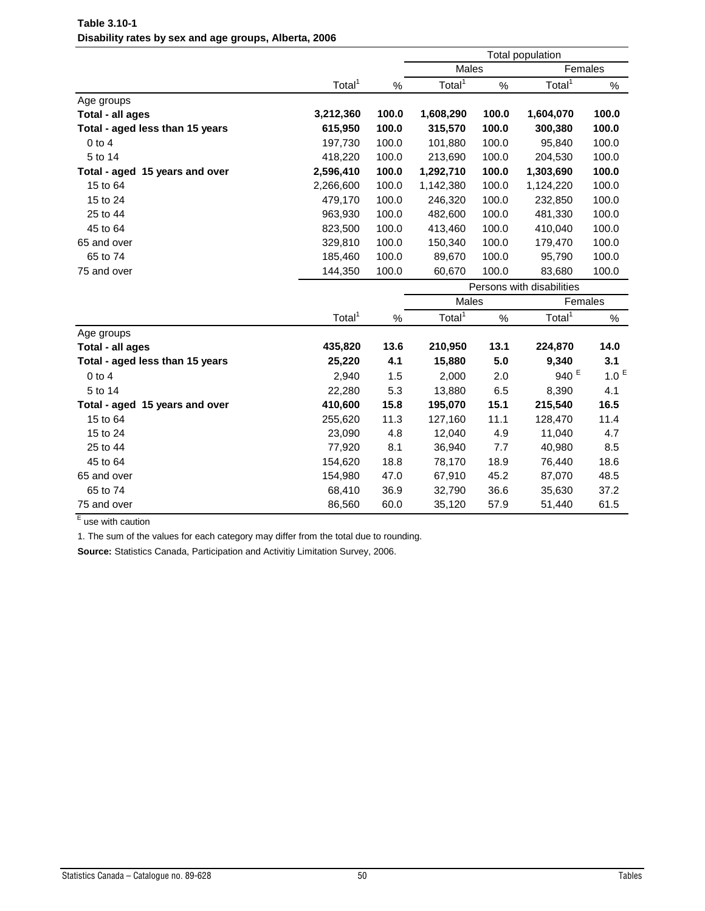**Table 3.10-1**
**Disability rates by sex and age groups, Alberta, 2006**

| | Total population | | | | | |
|---|---|---|---|---|---|---|
| | | | Males | | Females | |
| | Total[1] | % | Total[1] | % | Total[1] | % |
| Age groups | | | | | | |
| **Total - all ages** | **3,212,360** | **100.0** | **1,608,290** | **100.0** | **1,604,070** | **100.0** |
| **Total - aged less than 15 years** | **615,950** | **100.0** | **315,570** | **100.0** | **300,380** | **100.0** |
| 0 to 4 | 197,730 | 100.0 | 101,880 | 100.0 | 95,840 | 100.0 |
| 5 to 14 | 418,220 | 100.0 | 213,690 | 100.0 | 204,530 | 100.0 |
| **Total - aged 15 years and over** | **2,596,410** | **100.0** | **1,292,710** | **100.0** | **1,303,690** | **100.0** |
| 15 to 64 | 2,266,600 | 100.0 | 1,142,380 | 100.0 | 1,124,220 | 100.0 |
| 15 to 24 | 479,170 | 100.0 | 246,320 | 100.0 | 232,850 | 100.0 |
| 25 to 44 | 963,930 | 100.0 | 482,600 | 100.0 | 481,330 | 100.0 |
| 45 to 64 | 823,500 | 100.0 | 413,460 | 100.0 | 410,040 | 100.0 |
| 65 and over | 329,810 | 100.0 | 150,340 | 100.0 | 179,470 | 100.0 |
| 65 to 74 | 185,460 | 100.0 | 89,670 | 100.0 | 95,790 | 100.0 |
| 75 and over | 144,350 | 100.0 | 60,670 | 100.0 | 83,680 | 100.0 |
| | Persons with disabilities | | | | | |
| | | | Males | | Females | |
| | Total[1] | % | Total[1] | % | Total[1] | % |
| Age groups | | | | | | |
| **Total - all ages** | **435,820** | **13.6** | **210,950** | **13.1** | **224,870** | **14.0** |
| **Total - aged less than 15 years** | **25,220** | **4.1** | **15,880** | **5.0** | **9,340** | **3.1** |
| 0 to 4 | 2,940 | 1.5 | 2,000 | 2.0 | 940 E | 1.0 E |
| 5 to 14 | 22,280 | 5.3 | 13,880 | 6.5 | 8,390 | 4.1 |
| **Total - aged 15 years and over** | **410,600** | **15.8** | **195,070** | **15.1** | **215,540** | **16.5** |
| 15 to 64 | 255,620 | 11.3 | 127,160 | 11.1 | 128,470 | 11.4 |
| 15 to 24 | 23,090 | 4.8 | 12,040 | 4.9 | 11,040 | 4.7 |
| 25 to 44 | 77,920 | 8.1 | 36,940 | 7.7 | 40,980 | 8.5 |
| 45 to 64 | 154,620 | 18.8 | 78,170 | 18.9 | 76,440 | 18.6 |
| 65 and over | 154,980 | 47.0 | 67,910 | 45.2 | 87,070 | 48.5 |
| 65 to 74 | 68,410 | 36.9 | 32,790 | 36.6 | 35,630 | 37.2 |
| 75 and over | 86,560 | 60.0 | 35,120 | 57.9 | 51,440 | 61.5 |

E use with caution

1. The sum of the values for each category may differ from the total due to rounding.

**Source:** Statistics Canada, Participation and Activitiy Limitation Survey, 2006.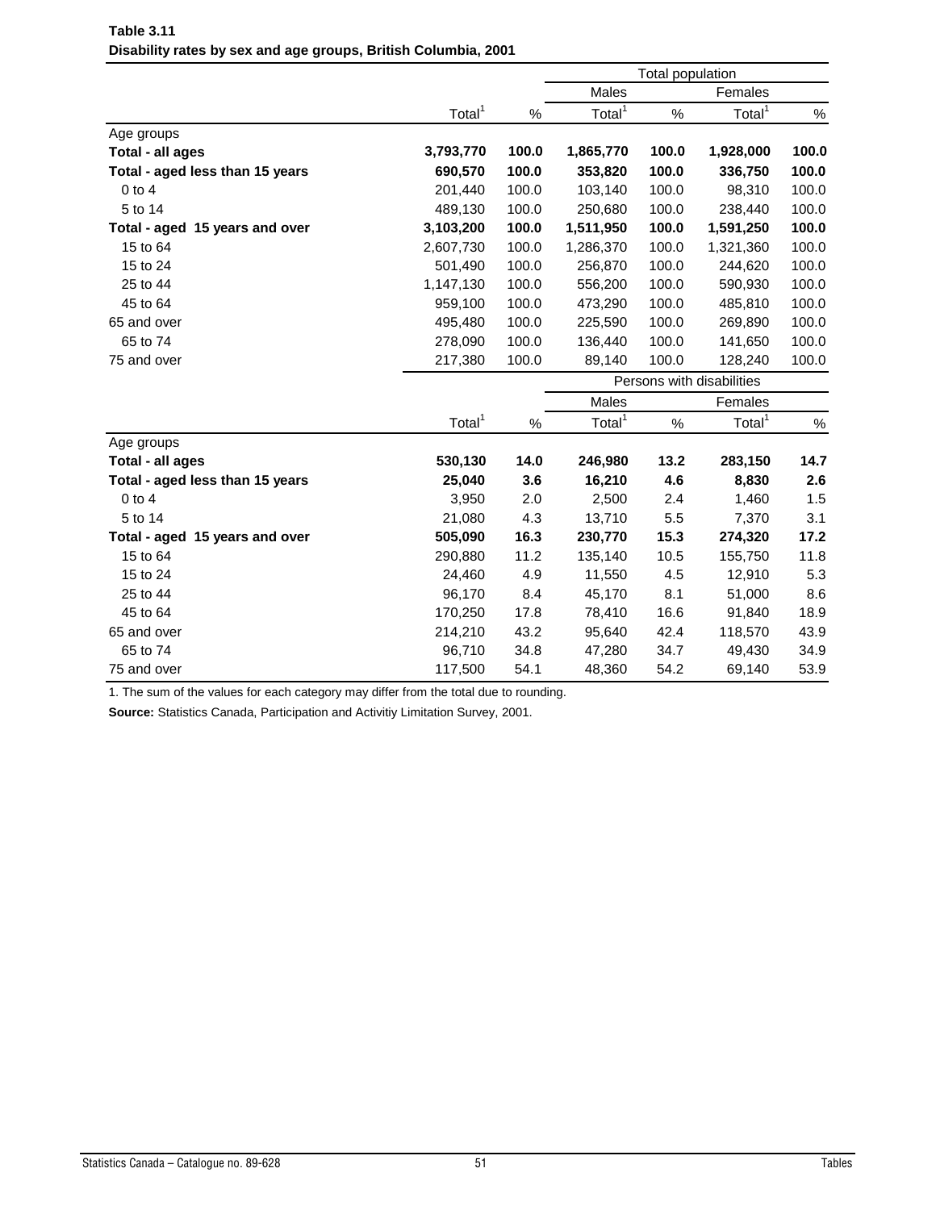**Table 3.11**
**Disability rates by sex and age groups, British Columbia, 2001**

| | | | Total population | | | |
|---|---|---|---|---|---|---|
| | | | Males | | Females | |
| | Total[1] | % | Total[1] | % | Total[1] | % |
| Age groups | | | | | | |
| **Total - all ages** | **3,793,770** | **100.0** | **1,865,770** | **100.0** | **1,928,000** | **100.0** |
| **Total - aged less than 15 years** | **690,570** | **100.0** | **353,820** | **100.0** | **336,750** | **100.0** |
| 0 to 4 | 201,440 | 100.0 | 103,140 | 100.0 | 98,310 | 100.0 |
| 5 to 14 | 489,130 | 100.0 | 250,680 | 100.0 | 238,440 | 100.0 |
| **Total - aged 15 years and over** | **3,103,200** | **100.0** | **1,511,950** | **100.0** | **1,591,250** | **100.0** |
| 15 to 64 | 2,607,730 | 100.0 | 1,286,370 | 100.0 | 1,321,360 | 100.0 |
| 15 to 24 | 501,490 | 100.0 | 256,870 | 100.0 | 244,620 | 100.0 |
| 25 to 44 | 1,147,130 | 100.0 | 556,200 | 100.0 | 590,930 | 100.0 |
| 45 to 64 | 959,100 | 100.0 | 473,290 | 100.0 | 485,810 | 100.0 |
| 65 and over | 495,480 | 100.0 | 225,590 | 100.0 | 269,890 | 100.0 |
| 65 to 74 | 278,090 | 100.0 | 136,440 | 100.0 | 141,650 | 100.0 |
| 75 and over | 217,380 | 100.0 | 89,140 | 100.0 | 128,240 | 100.0 |
| | | | Persons with disabilities | | | |
| | | | Males | | Females | |
| | Total[1] | % | Total[1] | % | Total[1] | % |
| Age groups | | | | | | |
| **Total - all ages** | **530,130** | **14.0** | **246,980** | **13.2** | **283,150** | **14.7** |
| **Total - aged less than 15 years** | **25,040** | **3.6** | **16,210** | **4.6** | **8,830** | **2.6** |
| 0 to 4 | 3,950 | 2.0 | 2,500 | 2.4 | 1,460 | 1.5 |
| 5 to 14 | 21,080 | 4.3 | 13,710 | 5.5 | 7,370 | 3.1 |
| **Total - aged 15 years and over** | **505,090** | **16.3** | **230,770** | **15.3** | **274,320** | **17.2** |
| 15 to 64 | 290,880 | 11.2 | 135,140 | 10.5 | 155,750 | 11.8 |
| 15 to 24 | 24,460 | 4.9 | 11,550 | 4.5 | 12,910 | 5.3 |
| 25 to 44 | 96,170 | 8.4 | 45,170 | 8.1 | 51,000 | 8.6 |
| 45 to 64 | 170,250 | 17.8 | 78,410 | 16.6 | 91,840 | 18.9 |
| 65 and over | 214,210 | 43.2 | 95,640 | 42.4 | 118,570 | 43.9 |
| 65 to 74 | 96,710 | 34.8 | 47,280 | 34.7 | 49,430 | 34.9 |
| 75 and over | 117,500 | 54.1 | 48,360 | 54.2 | 69,140 | 53.9 |

1. The sum of the values for each category may differ from the total due to rounding.

**Source:** Statistics Canada, Participation and Activitiy Limitation Survey, 2001.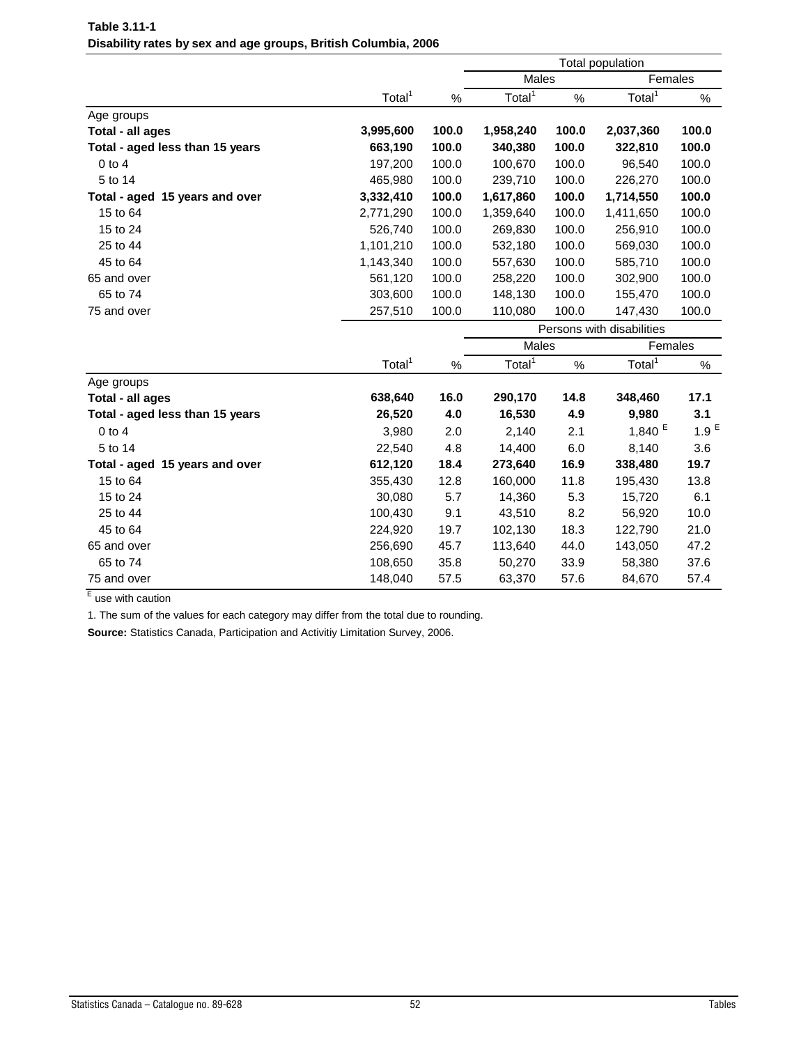**Table 3.11-1**
**Disability rates by sex and age groups, British Columbia, 2006**

| | | | Total population | | | |
|---|---|---|---|---|---|---|
| | | | Males | | Females | |
| | Total[1] | % | Total[1] | % | Total[1] | % |
| Age groups | | | | | | |
| **Total - all ages** | **3,995,600** | **100.0** | **1,958,240** | **100.0** | **2,037,360** | **100.0** |
| **Total - aged less than 15 years** | **663,190** | **100.0** | **340,380** | **100.0** | **322,810** | **100.0** |
| 0 to 4 | 197,200 | 100.0 | 100,670 | 100.0 | 96,540 | 100.0 |
| 5 to 14 | 465,980 | 100.0 | 239,710 | 100.0 | 226,270 | 100.0 |
| **Total - aged 15 years and over** | **3,332,410** | **100.0** | **1,617,860** | **100.0** | **1,714,550** | **100.0** |
| 15 to 64 | 2,771,290 | 100.0 | 1,359,640 | 100.0 | 1,411,650 | 100.0 |
| 15 to 24 | 526,740 | 100.0 | 269,830 | 100.0 | 256,910 | 100.0 |
| 25 to 44 | 1,101,210 | 100.0 | 532,180 | 100.0 | 569,030 | 100.0 |
| 45 to 64 | 1,143,340 | 100.0 | 557,630 | 100.0 | 585,710 | 100.0 |
| 65 and over | 561,120 | 100.0 | 258,220 | 100.0 | 302,900 | 100.0 |
| 65 to 74 | 303,600 | 100.0 | 148,130 | 100.0 | 155,470 | 100.0 |
| 75 and over | 257,510 | 100.0 | 110,080 | 100.0 | 147,430 | 100.0 |
| | | | Persons with disabilities | | | |
| | | | Males | | Females | |
| | Total[1] | % | Total[1] | % | Total[1] | % |
| Age groups | | | | | | |
| **Total - all ages** | **638,640** | **16.0** | **290,170** | **14.8** | **348,460** | **17.1** |
| **Total - aged less than 15 years** | **26,520** | **4.0** | **16,530** | **4.9** | **9,980** | **3.1** |
| 0 to 4 | 3,980 | 2.0 | 2,140 | 2.1 | 1,840 E | 1.9 E |
| 5 to 14 | 22,540 | 4.8 | 14,400 | 6.0 | 8,140 | 3.6 |
| **Total - aged 15 years and over** | **612,120** | **18.4** | **273,640** | **16.9** | **338,480** | **19.7** |
| 15 to 64 | 355,430 | 12.8 | 160,000 | 11.8 | 195,430 | 13.8 |
| 15 to 24 | 30,080 | 5.7 | 14,360 | 5.3 | 15,720 | 6.1 |
| 25 to 44 | 100,430 | 9.1 | 43,510 | 8.2 | 56,920 | 10.0 |
| 45 to 64 | 224,920 | 19.7 | 102,130 | 18.3 | 122,790 | 21.0 |
| 65 and over | 256,690 | 45.7 | 113,640 | 44.0 | 143,050 | 47.2 |
| 65 to 74 | 108,650 | 35.8 | 50,270 | 33.9 | 58,380 | 37.6 |
| 75 and over | 148,040 | 57.5 | 63,370 | 57.6 | 84,670 | 57.4 |

E use with caution

1. The sum of the values for each category may differ from the total due to rounding.

**Source:** Statistics Canada, Participation and Activitiy Limitation Survey, 2006.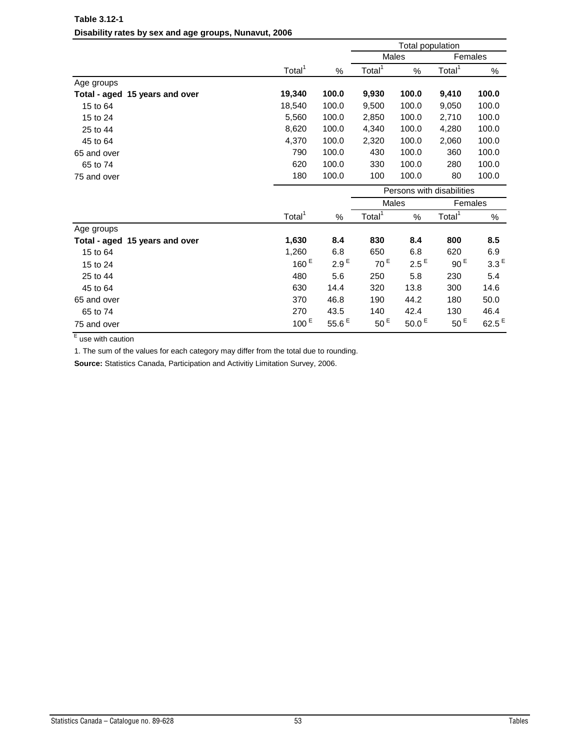**Table 3.12-1**

**Disability rates by sex and age groups, Nunavut, 2006**

| | | | Total population | | | |
|---|---|---|---|---|---|---|
| | | | Males | | Females | |
| | Total[1] | % | Total[1] | % | Total[1] | % |
| Age groups | | | | | | |
| **Total - aged 15 years and over** | **19,340** | **100.0** | **9,930** | **100.0** | **9,410** | **100.0** |
| 15 to 64 | 18,540 | 100.0 | 9,500 | 100.0 | 9,050 | 100.0 |
| 15 to 24 | 5,560 | 100.0 | 2,850 | 100.0 | 2,710 | 100.0 |
| 25 to 44 | 8,620 | 100.0 | 4,340 | 100.0 | 4,280 | 100.0 |
| 45 to 64 | 4,370 | 100.0 | 2,320 | 100.0 | 2,060 | 100.0 |
| 65 and over | 790 | 100.0 | 430 | 100.0 | 360 | 100.0 |
| 65 to 74 | 620 | 100.0 | 330 | 100.0 | 280 | 100.0 |
| 75 and over | 180 | 100.0 | 100 | 100.0 | 80 | 100.0 |
| | | | Persons with disabilities | | | |
| | | | Males | | Females | |
| | Total[1] | % | Total[1] | % | Total[1] | % |
| Age groups | | | | | | |
| **Total - aged 15 years and over** | **1,630** | **8.4** | **830** | **8.4** | **800** | **8.5** |
| 15 to 64 | 1,260 | 6.8 | 650 | 6.8 | 620 | 6.9 |
| 15 to 24 | 160 E | 2.9 E | 70 E | 2.5 E | 90 E | 3.3 E |
| 25 to 44 | 480 | 5.6 | 250 | 5.8 | 230 | 5.4 |
| 45 to 64 | 630 | 14.4 | 320 | 13.8 | 300 | 14.6 |
| 65 and over | 370 | 46.8 | 190 | 44.2 | 180 | 50.0 |
| 65 to 74 | 270 | 43.5 | 140 | 42.4 | 130 | 46.4 |
| 75 and over | 100 E | 55.6 E | 50 E | 50.0 E | 50 E | 62.5 E |

E use with caution

1. The sum of the values for each category may differ from the total due to rounding.

**Source:** Statistics Canada, Participation and Activitiy Limitation Survey, 2006.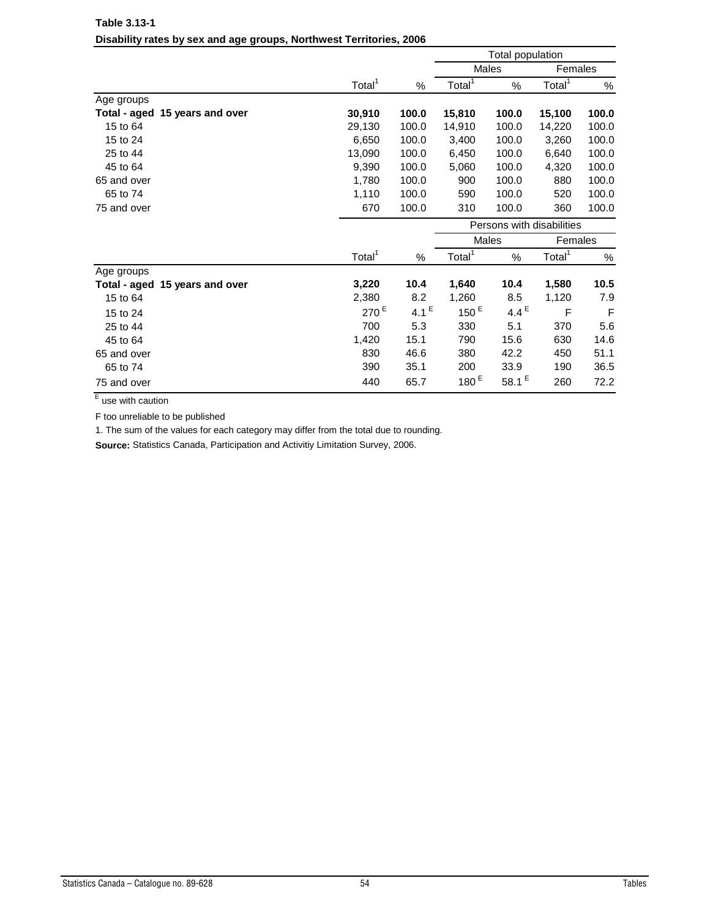**Table 3.13-1**

**Disability rates by sex and age groups, Northwest Territories, 2006**

| | | | Total population | | | |
|---|---|---|---|---|---|---|
| | | | Males | | Females | |
| | Total[1] | % | Total[1] | % | Total[1] | % |
| Age groups | | | | | | |
| **Total - aged 15 years and over** | **30,910** | **100.0** | **15,810** | **100.0** | **15,100** | **100.0** |
| 15 to 64 | 29,130 | 100.0 | 14,910 | 100.0 | 14,220 | 100.0 |
| 15 to 24 | 6,650 | 100.0 | 3,400 | 100.0 | 3,260 | 100.0 |
| 25 to 44 | 13,090 | 100.0 | 6,450 | 100.0 | 6,640 | 100.0 |
| 45 to 64 | 9,390 | 100.0 | 5,060 | 100.0 | 4,320 | 100.0 |
| 65 and over | 1,780 | 100.0 | 900 | 100.0 | 880 | 100.0 |
| 65 to 74 | 1,110 | 100.0 | 590 | 100.0 | 520 | 100.0 |
| 75 and over | 670 | 100.0 | 310 | 100.0 | 360 | 100.0 |
| | | | Persons with disabilities | | | |
| | | | Males | | Females | |
| | Total[1] | % | Total[1] | % | Total[1] | % |
| Age groups | | | | | | |
| **Total - aged 15 years and over** | **3,220** | **10.4** | **1,640** | **10.4** | **1,580** | **10.5** |
| 15 to 64 | 2,380 | 8.2 | 1,260 | 8.5 | 1,120 | 7.9 |
| 15 to 24 | 270 E | 4.1 E | 150 E | 4.4 E | F | F |
| 25 to 44 | 700 | 5.3 | 330 | 5.1 | 370 | 5.6 |
| 45 to 64 | 1,420 | 15.1 | 790 | 15.6 | 630 | 14.6 |
| 65 and over | 830 | 46.6 | 380 | 42.2 | 450 | 51.1 |
| 65 to 74 | 390 | 35.1 | 200 | 33.9 | 190 | 36.5 |
| 75 and over | 440 | 65.7 | 180 E | 58.1 E | 260 | 72.2 |

E use with caution

F too unreliable to be published

1. The sum of the values for each category may differ from the total due to rounding.

**Source:** Statistics Canada, Participation and Activitiy Limitation Survey, 2006.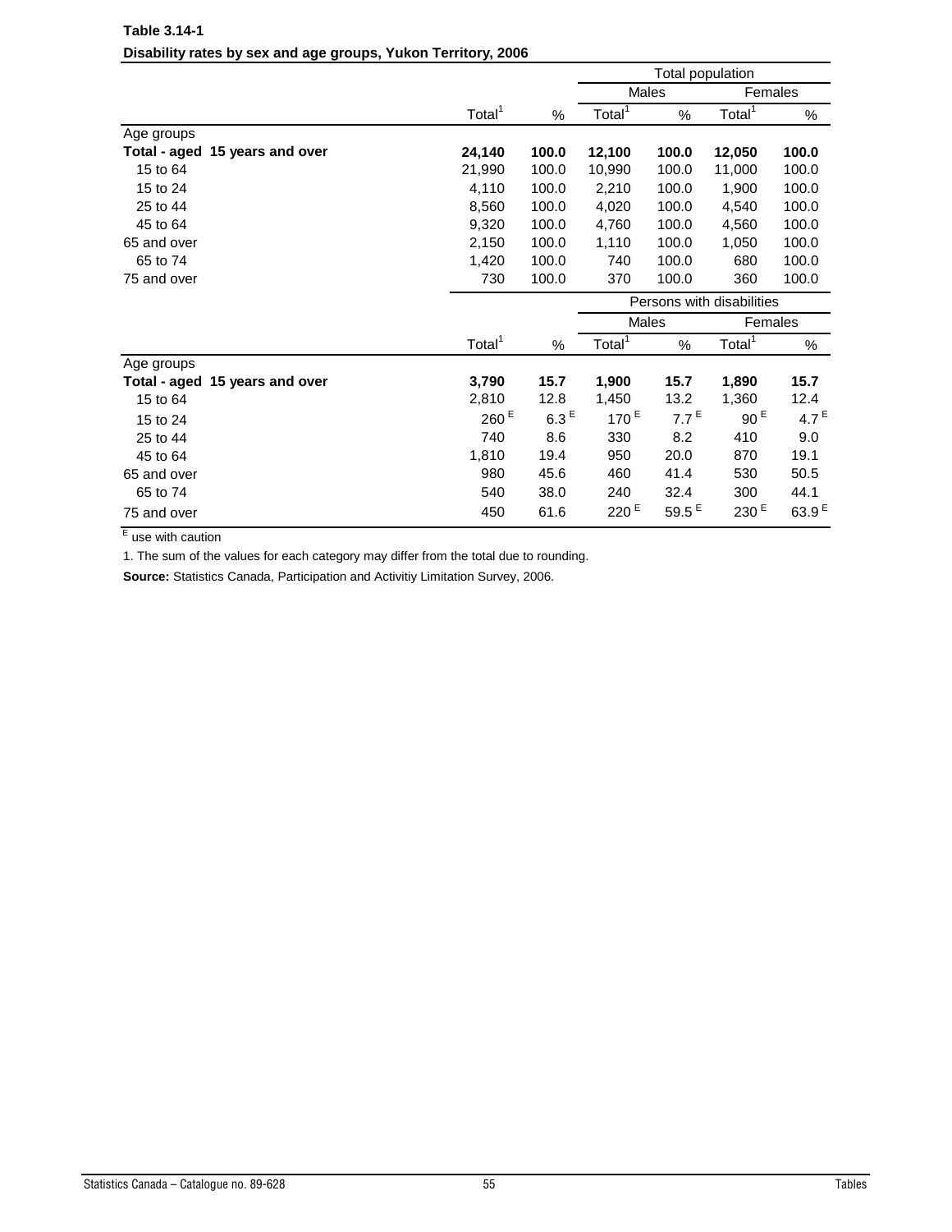**Table 3.14-1**

**Disability rates by sex and age groups, Yukon Territory, 2006**

| | | | Total population | | | |
|---|---|---|---|---|---|---|
| | | | Males | | Females | |
| | Total[1] | % | Total[1] | % | Total[1] | % |
| Age groups | | | | | | |
| **Total - aged 15 years and over** | **24,140** | **100.0** | **12,100** | **100.0** | **12,050** | **100.0** |
| 15 to 64 | 21,990 | 100.0 | 10,990 | 100.0 | 11,000 | 100.0 |
| 15 to 24 | 4,110 | 100.0 | 2,210 | 100.0 | 1,900 | 100.0 |
| 25 to 44 | 8,560 | 100.0 | 4,020 | 100.0 | 4,540 | 100.0 |
| 45 to 64 | 9,320 | 100.0 | 4,760 | 100.0 | 4,560 | 100.0 |
| 65 and over | 2,150 | 100.0 | 1,110 | 100.0 | 1,050 | 100.0 |
| 65 to 74 | 1,420 | 100.0 | 740 | 100.0 | 680 | 100.0 |
| 75 and over | 730 | 100.0 | 370 | 100.0 | 360 | 100.0 |
| | | | Persons with disabilities | | | |
| | | | Males | | Females | |
| | Total[1] | % | Total[1] | % | Total[1] | % |
| Age groups | | | | | | |
| **Total - aged 15 years and over** | **3,790** | **15.7** | **1,900** | **15.7** | **1,890** | **15.7** |
| 15 to 64 | 2,810 | 12.8 | 1,450 | 13.2 | 1,360 | 12.4 |
| 15 to 24 | 260 E | 6.3 E | 170 E | 7.7 E | 90 E | 4.7 E |
| 25 to 44 | 740 | 8.6 | 330 | 8.2 | 410 | 9.0 |
| 45 to 64 | 1,810 | 19.4 | 950 | 20.0 | 870 | 19.1 |
| 65 and over | 980 | 45.6 | 460 | 41.4 | 530 | 50.5 |
| 65 to 74 | 540 | 38.0 | 240 | 32.4 | 300 | 44.1 |
| 75 and over | 450 | 61.6 | 220 E | 59.5 E | 230 E | 63.9 E |

E use with caution

1. The sum of the values for each category may differ from the total due to rounding.

**Source:** Statistics Canada, Participation and Activitiy Limitation Survey, 2006.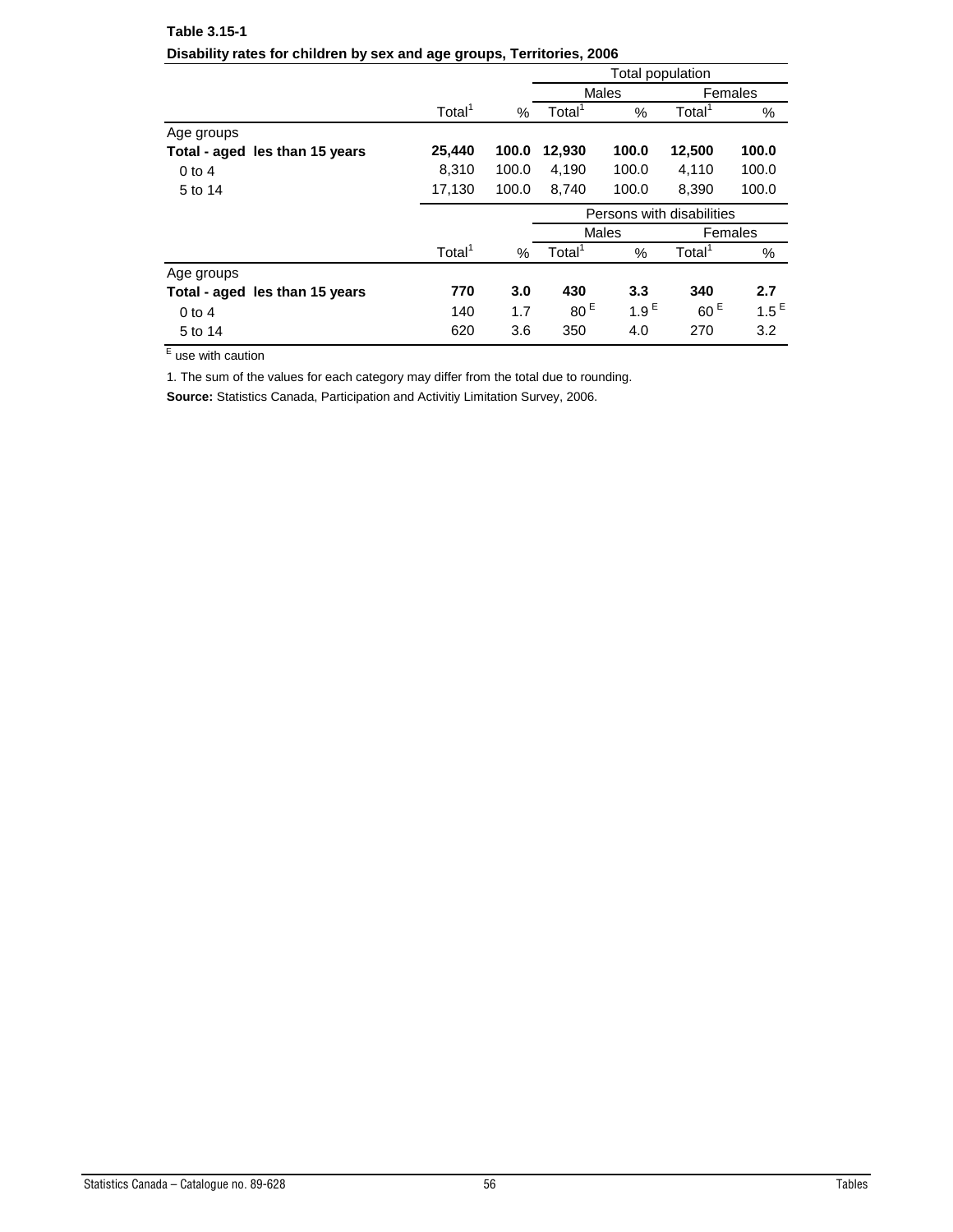**Table 3.15-1**

**Disability rates for children by sex and age groups, Territories, 2006**

| | | | Total population | | | |
|---|---|---|---|---|---|---|
| | | | Males | | Females | |
| | Total[1] | % | Total[1] | % | Total[1] | % |
| Age groups | | | | | | |
| **Total - aged les than 15 years** | **25,440** | **100.0** | **12,930** | **100.0** | **12,500** | **100.0** |
| 0 to 4 | 8,310 | 100.0 | 4,190 | 100.0 | 4,110 | 100.0 |
| 5 to 14 | 17,130 | 100.0 | 8,740 | 100.0 | 8,390 | 100.0 |
| | | | Persons with disabilities | | | |
| | | | Males | | Females | |
| | Total[1] | % | Total[1] | % | Total[1] | % |
| Age groups | | | | | | |
| **Total - aged les than 15 years** | **770** | **3.0** | **430** | **3.3** | **340** | **2.7** |
| 0 to 4 | 140 | 1.7 | 80 E | 1.9 E | 60 E | 1.5 E |
| 5 to 14 | 620 | 3.6 | 350 | 4.0 | 270 | 3.2 |

E use with caution

1. The sum of the values for each category may differ from the total due to rounding.

**Source:** Statistics Canada, Participation and Activitiy Limitation Survey, 2006.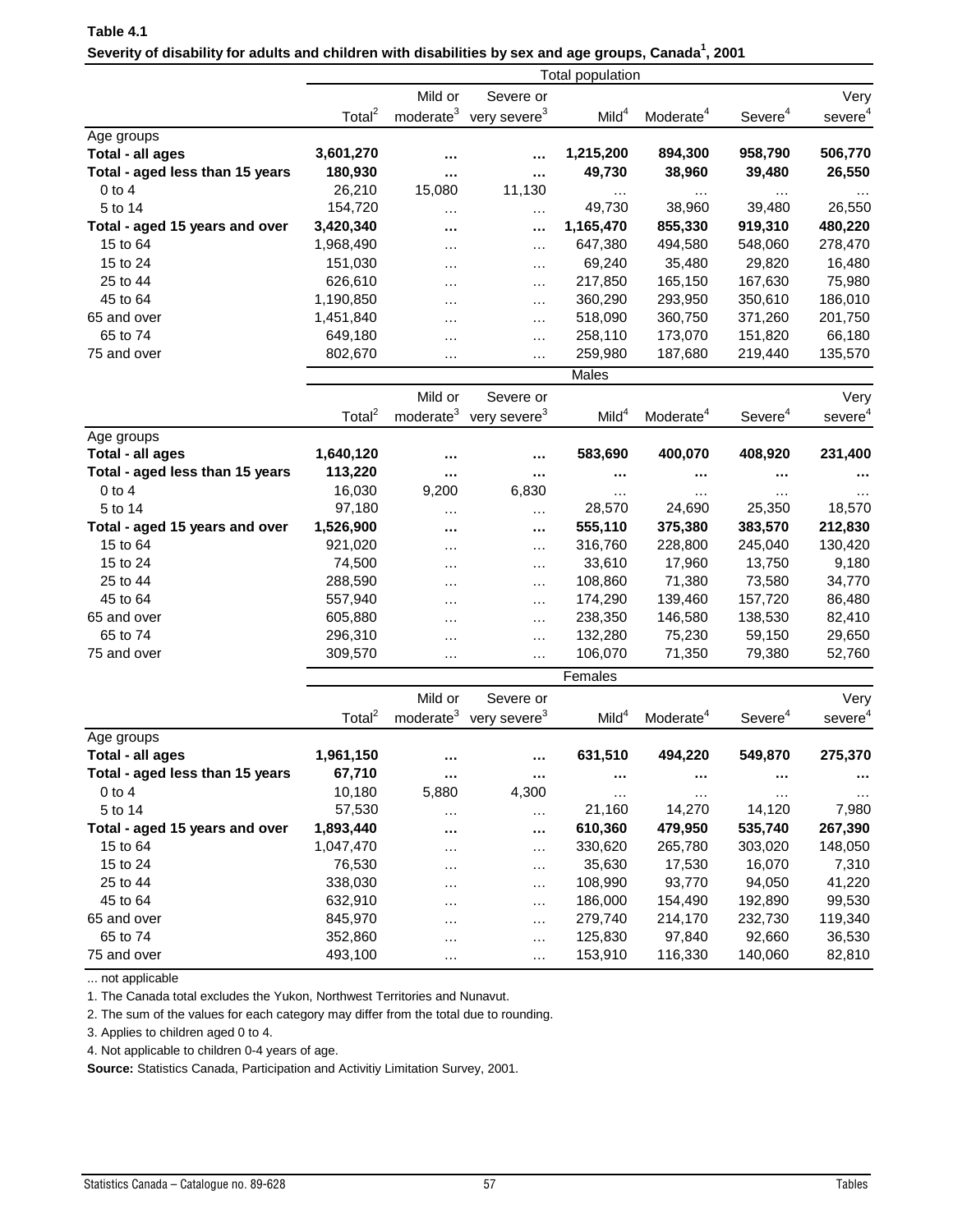**Table 4.1**
**Severity of disability for adults and children with disabilities by sex and age groups, Canada[1], 2001**

| | Total population | | | | | | |
|---|---|---|---|---|---|---|---|
| | Total[2] | Mild or moderate[3] | Severe or very severe[3] | Mild[4] | Moderate[4] | Severe[4] | Very severe[4] |
| Age groups | | | | | | | |
| **Total - all ages** | **3,601,270** | **...** | **...** | **1,215,200** | **894,300** | **958,790** | **506,770** |
| **Total - aged less than 15 years** | **180,930** | **...** | **...** | **49,730** | **38,960** | **39,480** | **26,550** |
| 0 to 4 | 26,210 | 15,080 | 11,130 | ... | ... | ... | ... |
| 5 to 14 | 154,720 | ... | ... | 49,730 | 38,960 | 39,480 | 26,550 |
| **Total - aged 15 years and over** | **3,420,340** | **...** | **...** | **1,165,470** | **855,330** | **919,310** | **480,220** |
| 15 to 64 | 1,968,490 | ... | ... | 647,380 | 494,580 | 548,060 | 278,470 |
| 15 to 24 | 151,030 | ... | ... | 69,240 | 35,480 | 29,820 | 16,480 |
| 25 to 44 | 626,610 | ... | ... | 217,850 | 165,150 | 167,630 | 75,980 |
| 45 to 64 | 1,190,850 | ... | ... | 360,290 | 293,950 | 350,610 | 186,010 |
| 65 and over | 1,451,840 | ... | ... | 518,090 | 360,750 | 371,260 | 201,750 |
| 65 to 74 | 649,180 | ... | ... | 258,110 | 173,070 | 151,820 | 66,180 |
| 75 and over | 802,670 | ... | ... | 259,980 | 187,680 | 219,440 | 135,570 |
| | Males | | | | | | |
| | Total[2] | Mild or moderate[3] | Severe or very severe[3] | Mild[4] | Moderate[4] | Severe[4] | Very severe[4] |
| Age groups | | | | | | | |
| **Total - all ages** | **1,640,120** | **...** | **...** | **583,690** | **400,070** | **408,920** | **231,400** |
| **Total - aged less than 15 years** | **113,220** | **...** | **...** | **...** | **...** | **...** | **...** |
| 0 to 4 | 16,030 | 9,200 | 6,830 | ... | ... | ... | ... |
| 5 to 14 | 97,180 | ... | ... | 28,570 | 24,690 | 25,350 | 18,570 |
| **Total - aged 15 years and over** | **1,526,900** | **...** | **...** | **555,110** | **375,380** | **383,570** | **212,830** |
| 15 to 64 | 921,020 | ... | ... | 316,760 | 228,800 | 245,040 | 130,420 |
| 15 to 24 | 74,500 | ... | ... | 33,610 | 17,960 | 13,750 | 9,180 |
| 25 to 44 | 288,590 | ... | ... | 108,860 | 71,380 | 73,580 | 34,770 |
| 45 to 64 | 557,940 | ... | ... | 174,290 | 139,460 | 157,720 | 86,480 |
| 65 and over | 605,880 | ... | ... | 238,350 | 146,580 | 138,530 | 82,410 |
| 65 to 74 | 296,310 | ... | ... | 132,280 | 75,230 | 59,150 | 29,650 |
| 75 and over | 309,570 | ... | ... | 106,070 | 71,350 | 79,380 | 52,760 |
| | Females | | | | | | |
| | Total[2] | Mild or moderate[3] | Severe or very severe[3] | Mild[4] | Moderate[4] | Severe[4] | Very severe[4] |
| Age groups | | | | | | | |
| **Total - all ages** | **1,961,150** | **...** | **...** | **631,510** | **494,220** | **549,870** | **275,370** |
| **Total - aged less than 15 years** | **67,710** | **...** | **...** | **...** | **...** | **...** | **...** |
| 0 to 4 | 10,180 | 5,880 | 4,300 | ... | ... | ... | ... |
| 5 to 14 | 57,530 | ... | ... | 21,160 | 14,270 | 14,120 | 7,980 |
| **Total - aged 15 years and over** | **1,893,440** | **...** | **...** | **610,360** | **479,950** | **535,740** | **267,390** |
| 15 to 64 | 1,047,470 | ... | ... | 330,620 | 265,780 | 303,020 | 148,050 |
| 15 to 24 | 76,530 | ... | ... | 35,630 | 17,530 | 16,070 | 7,310 |
| 25 to 44 | 338,030 | ... | ... | 108,990 | 93,770 | 94,050 | 41,220 |
| 45 to 64 | 632,910 | ... | ... | 186,000 | 154,490 | 192,890 | 99,530 |
| 65 and over | 845,970 | ... | ... | 279,740 | 214,170 | 232,730 | 119,340 |
| 65 to 74 | 352,860 | ... | ... | 125,830 | 97,840 | 92,660 | 36,530 |
| 75 and over | 493,100 | ... | ... | 153,910 | 116,330 | 140,060 | 82,810 |

... not applicable

1. The Canada total excludes the Yukon, Northwest Territories and Nunavut.
2. The sum of the values for each category may differ from the total due to rounding.
3. Applies to children aged 0 to 4.
4. Not applicable to children 0-4 years of age.

**Source:** Statistics Canada, Participation and Activitiy Limitation Survey, 2001.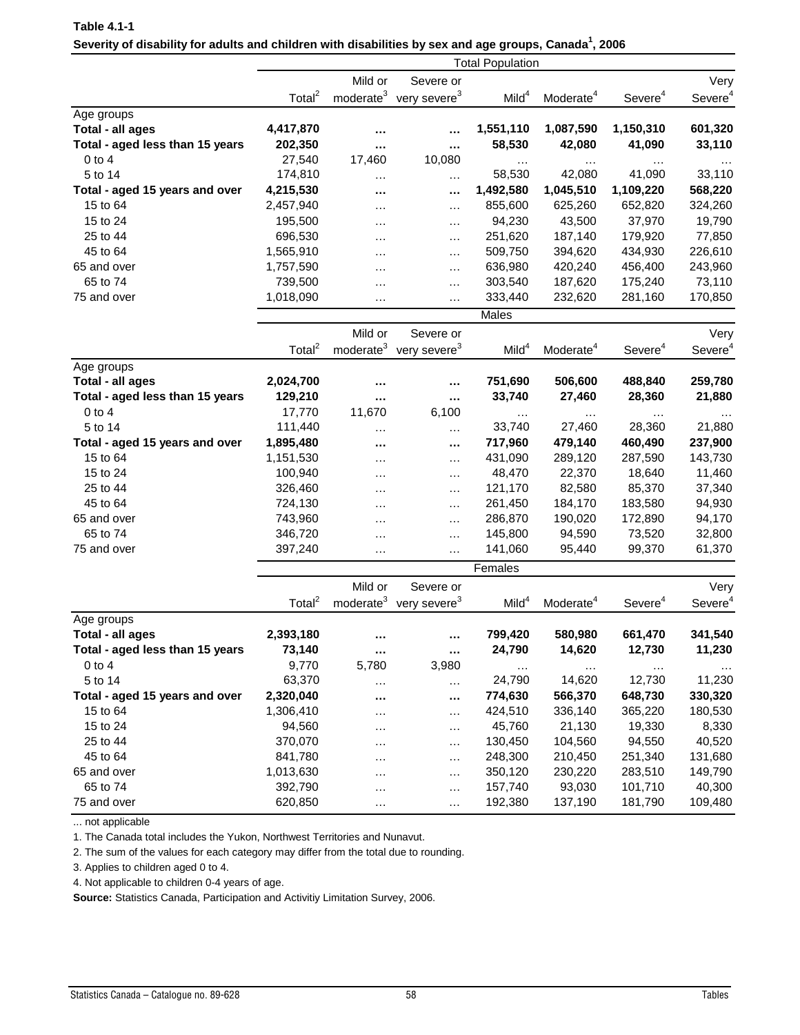**Table 4.1-1**

**Severity of disability for adults and children with disabilities by sex and age groups, Canada[1], 2006**

| | Total Population | | | | | | |
|---|---|---|---|---|---|---|---|
| | Total[2] | Mild or moderate[3] | Severe or very severe[3] | Mild[4] | Moderate[4] | Severe[4] | Very Severe[4] |
| Age groups | | | | | | | |
| **Total - all ages** | **4,417,870** | **…** | **…** | **1,551,110** | **1,087,590** | **1,150,310** | **601,320** |
| **Total - aged less than 15 years** | **202,350** | **…** | **…** | **58,530** | **42,080** | **41,090** | **33,110** |
| 0 to 4 | 27,540 | 17,460 | 10,080 | … | … | … | … |
| 5 to 14 | 174,810 | … | … | 58,530 | 42,080 | 41,090 | 33,110 |
| **Total - aged 15 years and over** | **4,215,530** | **…** | **…** | **1,492,580** | **1,045,510** | **1,109,220** | **568,220** |
| 15 to 64 | 2,457,940 | … | … | 855,600 | 625,260 | 652,820 | 324,260 |
| 15 to 24 | 195,500 | … | … | 94,230 | 43,500 | 37,970 | 19,790 |
| 25 to 44 | 696,530 | … | … | 251,620 | 187,140 | 179,920 | 77,850 |
| 45 to 64 | 1,565,910 | … | … | 509,750 | 394,620 | 434,930 | 226,610 |
| 65 and over | 1,757,590 | … | … | 636,980 | 420,240 | 456,400 | 243,960 |
| 65 to 74 | 739,500 | … | … | 303,540 | 187,620 | 175,240 | 73,110 |
| 75 and over | 1,018,090 | … | … | 333,440 | 232,620 | 281,160 | 170,850 |
| | Males | | | | | | |
| | Total[2] | Mild or moderate[3] | Severe or very severe[3] | Mild[4] | Moderate[4] | Severe[4] | Very Severe[4] |
| Age groups | | | | | | | |
| **Total - all ages** | **2,024,700** | **…** | **…** | **751,690** | **506,600** | **488,840** | **259,780** |
| **Total - aged less than 15 years** | **129,210** | **…** | **…** | **33,740** | **27,460** | **28,360** | **21,880** |
| 0 to 4 | 17,770 | 11,670 | 6,100 | … | … | … | … |
| 5 to 14 | 111,440 | … | … | 33,740 | 27,460 | 28,360 | 21,880 |
| **Total - aged 15 years and over** | **1,895,480** | **…** | **…** | **717,960** | **479,140** | **460,490** | **237,900** |
| 15 to 64 | 1,151,530 | … | … | 431,090 | 289,120 | 287,590 | 143,730 |
| 15 to 24 | 100,940 | … | … | 48,470 | 22,370 | 18,640 | 11,460 |
| 25 to 44 | 326,460 | … | … | 121,170 | 82,580 | 85,370 | 37,340 |
| 45 to 64 | 724,130 | … | … | 261,450 | 184,170 | 183,580 | 94,930 |
| 65 and over | 743,960 | … | … | 286,870 | 190,020 | 172,890 | 94,170 |
| 65 to 74 | 346,720 | … | … | 145,800 | 94,590 | 73,520 | 32,800 |
| 75 and over | 397,240 | … | … | 141,060 | 95,440 | 99,370 | 61,370 |
| | Females | | | | | | |
| | Total[2] | Mild or moderate[3] | Severe or very severe[3] | Mild[4] | Moderate[4] | Severe[4] | Very Severe[4] |
| Age groups | | | | | | | |
| **Total - all ages** | **2,393,180** | **…** | **…** | **799,420** | **580,980** | **661,470** | **341,540** |
| **Total - aged less than 15 years** | **73,140** | **…** | **…** | **24,790** | **14,620** | **12,730** | **11,230** |
| 0 to 4 | 9,770 | 5,780 | 3,980 | … | … | … | … |
| 5 to 14 | 63,370 | … | … | 24,790 | 14,620 | 12,730 | 11,230 |
| **Total - aged 15 years and over** | **2,320,040** | **…** | **…** | **774,630** | **566,370** | **648,730** | **330,320** |
| 15 to 64 | 1,306,410 | … | … | 424,510 | 336,140 | 365,220 | 180,530 |
| 15 to 24 | 94,560 | … | … | 45,760 | 21,130 | 19,330 | 8,330 |
| 25 to 44 | 370,070 | … | … | 130,450 | 104,560 | 94,550 | 40,520 |
| 45 to 64 | 841,780 | … | … | 248,300 | 210,450 | 251,340 | 131,680 |
| 65 and over | 1,013,630 | … | … | 350,120 | 230,220 | 283,510 | 149,790 |
| 65 to 74 | 392,790 | … | … | 157,740 | 93,030 | 101,710 | 40,300 |
| 75 and over | 620,850 | … | … | 192,380 | 137,190 | 181,790 | 109,480 |

... not applicable

1. The Canada total includes the Yukon, Northwest Territories and Nunavut.

2. The sum of the values for each category may differ from the total due to rounding.

3. Applies to children aged 0 to 4.

4. Not applicable to children 0-4 years of age.

**Source:** Statistics Canada, Participation and Activitiy Limitation Survey, 2006.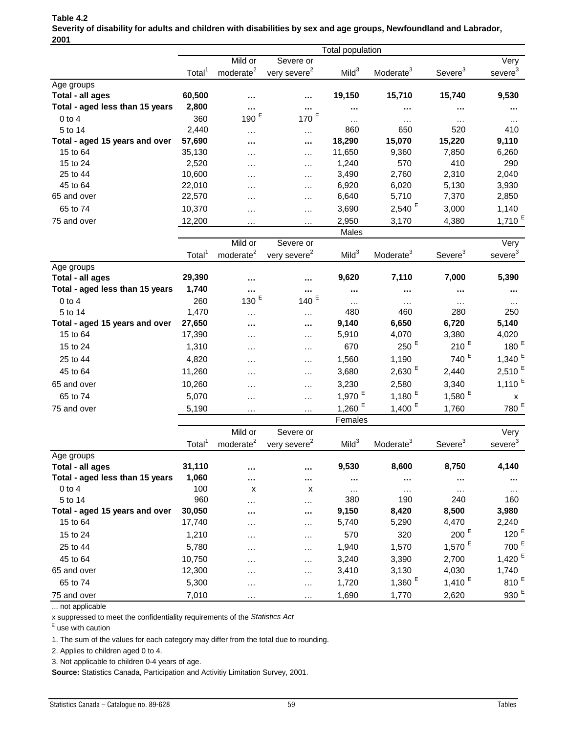**Table 4.2**
**Severity of disability for adults and children with disabilities by sex and age groups, Newfoundland and Labrador, 2001**

| | Total population | | | | | | |
|---|---|---|---|---|---|---|---|
| | Total[1] | Mild or moderate[2] | Severe or very severe[2] | Mild[3] | Moderate[3] | Severe[3] | Very severe[3] |
| Age groups | | | | | | | |
| **Total - all ages** | **60,500** | **…** | **…** | **19,150** | **15,710** | **15,740** | **9,530** |
| **Total - aged less than 15 years** | **2,800** | **…** | **…** | **…** | **…** | **…** | **…** |
| 0 to 4 | 360 | 190 E | 170 E | … | … | … | … |
| 5 to 14 | 2,440 | … | … | 860 | 650 | 520 | 410 |
| **Total - aged 15 years and over** | **57,690** | **…** | **…** | **18,290** | **15,070** | **15,220** | **9,110** |
| 15 to 64 | 35,130 | … | … | 11,650 | 9,360 | 7,850 | 6,260 |
| 15 to 24 | 2,520 | … | … | 1,240 | 570 | 410 | 290 |
| 25 to 44 | 10,600 | … | … | 3,490 | 2,760 | 2,310 | 2,040 |
| 45 to 64 | 22,010 | … | … | 6,920 | 6,020 | 5,130 | 3,930 |
| 65 and over | 22,570 | … | … | 6,640 | 5,710 | 7,370 | 2,850 |
| 65 to 74 | 10,370 | … | … | 3,690 | 2,540 E | 3,000 | 1,140 |
| 75 and over | 12,200 | … | … | 2,950 | 3,170 | 4,380 | 1,710 E |
| | Males | | | | | | |
| | Total[1] | Mild or moderate[2] | Severe or very severe[2] | Mild[3] | Moderate[3] | Severe[3] | Very severe[3] |
| Age groups | | | | | | | |
| **Total - all ages** | **29,390** | **…** | **…** | **9,620** | **7,110** | **7,000** | **5,390** |
| **Total - aged less than 15 years** | **1,740** | **…** | **…** | **…** | **…** | **…** | **…** |
| 0 to 4 | 260 | 130 E | 140 E | … | … | … | … |
| 5 to 14 | 1,470 | … | … | 480 | 460 | 280 | 250 |
| **Total - aged 15 years and over** | **27,650** | **…** | **…** | **9,140** | **6,650** | **6,720** | **5,140** |
| 15 to 64 | 17,390 | … | … | 5,910 | 4,070 | 3,380 | 4,020 |
| 15 to 24 | 1,310 | … | … | 670 | 250 E | 210 E | 180 E |
| 25 to 44 | 4,820 | … | … | 1,560 | 1,190 | 740 E | 1,340 E |
| 45 to 64 | 11,260 | … | … | 3,680 | 2,630 E | 2,440 | 2,510 E |
| 65 and over | 10,260 | … | … | 3,230 | 2,580 | 3,340 | 1,110 E |
| 65 to 74 | 5,070 | … | … | 1,970 E | 1,180 E | 1,580 E | x |
| 75 and over | 5,190 | … | … | 1,260 E | 1,400 E | 1,760 | 780 E |
| | Females | | | | | | |
| | Total[1] | Mild or moderate[2] | Severe or very severe[2] | Mild[3] | Moderate[3] | Severe[3] | Very severe[3] |
| Age groups | | | | | | | |
| **Total - all ages** | **31,110** | **…** | **…** | **9,530** | **8,600** | **8,750** | **4,140** |
| **Total - aged less than 15 years** | **1,060** | **…** | **…** | **…** | **…** | **…** | **…** |
| 0 to 4 | 100 | x | x | … | … | … | … |
| 5 to 14 | 960 | … | … | 380 | 190 | 240 | 160 |
| **Total - aged 15 years and over** | **30,050** | **…** | **…** | **9,150** | **8,420** | **8,500** | **3,980** |
| 15 to 64 | 17,740 | … | … | 5,740 | 5,290 | 4,470 | 2,240 |
| 15 to 24 | 1,210 | … | … | 570 | 320 | 200 E | 120 E |
| 25 to 44 | 5,780 | … | … | 1,940 | 1,570 | 1,570 E | 700 E |
| 45 to 64 | 10,750 | … | … | 3,240 | 3,390 | 2,700 | 1,420 E |
| 65 and over | 12,300 | … | … | 3,410 | 3,130 | 4,030 | 1,740 |
| 65 to 74 | 5,300 | … | … | 1,720 | 1,360 E | 1,410 E | 810 E |
| 75 and over | 7,010 | … | … | 1,690 | 1,770 | 2,620 | 930 E |

... not applicable

x suppressed to meet the confidentiality requirements of the *Statistics Act*

E use with caution

1. The sum of the values for each category may differ from the total due to rounding.

2. Applies to children aged 0 to 4.

3. Not applicable to children 0-4 years of age.

**Source:** Statistics Canada, Participation and Activitiy Limitation Survey, 2001.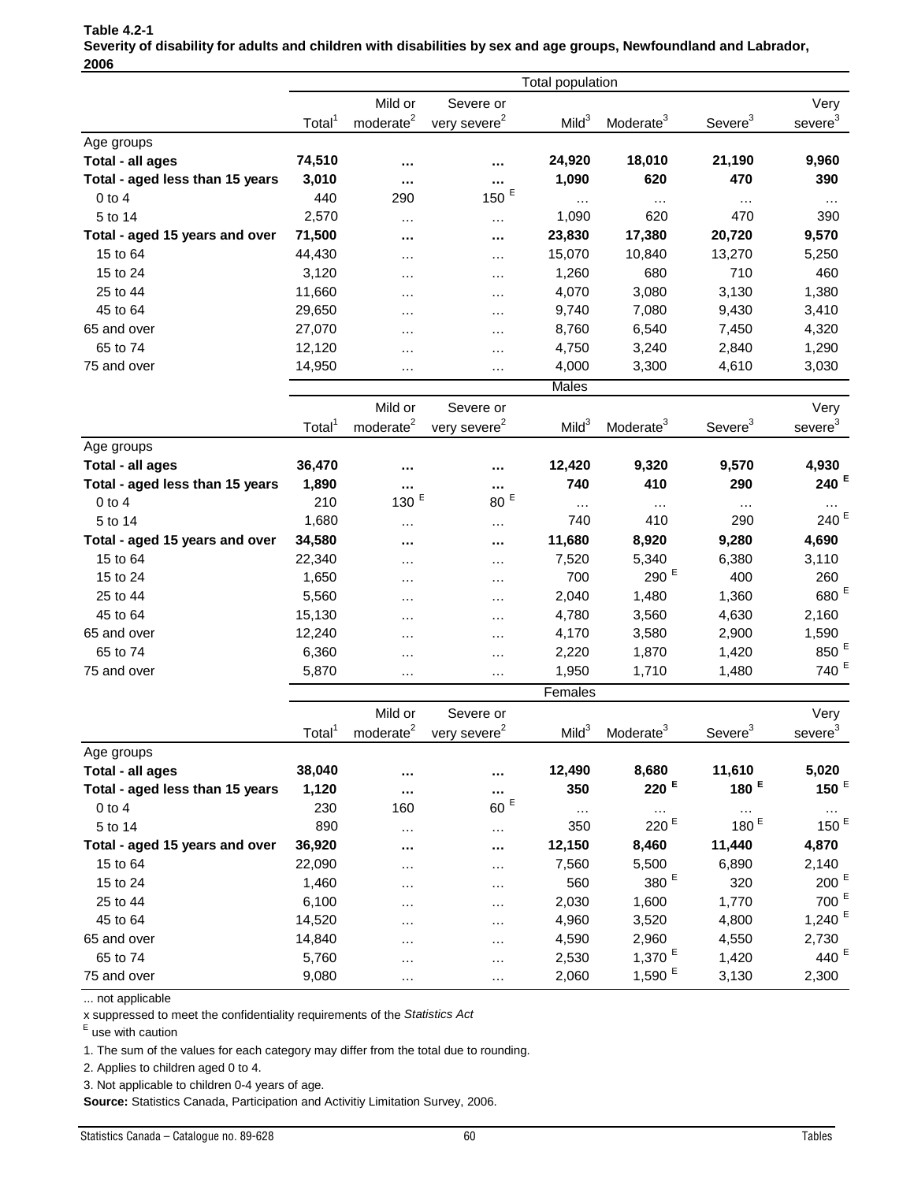**Table 4.2-1**
**Severity of disability for adults and children with disabilities by sex and age groups, Newfoundland and Labrador, 2006**

| | Total population | | | | | | |
|---|---|---|---|---|---|---|---|
| | Total[1] | Mild or moderate[2] | Severe or very severe[2] | Mild[3] | Moderate[3] | Severe[3] | Very severe[3] |
| Age groups | | | | | | | |
| **Total - all ages** | **74,510** | **...** | **...** | **24,920** | **18,010** | **21,190** | **9,960** |
| **Total - aged less than 15 years** | **3,010** | **...** | **...** | **1,090** | **620** | **470** | **390** |
| 0 to 4 | 440 | 290 | 150 E | ... | ... | ... | ... |
| 5 to 14 | 2,570 | ... | ... | 1,090 | 620 | 470 | 390 |
| **Total - aged 15 years and over** | **71,500** | **...** | **...** | **23,830** | **17,380** | **20,720** | **9,570** |
| 15 to 64 | 44,430 | ... | ... | 15,070 | 10,840 | 13,270 | 5,250 |
| 15 to 24 | 3,120 | ... | ... | 1,260 | 680 | 710 | 460 |
| 25 to 44 | 11,660 | ... | ... | 4,070 | 3,080 | 3,130 | 1,380 |
| 45 to 64 | 29,650 | ... | ... | 9,740 | 7,080 | 9,430 | 3,410 |
| 65 and over | 27,070 | ... | ... | 8,760 | 6,540 | 7,450 | 4,320 |
| 65 to 74 | 12,120 | ... | ... | 4,750 | 3,240 | 2,840 | 1,290 |
| 75 and over | 14,950 | ... | ... | 4,000 | 3,300 | 4,610 | 3,030 |
| | Males | | | | | | |
| | Total[1] | Mild or moderate[2] | Severe or very severe[2] | Mild[3] | Moderate[3] | Severe[3] | Very severe[3] |
| Age groups | | | | | | | |
| **Total - all ages** | **36,470** | **...** | **...** | **12,420** | **9,320** | **9,570** | **4,930** |
| **Total - aged less than 15 years** | **1,890** | **...** | **...** | **740** | **410** | **290** | **240 E** |
| 0 to 4 | 210 | 130 E | 80 E | ... | ... | ... | ... |
| 5 to 14 | 1,680 | ... | ... | 740 | 410 | 290 | 240 E |
| **Total - aged 15 years and over** | **34,580** | **...** | **...** | **11,680** | **8,920** | **9,280** | **4,690** |
| 15 to 64 | 22,340 | ... | ... | 7,520 | 5,340 | 6,380 | 3,110 |
| 15 to 24 | 1,650 | ... | ... | 700 | 290 E | 400 | 260 |
| 25 to 44 | 5,560 | ... | ... | 2,040 | 1,480 | 1,360 | 680 E |
| 45 to 64 | 15,130 | ... | ... | 4,780 | 3,560 | 4,630 | 2,160 |
| 65 and over | 12,240 | ... | ... | 4,170 | 3,580 | 2,900 | 1,590 |
| 65 to 74 | 6,360 | ... | ... | 2,220 | 1,870 | 1,420 | 850 E |
| 75 and over | 5,870 | ... | ... | 1,950 | 1,710 | 1,480 | 740 E |
| | Females | | | | | | |
| | Total[1] | Mild or moderate[2] | Severe or very severe[2] | Mild[3] | Moderate[3] | Severe[3] | Very severe[3] |
| Age groups | | | | | | | |
| **Total - all ages** | **38,040** | **...** | **...** | **12,490** | **8,680** | **11,610** | **5,020** |
| **Total - aged less than 15 years** | **1,120** | **...** | **...** | **350** | **220 E** | **180 E** | **150 E** |
| 0 to 4 | 230 | 160 | 60 E | ... | ... | ... | ... |
| 5 to 14 | 890 | ... | ... | 350 | 220 E | 180 E | 150 E |
| **Total - aged 15 years and over** | **36,920** | **...** | **...** | **12,150** | **8,460** | **11,440** | **4,870** |
| 15 to 64 | 22,090 | ... | ... | 7,560 | 5,500 | 6,890 | 2,140 |
| 15 to 24 | 1,460 | ... | ... | 560 | 380 E | 320 | 200 E |
| 25 to 44 | 6,100 | ... | ... | 2,030 | 1,600 | 1,770 | 700 E |
| 45 to 64 | 14,520 | ... | ... | 4,960 | 3,520 | 4,800 | 1,240 E |
| 65 and over | 14,840 | ... | ... | 4,590 | 2,960 | 4,550 | 2,730 |
| 65 to 74 | 5,760 | ... | ... | 2,530 | 1,370 E | 1,420 | 440 E |
| 75 and over | 9,080 | ... | ... | 2,060 | 1,590 E | 3,130 | 2,300 |

... not applicable

x suppressed to meet the confidentiality requirements of the *Statistics Act*

E use with caution

1. The sum of the values for each category may differ from the total due to rounding.

2. Applies to children aged 0 to 4.

3. Not applicable to children 0-4 years of age.

**Source:** Statistics Canada, Participation and Activitiy Limitation Survey, 2006.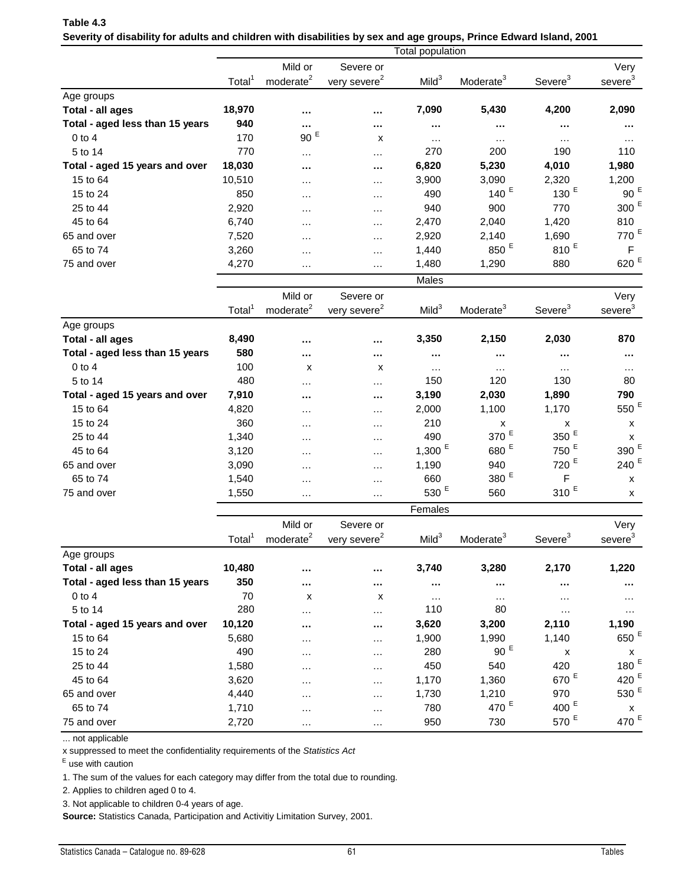**Table 4.3**
**Severity of disability for adults and children with disabilities by sex and age groups, Prince Edward Island, 2001**

| | Total population | | | | | | |
|---|---|---|---|---|---|---|---|
| | Total[1] | Mild or moderate[2] | Severe or very severe[2] | Mild[3] | Moderate[3] | Severe[3] | Very severe[3] |
| Age groups | | | | | | | |
| **Total - all ages** | **18,970** | **...** | **...** | **7,090** | **5,430** | **4,200** | **2,090** |
| **Total - aged less than 15 years** | **940** | **...** | **...** | **...** | **...** | **...** | **...** |
| 0 to 4 | 170 | 90 E | x | ... | ... | ... | ... |
| 5 to 14 | 770 | ... | ... | 270 | 200 | 190 | 110 |
| **Total - aged 15 years and over** | **18,030** | **...** | **...** | **6,820** | **5,230** | **4,010** | **1,980** |
| 15 to 64 | 10,510 | ... | ... | 3,900 | 3,090 | 2,320 | 1,200 |
| 15 to 24 | 850 | ... | ... | 490 | 140 E | 130 E | 90 E |
| 25 to 44 | 2,920 | ... | ... | 940 | 900 | 770 | 300 E |
| 45 to 64 | 6,740 | ... | ... | 2,470 | 2,040 | 1,420 | 810 |
| 65 and over | 7,520 | ... | ... | 2,920 | 2,140 | 1,690 | 770 E |
| 65 to 74 | 3,260 | ... | ... | 1,440 | 850 E | 810 E | F |
| 75 and over | 4,270 | ... | ... | 1,480 | 1,290 | 880 | 620 E |
| | Males | | | | | | |
| | Total[1] | Mild or moderate[2] | Severe or very severe[2] | Mild[3] | Moderate[3] | Severe[3] | Very severe[3] |
| Age groups | | | | | | | |
| **Total - all ages** | **8,490** | **...** | **...** | **3,350** | **2,150** | **2,030** | **870** |
| **Total - aged less than 15 years** | **580** | **...** | **...** | **...** | **...** | **...** | **...** |
| 0 to 4 | 100 | x | x | ... | ... | ... | ... |
| 5 to 14 | 480 | ... | ... | 150 | 120 | 130 | 80 |
| **Total - aged 15 years and over** | **7,910** | **...** | **...** | **3,190** | **2,030** | **1,890** | **790** |
| 15 to 64 | 4,820 | ... | ... | 2,000 | 1,100 | 1,170 | 550 E |
| 15 to 24 | 360 | ... | ... | 210 | x | x | x |
| 25 to 44 | 1,340 | ... | ... | 490 | 370 E | 350 E | x |
| 45 to 64 | 3,120 | ... | ... | 1,300 E | 680 E | 750 E | 390 E |
| 65 and over | 3,090 | ... | ... | 1,190 | 940 | 720 E | 240 E |
| 65 to 74 | 1,540 | ... | ... | 660 | 380 E | F | x |
| 75 and over | 1,550 | ... | ... | 530 E | 560 | 310 E | x |
| | Females | | | | | | |
| | Total[1] | Mild or moderate[2] | Severe or very severe[2] | Mild[3] | Moderate[3] | Severe[3] | Very severe[3] |
| Age groups | | | | | | | |
| **Total - all ages** | **10,480** | **...** | **...** | **3,740** | **3,280** | **2,170** | **1,220** |
| **Total - aged less than 15 years** | **350** | **...** | **...** | **...** | **...** | **...** | **...** |
| 0 to 4 | 70 | x | x | ... | ... | ... | ... |
| 5 to 14 | 280 | ... | ... | 110 | 80 | ... | ... |
| **Total - aged 15 years and over** | **10,120** | **...** | **...** | **3,620** | **3,200** | **2,110** | **1,190** |
| 15 to 64 | 5,680 | ... | ... | 1,900 | 1,990 | 1,140 | 650 E |
| 15 to 24 | 490 | ... | ... | 280 | 90 E | x | x |
| 25 to 44 | 1,580 | ... | ... | 450 | 540 | 420 | 180 E |
| 45 to 64 | 3,620 | ... | ... | 1,170 | 1,360 | 670 E | 420 E |
| 65 and over | 4,440 | ... | ... | 1,730 | 1,210 | 970 | 530 E |
| 65 to 74 | 1,710 | ... | ... | 780 | 470 E | 400 E | x |
| 75 and over | 2,720 | ... | ... | 950 | 730 | 570 E | 470 E |

... not applicable

x suppressed to meet the confidentiality requirements of the *Statistics Act*

E use with caution

1. The sum of the values for each category may differ from the total due to rounding.

2. Applies to children aged 0 to 4.

3. Not applicable to children 0-4 years of age.

**Source:** Statistics Canada, Participation and Activitiy Limitation Survey, 2001.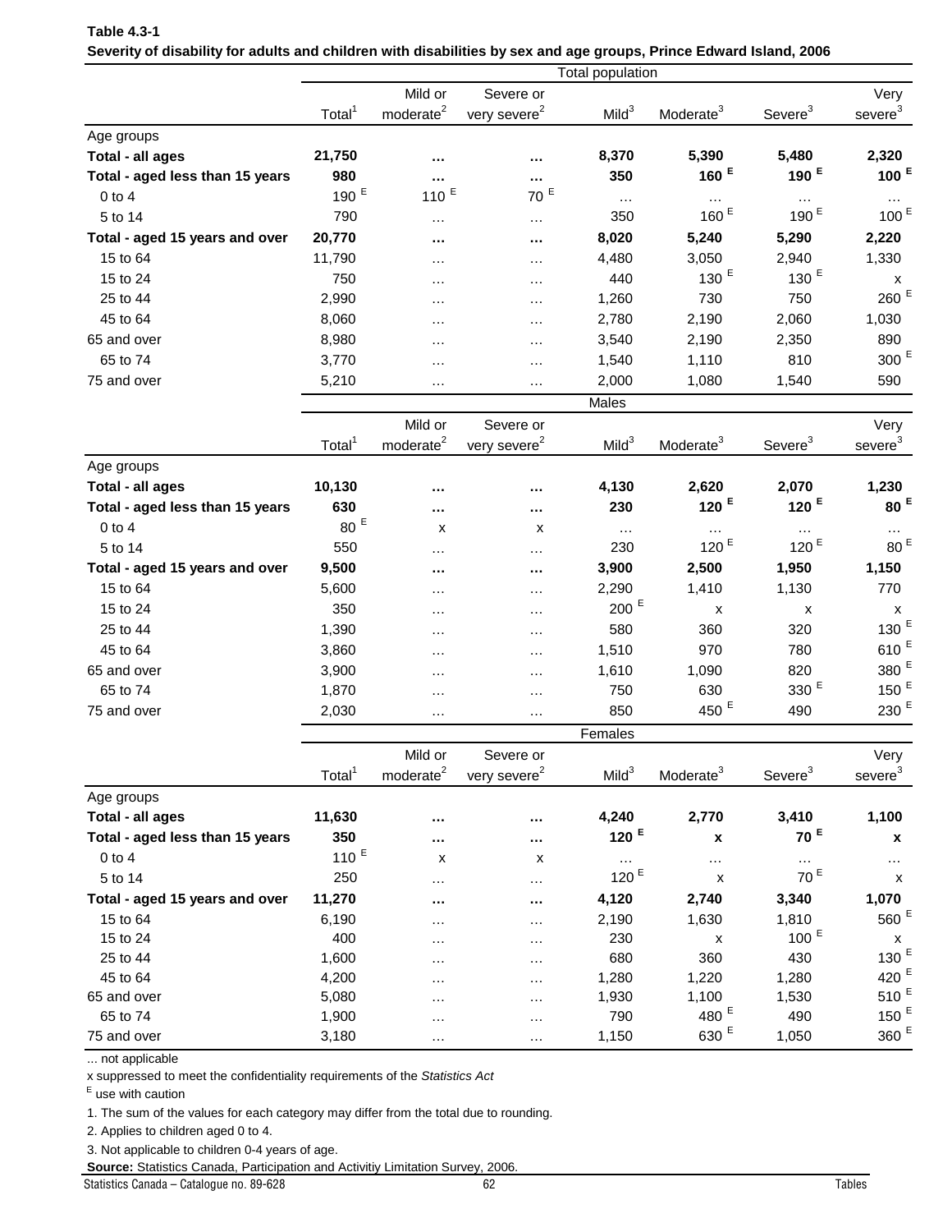**Table 4.3-1**
**Severity of disability for adults and children with disabilities by sex and age groups, Prince Edward Island, 2006**

| | Total population | | | | | | |
|---|---|---|---|---|---|---|---|
| | Total[1] | Mild or moderate[2] | Severe or very severe[2] | Mild[3] | Moderate[3] | Severe[3] | Very severe[3] |
| Age groups | | | | | | | |
| **Total - all ages** | **21,750** | **...** | **...** | **8,370** | **5,390** | **5,480** | **2,320** |
| **Total - aged less than 15 years** | **980** | **...** | **...** | **350** | **160 E** | **190 E** | **100 E** |
| 0 to 4 | 190 E | 110 E | 70 E | ... | ... | ... | ... |
| 5 to 14 | 790 | ... | ... | 350 | 160 E | 190 E | 100 E |
| **Total - aged 15 years and over** | **20,770** | **...** | **...** | **8,020** | **5,240** | **5,290** | **2,220** |
| 15 to 64 | 11,790 | ... | ... | 4,480 | 3,050 | 2,940 | 1,330 |
| 15 to 24 | 750 | ... | ... | 440 | 130 E | 130 E | x |
| 25 to 44 | 2,990 | ... | ... | 1,260 | 730 | 750 | 260 E |
| 45 to 64 | 8,060 | ... | ... | 2,780 | 2,190 | 2,060 | 1,030 |
| 65 and over | 8,980 | ... | ... | 3,540 | 2,190 | 2,350 | 890 |
| 65 to 74 | 3,770 | ... | ... | 1,540 | 1,110 | 810 | 300 E |
| 75 and over | 5,210 | ... | ... | 2,000 | 1,080 | 1,540 | 590 |
| | Males | | | | | | |
| | Total[1] | Mild or moderate[2] | Severe or very severe[2] | Mild[3] | Moderate[3] | Severe[3] | Very severe[3] |
| Age groups | | | | | | | |
| **Total - all ages** | **10,130** | **...** | **...** | **4,130** | **2,620** | **2,070** | **1,230** |
| **Total - aged less than 15 years** | **630** | **...** | **...** | **230** | **120 E** | **120 E** | **80 E** |
| 0 to 4 | 80 E | x | x | ... | ... | ... | ... |
| 5 to 14 | 550 | ... | ... | 230 | 120 E | 120 E | 80 E |
| **Total - aged 15 years and over** | **9,500** | **...** | **...** | **3,900** | **2,500** | **1,950** | **1,150** |
| 15 to 64 | 5,600 | ... | ... | 2,290 | 1,410 | 1,130 | 770 |
| 15 to 24 | 350 | ... | ... | 200 E | x | x | x |
| 25 to 44 | 1,390 | ... | ... | 580 | 360 | 320 | 130 E |
| 45 to 64 | 3,860 | ... | ... | 1,510 | 970 | 780 | 610 E |
| 65 and over | 3,900 | ... | ... | 1,610 | 1,090 | 820 | 380 E |
| 65 to 74 | 1,870 | ... | ... | 750 | 630 | 330 E | 150 E |
| 75 and over | 2,030 | ... | ... | 850 | 450 E | 490 | 230 E |
| | Females | | | | | | |
| | Total[1] | Mild or moderate[2] | Severe or very severe[2] | Mild[3] | Moderate[3] | Severe[3] | Very severe[3] |
| Age groups | | | | | | | |
| **Total - all ages** | **11,630** | **...** | **...** | **4,240** | **2,770** | **3,410** | **1,100** |
| **Total - aged less than 15 years** | **350** | **...** | **...** | **120 E** | **x** | **70 E** | **x** |
| 0 to 4 | 110 E | x | x | ... | ... | ... | ... |
| 5 to 14 | 250 | ... | ... | 120 E | x | 70 E | x |
| **Total - aged 15 years and over** | **11,270** | **...** | **...** | **4,120** | **2,740** | **3,340** | **1,070** |
| 15 to 64 | 6,190 | ... | ... | 2,190 | 1,630 | 1,810 | 560 E |
| 15 to 24 | 400 | ... | ... | 230 | x | 100 E | x |
| 25 to 44 | 1,600 | ... | ... | 680 | 360 | 430 | 130 E |
| 45 to 64 | 4,200 | ... | ... | 1,280 | 1,220 | 1,280 | 420 E |
| 65 and over | 5,080 | ... | ... | 1,930 | 1,100 | 1,530 | 510 E |
| 65 to 74 | 1,900 | ... | ... | 790 | 480 E | 490 | 150 E |
| 75 and over | 3,180 | ... | ... | 1,150 | 630 E | 1,050 | 360 E |

... not applicable

x suppressed to meet the confidentiality requirements of the *Statistics Act*

E use with caution

1. The sum of the values for each category may differ from the total due to rounding.
2. Applies to children aged 0 to 4.
3. Not applicable to children 0-4 years of age.

**Source:** Statistics Canada, Participation and Activitiy Limitation Survey, 2006.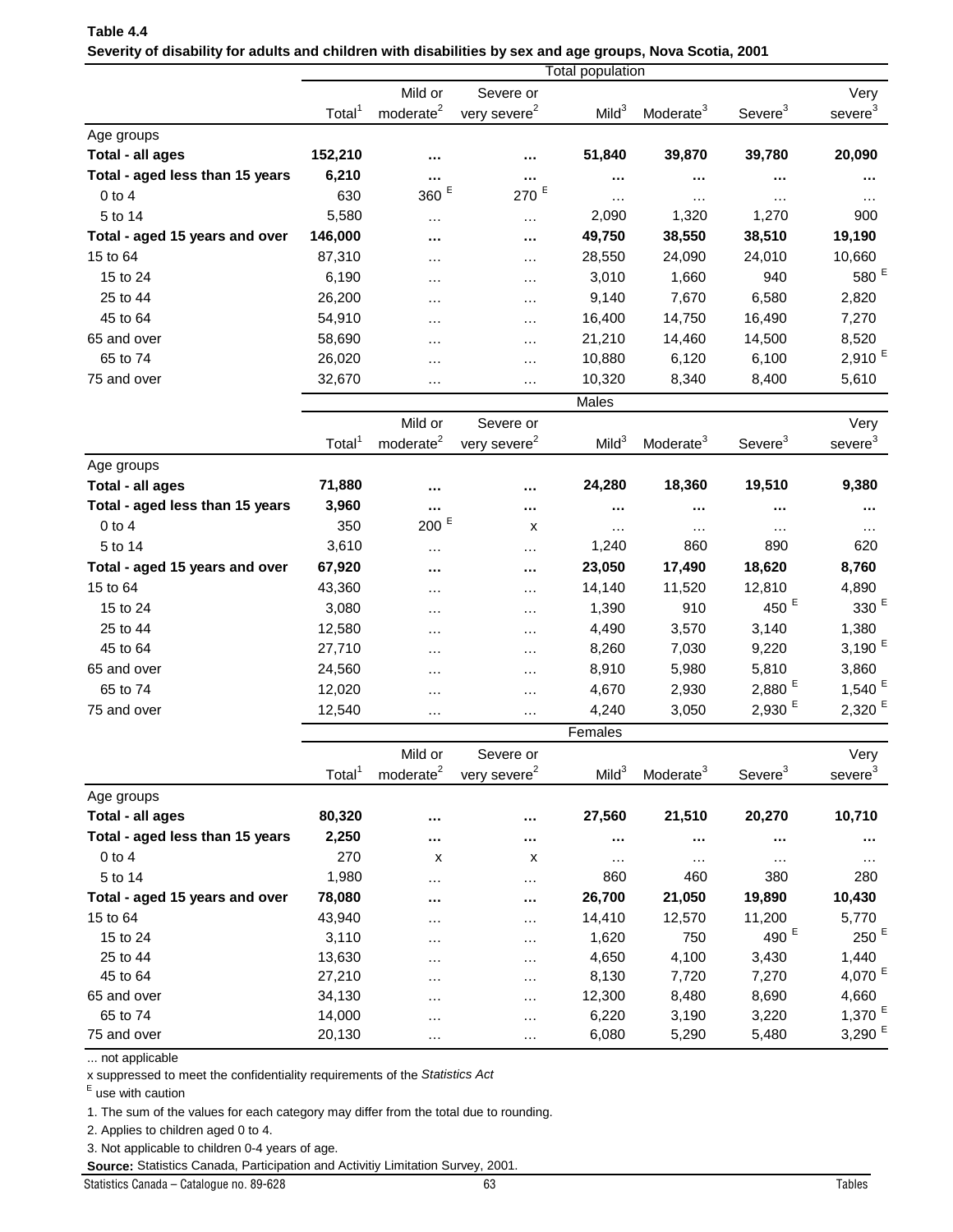**Table 4.4**
**Severity of disability for adults and children with disabilities by sex and age groups, Nova Scotia, 2001**

| | Total population | | | | | | |
|---|---|---|---|---|---|---|---|
| | Total[1] | Mild or moderate[2] | Severe or very severe[2] | Mild[3] | Moderate[3] | Severe[3] | Very severe[3] |
| Age groups | | | | | | | |
| **Total - all ages** | **152,210** | **...** | **...** | **51,840** | **39,870** | **39,780** | **20,090** |
| **Total - aged less than 15 years** | **6,210** | **...** | **...** | **...** | **...** | **...** | **...** |
| 0 to 4 | 630 | 360 E | 270 E | ... | ... | ... | ... |
| 5 to 14 | 5,580 | ... | ... | 2,090 | 1,320 | 1,270 | 900 |
| **Total - aged 15 years and over** | **146,000** | **...** | **...** | **49,750** | **38,550** | **38,510** | **19,190** |
| 15 to 64 | 87,310 | ... | ... | 28,550 | 24,090 | 24,010 | 10,660 |
| 15 to 24 | 6,190 | ... | ... | 3,010 | 1,660 | 940 | 580 E |
| 25 to 44 | 26,200 | ... | ... | 9,140 | 7,670 | 6,580 | 2,820 |
| 45 to 64 | 54,910 | ... | ... | 16,400 | 14,750 | 16,490 | 7,270 |
| 65 and over | 58,690 | ... | ... | 21,210 | 14,460 | 14,500 | 8,520 |
| 65 to 74 | 26,020 | ... | ... | 10,880 | 6,120 | 6,100 | 2,910 E |
| 75 and over | 32,670 | ... | ... | 10,320 | 8,340 | 8,400 | 5,610 |
| | **Males** | | | | | | |
| | Total[1] | Mild or moderate[2] | Severe or very severe[2] | Mild[3] | Moderate[3] | Severe[3] | Very severe[3] |
| Age groups | | | | | | | |
| **Total - all ages** | **71,880** | **...** | **...** | **24,280** | **18,360** | **19,510** | **9,380** |
| **Total - aged less than 15 years** | **3,960** | **...** | **...** | **...** | **...** | **...** | **...** |
| 0 to 4 | 350 | 200 E | x | ... | ... | ... | ... |
| 5 to 14 | 3,610 | ... | ... | 1,240 | 860 | 890 | 620 |
| **Total - aged 15 years and over** | **67,920** | **...** | **...** | **23,050** | **17,490** | **18,620** | **8,760** |
| 15 to 64 | 43,360 | ... | ... | 14,140 | 11,520 | 12,810 | 4,890 |
| 15 to 24 | 3,080 | ... | ... | 1,390 | 910 | 450 E | 330 E |
| 25 to 44 | 12,580 | ... | ... | 4,490 | 3,570 | 3,140 | 1,380 |
| 45 to 64 | 27,710 | ... | ... | 8,260 | 7,030 | 9,220 | 3,190 E |
| 65 and over | 24,560 | ... | ... | 8,910 | 5,980 | 5,810 | 3,860 |
| 65 to 74 | 12,020 | ... | ... | 4,670 | 2,930 | 2,880 E | 1,540 E |
| 75 and over | 12,540 | ... | ... | 4,240 | 3,050 | 2,930 E | 2,320 E |
| | **Females** | | | | | | |
| | Total[1] | Mild or moderate[2] | Severe or very severe[2] | Mild[3] | Moderate[3] | Severe[3] | Very severe[3] |
| Age groups | | | | | | | |
| **Total - all ages** | **80,320** | **...** | **...** | **27,560** | **21,510** | **20,270** | **10,710** |
| **Total - aged less than 15 years** | **2,250** | **...** | **...** | **...** | **...** | **...** | **...** |
| 0 to 4 | 270 | x | x | ... | ... | ... | ... |
| 5 to 14 | 1,980 | ... | ... | 860 | 460 | 380 | 280 |
| **Total - aged 15 years and over** | **78,080** | **...** | **...** | **26,700** | **21,050** | **19,890** | **10,430** |
| 15 to 64 | 43,940 | ... | ... | 14,410 | 12,570 | 11,200 | 5,770 |
| 15 to 24 | 3,110 | ... | ... | 1,620 | 750 | 490 E | 250 E |
| 25 to 44 | 13,630 | ... | ... | 4,650 | 4,100 | 3,430 | 1,440 |
| 45 to 64 | 27,210 | ... | ... | 8,130 | 7,720 | 7,270 | 4,070 E |
| 65 and over | 34,130 | ... | ... | 12,300 | 8,480 | 8,690 | 4,660 |
| 65 to 74 | 14,000 | ... | ... | 6,220 | 3,190 | 3,220 | 1,370 E |
| 75 and over | 20,130 | ... | ... | 6,080 | 5,290 | 5,480 | 3,290 E |

... not applicable

x suppressed to meet the confidentiality requirements of the *Statistics Act*

E use with caution

1. The sum of the values for each category may differ from the total due to rounding.

2. Applies to children aged 0 to 4.

3. Not applicable to children 0-4 years of age.

**Source:** Statistics Canada, Participation and Activitiy Limitation Survey, 2001.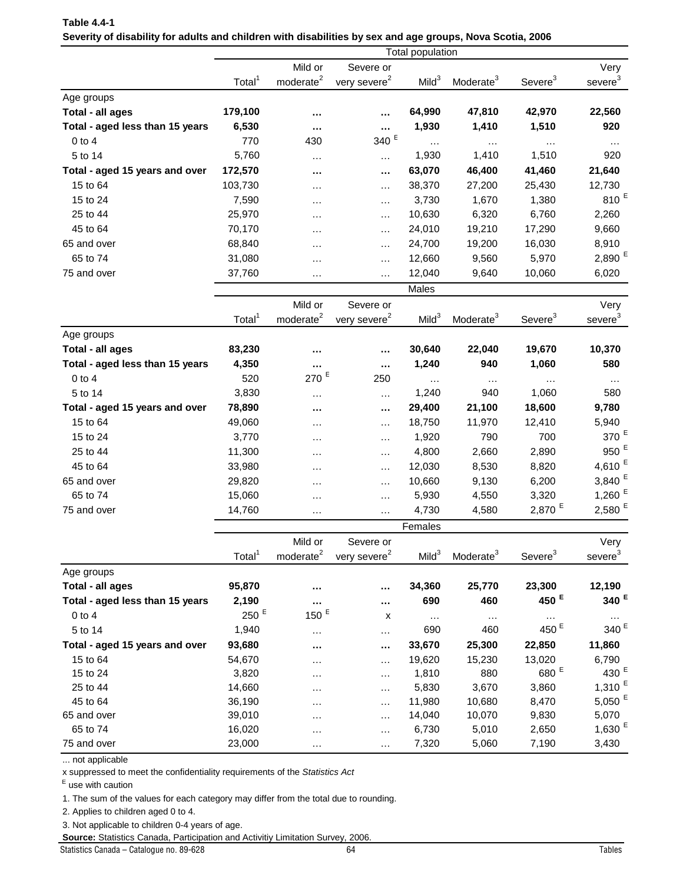**Table 4.4-1**
**Severity of disability for adults and children with disabilities by sex and age groups, Nova Scotia, 2006**

| | Total[1] | Mild or moderate[2] | Severe or very severe[2] | Mild[3] | Moderate[3] | Severe[3] | Very severe[3] |
|---|---|---|---|---|---|---|---|
| **Total population** | | | | | | | |
| Age groups | | | | | | | |
| **Total - all ages** | **179,100** | **…** | **…** | **64,990** | **47,810** | **42,970** | **22,560** |
| **Total - aged less than 15 years** | **6,530** | **…** | **…** | **1,930** | **1,410** | **1,510** | **920** |
| 0 to 4 | 770 | 430 | 340 E | … | … | … | … |
| 5 to 14 | 5,760 | … | … | 1,930 | 1,410 | 1,510 | 920 |
| **Total - aged 15 years and over** | **172,570** | **…** | **…** | **63,070** | **46,400** | **41,460** | **21,640** |
| 15 to 64 | 103,730 | … | … | 38,370 | 27,200 | 25,430 | 12,730 |
| 15 to 24 | 7,590 | … | … | 3,730 | 1,670 | 1,380 | 810 E |
| 25 to 44 | 25,970 | … | … | 10,630 | 6,320 | 6,760 | 2,260 |
| 45 to 64 | 70,170 | … | … | 24,010 | 19,210 | 17,290 | 9,660 |
| 65 and over | 68,840 | … | … | 24,700 | 19,200 | 16,030 | 8,910 |
| 65 to 74 | 31,080 | … | … | 12,660 | 9,560 | 5,970 | 2,890 E |
| 75 and over | 37,760 | … | … | 12,040 | 9,640 | 10,060 | 6,020 |
| **Males** | | | | | | | |
| Age groups | | | | | | | |
| **Total - all ages** | **83,230** | **…** | **…** | **30,640** | **22,040** | **19,670** | **10,370** |
| **Total - aged less than 15 years** | **4,350** | **…** | **…** | **1,240** | **940** | **1,060** | **580** |
| 0 to 4 | 520 | 270 E | 250 | … | … | … | … |
| 5 to 14 | 3,830 | … | … | 1,240 | 940 | 1,060 | 580 |
| **Total - aged 15 years and over** | **78,890** | **…** | **…** | **29,400** | **21,100** | **18,600** | **9,780** |
| 15 to 64 | 49,060 | … | … | 18,750 | 11,970 | 12,410 | 5,940 |
| 15 to 24 | 3,770 | … | … | 1,920 | 790 | 700 | 370 E |
| 25 to 44 | 11,300 | … | … | 4,800 | 2,660 | 2,890 | 950 E |
| 45 to 64 | 33,980 | … | … | 12,030 | 8,530 | 8,820 | 4,610 E |
| 65 and over | 29,820 | … | … | 10,660 | 9,130 | 6,200 | 3,840 E |
| 65 to 74 | 15,060 | … | … | 5,930 | 4,550 | 3,320 | 1,260 E |
| 75 and over | 14,760 | … | … | 4,730 | 4,580 | 2,870 E | 2,580 E |
| **Females** | | | | | | | |
| Age groups | | | | | | | |
| **Total - all ages** | **95,870** | **…** | **…** | **34,360** | **25,770** | **23,300** | **12,190** |
| **Total - aged less than 15 years** | **2,190** | **…** | **…** | **690** | **460** | **450 E** | **340 E** |
| 0 to 4 | 250 E | 150 E | x | … | … | … | … |
| 5 to 14 | 1,940 | … | … | 690 | 460 | 450 E | 340 E |
| **Total - aged 15 years and over** | **93,680** | **…** | **…** | **33,670** | **25,300** | **22,850** | **11,860** |
| 15 to 64 | 54,670 | … | … | 19,620 | 15,230 | 13,020 | 6,790 |
| 15 to 24 | 3,820 | … | … | 1,810 | 880 | 680 E | 430 E |
| 25 to 44 | 14,660 | … | … | 5,830 | 3,670 | 3,860 | 1,310 E |
| 45 to 64 | 36,190 | … | … | 11,980 | 10,680 | 8,470 | 5,050 E |
| 65 and over | 39,010 | … | … | 14,040 | 10,070 | 9,830 | 5,070 |
| 65 to 74 | 16,020 | … | … | 6,730 | 5,010 | 2,650 | 1,630 E |
| 75 and over | 23,000 | … | … | 7,320 | 5,060 | 7,190 | 3,430 |

... not applicable

x suppressed to meet the confidentiality requirements of the *Statistics Act*

E use with caution

1. The sum of the values for each category may differ from the total due to rounding.
2. Applies to children aged 0 to 4.
3. Not applicable to children 0-4 years of age.

**Source:** Statistics Canada, Participation and Activitiy Limitation Survey, 2006.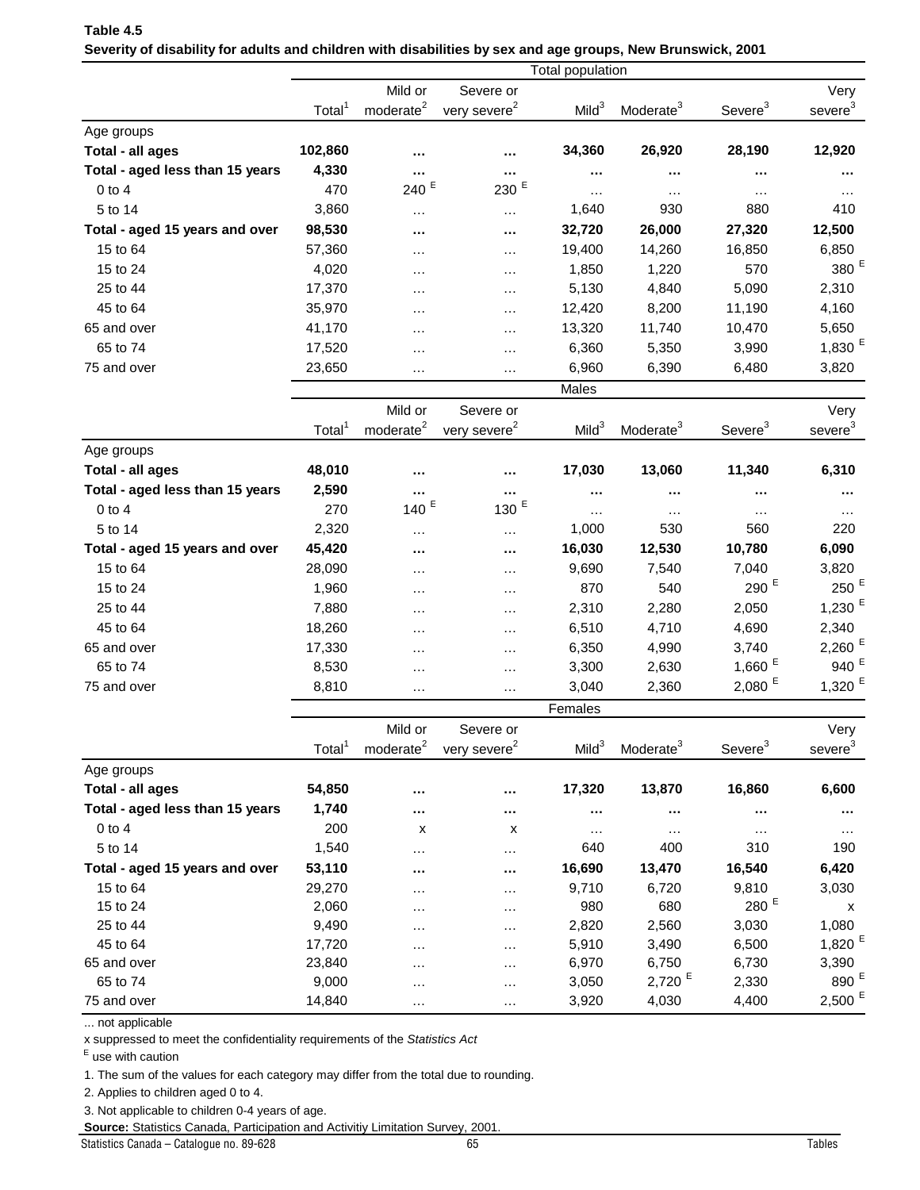**Table 4.5**
**Severity of disability for adults and children with disabilities by sex and age groups, New Brunswick, 2001**

| | Total population | | | | | | |
|---|---|---|---|---|---|---|---|
| | Total[1] | Mild or moderate[2] | Severe or very severe[2] | Mild[3] | Moderate[3] | Severe[3] | Very severe[3] |
| Age groups | | | | | | | |
| **Total - all ages** | **102,860** | **...** | **...** | **34,360** | **26,920** | **28,190** | **12,920** |
| **Total - aged less than 15 years** | **4,330** | **...** | **...** | **...** | **...** | **...** | **...** |
| 0 to 4 | 470 | 240 E | 230 E | ... | ... | ... | ... |
| 5 to 14 | 3,860 | ... | ... | 1,640 | 930 | 880 | 410 |
| **Total - aged 15 years and over** | **98,530** | **...** | **...** | **32,720** | **26,000** | **27,320** | **12,500** |
| 15 to 64 | 57,360 | ... | ... | 19,400 | 14,260 | 16,850 | 6,850 |
| 15 to 24 | 4,020 | ... | ... | 1,850 | 1,220 | 570 | 380 E |
| 25 to 44 | 17,370 | ... | ... | 5,130 | 4,840 | 5,090 | 2,310 |
| 45 to 64 | 35,970 | ... | ... | 12,420 | 8,200 | 11,190 | 4,160 |
| 65 and over | 41,170 | ... | ... | 13,320 | 11,740 | 10,470 | 5,650 |
| 65 to 74 | 17,520 | ... | ... | 6,360 | 5,350 | 3,990 | 1,830 E |
| 75 and over | 23,650 | ... | ... | 6,960 | 6,390 | 6,480 | 3,820 |
| | Males | | | | | | |
| | Total[1] | Mild or moderate[2] | Severe or very severe[2] | Mild[3] | Moderate[3] | Severe[3] | Very severe[3] |
| Age groups | | | | | | | |
| **Total - all ages** | **48,010** | **...** | **...** | **17,030** | **13,060** | **11,340** | **6,310** |
| **Total - aged less than 15 years** | **2,590** | **...** | **...** | **...** | **...** | **...** | **...** |
| 0 to 4 | 270 | 140 E | 130 E | ... | ... | ... | ... |
| 5 to 14 | 2,320 | ... | ... | 1,000 | 530 | 560 | 220 |
| **Total - aged 15 years and over** | **45,420** | **...** | **...** | **16,030** | **12,530** | **10,780** | **6,090** |
| 15 to 64 | 28,090 | ... | ... | 9,690 | 7,540 | 7,040 | 3,820 |
| 15 to 24 | 1,960 | ... | ... | 870 | 540 | 290 E | 250 E |
| 25 to 44 | 7,880 | ... | ... | 2,310 | 2,280 | 2,050 | 1,230 E |
| 45 to 64 | 18,260 | ... | ... | 6,510 | 4,710 | 4,690 | 2,340 |
| 65 and over | 17,330 | ... | ... | 6,350 | 4,990 | 3,740 | 2,260 E |
| 65 to 74 | 8,530 | ... | ... | 3,300 | 2,630 | 1,660 E | 940 E |
| 75 and over | 8,810 | ... | ... | 3,040 | 2,360 | 2,080 E | 1,320 E |
| | Females | | | | | | |
| | Total[1] | Mild or moderate[2] | Severe or very severe[2] | Mild[3] | Moderate[3] | Severe[3] | Very severe[3] |
| Age groups | | | | | | | |
| **Total - all ages** | **54,850** | **...** | **...** | **17,320** | **13,870** | **16,860** | **6,600** |
| **Total - aged less than 15 years** | **1,740** | **...** | **...** | **...** | **...** | **...** | **...** |
| 0 to 4 | 200 | x | x | ... | ... | ... | ... |
| 5 to 14 | 1,540 | ... | ... | 640 | 400 | 310 | 190 |
| **Total - aged 15 years and over** | **53,110** | **...** | **...** | **16,690** | **13,470** | **16,540** | **6,420** |
| 15 to 64 | 29,270 | ... | ... | 9,710 | 6,720 | 9,810 | 3,030 |
| 15 to 24 | 2,060 | ... | ... | 980 | 680 | 280 E | x |
| 25 to 44 | 9,490 | ... | ... | 2,820 | 2,560 | 3,030 | 1,080 |
| 45 to 64 | 17,720 | ... | ... | 5,910 | 3,490 | 6,500 | 1,820 E |
| 65 and over | 23,840 | ... | ... | 6,970 | 6,750 | 6,730 | 3,390 |
| 65 to 74 | 9,000 | ... | ... | 3,050 | 2,720 E | 2,330 | 890 E |
| 75 and over | 14,840 | ... | ... | 3,920 | 4,030 | 4,400 | 2,500 E |

... not applicable

x suppressed to meet the confidentiality requirements of the *Statistics Act*

E use with caution

1. The sum of the values for each category may differ from the total due to rounding.

2. Applies to children aged 0 to 4.

3. Not applicable to children 0-4 years of age.

**Source:** Statistics Canada, Participation and Activitiy Limitation Survey, 2001.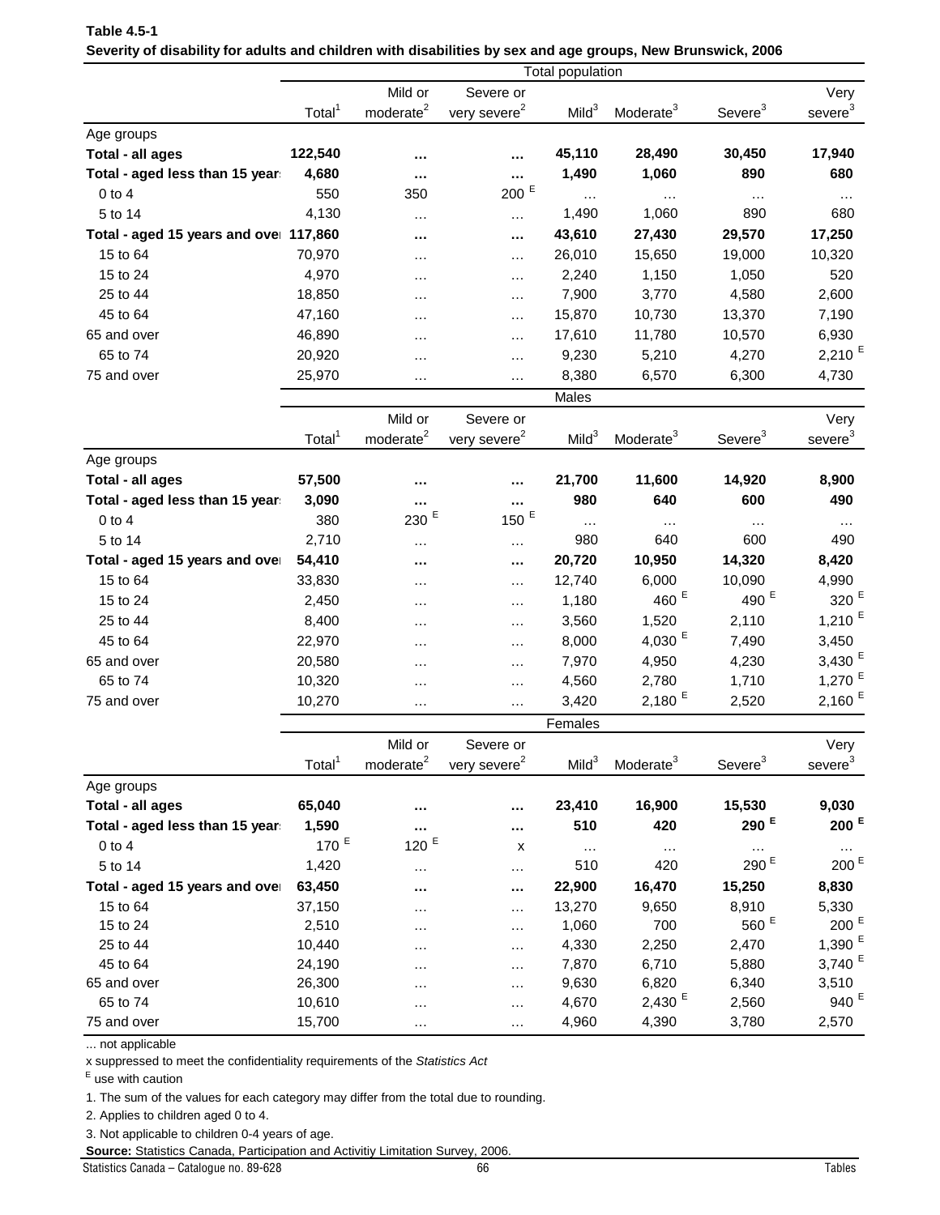**Table 4.5-1**
**Severity of disability for adults and children with disabilities by sex and age groups, New Brunswick, 2006**

| | Total population | | | | | | |
|---|---|---|---|---|---|---|---|
| | Total[1] | Mild or moderate[2] | Severe or very severe[2] | Mild[3] | Moderate[3] | Severe[3] | Very severe[3] |
| Age groups | | | | | | | |
| **Total - all ages** | **122,540** | **...** | **...** | **45,110** | **28,490** | **30,450** | **17,940** |
| **Total - aged less than 15 years** | **4,680** | **...** | **...** | **1,490** | **1,060** | **890** | **680** |
| 0 to 4 | 550 | 350 | 200 E | ... | ... | ... | ... |
| 5 to 14 | 4,130 | ... | ... | 1,490 | 1,060 | 890 | 680 |
| **Total - aged 15 years and over** | **117,860** | **...** | **...** | **43,610** | **27,430** | **29,570** | **17,250** |
| 15 to 64 | 70,970 | ... | ... | 26,010 | 15,650 | 19,000 | 10,320 |
| 15 to 24 | 4,970 | ... | ... | 2,240 | 1,150 | 1,050 | 520 |
| 25 to 44 | 18,850 | ... | ... | 7,900 | 3,770 | 4,580 | 2,600 |
| 45 to 64 | 47,160 | ... | ... | 15,870 | 10,730 | 13,370 | 7,190 |
| 65 and over | 46,890 | ... | ... | 17,610 | 11,780 | 10,570 | 6,930 |
| 65 to 74 | 20,920 | ... | ... | 9,230 | 5,210 | 4,270 | 2,210 E |
| 75 and over | 25,970 | ... | ... | 8,380 | 6,570 | 6,300 | 4,730 |
| | Males | | | | | | |
| | Total[1] | Mild or moderate[2] | Severe or very severe[2] | Mild[3] | Moderate[3] | Severe[3] | Very severe[3] |
| Age groups | | | | | | | |
| **Total - all ages** | **57,500** | **...** | **...** | **21,700** | **11,600** | **14,920** | **8,900** |
| **Total - aged less than 15 years** | **3,090** | **...** | **...** | **980** | **640** | **600** | **490** |
| 0 to 4 | 380 | 230 E | 150 E | ... | ... | ... | ... |
| 5 to 14 | 2,710 | ... | ... | 980 | 640 | 600 | 490 |
| **Total - aged 15 years and over** | **54,410** | **...** | **...** | **20,720** | **10,950** | **14,320** | **8,420** |
| 15 to 64 | 33,830 | ... | ... | 12,740 | 6,000 | 10,090 | 4,990 |
| 15 to 24 | 2,450 | ... | ... | 1,180 | 460 E | 490 E | 320 E |
| 25 to 44 | 8,400 | ... | ... | 3,560 | 1,520 | 2,110 | 1,210 E |
| 45 to 64 | 22,970 | ... | ... | 8,000 | 4,030 E | 7,490 | 3,450 |
| 65 and over | 20,580 | ... | ... | 7,970 | 4,950 | 4,230 | 3,430 E |
| 65 to 74 | 10,320 | ... | ... | 4,560 | 2,780 | 1,710 | 1,270 E |
| 75 and over | 10,270 | ... | ... | 3,420 | 2,180 E | 2,520 | 2,160 E |
| | Females | | | | | | |
| | Total[1] | Mild or moderate[2] | Severe or very severe[2] | Mild[3] | Moderate[3] | Severe[3] | Very severe[3] |
| Age groups | | | | | | | |
| **Total - all ages** | **65,040** | **...** | **...** | **23,410** | **16,900** | **15,530** | **9,030** |
| **Total - aged less than 15 years** | **1,590** | **...** | **...** | **510** | **420** | **290 E** | **200 E** |
| 0 to 4 | 170 E | 120 E | x | ... | ... | ... | ... |
| 5 to 14 | 1,420 | ... | ... | 510 | 420 | 290 E | 200 E |
| **Total - aged 15 years and over** | **63,450** | **...** | **...** | **22,900** | **16,470** | **15,250** | **8,830** |
| 15 to 64 | 37,150 | ... | ... | 13,270 | 9,650 | 8,910 | 5,330 |
| 15 to 24 | 2,510 | ... | ... | 1,060 | 700 | 560 E | 200 E |
| 25 to 44 | 10,440 | ... | ... | 4,330 | 2,250 | 2,470 | 1,390 E |
| 45 to 64 | 24,190 | ... | ... | 7,870 | 6,710 | 5,880 | 3,740 E |
| 65 and over | 26,300 | ... | ... | 9,630 | 6,820 | 6,340 | 3,510 |
| 65 to 74 | 10,610 | ... | ... | 4,670 | 2,430 E | 2,560 | 940 E |
| 75 and over | 15,700 | ... | ... | 4,960 | 4,390 | 3,780 | 2,570 |

... not applicable

x suppressed to meet the confidentiality requirements of the *Statistics Act*

E use with caution

1. The sum of the values for each category may differ from the total due to rounding.

2. Applies to children aged 0 to 4.

3. Not applicable to children 0-4 years of age.

**Source:** Statistics Canada, Participation and Activitiy Limitation Survey, 2006.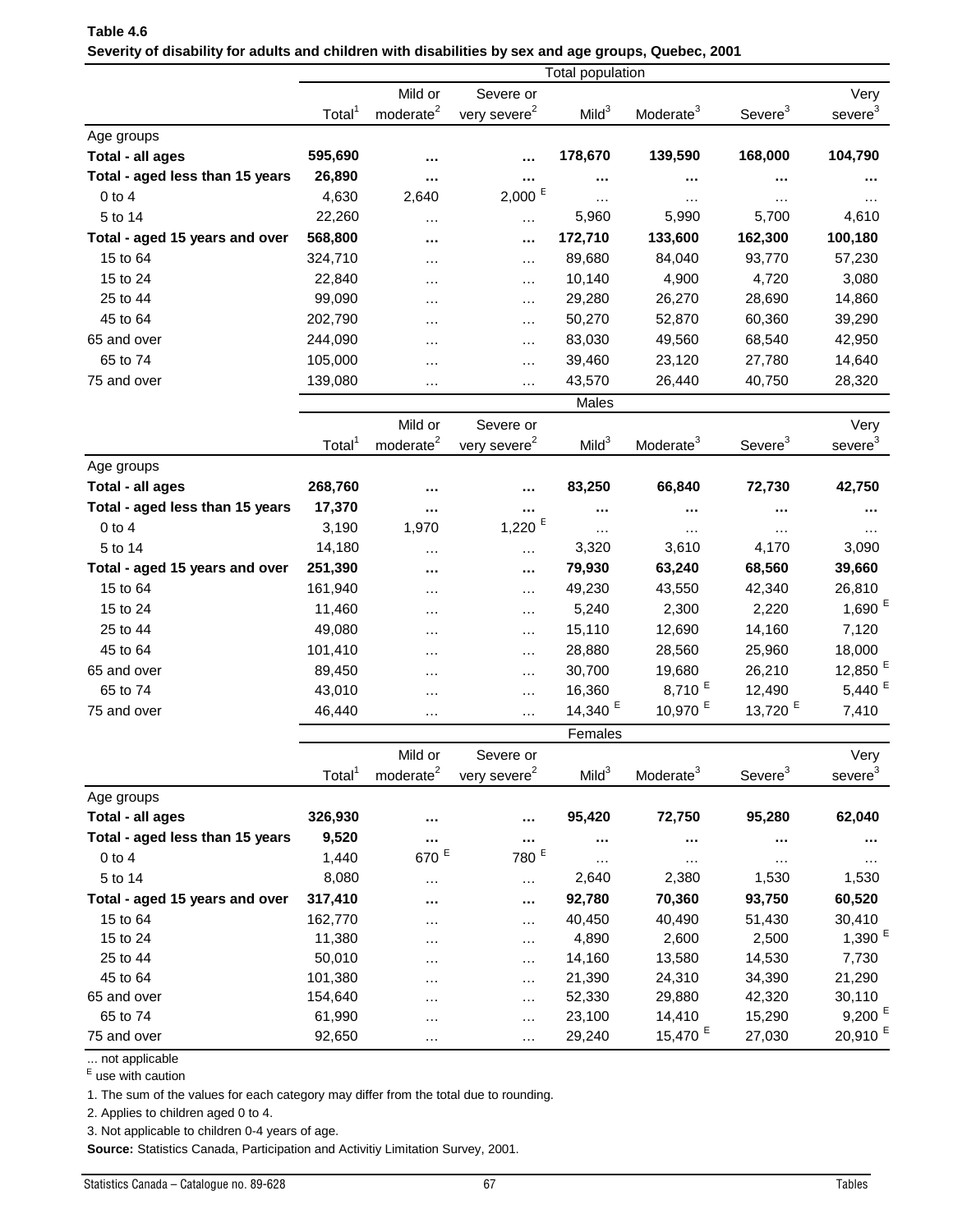**Table 4.6**
**Severity of disability for adults and children with disabilities by sex and age groups, Quebec, 2001**

| | Total population | | | | | | |
|---|---|---|---|---|---|---|---|
| | Total[1] | Mild or moderate[2] | Severe or very severe[2] | Mild[3] | Moderate[3] | Severe[3] | Very severe[3] |
| Age groups | | | | | | | |
| **Total - all ages** | **595,690** | **...** | **...** | **178,670** | **139,590** | **168,000** | **104,790** |
| **Total - aged less than 15 years** | **26,890** | **...** | **...** | **...** | **...** | **...** | **...** |
| 0 to 4 | 4,630 | 2,640 | 2,000 E | ... | ... | ... | ... |
| 5 to 14 | 22,260 | ... | ... | 5,960 | 5,990 | 5,700 | 4,610 |
| **Total - aged 15 years and over** | **568,800** | **...** | **...** | **172,710** | **133,600** | **162,300** | **100,180** |
| 15 to 64 | 324,710 | ... | ... | 89,680 | 84,040 | 93,770 | 57,230 |
| 15 to 24 | 22,840 | ... | ... | 10,140 | 4,900 | 4,720 | 3,080 |
| 25 to 44 | 99,090 | ... | ... | 29,280 | 26,270 | 28,690 | 14,860 |
| 45 to 64 | 202,790 | ... | ... | 50,270 | 52,870 | 60,360 | 39,290 |
| 65 and over | 244,090 | ... | ... | 83,030 | 49,560 | 68,540 | 42,950 |
| 65 to 74 | 105,000 | ... | ... | 39,460 | 23,120 | 27,780 | 14,640 |
| 75 and over | 139,080 | ... | ... | 43,570 | 26,440 | 40,750 | 28,320 |
| | Males | | | | | | |
| | Total[1] | Mild or moderate[2] | Severe or very severe[2] | Mild[3] | Moderate[3] | Severe[3] | Very severe[3] |
| Age groups | | | | | | | |
| **Total - all ages** | **268,760** | **...** | **...** | **83,250** | **66,840** | **72,730** | **42,750** |
| **Total - aged less than 15 years** | **17,370** | **...** | **...** | **...** | **...** | **...** | **...** |
| 0 to 4 | 3,190 | 1,970 | 1,220 E | ... | ... | ... | ... |
| 5 to 14 | 14,180 | ... | ... | 3,320 | 3,610 | 4,170 | 3,090 |
| **Total - aged 15 years and over** | **251,390** | **...** | **...** | **79,930** | **63,240** | **68,560** | **39,660** |
| 15 to 64 | 161,940 | ... | ... | 49,230 | 43,550 | 42,340 | 26,810 |
| 15 to 24 | 11,460 | ... | ... | 5,240 | 2,300 | 2,220 | 1,690 E |
| 25 to 44 | 49,080 | ... | ... | 15,110 | 12,690 | 14,160 | 7,120 |
| 45 to 64 | 101,410 | ... | ... | 28,880 | 28,560 | 25,960 | 18,000 |
| 65 and over | 89,450 | ... | ... | 30,700 | 19,680 | 26,210 | 12,850 E |
| 65 to 74 | 43,010 | ... | ... | 16,360 | 8,710 E | 12,490 | 5,440 E |
| 75 and over | 46,440 | ... | ... | 14,340 E | 10,970 E | 13,720 E | 7,410 |
| | Females | | | | | | |
| | Total[1] | Mild or moderate[2] | Severe or very severe[2] | Mild[3] | Moderate[3] | Severe[3] | Very severe[3] |
| Age groups | | | | | | | |
| **Total - all ages** | **326,930** | **...** | **...** | **95,420** | **72,750** | **95,280** | **62,040** |
| **Total - aged less than 15 years** | **9,520** | **...** | **...** | **...** | **...** | **...** | **...** |
| 0 to 4 | 1,440 | 670 E | 780 E | ... | ... | ... | ... |
| 5 to 14 | 8,080 | ... | ... | 2,640 | 2,380 | 1,530 | 1,530 |
| **Total - aged 15 years and over** | **317,410** | **...** | **...** | **92,780** | **70,360** | **93,750** | **60,520** |
| 15 to 64 | 162,770 | ... | ... | 40,450 | 40,490 | 51,430 | 30,410 |
| 15 to 24 | 11,380 | ... | ... | 4,890 | 2,600 | 2,500 | 1,390 E |
| 25 to 44 | 50,010 | ... | ... | 14,160 | 13,580 | 14,530 | 7,730 |
| 45 to 64 | 101,380 | ... | ... | 21,390 | 24,310 | 34,390 | 21,290 |
| 65 and over | 154,640 | ... | ... | 52,330 | 29,880 | 42,320 | 30,110 |
| 65 to 74 | 61,990 | ... | ... | 23,100 | 14,410 | 15,290 | 9,200 E |
| 75 and over | 92,650 | ... | ... | 29,240 | 15,470 E | 27,030 | 20,910 E |

... not applicable
E use with caution

1. The sum of the values for each category may differ from the total due to rounding.
2. Applies to children aged 0 to 4.
3. Not applicable to children 0-4 years of age.

**Source:** Statistics Canada, Participation and Activitiy Limitation Survey, 2001.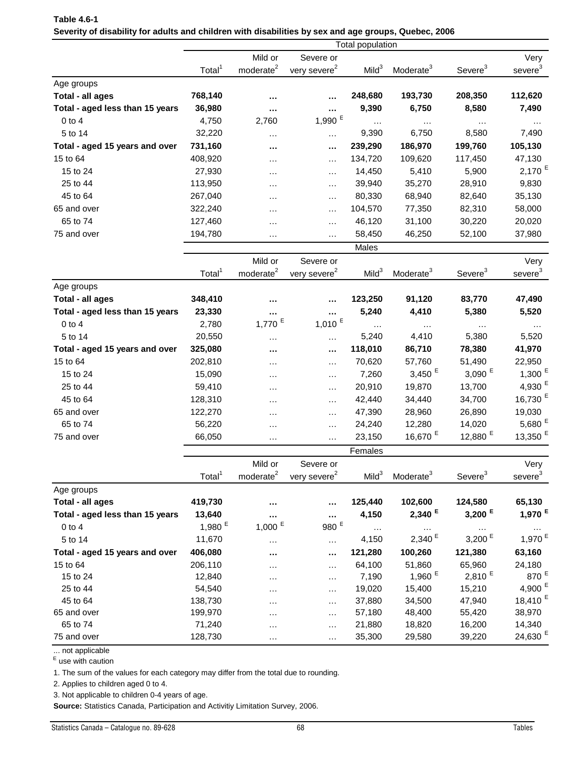**Table 4.6-1**
**Severity of disability for adults and children with disabilities by sex and age groups, Quebec, 2006**

| | Total population | | | | | | |
|---|---|---|---|---|---|---|---|
| | Total[1] | Mild or moderate[2] | Severe or very severe[2] | Mild[3] | Moderate[3] | Severe[3] | Very severe[3] |
| Age groups | | | | | | | |
| **Total - all ages** | **768,140** | **...** | **...** | **248,680** | **193,730** | **208,350** | **112,620** |
| **Total - aged less than 15 years** | **36,980** | **...** | **...** | **9,390** | **6,750** | **8,580** | **7,490** |
| 0 to 4 | 4,750 | 2,760 | 1,990 E | ... | ... | ... | ... |
| 5 to 14 | 32,220 | ... | ... | 9,390 | 6,750 | 8,580 | 7,490 |
| **Total - aged 15 years and over** | **731,160** | **...** | **...** | **239,290** | **186,970** | **199,760** | **105,130** |
| 15 to 64 | 408,920 | ... | ... | 134,720 | 109,620 | 117,450 | 47,130 |
| 15 to 24 | 27,930 | ... | ... | 14,450 | 5,410 | 5,900 | 2,170 E |
| 25 to 44 | 113,950 | ... | ... | 39,940 | 35,270 | 28,910 | 9,830 |
| 45 to 64 | 267,040 | ... | ... | 80,330 | 68,940 | 82,640 | 35,130 |
| 65 and over | 322,240 | ... | ... | 104,570 | 77,350 | 82,310 | 58,000 |
| 65 to 74 | 127,460 | ... | ... | 46,120 | 31,100 | 30,220 | 20,020 |
| 75 and over | 194,780 | ... | ... | 58,450 | 46,250 | 52,100 | 37,980 |
| | Males | | | | | | |
| | Total[1] | Mild or moderate[2] | Severe or very severe[2] | Mild[3] | Moderate[3] | Severe[3] | Very severe[3] |
| Age groups | | | | | | | |
| **Total - all ages** | **348,410** | **...** | **...** | **123,250** | **91,120** | **83,770** | **47,490** |
| **Total - aged less than 15 years** | **23,330** | **...** | **...** | **5,240** | **4,410** | **5,380** | **5,520** |
| 0 to 4 | 2,780 | 1,770 E | 1,010 E | ... | ... | ... | ... |
| 5 to 14 | 20,550 | ... | ... | 5,240 | 4,410 | 5,380 | 5,520 |
| **Total - aged 15 years and over** | **325,080** | **...** | **...** | **118,010** | **86,710** | **78,380** | **41,970** |
| 15 to 64 | 202,810 | ... | ... | 70,620 | 57,760 | 51,490 | 22,950 |
| 15 to 24 | 15,090 | ... | ... | 7,260 | 3,450 E | 3,090 E | 1,300 E |
| 25 to 44 | 59,410 | ... | ... | 20,910 | 19,870 | 13,700 | 4,930 E |
| 45 to 64 | 128,310 | ... | ... | 42,440 | 34,440 | 34,700 | 16,730 E |
| 65 and over | 122,270 | ... | ... | 47,390 | 28,960 | 26,890 | 19,030 |
| 65 to 74 | 56,220 | ... | ... | 24,240 | 12,280 | 14,020 | 5,680 E |
| 75 and over | 66,050 | ... | ... | 23,150 | 16,670 E | 12,880 E | 13,350 E |
| | Females | | | | | | |
| | Total[1] | Mild or moderate[2] | Severe or very severe[2] | Mild[3] | Moderate[3] | Severe[3] | Very severe[3] |
| Age groups | | | | | | | |
| **Total - all ages** | **419,730** | **...** | **...** | **125,440** | **102,600** | **124,580** | **65,130** |
| **Total - aged less than 15 years** | **13,640** | **...** | **...** | **4,150** | **2,340 E** | **3,200 E** | **1,970 E** |
| 0 to 4 | 1,980 E | 1,000 E | 980 E | ... | ... | ... | ... |
| 5 to 14 | 11,670 | ... | ... | 4,150 | 2,340 E | 3,200 E | 1,970 E |
| **Total - aged 15 years and over** | **406,080** | **...** | **...** | **121,280** | **100,260** | **121,380** | **63,160** |
| 15 to 64 | 206,110 | ... | ... | 64,100 | 51,860 | 65,960 | 24,180 |
| 15 to 24 | 12,840 | ... | ... | 7,190 | 1,960 E | 2,810 E | 870 E |
| 25 to 44 | 54,540 | ... | ... | 19,020 | 15,400 | 15,210 | 4,900 E |
| 45 to 64 | 138,730 | ... | ... | 37,880 | 34,500 | 47,940 | 18,410 E |
| 65 and over | 199,970 | ... | ... | 57,180 | 48,400 | 55,420 | 38,970 |
| 65 to 74 | 71,240 | ... | ... | 21,880 | 18,820 | 16,200 | 14,340 |
| 75 and over | 128,730 | ... | ... | 35,300 | 29,580 | 39,220 | 24,630 E |

... not applicable

E use with caution

1. The sum of the values for each category may differ from the total due to rounding.

2. Applies to children aged 0 to 4.

3. Not applicable to children 0-4 years of age.

**Source:** Statistics Canada, Participation and Activitiy Limitation Survey, 2006.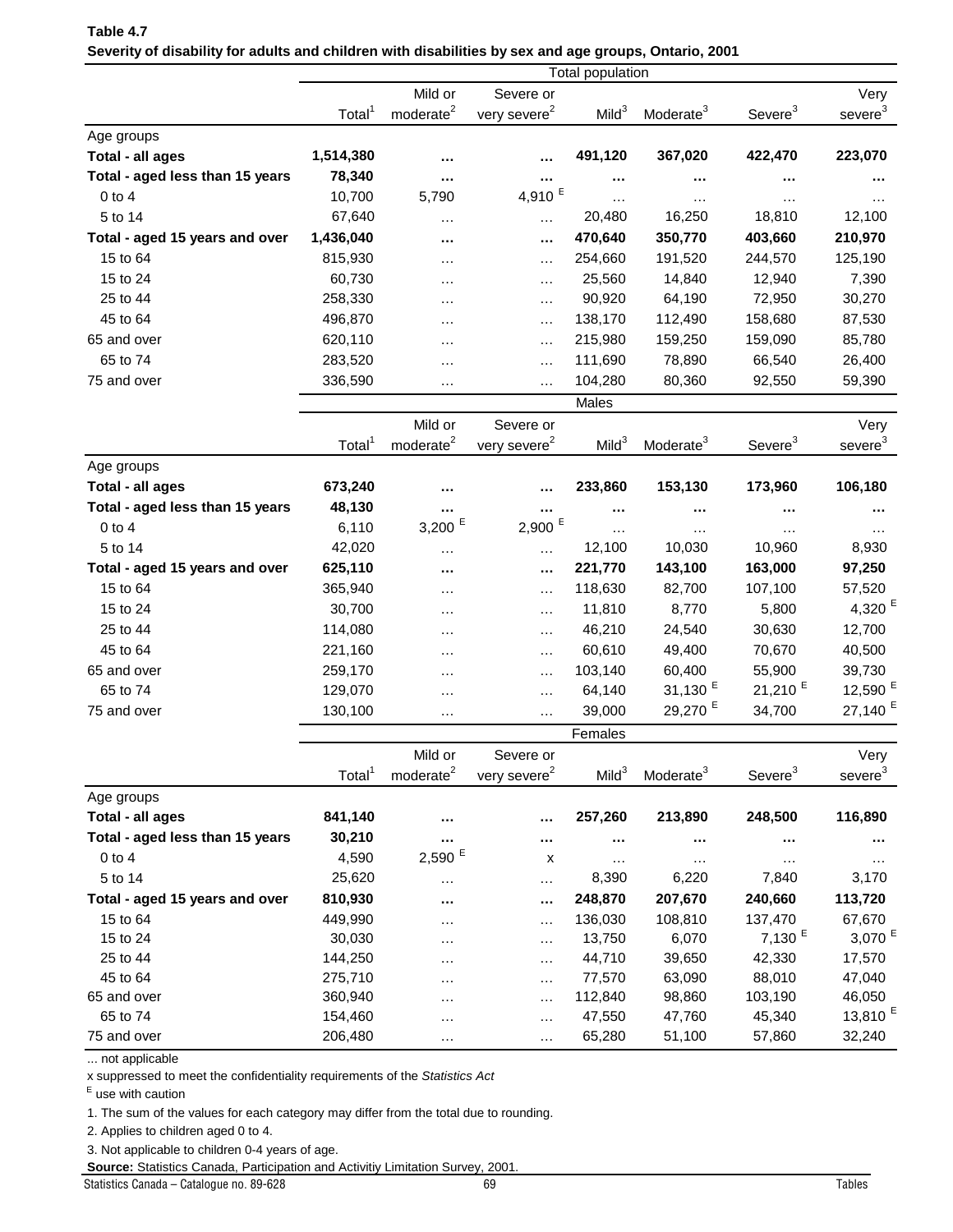**Table 4.7**
**Severity of disability for adults and children with disabilities by sex and age groups, Ontario, 2001**

| | Total population | | | | | | |
|---|---|---|---|---|---|---|---|
| | Total[1] | Mild or moderate[2] | Severe or very severe[2] | Mild[3] | Moderate[3] | Severe[3] | Very severe[3] |
| Age groups | | | | | | | |
| **Total - all ages** | **1,514,380** | **...** | **...** | **491,120** | **367,020** | **422,470** | **223,070** |
| **Total - aged less than 15 years** | **78,340** | **...** | **...** | **...** | **...** | **...** | **...** |
| 0 to 4 | 10,700 | 5,790 | 4,910 E | ... | ... | ... | ... |
| 5 to 14 | 67,640 | ... | ... | 20,480 | 16,250 | 18,810 | 12,100 |
| **Total - aged 15 years and over** | **1,436,040** | **...** | **...** | **470,640** | **350,770** | **403,660** | **210,970** |
| 15 to 64 | 815,930 | ... | ... | 254,660 | 191,520 | 244,570 | 125,190 |
| 15 to 24 | 60,730 | ... | ... | 25,560 | 14,840 | 12,940 | 7,390 |
| 25 to 44 | 258,330 | ... | ... | 90,920 | 64,190 | 72,950 | 30,270 |
| 45 to 64 | 496,870 | ... | ... | 138,170 | 112,490 | 158,680 | 87,530 |
| 65 and over | 620,110 | ... | ... | 215,980 | 159,250 | 159,090 | 85,780 |
| 65 to 74 | 283,520 | ... | ... | 111,690 | 78,890 | 66,540 | 26,400 |
| 75 and over | 336,590 | ... | ... | 104,280 | 80,360 | 92,550 | 59,390 |
| | Males | | | | | | |
| | Total[1] | Mild or moderate[2] | Severe or very severe[2] | Mild[3] | Moderate[3] | Severe[3] | Very severe[3] |
| Age groups | | | | | | | |
| **Total - all ages** | **673,240** | **...** | **...** | **233,860** | **153,130** | **173,960** | **106,180** |
| **Total - aged less than 15 years** | **48,130** | **...** | **...** | **...** | **...** | **...** | **...** |
| 0 to 4 | 6,110 | 3,200 E | 2,900 E | ... | ... | ... | ... |
| 5 to 14 | 42,020 | ... | ... | 12,100 | 10,030 | 10,960 | 8,930 |
| **Total - aged 15 years and over** | **625,110** | **...** | **...** | **221,770** | **143,100** | **163,000** | **97,250** |
| 15 to 64 | 365,940 | ... | ... | 118,630 | 82,700 | 107,100 | 57,520 |
| 15 to 24 | 30,700 | ... | ... | 11,810 | 8,770 | 5,800 | 4,320 E |
| 25 to 44 | 114,080 | ... | ... | 46,210 | 24,540 | 30,630 | 12,700 |
| 45 to 64 | 221,160 | ... | ... | 60,610 | 49,400 | 70,670 | 40,500 |
| 65 and over | 259,170 | ... | ... | 103,140 | 60,400 | 55,900 | 39,730 |
| 65 to 74 | 129,070 | ... | ... | 64,140 | 31,130 E | 21,210 E | 12,590 E |
| 75 and over | 130,100 | ... | ... | 39,000 | 29,270 E | 34,700 | 27,140 E |
| | Females | | | | | | |
| | Total[1] | Mild or moderate[2] | Severe or very severe[2] | Mild[3] | Moderate[3] | Severe[3] | Very severe[3] |
| Age groups | | | | | | | |
| **Total - all ages** | **841,140** | **...** | **...** | **257,260** | **213,890** | **248,500** | **116,890** |
| **Total - aged less than 15 years** | **30,210** | **...** | **...** | **...** | **...** | **...** | **...** |
| 0 to 4 | 4,590 | 2,590 E | x | ... | ... | ... | ... |
| 5 to 14 | 25,620 | ... | ... | 8,390 | 6,220 | 7,840 | 3,170 |
| **Total - aged 15 years and over** | **810,930** | **...** | **...** | **248,870** | **207,670** | **240,660** | **113,720** |
| 15 to 64 | 449,990 | ... | ... | 136,030 | 108,810 | 137,470 | 67,670 |
| 15 to 24 | 30,030 | ... | ... | 13,750 | 6,070 | 7,130 E | 3,070 E |
| 25 to 44 | 144,250 | ... | ... | 44,710 | 39,650 | 42,330 | 17,570 |
| 45 to 64 | 275,710 | ... | ... | 77,570 | 63,090 | 88,010 | 47,040 |
| 65 and over | 360,940 | ... | ... | 112,840 | 98,860 | 103,190 | 46,050 |
| 65 to 74 | 154,460 | ... | ... | 47,550 | 47,760 | 45,340 | 13,810 E |
| 75 and over | 206,480 | ... | ... | 65,280 | 51,100 | 57,860 | 32,240 |

... not applicable

x suppressed to meet the confidentiality requirements of the *Statistics Act*

E use with caution

1. The sum of the values for each category may differ from the total due to rounding.

2. Applies to children aged 0 to 4.

3. Not applicable to children 0-4 years of age.

**Source:** Statistics Canada, Participation and Activitiy Limitation Survey, 2001.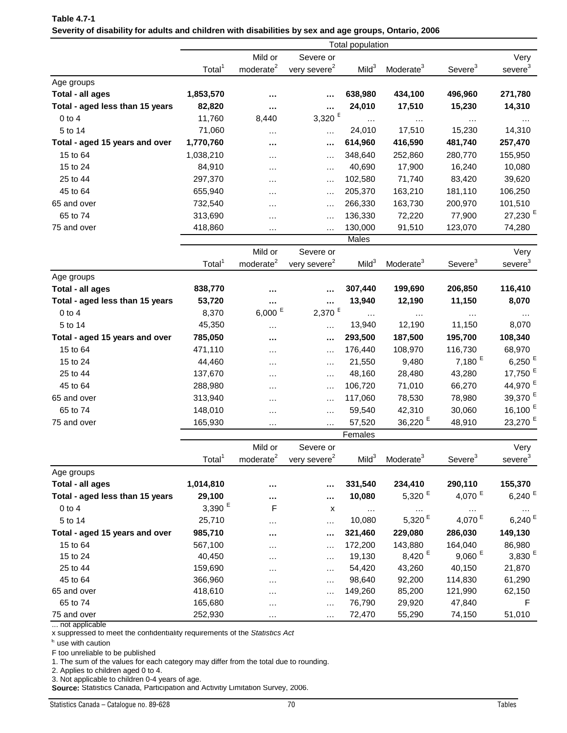**Table 4.7-1**
**Severity of disability for adults and children with disabilities by sex and age groups, Ontario, 2006**

| | Total population | | | | | | |
|---|---|---|---|---|---|---|---|
| | Total[1] | Mild or moderate[2] | Severe or very severe[2] | Mild[3] | Moderate[3] | Severe[3] | Very severe[3] |
| Age groups | | | | | | | |
| **Total - all ages** | **1,853,570** | **...** | **...** | **638,980** | **434,100** | **496,960** | **271,780** |
| **Total - aged less than 15 years** | **82,820** | **...** | **...** | **24,010** | **17,510** | **15,230** | **14,310** |
| 0 to 4 | 11,760 | 8,440 | 3,320 E | ... | ... | ... | ... |
| 5 to 14 | 71,060 | ... | ... | 24,010 | 17,510 | 15,230 | 14,310 |
| **Total - aged 15 years and over** | **1,770,760** | **...** | **...** | **614,960** | **416,590** | **481,740** | **257,470** |
| 15 to 64 | 1,038,210 | ... | ... | 348,640 | 252,860 | 280,770 | 155,950 |
| 15 to 24 | 84,910 | ... | ... | 40,690 | 17,900 | 16,240 | 10,080 |
| 25 to 44 | 297,370 | ... | ... | 102,580 | 71,740 | 83,420 | 39,620 |
| 45 to 64 | 655,940 | ... | ... | 205,370 | 163,210 | 181,110 | 106,250 |
| 65 and over | 732,540 | ... | ... | 266,330 | 163,730 | 200,970 | 101,510 |
| 65 to 74 | 313,690 | ... | ... | 136,330 | 72,220 | 77,900 | 27,230 E |
| 75 and over | 418,860 | ... | ... | 130,000 | 91,510 | 123,070 | 74,280 |
| | Males | | | | | | |
| | Total[1] | Mild or moderate[2] | Severe or very severe[2] | Mild[3] | Moderate[3] | Severe[3] | Very severe[3] |
| Age groups | | | | | | | |
| **Total - all ages** | **838,770** | **...** | **...** | **307,440** | **199,690** | **206,850** | **116,410** |
| **Total - aged less than 15 years** | **53,720** | **...** | **...** | **13,940** | **12,190** | **11,150** | **8,070** |
| 0 to 4 | 8,370 | 6,000 E | 2,370 E | ... | ... | ... | ... |
| 5 to 14 | 45,350 | ... | ... | 13,940 | 12,190 | 11,150 | 8,070 |
| **Total - aged 15 years and over** | **785,050** | **...** | **...** | **293,500** | **187,500** | **195,700** | **108,340** |
| 15 to 64 | 471,110 | ... | ... | 176,440 | 108,970 | 116,730 | 68,970 |
| 15 to 24 | 44,460 | ... | ... | 21,550 | 9,480 | 7,180 E | 6,250 E |
| 25 to 44 | 137,670 | ... | ... | 48,160 | 28,480 | 43,280 | 17,750 E |
| 45 to 64 | 288,980 | ... | ... | 106,720 | 71,010 | 66,270 | 44,970 E |
| 65 and over | 313,940 | ... | ... | 117,060 | 78,530 | 78,980 | 39,370 E |
| 65 to 74 | 148,010 | ... | ... | 59,540 | 42,310 | 30,060 | 16,100 E |
| 75 and over | 165,930 | ... | ... | 57,520 | 36,220 E | 48,910 | 23,270 E |
| | Females | | | | | | |
| | Total[1] | Mild or moderate[2] | Severe or very severe[2] | Mild[3] | Moderate[3] | Severe[3] | Very severe[3] |
| Age groups | | | | | | | |
| **Total - all ages** | **1,014,810** | **...** | **...** | **331,540** | **234,410** | **290,110** | **155,370** |
| **Total - aged less than 15 years** | **29,100** | **...** | **...** | **10,080** | **5,320 E** | **4,070 E** | **6,240 E** |
| 0 to 4 | 3,390 E | F | x | ... | ... | ... | ... |
| 5 to 14 | 25,710 | ... | ... | 10,080 | 5,320 E | 4,070 E | 6,240 E |
| **Total - aged 15 years and over** | **985,710** | **...** | **...** | **321,460** | **229,080** | **286,030** | **149,130** |
| 15 to 64 | 567,100 | ... | ... | 172,200 | 143,880 | 164,040 | 86,980 |
| 15 to 24 | 40,450 | ... | ... | 19,130 | 8,420 E | 9,060 E | 3,830 E |
| 25 to 44 | 159,690 | ... | ... | 54,420 | 43,260 | 40,150 | 21,870 |
| 45 to 64 | 366,960 | ... | ... | 98,640 | 92,200 | 114,830 | 61,290 |
| 65 and over | 418,610 | ... | ... | 149,260 | 85,200 | 121,990 | 62,150 |
| 65 to 74 | 165,680 | ... | ... | 76,790 | 29,920 | 47,840 | F |
| 75 and over | 252,930 | ... | ... | 72,470 | 55,290 | 74,150 | 51,010 |

... not applicable
x suppressed to meet the confidentiality requirements of the *Statistics Act*
E use with caution
F too unreliable to be published
1. The sum of the values for each category may differ from the total due to rounding.
2. Applies to children aged 0 to 4.
3. Not applicable to children 0-4 years of age.
**Source:** Statistics Canada, Participation and Activity Limitation Survey, 2006.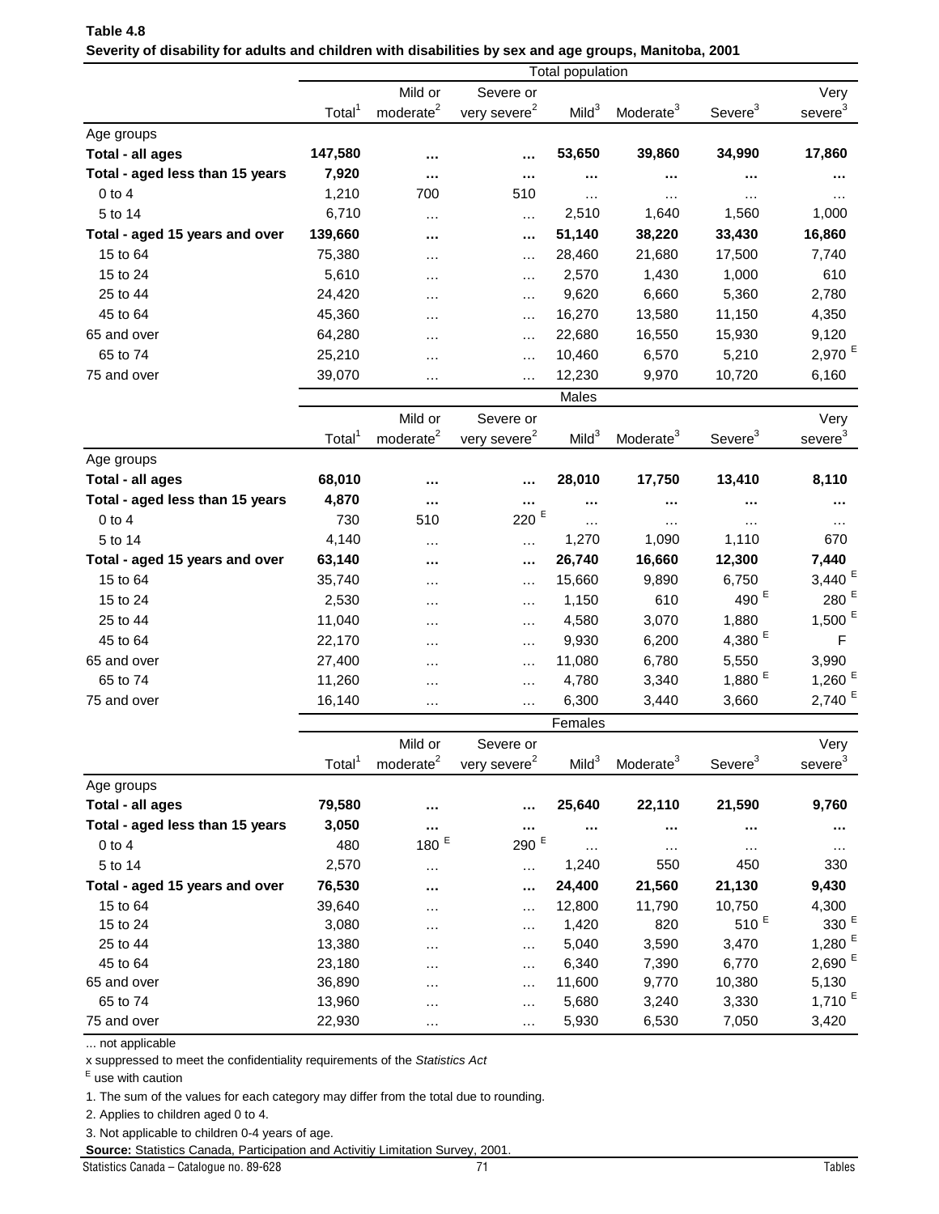**Table 4.8**
**Severity of disability for adults and children with disabilities by sex and age groups, Manitoba, 2001**

| | Total[1] | Mild or moderate[2] | Severe or very severe[2] | Mild[3] | Moderate[3] | Severe[3] | Very severe[3] |
|---|---|---|---|---|---|---|---|
| | **Total population** | | | | | | |
| Age groups | | | | | | | |
| **Total - all ages** | **147,580** | **...** | **...** | **53,650** | **39,860** | **34,990** | **17,860** |
| **Total - aged less than 15 years** | **7,920** | **...** | **...** | **...** | **...** | **...** | **...** |
| 0 to 4 | 1,210 | 700 | 510 | ... | ... | ... | ... |
| 5 to 14 | 6,710 | ... | ... | 2,510 | 1,640 | 1,560 | 1,000 |
| **Total - aged 15 years and over** | **139,660** | **...** | **...** | **51,140** | **38,220** | **33,430** | **16,860** |
| 15 to 64 | 75,380 | ... | ... | 28,460 | 21,680 | 17,500 | 7,740 |
| 15 to 24 | 5,610 | ... | ... | 2,570 | 1,430 | 1,000 | 610 |
| 25 to 44 | 24,420 | ... | ... | 9,620 | 6,660 | 5,360 | 2,780 |
| 45 to 64 | 45,360 | ... | ... | 16,270 | 13,580 | 11,150 | 4,350 |
| 65 and over | 64,280 | ... | ... | 22,680 | 16,550 | 15,930 | 9,120 |
| 65 to 74 | 25,210 | ... | ... | 10,460 | 6,570 | 5,210 | 2,970 E |
| 75 and over | 39,070 | ... | ... | 12,230 | 9,970 | 10,720 | 6,160 |
| | **Males** | | | | | | |
| Age groups | | | | | | | |
| **Total - all ages** | **68,010** | **...** | **...** | **28,010** | **17,750** | **13,410** | **8,110** |
| **Total - aged less than 15 years** | **4,870** | **...** | **...** | **...** | **...** | **...** | **...** |
| 0 to 4 | 730 | 510 | 220 E | ... | ... | ... | ... |
| 5 to 14 | 4,140 | ... | ... | 1,270 | 1,090 | 1,110 | 670 |
| **Total - aged 15 years and over** | **63,140** | **...** | **...** | **26,740** | **16,660** | **12,300** | **7,440** |
| 15 to 64 | 35,740 | ... | ... | 15,660 | 9,890 | 6,750 | 3,440 E |
| 15 to 24 | 2,530 | ... | ... | 1,150 | 610 | 490 E | 280 E |
| 25 to 44 | 11,040 | ... | ... | 4,580 | 3,070 | 1,880 | 1,500 E |
| 45 to 64 | 22,170 | ... | ... | 9,930 | 6,200 | 4,380 E | F |
| 65 and over | 27,400 | ... | ... | 11,080 | 6,780 | 5,550 | 3,990 |
| 65 to 74 | 11,260 | ... | ... | 4,780 | 3,340 | 1,880 E | 1,260 E |
| 75 and over | 16,140 | ... | ... | 6,300 | 3,440 | 3,660 | 2,740 E |
| | **Females** | | | | | | |
| Age groups | | | | | | | |
| **Total - all ages** | **79,580** | **...** | **...** | **25,640** | **22,110** | **21,590** | **9,760** |
| **Total - aged less than 15 years** | **3,050** | **...** | **...** | **...** | **...** | **...** | **...** |
| 0 to 4 | 480 | 180 E | 290 E | ... | ... | ... | ... |
| 5 to 14 | 2,570 | ... | ... | 1,240 | 550 | 450 | 330 |
| **Total - aged 15 years and over** | **76,530** | **...** | **...** | **24,400** | **21,560** | **21,130** | **9,430** |
| 15 to 64 | 39,640 | ... | ... | 12,800 | 11,790 | 10,750 | 4,300 |
| 15 to 24 | 3,080 | ... | ... | 1,420 | 820 | 510 E | 330 E |
| 25 to 44 | 13,380 | ... | ... | 5,040 | 3,590 | 3,470 | 1,280 E |
| 45 to 64 | 23,180 | ... | ... | 6,340 | 7,390 | 6,770 | 2,690 E |
| 65 and over | 36,890 | ... | ... | 11,600 | 9,770 | 10,380 | 5,130 |
| 65 to 74 | 13,960 | ... | ... | 5,680 | 3,240 | 3,330 | 1,710 E |
| 75 and over | 22,930 | ... | ... | 5,930 | 6,530 | 7,050 | 3,420 |

... not applicable

x suppressed to meet the confidentiality requirements of the *Statistics Act*

E use with caution

1. The sum of the values for each category may differ from the total due to rounding.

2. Applies to children aged 0 to 4.

3. Not applicable to children 0-4 years of age.

**Source:** Statistics Canada, Participation and Activitiy Limitation Survey, 2001.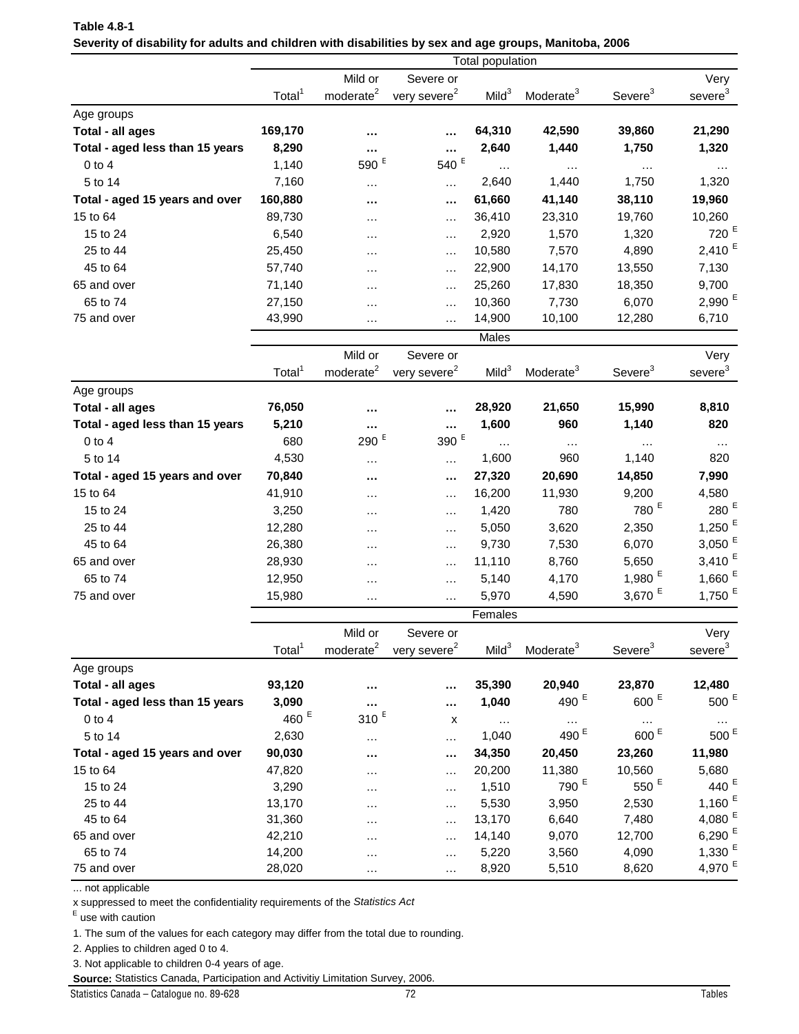**Table 4.8-1**
**Severity of disability for adults and children with disabilities by sex and age groups, Manitoba, 2006**

| | Total[1] | Mild or moderate[2] | Severe or very severe[2] | Mild[3] | Moderate[3] | Severe[3] | Very severe[3] |
|---|---|---|---|---|---|---|---|
| | **Total population** | | | | | | |
| Age groups | | | | | | | |
| **Total - all ages** | **169,170** | **...** | **...** | **64,310** | **42,590** | **39,860** | **21,290** |
| **Total - aged less than 15 years** | **8,290** | **...** | **...** | **2,640** | **1,440** | **1,750** | **1,320** |
| 0 to 4 | 1,140 | 590 E | 540 E | ... | ... | ... | ... |
| 5 to 14 | 7,160 | ... | ... | 2,640 | 1,440 | 1,750 | 1,320 |
| **Total - aged 15 years and over** | **160,880** | **...** | **...** | **61,660** | **41,140** | **38,110** | **19,960** |
| 15 to 64 | 89,730 | ... | ... | 36,410 | 23,310 | 19,760 | 10,260 |
| 15 to 24 | 6,540 | ... | ... | 2,920 | 1,570 | 1,320 | 720 E |
| 25 to 44 | 25,450 | ... | ... | 10,580 | 7,570 | 4,890 | 2,410 E |
| 45 to 64 | 57,740 | ... | ... | 22,900 | 14,170 | 13,550 | 7,130 |
| 65 and over | 71,140 | ... | ... | 25,260 | 17,830 | 18,350 | 9,700 |
| 65 to 74 | 27,150 | ... | ... | 10,360 | 7,730 | 6,070 | 2,990 E |
| 75 and over | 43,990 | ... | ... | 14,900 | 10,100 | 12,280 | 6,710 |
| | **Males** | | | | | | |
| Age groups | | | | | | | |
| **Total - all ages** | **76,050** | **...** | **...** | **28,920** | **21,650** | **15,990** | **8,810** |
| **Total - aged less than 15 years** | **5,210** | **...** | **...** | **1,600** | **960** | **1,140** | **820** |
| 0 to 4 | 680 | 290 E | 390 E | ... | ... | ... | ... |
| 5 to 14 | 4,530 | ... | ... | 1,600 | 960 | 1,140 | 820 |
| **Total - aged 15 years and over** | **70,840** | **...** | **...** | **27,320** | **20,690** | **14,850** | **7,990** |
| 15 to 64 | 41,910 | ... | ... | 16,200 | 11,930 | 9,200 | 4,580 |
| 15 to 24 | 3,250 | ... | ... | 1,420 | 780 | 780 E | 280 E |
| 25 to 44 | 12,280 | ... | ... | 5,050 | 3,620 | 2,350 | 1,250 E |
| 45 to 64 | 26,380 | ... | ... | 9,730 | 7,530 | 6,070 | 3,050 E |
| 65 and over | 28,930 | ... | ... | 11,110 | 8,760 | 5,650 | 3,410 E |
| 65 to 74 | 12,950 | ... | ... | 5,140 | 4,170 | 1,980 E | 1,660 E |
| 75 and over | 15,980 | ... | ... | 5,970 | 4,590 | 3,670 E | 1,750 E |
| | **Females** | | | | | | |
| Age groups | | | | | | | |
| **Total - all ages** | **93,120** | **...** | **...** | **35,390** | **20,940** | **23,870** | **12,480** |
| **Total - aged less than 15 years** | **3,090** | **...** | **...** | **1,040** | **490 E** | **600 E** | **500 E** |
| 0 to 4 | 460 E | 310 E | x | ... | ... | ... | ... |
| 5 to 14 | 2,630 | ... | ... | 1,040 | 490 E | 600 E | 500 E |
| **Total - aged 15 years and over** | **90,030** | **...** | **...** | **34,350** | **20,450** | **23,260** | **11,980** |
| 15 to 64 | 47,820 | ... | ... | 20,200 | 11,380 | 10,560 | 5,680 |
| 15 to 24 | 3,290 | ... | ... | 1,510 | 790 E | 550 E | 440 E |
| 25 to 44 | 13,170 | ... | ... | 5,530 | 3,950 | 2,530 | 1,160 E |
| 45 to 64 | 31,360 | ... | ... | 13,170 | 6,640 | 7,480 | 4,080 E |
| 65 and over | 42,210 | ... | ... | 14,140 | 9,070 | 12,700 | 6,290 E |
| 65 to 74 | 14,200 | ... | ... | 5,220 | 3,560 | 4,090 | 1,330 E |
| 75 and over | 28,020 | ... | ... | 8,920 | 5,510 | 8,620 | 4,970 E |

... not applicable

x suppressed to meet the confidentiality requirements of the *Statistics Act*

E use with caution

1. The sum of the values for each category may differ from the total due to rounding.

2. Applies to children aged 0 to 4.

3. Not applicable to children 0-4 years of age.

**Source:** Statistics Canada, Participation and Activitiy Limitation Survey, 2006.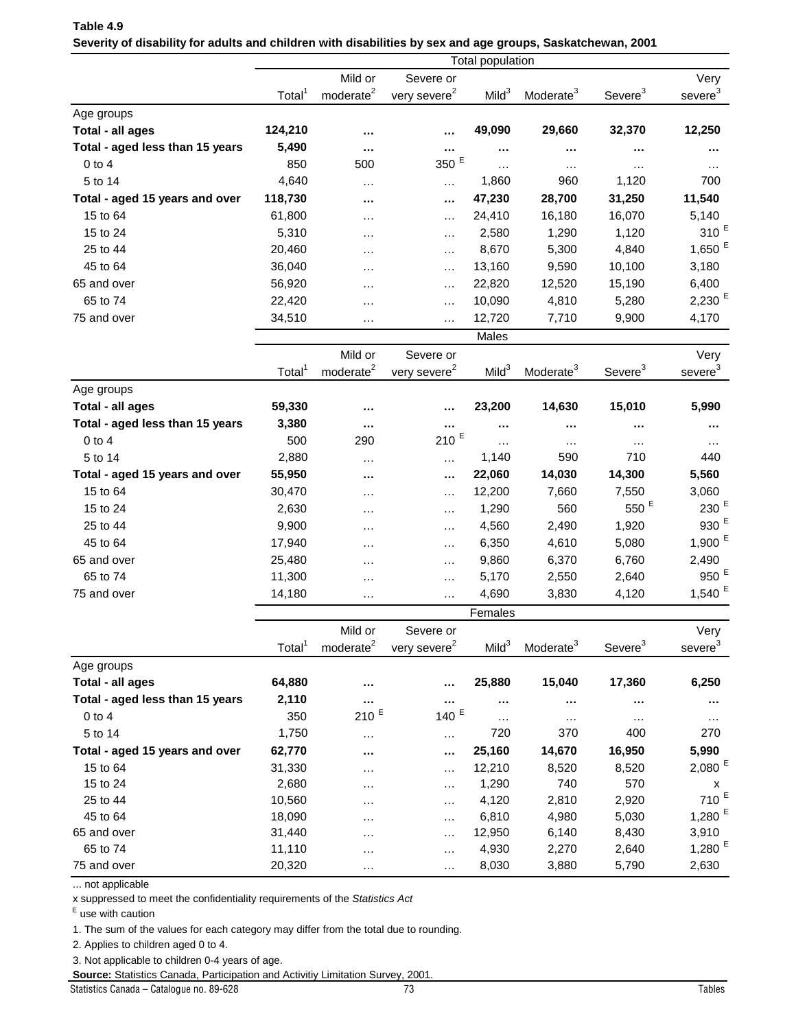**Table 4.9**
**Severity of disability for adults and children with disabilities by sex and age groups, Saskatchewan, 2001**

| | Total population | | | | | | |
|---|---|---|---|---|---|---|---|
| | Total[1] | Mild or moderate[2] | Severe or very severe[2] | Mild[3] | Moderate[3] | Severe[3] | Very severe[3] |
| Age groups | | | | | | | |
| **Total - all ages** | **124,210** | **...** | **...** | **49,090** | **29,660** | **32,370** | **12,250** |
| **Total - aged less than 15 years** | **5,490** | **...** | **...** | **...** | **...** | **...** | **...** |
| 0 to 4 | 850 | 500 | 350 E | ... | ... | ... | ... |
| 5 to 14 | 4,640 | ... | ... | 1,860 | 960 | 1,120 | 700 |
| **Total - aged 15 years and over** | **118,730** | **...** | **...** | **47,230** | **28,700** | **31,250** | **11,540** |
| 15 to 64 | 61,800 | ... | ... | 24,410 | 16,180 | 16,070 | 5,140 |
| 15 to 24 | 5,310 | ... | ... | 2,580 | 1,290 | 1,120 | 310 E |
| 25 to 44 | 20,460 | ... | ... | 8,670 | 5,300 | 4,840 | 1,650 E |
| 45 to 64 | 36,040 | ... | ... | 13,160 | 9,590 | 10,100 | 3,180 |
| 65 and over | 56,920 | ... | ... | 22,820 | 12,520 | 15,190 | 6,400 |
| 65 to 74 | 22,420 | ... | ... | 10,090 | 4,810 | 5,280 | 2,230 E |
| 75 and over | 34,510 | ... | ... | 12,720 | 7,710 | 9,900 | 4,170 |
| | Males | | | | | | |
| | Total[1] | Mild or moderate[2] | Severe or very severe[2] | Mild[3] | Moderate[3] | Severe[3] | Very severe[3] |
| Age groups | | | | | | | |
| **Total - all ages** | **59,330** | **...** | **...** | **23,200** | **14,630** | **15,010** | **5,990** |
| **Total - aged less than 15 years** | **3,380** | **...** | **...** | **...** | **...** | **...** | **...** |
| 0 to 4 | 500 | 290 | 210 E | ... | ... | ... | ... |
| 5 to 14 | 2,880 | ... | ... | 1,140 | 590 | 710 | 440 |
| **Total - aged 15 years and over** | **55,950** | **...** | **...** | **22,060** | **14,030** | **14,300** | **5,560** |
| 15 to 64 | 30,470 | ... | ... | 12,200 | 7,660 | 7,550 | 3,060 |
| 15 to 24 | 2,630 | ... | ... | 1,290 | 560 | 550 E | 230 E |
| 25 to 44 | 9,900 | ... | ... | 4,560 | 2,490 | 1,920 | 930 E |
| 45 to 64 | 17,940 | ... | ... | 6,350 | 4,610 | 5,080 | 1,900 E |
| 65 and over | 25,480 | ... | ... | 9,860 | 6,370 | 6,760 | 2,490 |
| 65 to 74 | 11,300 | ... | ... | 5,170 | 2,550 | 2,640 | 950 E |
| 75 and over | 14,180 | ... | ... | 4,690 | 3,830 | 4,120 | 1,540 E |
| | Females | | | | | | |
| | Total[1] | Mild or moderate[2] | Severe or very severe[2] | Mild[3] | Moderate[3] | Severe[3] | Very severe[3] |
| Age groups | | | | | | | |
| **Total - all ages** | **64,880** | **...** | **...** | **25,880** | **15,040** | **17,360** | **6,250** |
| **Total - aged less than 15 years** | **2,110** | **...** | **...** | **...** | **...** | **...** | **...** |
| 0 to 4 | 350 | 210 E | 140 E | ... | ... | ... | ... |
| 5 to 14 | 1,750 | ... | ... | 720 | 370 | 400 | 270 |
| **Total - aged 15 years and over** | **62,770** | **...** | **...** | **25,160** | **14,670** | **16,950** | **5,990** |
| 15 to 64 | 31,330 | ... | ... | 12,210 | 8,520 | 8,520 | 2,080 E |
| 15 to 24 | 2,680 | ... | ... | 1,290 | 740 | 570 | x |
| 25 to 44 | 10,560 | ... | ... | 4,120 | 2,810 | 2,920 | 710 E |
| 45 to 64 | 18,090 | ... | ... | 6,810 | 4,980 | 5,030 | 1,280 E |
| 65 and over | 31,440 | ... | ... | 12,950 | 6,140 | 8,430 | 3,910 |
| 65 to 74 | 11,110 | ... | ... | 4,930 | 2,270 | 2,640 | 1,280 E |
| 75 and over | 20,320 | ... | ... | 8,030 | 3,880 | 5,790 | 2,630 |

... not applicable

x suppressed to meet the confidentiality requirements of the *Statistics Act*

E use with caution

1. The sum of the values for each category may differ from the total due to rounding.

2. Applies to children aged 0 to 4.

3. Not applicable to children 0-4 years of age.

**Source:** Statistics Canada, Participation and Activitiy Limitation Survey, 2001.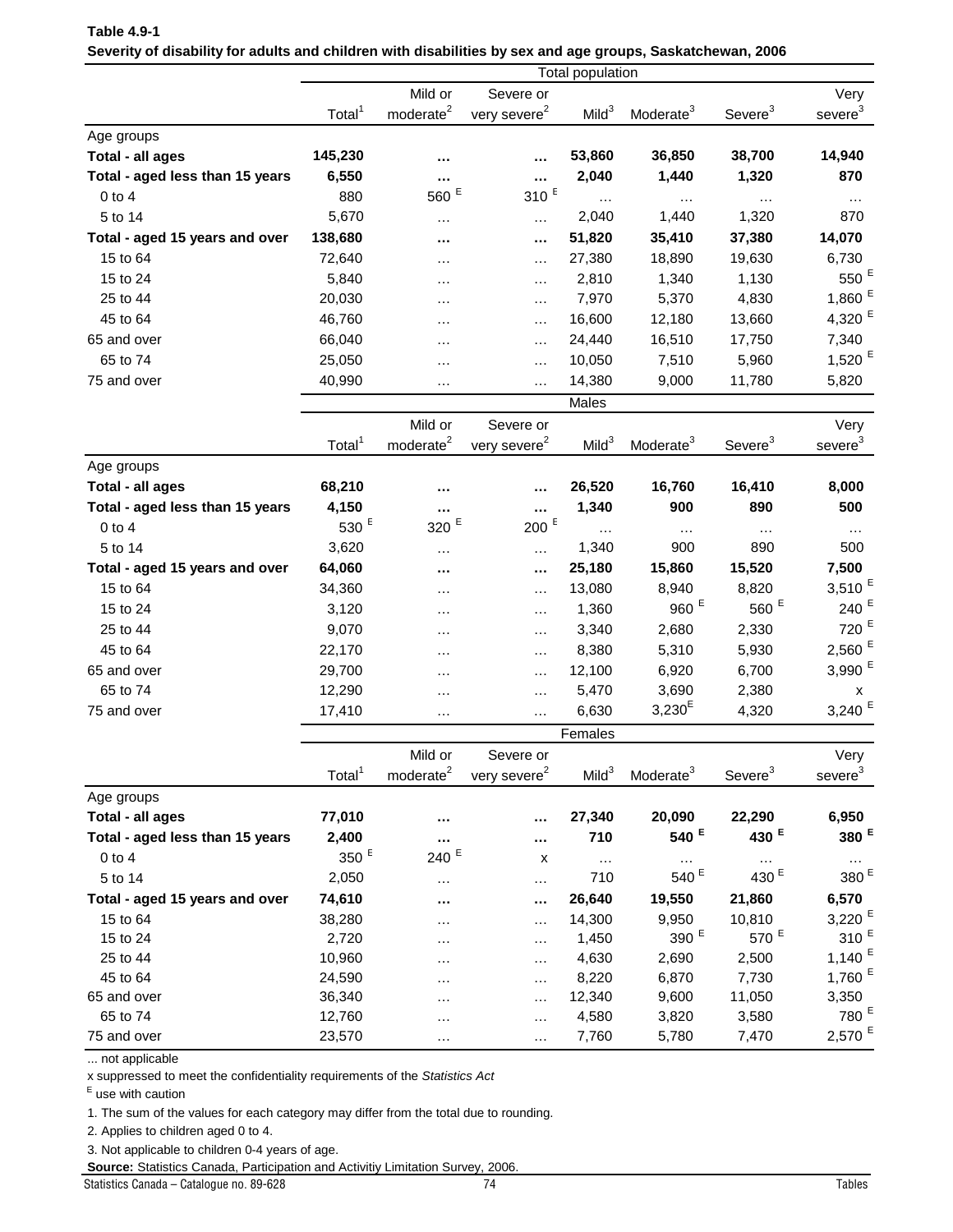**Table 4.9-1**
**Severity of disability for adults and children with disabilities by sex and age groups, Saskatchewan, 2006**

| | Total population | | | | | | |
|---|---|---|---|---|---|---|---|
| | Total[1] | Mild or moderate[2] | Severe or very severe[2] | Mild[3] | Moderate[3] | Severe[3] | Very severe[3] |
| Age groups | | | | | | | |
| **Total - all ages** | **145,230** | **…** | **…** | **53,860** | **36,850** | **38,700** | **14,940** |
| **Total - aged less than 15 years** | **6,550** | **…** | **…** | **2,040** | **1,440** | **1,320** | **870** |
| 0 to 4 | 880 | 560 E | 310 E | … | … | … | … |
| 5 to 14 | 5,670 | … | … | 2,040 | 1,440 | 1,320 | 870 |
| **Total - aged 15 years and over** | **138,680** | **…** | **…** | **51,820** | **35,410** | **37,380** | **14,070** |
| 15 to 64 | 72,640 | … | … | 27,380 | 18,890 | 19,630 | 6,730 |
| 15 to 24 | 5,840 | … | … | 2,810 | 1,340 | 1,130 | 550 E |
| 25 to 44 | 20,030 | … | … | 7,970 | 5,370 | 4,830 | 1,860 E |
| 45 to 64 | 46,760 | … | … | 16,600 | 12,180 | 13,660 | 4,320 E |
| 65 and over | 66,040 | … | … | 24,440 | 16,510 | 17,750 | 7,340 |
| 65 to 74 | 25,050 | … | … | 10,050 | 7,510 | 5,960 | 1,520 E |
| 75 and over | 40,990 | … | … | 14,380 | 9,000 | 11,780 | 5,820 |
| | **Males** | | | | | | |
| | Total[1] | Mild or moderate[2] | Severe or very severe[2] | Mild[3] | Moderate[3] | Severe[3] | Very severe[3] |
| Age groups | | | | | | | |
| **Total - all ages** | **68,210** | **…** | **…** | **26,520** | **16,760** | **16,410** | **8,000** |
| **Total - aged less than 15 years** | **4,150** | **…** | **…** | **1,340** | **900** | **890** | **500** |
| 0 to 4 | 530 E | 320 E | 200 E | … | … | … | … |
| 5 to 14 | 3,620 | … | … | 1,340 | 900 | 890 | 500 |
| **Total - aged 15 years and over** | **64,060** | **…** | **…** | **25,180** | **15,860** | **15,520** | **7,500** |
| 15 to 64 | 34,360 | … | … | 13,080 | 8,940 | 8,820 | 3,510 E |
| 15 to 24 | 3,120 | … | … | 1,360 | 960 E | 560 E | 240 E |
| 25 to 44 | 9,070 | … | … | 3,340 | 2,680 | 2,330 | 720 E |
| 45 to 64 | 22,170 | … | … | 8,380 | 5,310 | 5,930 | 2,560 E |
| 65 and over | 29,700 | … | … | 12,100 | 6,920 | 6,700 | 3,990 E |
| 65 to 74 | 12,290 | … | … | 5,470 | 3,690 | 2,380 | x |
| 75 and over | 17,410 | … | … | 6,630 | 3,230 E | 4,320 | 3,240 E |
| | **Females** | | | | | | |
| | Total[1] | Mild or moderate[2] | Severe or very severe[2] | Mild[3] | Moderate[3] | Severe[3] | Very severe[3] |
| Age groups | | | | | | | |
| **Total - all ages** | **77,010** | **…** | **…** | **27,340** | **20,090** | **22,290** | **6,950** |
| **Total - aged less than 15 years** | **2,400** | **…** | **…** | **710** | **540 E** | **430 E** | **380 E** |
| 0 to 4 | 350 E | 240 E | x | … | … | … | … |
| 5 to 14 | 2,050 | … | … | 710 | 540 E | 430 E | 380 E |
| **Total - aged 15 years and over** | **74,610** | **…** | **…** | **26,640** | **19,550** | **21,860** | **6,570** |
| 15 to 64 | 38,280 | … | … | 14,300 | 9,950 | 10,810 | 3,220 E |
| 15 to 24 | 2,720 | … | … | 1,450 | 390 E | 570 E | 310 E |
| 25 to 44 | 10,960 | … | … | 4,630 | 2,690 | 2,500 | 1,140 E |
| 45 to 64 | 24,590 | … | … | 8,220 | 6,870 | 7,730 | 1,760 E |
| 65 and over | 36,340 | … | … | 12,340 | 9,600 | 11,050 | 3,350 |
| 65 to 74 | 12,760 | … | … | 4,580 | 3,820 | 3,580 | 780 E |
| 75 and over | 23,570 | … | … | 7,760 | 5,780 | 7,470 | 2,570 E |

... not applicable

x suppressed to meet the confidentiality requirements of the *Statistics Act*

E use with caution

1. The sum of the values for each category may differ from the total due to rounding.

2. Applies to children aged 0 to 4.

3. Not applicable to children 0-4 years of age.

**Source:** Statistics Canada, Participation and Activitiy Limitation Survey, 2006.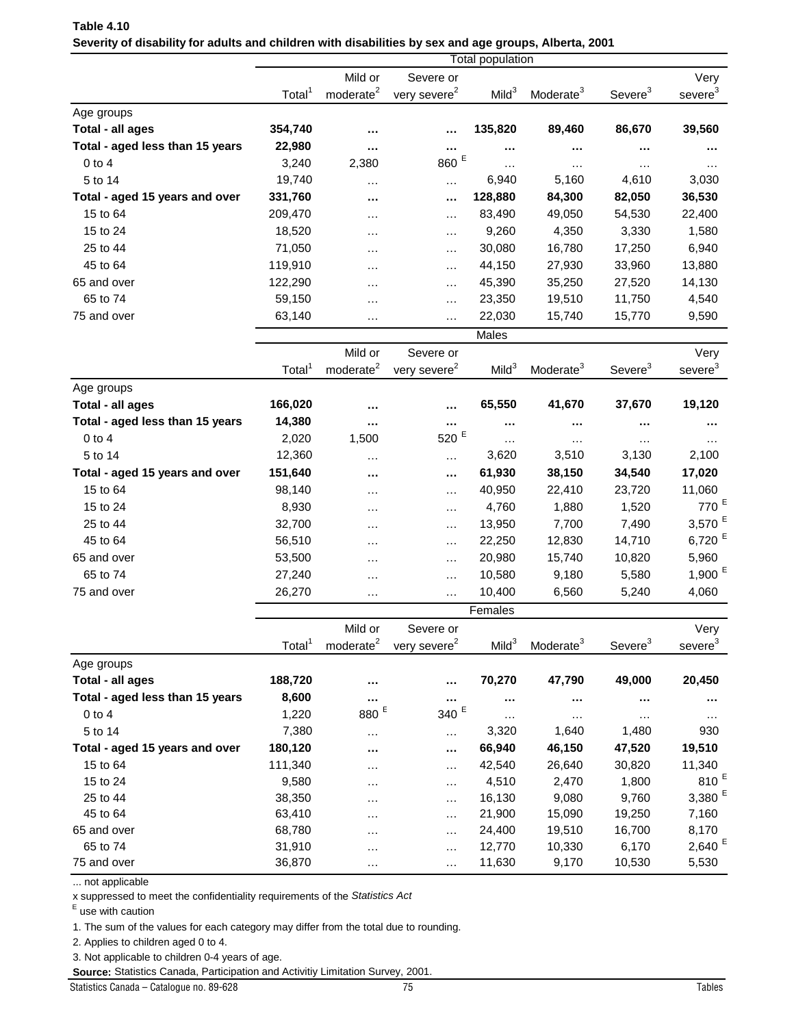**Table 4.10**
**Severity of disability for adults and children with disabilities by sex and age groups, Alberta, 2001**

| | Total population | | | | | | |
|---|---|---|---|---|---|---|---|
| | Total[1] | Mild or moderate[2] | Severe or very severe[2] | Mild[3] | Moderate[3] | Severe[3] | Very severe[3] |
| Age groups | | | | | | | |
| **Total - all ages** | **354,740** | **...** | **...** | **135,820** | **89,460** | **86,670** | **39,560** |
| **Total - aged less than 15 years** | **22,980** | **...** | **...** | **...** | **...** | **...** | **...** |
| 0 to 4 | 3,240 | 2,380 | 860 E | ... | ... | ... | ... |
| 5 to 14 | 19,740 | ... | ... | 6,940 | 5,160 | 4,610 | 3,030 |
| **Total - aged 15 years and over** | **331,760** | **...** | **...** | **128,880** | **84,300** | **82,050** | **36,530** |
| 15 to 64 | 209,470 | ... | ... | 83,490 | 49,050 | 54,530 | 22,400 |
| 15 to 24 | 18,520 | ... | ... | 9,260 | 4,350 | 3,330 | 1,580 |
| 25 to 44 | 71,050 | ... | ... | 30,080 | 16,780 | 17,250 | 6,940 |
| 45 to 64 | 119,910 | ... | ... | 44,150 | 27,930 | 33,960 | 13,880 |
| 65 and over | 122,290 | ... | ... | 45,390 | 35,250 | 27,520 | 14,130 |
| 65 to 74 | 59,150 | ... | ... | 23,350 | 19,510 | 11,750 | 4,540 |
| 75 and over | 63,140 | ... | ... | 22,030 | 15,740 | 15,770 | 9,590 |
| | Males | | | | | | |
| | Total[1] | Mild or moderate[2] | Severe or very severe[2] | Mild[3] | Moderate[3] | Severe[3] | Very severe[3] |
| Age groups | | | | | | | |
| **Total - all ages** | **166,020** | **...** | **...** | **65,550** | **41,670** | **37,670** | **19,120** |
| **Total - aged less than 15 years** | **14,380** | **...** | **...** | **...** | **...** | **...** | **...** |
| 0 to 4 | 2,020 | 1,500 | 520 E | ... | ... | ... | ... |
| 5 to 14 | 12,360 | ... | ... | 3,620 | 3,510 | 3,130 | 2,100 |
| **Total - aged 15 years and over** | **151,640** | **...** | **...** | **61,930** | **38,150** | **34,540** | **17,020** |
| 15 to 64 | 98,140 | ... | ... | 40,950 | 22,410 | 23,720 | 11,060 |
| 15 to 24 | 8,930 | ... | ... | 4,760 | 1,880 | 1,520 | 770 E |
| 25 to 44 | 32,700 | ... | ... | 13,950 | 7,700 | 7,490 | 3,570 E |
| 45 to 64 | 56,510 | ... | ... | 22,250 | 12,830 | 14,710 | 6,720 E |
| 65 and over | 53,500 | ... | ... | 20,980 | 15,740 | 10,820 | 5,960 |
| 65 to 74 | 27,240 | ... | ... | 10,580 | 9,180 | 5,580 | 1,900 E |
| 75 and over | 26,270 | ... | ... | 10,400 | 6,560 | 5,240 | 4,060 |
| | Females | | | | | | |
| | Total[1] | Mild or moderate[2] | Severe or very severe[2] | Mild[3] | Moderate[3] | Severe[3] | Very severe[3] |
| Age groups | | | | | | | |
| **Total - all ages** | **188,720** | **...** | **...** | **70,270** | **47,790** | **49,000** | **20,450** |
| **Total - aged less than 15 years** | **8,600** | **...** | **...** | **...** | **...** | **...** | **...** |
| 0 to 4 | 1,220 | 880 E | 340 E | ... | ... | ... | ... |
| 5 to 14 | 7,380 | ... | ... | 3,320 | 1,640 | 1,480 | 930 |
| **Total - aged 15 years and over** | **180,120** | **...** | **...** | **66,940** | **46,150** | **47,520** | **19,510** |
| 15 to 64 | 111,340 | ... | ... | 42,540 | 26,640 | 30,820 | 11,340 |
| 15 to 24 | 9,580 | ... | ... | 4,510 | 2,470 | 1,800 | 810 E |
| 25 to 44 | 38,350 | ... | ... | 16,130 | 9,080 | 9,760 | 3,380 E |
| 45 to 64 | 63,410 | ... | ... | 21,900 | 15,090 | 19,250 | 7,160 |
| 65 and over | 68,780 | ... | ... | 24,400 | 19,510 | 16,700 | 8,170 |
| 65 to 74 | 31,910 | ... | ... | 12,770 | 10,330 | 6,170 | 2,640 E |
| 75 and over | 36,870 | ... | ... | 11,630 | 9,170 | 10,530 | 5,530 |

... not applicable

x suppressed to meet the confidentiality requirements of the *Statistics Act*

E use with caution

1. The sum of the values for each category may differ from the total due to rounding.

2. Applies to children aged 0 to 4.

3. Not applicable to children 0-4 years of age.

**Source:** Statistics Canada, Participation and Activitiy Limitation Survey, 2001.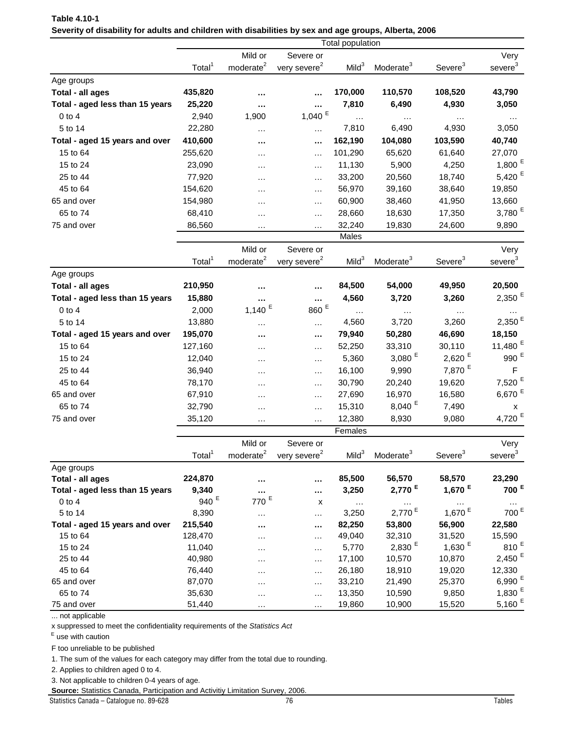**Table 4.10-1**
**Severity of disability for adults and children with disabilities by sex and age groups, Alberta, 2006**

| | Total population | | | | | | |
|---|---|---|---|---|---|---|---|
| | Total[1] | Mild or moderate[2] | Severe or very severe[2] | Mild[3] | Moderate[3] | Severe[3] | Very severe[3] |
| Age groups | | | | | | | |
| **Total - all ages** | **435,820** | **…** | **…** | **170,000** | **110,570** | **108,520** | **43,790** |
| **Total - aged less than 15 years** | **25,220** | **…** | **…** | **7,810** | **6,490** | **4,930** | **3,050** |
| 0 to 4 | 2,940 | 1,900 | 1,040 E | … | … | … | … |
| 5 to 14 | 22,280 | … | … | 7,810 | 6,490 | 4,930 | 3,050 |
| **Total - aged 15 years and over** | **410,600** | **…** | **…** | **162,190** | **104,080** | **103,590** | **40,740** |
| 15 to 64 | 255,620 | … | … | 101,290 | 65,620 | 61,640 | 27,070 |
| 15 to 24 | 23,090 | … | … | 11,130 | 5,900 | 4,250 | 1,800 E |
| 25 to 44 | 77,920 | … | … | 33,200 | 20,560 | 18,740 | 5,420 E |
| 45 to 64 | 154,620 | … | … | 56,970 | 39,160 | 38,640 | 19,850 |
| 65 and over | 154,980 | … | … | 60,900 | 38,460 | 41,950 | 13,660 |
| 65 to 74 | 68,410 | … | … | 28,660 | 18,630 | 17,350 | 3,780 E |
| 75 and over | 86,560 | … | … | 32,240 | 19,830 | 24,600 | 9,890 |
| | Males | | | | | | |
| | Total[1] | Mild or moderate[2] | Severe or very severe[2] | Mild[3] | Moderate[3] | Severe[3] | Very severe[3] |
| Age groups | | | | | | | |
| **Total - all ages** | **210,950** | **…** | **…** | **84,500** | **54,000** | **49,950** | **20,500** |
| **Total - aged less than 15 years** | **15,880** | **…** | **…** | **4,560** | **3,720** | **3,260** | **2,350 E** |
| 0 to 4 | 2,000 | 1,140 E | 860 E | … | … | … | … |
| 5 to 14 | 13,880 | … | … | 4,560 | 3,720 | 3,260 | 2,350 E |
| **Total - aged 15 years and over** | **195,070** | **…** | **…** | **79,940** | **50,280** | **46,690** | **18,150** |
| 15 to 64 | 127,160 | … | … | 52,250 | 33,310 | 30,110 | 11,480 E |
| 15 to 24 | 12,040 | … | … | 5,360 | 3,080 E | 2,620 E | 990 E |
| 25 to 44 | 36,940 | … | … | 16,100 | 9,990 | 7,870 E | F |
| 45 to 64 | 78,170 | … | … | 30,790 | 20,240 | 19,620 | 7,520 E |
| 65 and over | 67,910 | … | … | 27,690 | 16,970 | 16,580 | 6,670 E |
| 65 to 74 | 32,790 | … | … | 15,310 | 8,040 E | 7,490 | x |
| 75 and over | 35,120 | … | … | 12,380 | 8,930 | 9,080 | 4,720 E |
| | Females | | | | | | |
| | Total[1] | Mild or moderate[2] | Severe or very severe[2] | Mild[3] | Moderate[3] | Severe[3] | Very severe[3] |
| Age groups | | | | | | | |
| **Total - all ages** | **224,870** | **…** | **…** | **85,500** | **56,570** | **58,570** | **23,290** |
| **Total - aged less than 15 years** | **9,340** | **…** | **…** | **3,250** | **2,770 E** | **1,670 E** | **700 E** |
| 0 to 4 | 940 E | 770 E | x | … | … | … | … |
| 5 to 14 | 8,390 | … | … | 3,250 | 2,770 E | 1,670 E | 700 E |
| **Total - aged 15 years and over** | **215,540** | **…** | **…** | **82,250** | **53,800** | **56,900** | **22,580** |
| 15 to 64 | 128,470 | … | … | 49,040 | 32,310 | 31,520 | 15,590 |
| 15 to 24 | 11,040 | … | … | 5,770 | 2,830 E | 1,630 E | 810 E |
| 25 to 44 | 40,980 | … | … | 17,100 | 10,570 | 10,870 | 2,450 E |
| 45 to 64 | 76,440 | … | … | 26,180 | 18,910 | 19,020 | 12,330 |
| 65 and over | 87,070 | … | … | 33,210 | 21,490 | 25,370 | 6,990 E |
| 65 to 74 | 35,630 | … | … | 13,350 | 10,590 | 9,850 | 1,830 E |
| 75 and over | 51,440 | … | … | 19,860 | 10,900 | 15,520 | 5,160 E |

... not applicable

x suppressed to meet the confidentiality requirements of the *Statistics Act*

E use with caution

F too unreliable to be published

1. The sum of the values for each category may differ from the total due to rounding.

2. Applies to children aged 0 to 4.

3. Not applicable to children 0-4 years of age.

**Source:** Statistics Canada, Participation and Activitiy Limitation Survey, 2006.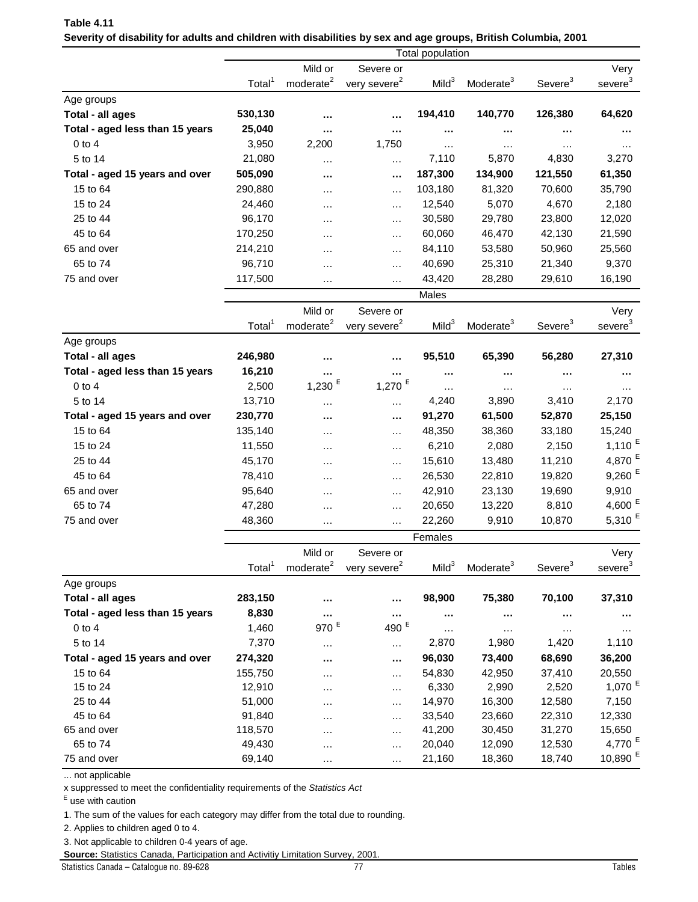**Table 4.11**
**Severity of disability for adults and children with disabilities by sex and age groups, British Columbia, 2001**

| | Total population | | | | | | |
|---|---|---|---|---|---|---|---|
| | Total[1] | Mild or moderate[2] | Severe or very severe[2] | Mild[3] | Moderate[3] | Severe[3] | Very severe[3] |
| Age groups | | | | | | | |
| **Total - all ages** | **530,130** | **...** | **...** | **194,410** | **140,770** | **126,380** | **64,620** |
| **Total - aged less than 15 years** | **25,040** | **...** | **...** | **...** | **...** | **...** | **...** |
| 0 to 4 | 3,950 | 2,200 | 1,750 | ... | ... | ... | ... |
| 5 to 14 | 21,080 | ... | ... | 7,110 | 5,870 | 4,830 | 3,270 |
| **Total - aged 15 years and over** | **505,090** | **...** | **...** | **187,300** | **134,900** | **121,550** | **61,350** |
| 15 to 64 | 290,880 | ... | ... | 103,180 | 81,320 | 70,600 | 35,790 |
| 15 to 24 | 24,460 | ... | ... | 12,540 | 5,070 | 4,670 | 2,180 |
| 25 to 44 | 96,170 | ... | ... | 30,580 | 29,780 | 23,800 | 12,020 |
| 45 to 64 | 170,250 | ... | ... | 60,060 | 46,470 | 42,130 | 21,590 |
| 65 and over | 214,210 | ... | ... | 84,110 | 53,580 | 50,960 | 25,560 |
| 65 to 74 | 96,710 | ... | ... | 40,690 | 25,310 | 21,340 | 9,370 |
| 75 and over | 117,500 | ... | ... | 43,420 | 28,280 | 29,610 | 16,190 |
| | Males | | | | | | |
| | Total[1] | Mild or moderate[2] | Severe or very severe[2] | Mild[3] | Moderate[3] | Severe[3] | Very severe[3] |
| Age groups | | | | | | | |
| **Total - all ages** | **246,980** | **...** | **...** | **95,510** | **65,390** | **56,280** | **27,310** |
| **Total - aged less than 15 years** | **16,210** | **...** | **...** | **...** | **...** | **...** | **...** |
| 0 to 4 | 2,500 | 1,230 E | 1,270 E | ... | ... | ... | ... |
| 5 to 14 | 13,710 | ... | ... | 4,240 | 3,890 | 3,410 | 2,170 |
| **Total - aged 15 years and over** | **230,770** | **...** | **...** | **91,270** | **61,500** | **52,870** | **25,150** |
| 15 to 64 | 135,140 | ... | ... | 48,350 | 38,360 | 33,180 | 15,240 |
| 15 to 24 | 11,550 | ... | ... | 6,210 | 2,080 | 2,150 | 1,110 E |
| 25 to 44 | 45,170 | ... | ... | 15,610 | 13,480 | 11,210 | 4,870 E |
| 45 to 64 | 78,410 | ... | ... | 26,530 | 22,810 | 19,820 | 9,260 E |
| 65 and over | 95,640 | ... | ... | 42,910 | 23,130 | 19,690 | 9,910 |
| 65 to 74 | 47,280 | ... | ... | 20,650 | 13,220 | 8,810 | 4,600 E |
| 75 and over | 48,360 | ... | ... | 22,260 | 9,910 | 10,870 | 5,310 E |
| | Females | | | | | | |
| | Total[1] | Mild or moderate[2] | Severe or very severe[2] | Mild[3] | Moderate[3] | Severe[3] | Very severe[3] |
| Age groups | | | | | | | |
| **Total - all ages** | **283,150** | **...** | **...** | **98,900** | **75,380** | **70,100** | **37,310** |
| **Total - aged less than 15 years** | **8,830** | **...** | **...** | **...** | **...** | **...** | **...** |
| 0 to 4 | 1,460 | 970 E | 490 E | ... | ... | ... | ... |
| 5 to 14 | 7,370 | ... | ... | 2,870 | 1,980 | 1,420 | 1,110 |
| **Total - aged 15 years and over** | **274,320** | **...** | **...** | **96,030** | **73,400** | **68,690** | **36,200** |
| 15 to 64 | 155,750 | ... | ... | 54,830 | 42,950 | 37,410 | 20,550 |
| 15 to 24 | 12,910 | ... | ... | 6,330 | 2,990 | 2,520 | 1,070 E |
| 25 to 44 | 51,000 | ... | ... | 14,970 | 16,300 | 12,580 | 7,150 |
| 45 to 64 | 91,840 | ... | ... | 33,540 | 23,660 | 22,310 | 12,330 |
| 65 and over | 118,570 | ... | ... | 41,200 | 30,450 | 31,270 | 15,650 |
| 65 to 74 | 49,430 | ... | ... | 20,040 | 12,090 | 12,530 | 4,770 E |
| 75 and over | 69,140 | ... | ... | 21,160 | 18,360 | 18,740 | 10,890 E |

... not applicable

x suppressed to meet the confidentiality requirements of the *Statistics Act*

E use with caution

1. The sum of the values for each category may differ from the total due to rounding.

2. Applies to children aged 0 to 4.

3. Not applicable to children 0-4 years of age.

**Source:** Statistics Canada, Participation and Activitiy Limitation Survey, 2001.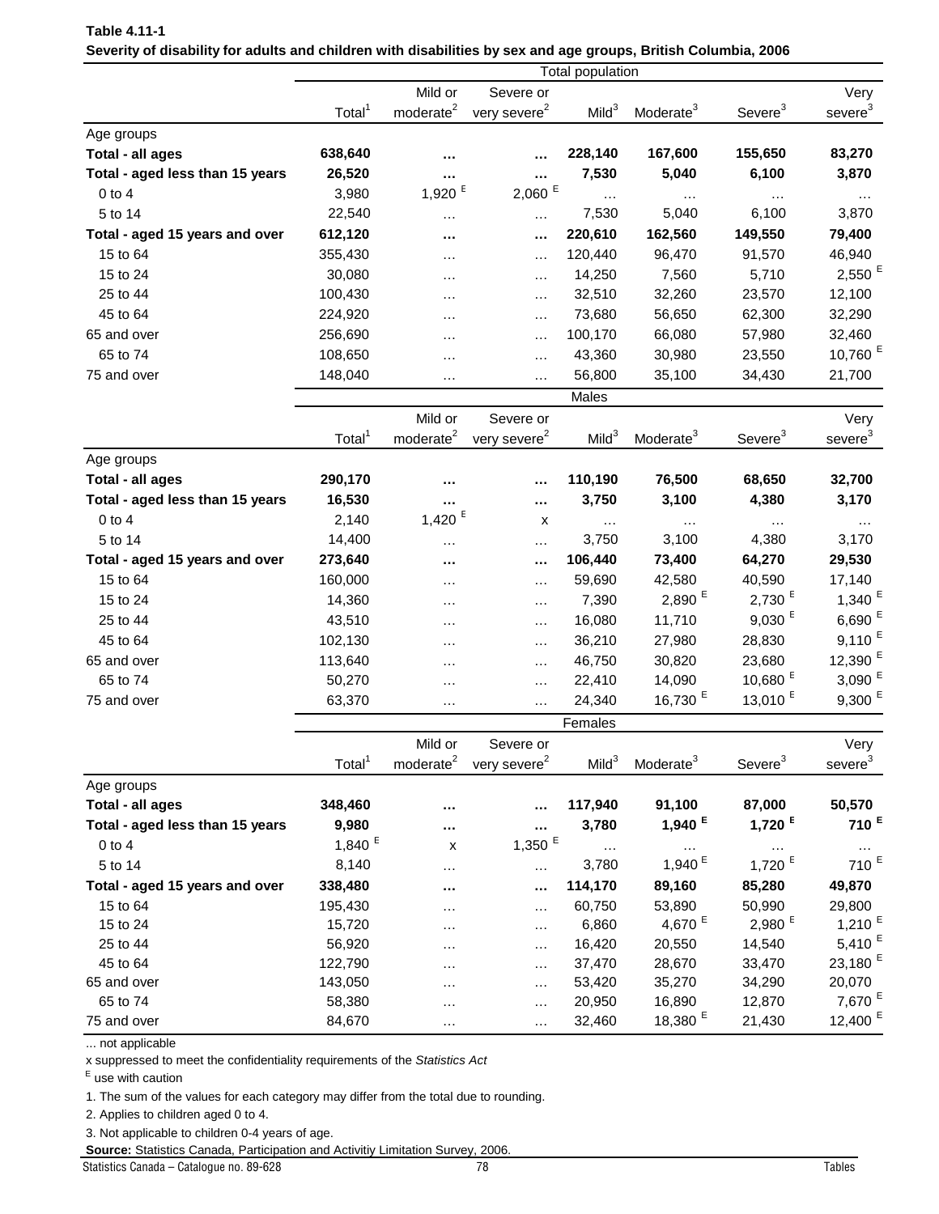**Table 4.11-1**
**Severity of disability for adults and children with disabilities by sex and age groups, British Columbia, 2006**

| | Total[1] | Mild or moderate[2] | Severe or very severe[2] | Mild[3] | Moderate[3] | Severe[3] | Very severe[3] |
|---|---|---|---|---|---|---|---|
| | **Total population** | | | | | | |
| Age groups | | | | | | | |
| **Total - all ages** | **638,640** | **…** | **…** | **228,140** | **167,600** | **155,650** | **83,270** |
| **Total - aged less than 15 years** | **26,520** | **…** | **…** | **7,530** | **5,040** | **6,100** | **3,870** |
| 0 to 4 | 3,980 | 1,920 E | 2,060 E | … | … | … | … |
| 5 to 14 | 22,540 | … | … | 7,530 | 5,040 | 6,100 | 3,870 |
| **Total - aged 15 years and over** | **612,120** | **…** | **…** | **220,610** | **162,560** | **149,550** | **79,400** |
| 15 to 64 | 355,430 | … | … | 120,440 | 96,470 | 91,570 | 46,940 |
| 15 to 24 | 30,080 | … | … | 14,250 | 7,560 | 5,710 | 2,550 E |
| 25 to 44 | 100,430 | … | … | 32,510 | 32,260 | 23,570 | 12,100 |
| 45 to 64 | 224,920 | … | … | 73,680 | 56,650 | 62,300 | 32,290 |
| 65 and over | 256,690 | … | … | 100,170 | 66,080 | 57,980 | 32,460 |
| 65 to 74 | 108,650 | … | … | 43,360 | 30,980 | 23,550 | 10,760 E |
| 75 and over | 148,040 | … | … | 56,800 | 35,100 | 34,430 | 21,700 |
| | **Males** | | | | | | |
| Age groups | | | | | | | |
| **Total - all ages** | **290,170** | **…** | **…** | **110,190** | **76,500** | **68,650** | **32,700** |
| **Total - aged less than 15 years** | **16,530** | **…** | **…** | **3,750** | **3,100** | **4,380** | **3,170** |
| 0 to 4 | 2,140 | 1,420 E | x | … | … | … | … |
| 5 to 14 | 14,400 | … | … | 3,750 | 3,100 | 4,380 | 3,170 |
| **Total - aged 15 years and over** | **273,640** | **…** | **…** | **106,440** | **73,400** | **64,270** | **29,530** |
| 15 to 64 | 160,000 | … | … | 59,690 | 42,580 | 40,590 | 17,140 |
| 15 to 24 | 14,360 | … | … | 7,390 | 2,890 E | 2,730 E | 1,340 E |
| 25 to 44 | 43,510 | … | … | 16,080 | 11,710 | 9,030 E | 6,690 E |
| 45 to 64 | 102,130 | … | … | 36,210 | 27,980 | 28,830 | 9,110 E |
| 65 and over | 113,640 | … | … | 46,750 | 30,820 | 23,680 | 12,390 E |
| 65 to 74 | 50,270 | … | … | 22,410 | 14,090 | 10,680 E | 3,090 E |
| 75 and over | 63,370 | … | … | 24,340 | 16,730 E | 13,010 E | 9,300 E |
| | **Females** | | | | | | |
| Age groups | | | | | | | |
| **Total - all ages** | **348,460** | **…** | **…** | **117,940** | **91,100** | **87,000** | **50,570** |
| **Total - aged less than 15 years** | **9,980** | **…** | **…** | **3,780** | **1,940 E** | **1,720 E** | **710 E** |
| 0 to 4 | 1,840 E | x | 1,350 E | … | … | … | … |
| 5 to 14 | 8,140 | … | … | 3,780 | 1,940 E | 1,720 E | 710 E |
| **Total - aged 15 years and over** | **338,480** | **…** | **…** | **114,170** | **89,160** | **85,280** | **49,870** |
| 15 to 64 | 195,430 | … | … | 60,750 | 53,890 | 50,990 | 29,800 |
| 15 to 24 | 15,720 | … | … | 6,860 | 4,670 E | 2,980 E | 1,210 E |
| 25 to 44 | 56,920 | … | … | 16,420 | 20,550 | 14,540 | 5,410 E |
| 45 to 64 | 122,790 | … | … | 37,470 | 28,670 | 33,470 | 23,180 E |
| 65 and over | 143,050 | … | … | 53,420 | 35,270 | 34,290 | 20,070 |
| 65 to 74 | 58,380 | … | … | 20,950 | 16,890 | 12,870 | 7,670 E |
| 75 and over | 84,670 | … | … | 32,460 | 18,380 E | 21,430 | 12,400 E |

... not applicable

x suppressed to meet the confidentiality requirements of the *Statistics Act*

E use with caution

1. The sum of the values for each category may differ from the total due to rounding.
2. Applies to children aged 0 to 4.
3. Not applicable to children 0-4 years of age.

**Source:** Statistics Canada, Participation and Activitiy Limitation Survey, 2006.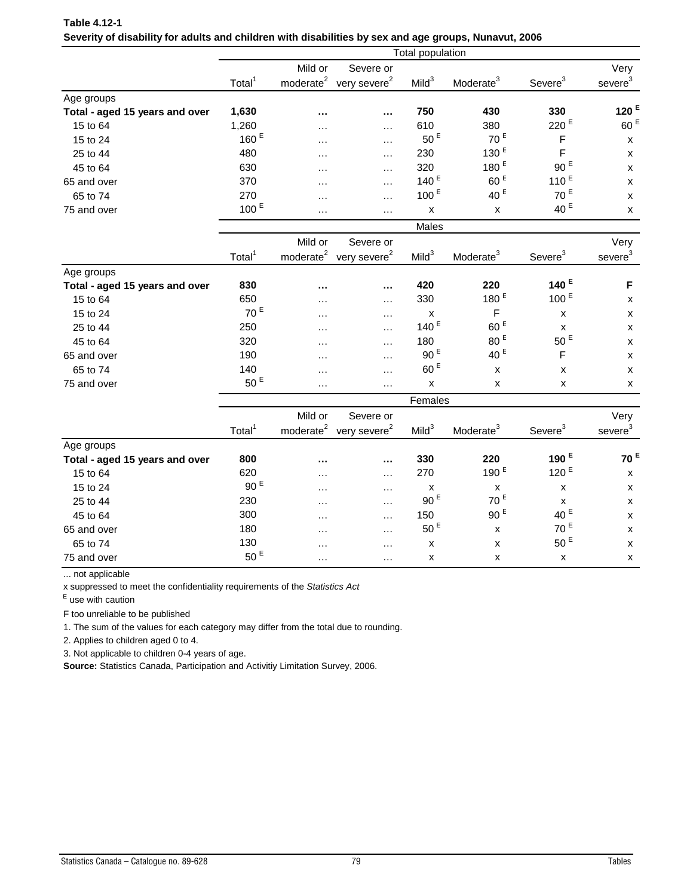**Table 4.12-1**
**Severity of disability for adults and children with disabilities by sex and age groups, Nunavut, 2006**

| | Total population | | | | | | |
|---|---|---|---|---|---|---|---|
| | Total[1] | Mild or moderate[2] | Severe or very severe[2] | Mild[3] | Moderate[3] | Severe[3] | Very severe[3] |
| Age groups | | | | | | | |
| **Total - aged 15 years and over** | **1,630** | **…** | **…** | **750** | **430** | **330** | **120 E** |
| 15 to 64 | 1,260 | … | … | 610 | 380 | 220 E | 60 E |
| 15 to 24 | 160 E | … | … | 50 E | 70 E | F | x |
| 25 to 44 | 480 | … | … | 230 | 130 E | F | x |
| 45 to 64 | 630 | … | … | 320 | 180 E | 90 E | x |
| 65 and over | 370 | … | … | 140 E | 60 E | 110 E | x |
| 65 to 74 | 270 | … | … | 100 E | 40 E | 70 E | x |
| 75 and over | 100 E | … | … | x | x | 40 E | x |
| | Males | | | | | | |
| | Total[1] | Mild or moderate[2] | Severe or very severe[2] | Mild[3] | Moderate[3] | Severe[3] | Very severe[3] |
| Age groups | | | | | | | |
| **Total - aged 15 years and over** | **830** | **…** | **…** | **420** | **220** | **140 E** | **F** |
| 15 to 64 | 650 | … | … | 330 | 180 E | 100 E | x |
| 15 to 24 | 70 E | … | … | x | F | x | x |
| 25 to 44 | 250 | … | … | 140 E | 60 E | x | x |
| 45 to 64 | 320 | … | … | 180 | 80 E | 50 E | x |
| 65 and over | 190 | … | … | 90 E | 40 E | F | x |
| 65 to 74 | 140 | … | … | 60 E | x | x | x |
| 75 and over | 50 E | … | … | x | x | x | x |
| | Females | | | | | | |
| | Total[1] | Mild or moderate[2] | Severe or very severe[2] | Mild[3] | Moderate[3] | Severe[3] | Very severe[3] |
| Age groups | | | | | | | |
| **Total - aged 15 years and over** | **800** | **…** | **…** | **330** | **220** | **190 E** | **70 E** |
| 15 to 64 | 620 | … | … | 270 | 190 E | 120 E | x |
| 15 to 24 | 90 E | … | … | x | x | x | x |
| 25 to 44 | 230 | … | … | 90 E | 70 E | x | x |
| 45 to 64 | 300 | … | … | 150 | 90 E | 40 E | x |
| 65 and over | 180 | … | … | 50 E | x | 70 E | x |
| 65 to 74 | 130 | … | … | x | x | 50 E | x |
| 75 and over | 50 E | … | … | x | x | x | x |

... not applicable

x suppressed to meet the confidentiality requirements of the *Statistics Act*

E use with caution

F too unreliable to be published

1. The sum of the values for each category may differ from the total due to rounding.

2. Applies to children aged 0 to 4.

3. Not applicable to children 0-4 years of age.

**Source:** Statistics Canada, Participation and Activitiy Limitation Survey, 2006.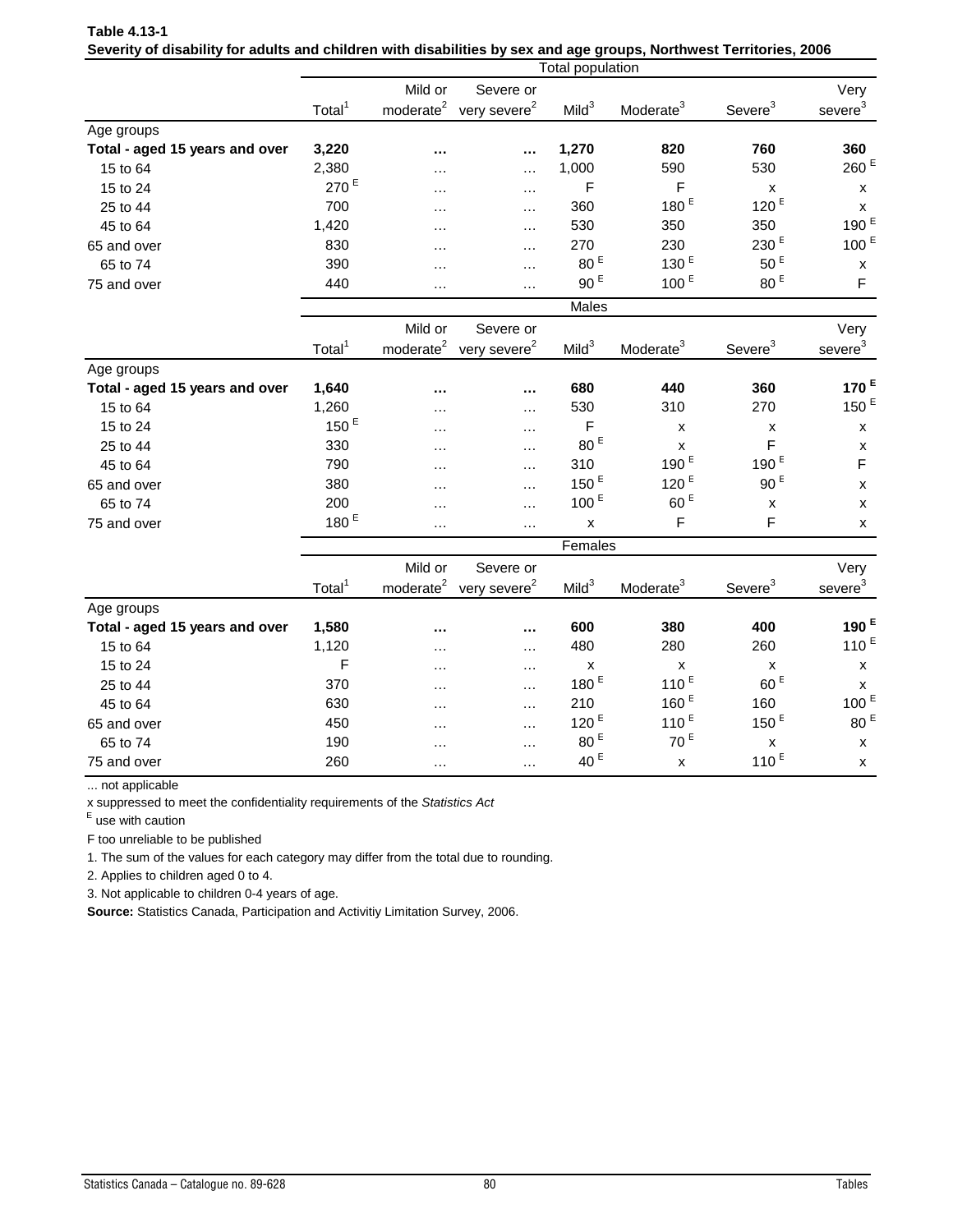**Table 4.13-1**
**Severity of disability for adults and children with disabilities by sex and age groups, Northwest Territories, 2006**

| | Total[1] | Mild or moderate[2] | Severe or very severe[2] | Mild[3] | Moderate[3] | Severe[3] | Very severe[3] |
|---|---|---|---|---|---|---|---|
| **Total population** | | | | | | | |
| Age groups | | | | | | | |
| **Total - aged 15 years and over** | **3,220** | **…** | **…** | **1,270** | **820** | **760** | **360** |
| 15 to 64 | 2,380 | … | … | 1,000 | 590 | 530 | 260 E |
| 15 to 24 | 270 E | … | … | F | F | x | x |
| 25 to 44 | 700 | … | … | 360 | 180 E | 120 E | x |
| 45 to 64 | 1,420 | … | … | 530 | 350 | 350 | 190 E |
| 65 and over | 830 | … | … | 270 | 230 | 230 E | 100 E |
| 65 to 74 | 390 | … | … | 80 E | 130 E | 50 E | x |
| 75 and over | 440 | … | … | 90 E | 100 E | 80 E | F |
| **Males** | | | | | | | |
| Age groups | | | | | | | |
| **Total - aged 15 years and over** | **1,640** | **…** | **…** | **680** | **440** | **360** | **170 E** |
| 15 to 64 | 1,260 | … | … | 530 | 310 | 270 | 150 E |
| 15 to 24 | 150 E | … | … | F | x | x | x |
| 25 to 44 | 330 | … | … | 80 E | x | F | x |
| 45 to 64 | 790 | … | … | 310 | 190 E | 190 E | F |
| 65 and over | 380 | … | … | 150 E | 120 E | 90 E | x |
| 65 to 74 | 200 | … | … | 100 E | 60 E | x | x |
| 75 and over | 180 E | … | … | x | F | F | x |
| **Females** | | | | | | | |
| Age groups | | | | | | | |
| **Total - aged 15 years and over** | **1,580** | **…** | **…** | **600** | **380** | **400** | **190 E** |
| 15 to 64 | 1,120 | … | … | 480 | 280 | 260 | 110 E |
| 15 to 24 | F | … | … | x | x | x | x |
| 25 to 44 | 370 | … | … | 180 E | 110 E | 60 E | x |
| 45 to 64 | 630 | … | … | 210 | 160 E | 160 | 100 E |
| 65 and over | 450 | … | … | 120 E | 110 E | 150 E | 80 E |
| 65 to 74 | 190 | … | … | 80 E | 70 E | x | x |
| 75 and over | 260 | … | … | 40 E | x | 110 E | x |

... not applicable

x suppressed to meet the confidentiality requirements of the *Statistics Act*

E use with caution

F too unreliable to be published

1. The sum of the values for each category may differ from the total due to rounding.

2. Applies to children aged 0 to 4.

3. Not applicable to children 0-4 years of age.

**Source:** Statistics Canada, Participation and Activitiy Limitation Survey, 2006.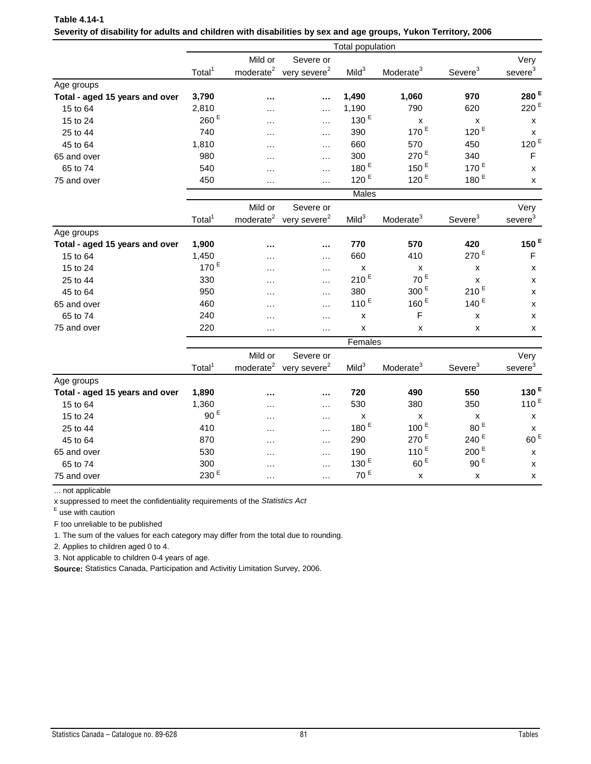**Table 4.14-1**
**Severity of disability for adults and children with disabilities by sex and age groups, Yukon Territory, 2006**

| | Total population | | | | | | |
|---|---|---|---|---|---|---|---|
| | Total[1] | Mild or moderate[2] | Severe or very severe[2] | Mild[3] | Moderate[3] | Severe[3] | Very severe[3] |
| Age groups | | | | | | | |
| **Total - aged 15 years and over** | **3,790** | **...** | **...** | **1,490** | **1,060** | **970** | **280 E** |
| 15 to 64 | 2,810 | ... | ... | 1,190 | 790 | 620 | 220 E |
| 15 to 24 | 260 E | ... | ... | 130 E | x | x | x |
| 25 to 44 | 740 | ... | ... | 390 | 170 E | 120 E | x |
| 45 to 64 | 1,810 | ... | ... | 660 | 570 | 450 | 120 E |
| 65 and over | 980 | ... | ... | 300 | 270 E | 340 | F |
| 65 to 74 | 540 | ... | ... | 180 E | 150 E | 170 E | x |
| 75 and over | 450 | ... | ... | 120 E | 120 E | 180 E | x |
| | Males | | | | | | |
| | Total[1] | Mild or moderate[2] | Severe or very severe[2] | Mild[3] | Moderate[3] | Severe[3] | Very severe[3] |
| Age groups | | | | | | | |
| **Total - aged 15 years and over** | **1,900** | **...** | **...** | **770** | **570** | **420** | **150 E** |
| 15 to 64 | 1,450 | ... | ... | 660 | 410 | 270 E | F |
| 15 to 24 | 170 E | ... | ... | x | x | x | x |
| 25 to 44 | 330 | ... | ... | 210 E | 70 E | x | x |
| 45 to 64 | 950 | ... | ... | 380 | 300 E | 210 E | x |
| 65 and over | 460 | ... | ... | 110 E | 160 E | 140 E | x |
| 65 to 74 | 240 | ... | ... | x | F | x | x |
| 75 and over | 220 | ... | ... | x | x | x | x |
| | Females | | | | | | |
| | Total[1] | Mild or moderate[2] | Severe or very severe[2] | Mild[3] | Moderate[3] | Severe[3] | Very severe[3] |
| Age groups | | | | | | | |
| **Total - aged 15 years and over** | **1,890** | **...** | **...** | **720** | **490** | **550** | **130 E** |
| 15 to 64 | 1,360 | ... | ... | 530 | 380 | 350 | 110 E |
| 15 to 24 | 90 E | ... | ... | x | x | x | x |
| 25 to 44 | 410 | ... | ... | 180 E | 100 E | 80 E | x |
| 45 to 64 | 870 | ... | ... | 290 | 270 E | 240 E | 60 E |
| 65 and over | 530 | ... | ... | 190 | 110 E | 200 E | x |
| 65 to 74 | 300 | ... | ... | 130 E | 60 E | 90 E | x |
| 75 and over | 230 E | ... | ... | 70 E | x | x | x |

... not applicable

x suppressed to meet the confidentiality requirements of the *Statistics Act*

E use with caution

F too unreliable to be published

1. The sum of the values for each category may differ from the total due to rounding.

2. Applies to children aged 0 to 4.

3. Not applicable to children 0-4 years of age.

**Source:** Statistics Canada, Participation and Activitiy Limitation Survey, 2006.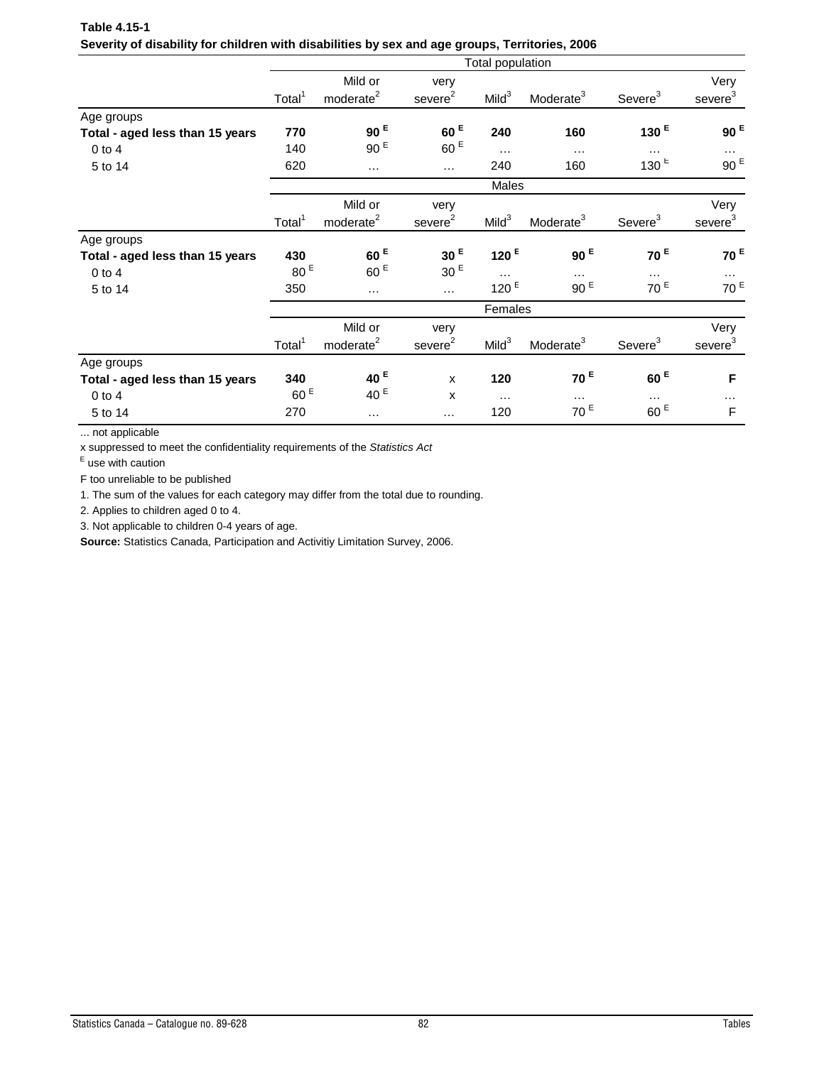**Table 4.15-1**
**Severity of disability for children with disabilities by sex and age groups, Territories, 2006**

| | Total population | | | | | | |
|---|---|---|---|---|---|---|---|
| | Total[1] | Mild or moderate[2] | very severe[2] | Mild[3] | Moderate[3] | Severe[3] | Very severe[3] |
| Age groups | | | | | | | |
| **Total - aged less than 15 years** | **770** | **90 E** | **60 E** | **240** | **160** | **130 E** | **90 E** |
| 0 to 4 | 140 | 90 E | 60 E | … | … | … | … |
| 5 to 14 | 620 | … | … | 240 | 160 | 130 E | 90 E |
| | Males | | | | | | |
| | Total[1] | Mild or moderate[2] | very severe[2] | Mild[3] | Moderate[3] | Severe[3] | Very severe[3] |
| Age groups | | | | | | | |
| **Total - aged less than 15 years** | **430** | **60 E** | **30 E** | **120 E** | **90 E** | **70 E** | **70 E** |
| 0 to 4 | 80 E | 60 E | 30 E | … | … | … | … |
| 5 to 14 | 350 | … | … | 120 E | 90 E | 70 E | 70 E |
| | Females | | | | | | |
| | Total[1] | Mild or moderate[2] | very severe[2] | Mild[3] | Moderate[3] | Severe[3] | Very severe[3] |
| Age groups | | | | | | | |
| **Total - aged less than 15 years** | **340** | **40 E** | x | **120** | **70 E** | **60 E** | **F** |
| 0 to 4 | 60 E | 40 E | x | … | … | … | … |
| 5 to 14 | 270 | … | … | 120 | 70 E | 60 E | F |

... not applicable

x suppressed to meet the confidentiality requirements of the *Statistics Act*

E use with caution

F too unreliable to be published

1. The sum of the values for each category may differ from the total due to rounding.

2. Applies to children aged 0 to 4.

3. Not applicable to children 0-4 years of age.

**Source:** Statistics Canada, Participation and Activitiy Limitation Survey, 2006.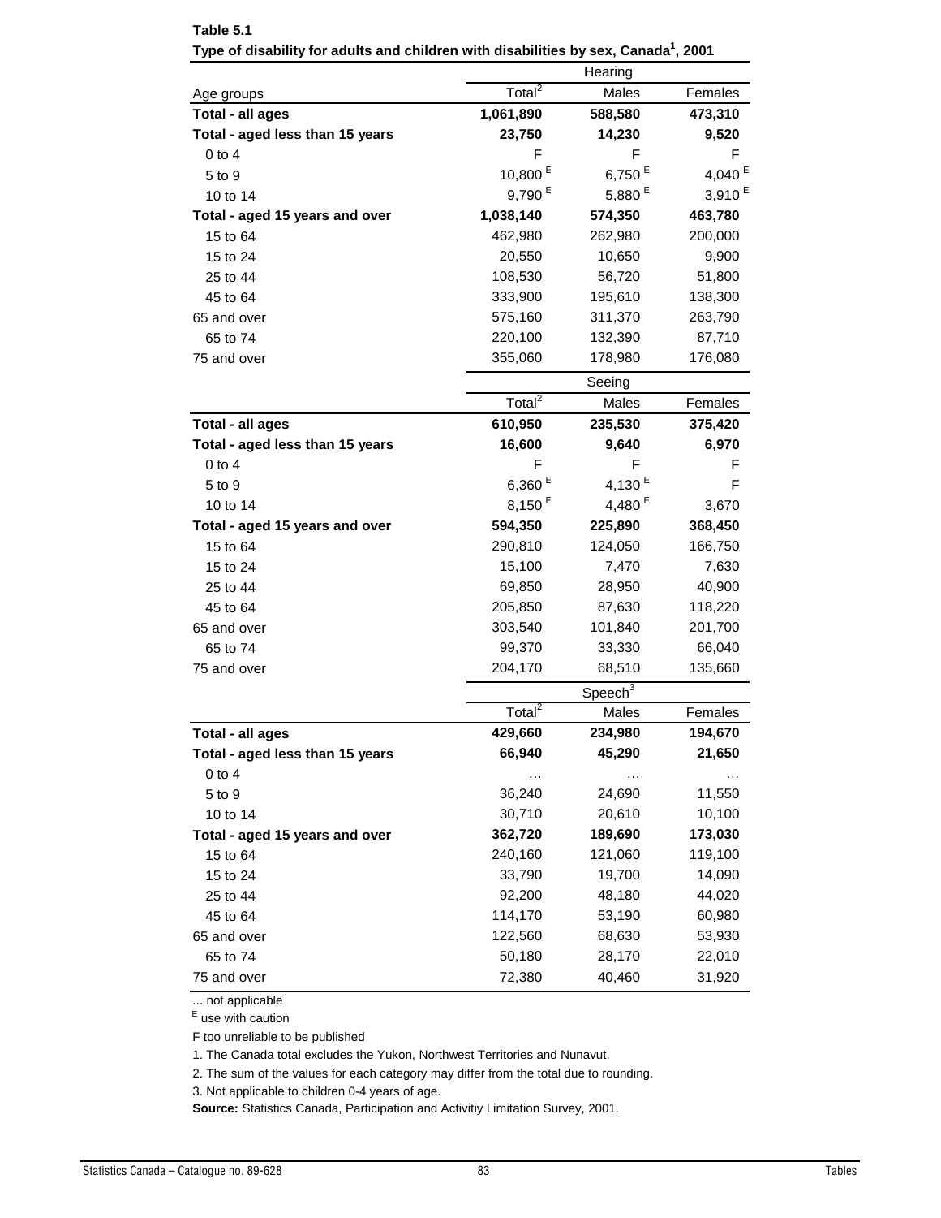**Table 5.1**
**Type of disability for adults and children with disabilities by sex, Canada[1], 2001**

| Age groups | Hearing | | |
|---|---|---|---|
| | Total[2] | Males | Females |
| **Total - all ages** | **1,061,890** | **588,580** | **473,310** |
| **Total - aged less than 15 years** | **23,750** | **14,230** | **9,520** |
| 0 to 4 | F | F | F |
| 5 to 9 | 10,800 E | 6,750 E | 4,040 E |
| 10 to 14 | 9,790 E | 5,880 E | 3,910 E |
| **Total - aged 15 years and over** | **1,038,140** | **574,350** | **463,780** |
| 15 to 64 | 462,980 | 262,980 | 200,000 |
| 15 to 24 | 20,550 | 10,650 | 9,900 |
| 25 to 44 | 108,530 | 56,720 | 51,800 |
| 45 to 64 | 333,900 | 195,610 | 138,300 |
| 65 and over | 575,160 | 311,370 | 263,790 |
| 65 to 74 | 220,100 | 132,390 | 87,710 |
| 75 and over | 355,060 | 178,980 | 176,080 |
| | Seeing | | |
| | Total[2] | Males | Females |
| **Total - all ages** | **610,950** | **235,530** | **375,420** |
| **Total - aged less than 15 years** | **16,600** | **9,640** | **6,970** |
| 0 to 4 | F | F | F |
| 5 to 9 | 6,360 E | 4,130 E | F |
| 10 to 14 | 8,150 E | 4,480 E | 3,670 |
| **Total - aged 15 years and over** | **594,350** | **225,890** | **368,450** |
| 15 to 64 | 290,810 | 124,050 | 166,750 |
| 15 to 24 | 15,100 | 7,470 | 7,630 |
| 25 to 44 | 69,850 | 28,950 | 40,900 |
| 45 to 64 | 205,850 | 87,630 | 118,220 |
| 65 and over | 303,540 | 101,840 | 201,700 |
| 65 to 74 | 99,370 | 33,330 | 66,040 |
| 75 and over | 204,170 | 68,510 | 135,660 |
| | Speech[3] | | |
| | Total[2] | Males | Females |
| **Total - all ages** | **429,660** | **234,980** | **194,670** |
| **Total - aged less than 15 years** | **66,940** | **45,290** | **21,650** |
| 0 to 4 | ... | ... | ... |
| 5 to 9 | 36,240 | 24,690 | 11,550 |
| 10 to 14 | 30,710 | 20,610 | 10,100 |
| **Total - aged 15 years and over** | **362,720** | **189,690** | **173,030** |
| 15 to 64 | 240,160 | 121,060 | 119,100 |
| 15 to 24 | 33,790 | 19,700 | 14,090 |
| 25 to 44 | 92,200 | 48,180 | 44,020 |
| 45 to 64 | 114,170 | 53,190 | 60,980 |
| 65 and over | 122,560 | 68,630 | 53,930 |
| 65 to 74 | 50,180 | 28,170 | 22,010 |
| 75 and over | 72,380 | 40,460 | 31,920 |

... not applicable

E use with caution

F too unreliable to be published

1. The Canada total excludes the Yukon, Northwest Territories and Nunavut.

2. The sum of the values for each category may differ from the total due to rounding.

3. Not applicable to children 0-4 years of age.

**Source:** Statistics Canada, Participation and Activitiy Limitation Survey, 2001.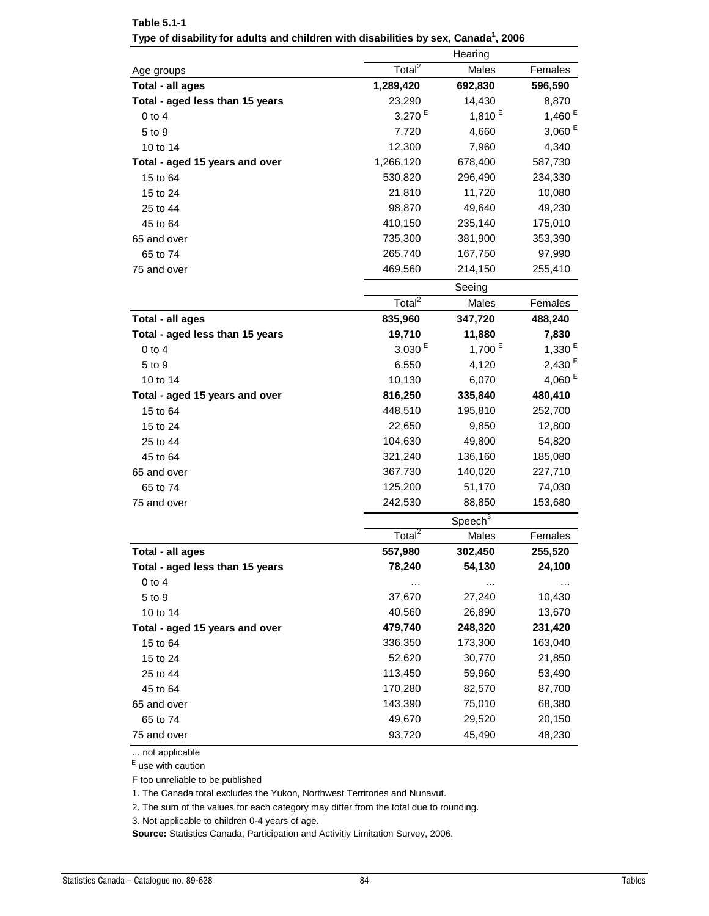**Table 5.1-1**
**Type of disability for adults and children with disabilities by sex, Canada[1], 2006**

| Age groups | Hearing | | |
|---|---|---|---|
| | Total[2] | Males | Females |
| **Total - all ages** | **1,289,420** | **692,830** | **596,590** |
| **Total - aged less than 15 years** | 23,290 | 14,430 | 8,870 |
| 0 to 4 | 3,270 E | 1,810 E | 1,460 E |
| 5 to 9 | 7,720 | 4,660 | 3,060 E |
| 10 to 14 | 12,300 | 7,960 | 4,340 |
| **Total - aged 15 years and over** | 1,266,120 | 678,400 | 587,730 |
| 15 to 64 | 530,820 | 296,490 | 234,330 |
| 15 to 24 | 21,810 | 11,720 | 10,080 |
| 25 to 44 | 98,870 | 49,640 | 49,230 |
| 45 to 64 | 410,150 | 235,140 | 175,010 |
| 65 and over | 735,300 | 381,900 | 353,390 |
| 65 to 74 | 265,740 | 167,750 | 97,990 |
| 75 and over | 469,560 | 214,150 | 255,410 |
| | Seeing | | |
| | Total[2] | Males | Females |
| **Total - all ages** | **835,960** | **347,720** | **488,240** |
| **Total - aged less than 15 years** | **19,710** | **11,880** | **7,830** |
| 0 to 4 | 3,030 E | 1,700 E | 1,330 E |
| 5 to 9 | 6,550 | 4,120 | 2,430 E |
| 10 to 14 | 10,130 | 6,070 | 4,060 E |
| **Total - aged 15 years and over** | **816,250** | **335,840** | **480,410** |
| 15 to 64 | 448,510 | 195,810 | 252,700 |
| 15 to 24 | 22,650 | 9,850 | 12,800 |
| 25 to 44 | 104,630 | 49,800 | 54,820 |
| 45 to 64 | 321,240 | 136,160 | 185,080 |
| 65 and over | 367,730 | 140,020 | 227,710 |
| 65 to 74 | 125,200 | 51,170 | 74,030 |
| 75 and over | 242,530 | 88,850 | 153,680 |
| | Speech[3] | | |
| | Total[2] | Males | Females |
| **Total - all ages** | **557,980** | **302,450** | **255,520** |
| **Total - aged less than 15 years** | **78,240** | **54,130** | **24,100** |
| 0 to 4 | ... | ... | ... |
| 5 to 9 | 37,670 | 27,240 | 10,430 |
| 10 to 14 | 40,560 | 26,890 | 13,670 |
| **Total - aged 15 years and over** | **479,740** | **248,320** | **231,420** |
| 15 to 64 | 336,350 | 173,300 | 163,040 |
| 15 to 24 | 52,620 | 30,770 | 21,850 |
| 25 to 44 | 113,450 | 59,960 | 53,490 |
| 45 to 64 | 170,280 | 82,570 | 87,700 |
| 65 and over | 143,390 | 75,010 | 68,380 |
| 65 to 74 | 49,670 | 29,520 | 20,150 |
| 75 and over | 93,720 | 45,490 | 48,230 |

... not applicable

E use with caution

F too unreliable to be published

1. The Canada total excludes the Yukon, Northwest Territories and Nunavut.
2. The sum of the values for each category may differ from the total due to rounding.
3. Not applicable to children 0-4 years of age.

**Source:** Statistics Canada, Participation and Activitiy Limitation Survey, 2006.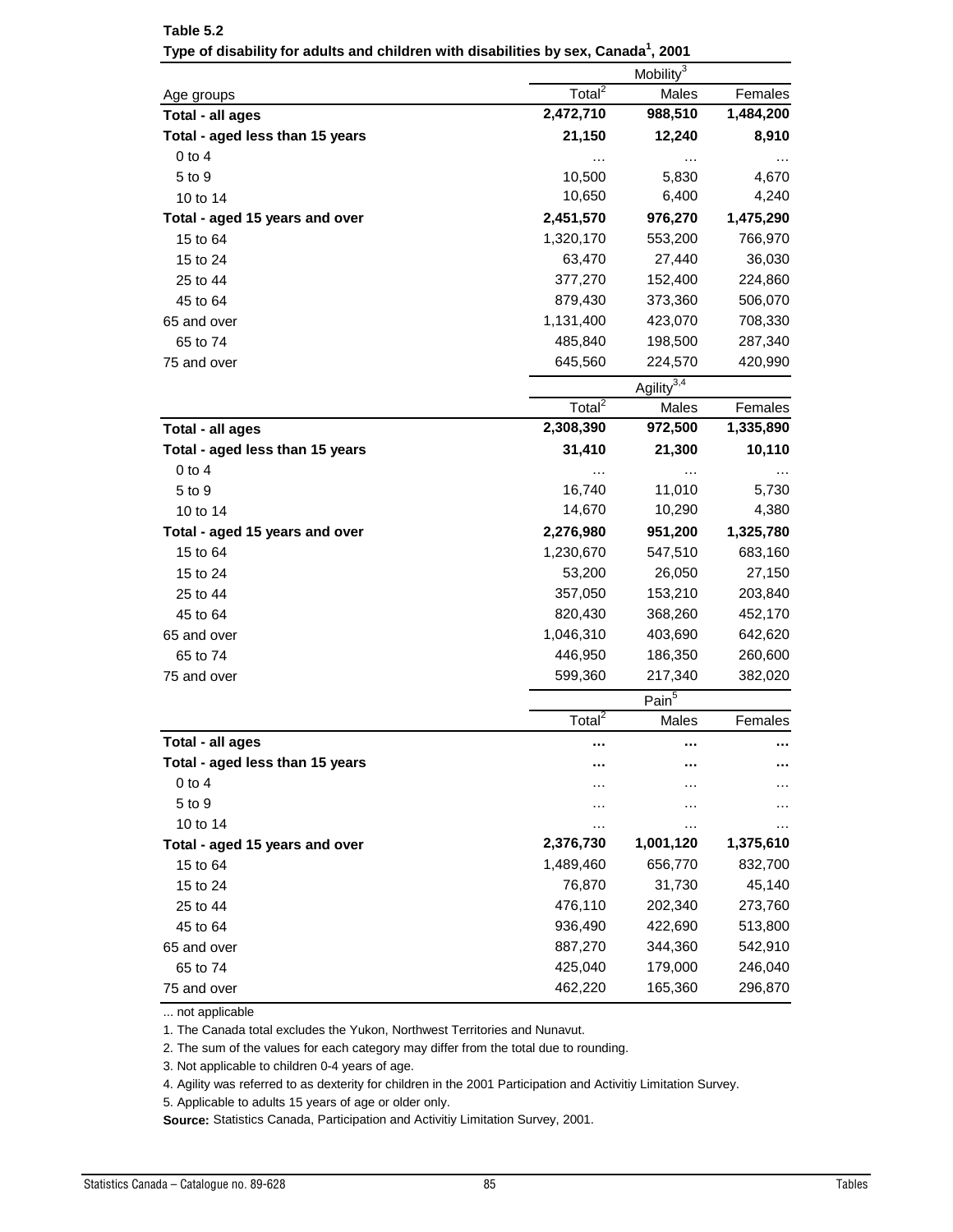**Table 5.2**
**Type of disability for adults and children with disabilities by sex, Canada[1], 2001**

| Age groups | Mobility[3] | | |
|---|---|---|---|
| | Total[2] | Males | Females |
| **Total - all ages** | **2,472,710** | **988,510** | **1,484,200** |
| **Total - aged less than 15 years** | **21,150** | **12,240** | **8,910** |
| 0 to 4 | … | … | … |
| 5 to 9 | 10,500 | 5,830 | 4,670 |
| 10 to 14 | 10,650 | 6,400 | 4,240 |
| **Total - aged 15 years and over** | **2,451,570** | **976,270** | **1,475,290** |
| 15 to 64 | 1,320,170 | 553,200 | 766,970 |
| 15 to 24 | 63,470 | 27,440 | 36,030 |
| 25 to 44 | 377,270 | 152,400 | 224,860 |
| 45 to 64 | 879,430 | 373,360 | 506,070 |
| 65 and over | 1,131,400 | 423,070 | 708,330 |
| 65 to 74 | 485,840 | 198,500 | 287,340 |
| 75 and over | 645,560 | 224,570 | 420,990 |
| | Agility[3,4] | | |
| | Total[2] | Males | Females |
| **Total - all ages** | **2,308,390** | **972,500** | **1,335,890** |
| **Total - aged less than 15 years** | **31,410** | **21,300** | **10,110** |
| 0 to 4 | … | … | … |
| 5 to 9 | 16,740 | 11,010 | 5,730 |
| 10 to 14 | 14,670 | 10,290 | 4,380 |
| **Total - aged 15 years and over** | **2,276,980** | **951,200** | **1,325,780** |
| 15 to 64 | 1,230,670 | 547,510 | 683,160 |
| 15 to 24 | 53,200 | 26,050 | 27,150 |
| 25 to 44 | 357,050 | 153,210 | 203,840 |
| 45 to 64 | 820,430 | 368,260 | 452,170 |
| 65 and over | 1,046,310 | 403,690 | 642,620 |
| 65 to 74 | 446,950 | 186,350 | 260,600 |
| 75 and over | 599,360 | 217,340 | 382,020 |
| | Pain[5] | | |
| | Total[2] | Males | Females |
| **Total - all ages** | **…** | **…** | **…** |
| **Total - aged less than 15 years** | **…** | **…** | **…** |
| 0 to 4 | … | … | … |
| 5 to 9 | … | … | … |
| 10 to 14 | … | … | … |
| **Total - aged 15 years and over** | **2,376,730** | **1,001,120** | **1,375,610** |
| 15 to 64 | 1,489,460 | 656,770 | 832,700 |
| 15 to 24 | 76,870 | 31,730 | 45,140 |
| 25 to 44 | 476,110 | 202,340 | 273,760 |
| 45 to 64 | 936,490 | 422,690 | 513,800 |
| 65 and over | 887,270 | 344,360 | 542,910 |
| 65 to 74 | 425,040 | 179,000 | 246,040 |
| 75 and over | 462,220 | 165,360 | 296,870 |

... not applicable

1. The Canada total excludes the Yukon, Northwest Territories and Nunavut.
2. The sum of the values for each category may differ from the total due to rounding.
3. Not applicable to children 0-4 years of age.
4. Agility was referred to as dexterity for children in the 2001 Participation and Activitiy Limitation Survey.
5. Applicable to adults 15 years of age or older only.

**Source:** Statistics Canada, Participation and Activitiy Limitation Survey, 2001.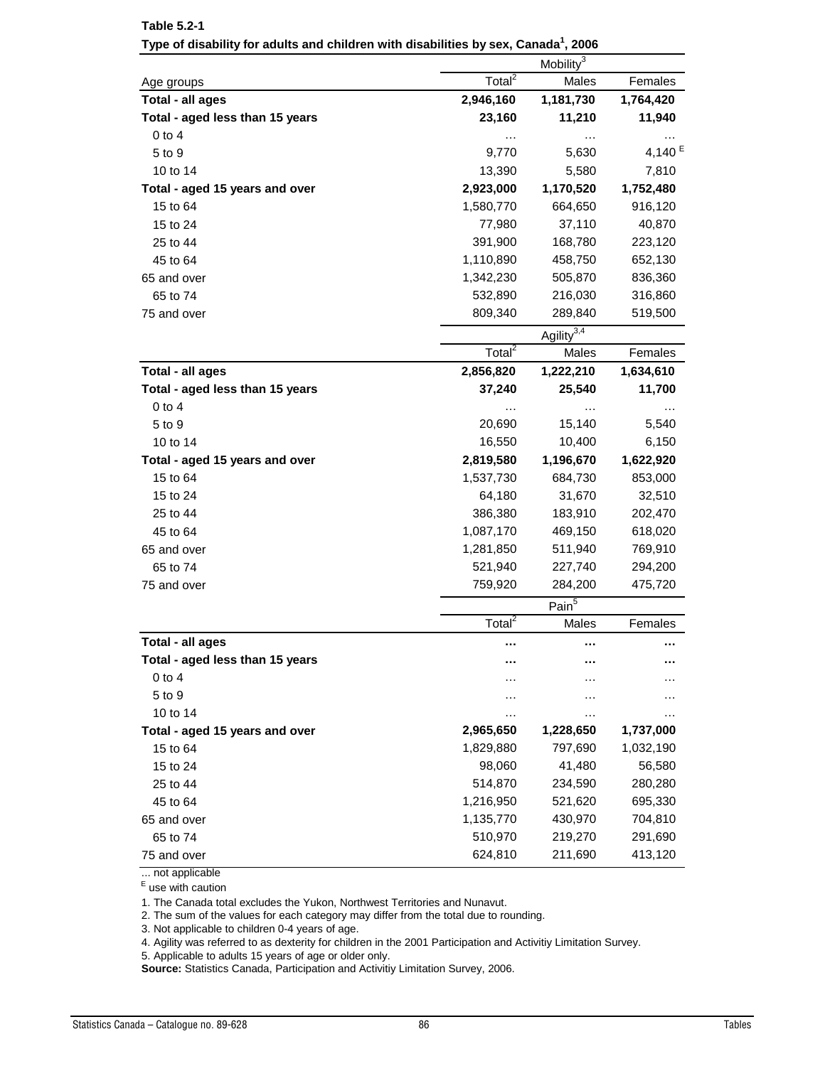**Table 5.2-1**

**Type of disability for adults and children with disabilities by sex, Canada[1], 2006**

| | Mobility[3] | | |
|---|---|---|---|
| Age groups | Total[2] | Males | Females |
| **Total - all ages** | **2,946,160** | **1,181,730** | **1,764,420** |
| **Total - aged less than 15 years** | **23,160** | **11,210** | **11,940** |
| 0 to 4 | … | … | … |
| 5 to 9 | 9,770 | 5,630 | 4,140 E |
| 10 to 14 | 13,390 | 5,580 | 7,810 |
| **Total - aged 15 years and over** | **2,923,000** | **1,170,520** | **1,752,480** |
| 15 to 64 | 1,580,770 | 664,650 | 916,120 |
| 15 to 24 | 77,980 | 37,110 | 40,870 |
| 25 to 44 | 391,900 | 168,780 | 223,120 |
| 45 to 64 | 1,110,890 | 458,750 | 652,130 |
| 65 and over | 1,342,230 | 505,870 | 836,360 |
| 65 to 74 | 532,890 | 216,030 | 316,860 |
| 75 and over | 809,340 | 289,840 | 519,500 |
| | Agility[3,4] | | |
| | Total[2] | Males | Females |
| **Total - all ages** | **2,856,820** | **1,222,210** | **1,634,610** |
| **Total - aged less than 15 years** | **37,240** | **25,540** | **11,700** |
| 0 to 4 | … | … | … |
| 5 to 9 | 20,690 | 15,140 | 5,540 |
| 10 to 14 | 16,550 | 10,400 | 6,150 |
| **Total - aged 15 years and over** | **2,819,580** | **1,196,670** | **1,622,920** |
| 15 to 64 | 1,537,730 | 684,730 | 853,000 |
| 15 to 24 | 64,180 | 31,670 | 32,510 |
| 25 to 44 | 386,380 | 183,910 | 202,470 |
| 45 to 64 | 1,087,170 | 469,150 | 618,020 |
| 65 and over | 1,281,850 | 511,940 | 769,910 |
| 65 to 74 | 521,940 | 227,740 | 294,200 |
| 75 and over | 759,920 | 284,200 | 475,720 |
| | Pain[5] | | |
| | Total[2] | Males | Females |
| **Total - all ages** | **…** | **…** | **…** |
| **Total - aged less than 15 years** | **…** | **…** | **…** |
| 0 to 4 | … | … | … |
| 5 to 9 | … | … | … |
| 10 to 14 | … | … | … |
| **Total - aged 15 years and over** | **2,965,650** | **1,228,650** | **1,737,000** |
| 15 to 64 | 1,829,880 | 797,690 | 1,032,190 |
| 15 to 24 | 98,060 | 41,480 | 56,580 |
| 25 to 44 | 514,870 | 234,590 | 280,280 |
| 45 to 64 | 1,216,950 | 521,620 | 695,330 |
| 65 and over | 1,135,770 | 430,970 | 704,810 |
| 65 to 74 | 510,970 | 219,270 | 291,690 |
| 75 and over | 624,810 | 211,690 | 413,120 |

... not applicable

E use with caution

1. The Canada total excludes the Yukon, Northwest Territories and Nunavut.
2. The sum of the values for each category may differ from the total due to rounding.
3. Not applicable to children 0-4 years of age.
4. Agility was referred to as dexterity for children in the 2001 Participation and Activitiy Limitation Survey.
5. Applicable to adults 15 years of age or older only.

**Source:** Statistics Canada, Participation and Activitiy Limitation Survey, 2006.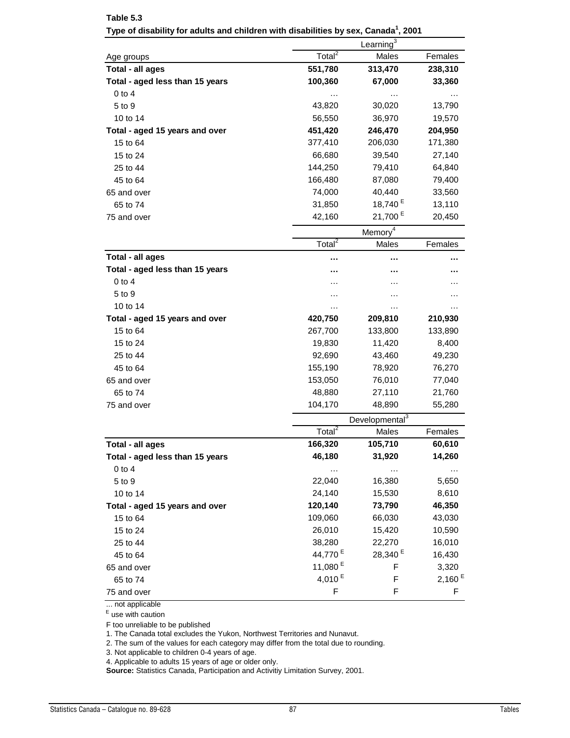**Table 5.3**
**Type of disability for adults and children with disabilities by sex, Canada[1], 2001**

| Age groups | Learning[3] | | |
|---|---|---|---|
| | Total[2] | Males | Females |
| **Total - all ages** | **551,780** | **313,470** | **238,310** |
| **Total - aged less than 15 years** | **100,360** | **67,000** | **33,360** |
| 0 to 4 | ... | ... | ... |
| 5 to 9 | 43,820 | 30,020 | 13,790 |
| 10 to 14 | 56,550 | 36,970 | 19,570 |
| **Total - aged 15 years and over** | **451,420** | **246,470** | **204,950** |
| 15 to 64 | 377,410 | 206,030 | 171,380 |
| 15 to 24 | 66,680 | 39,540 | 27,140 |
| 25 to 44 | 144,250 | 79,410 | 64,840 |
| 45 to 64 | 166,480 | 87,080 | 79,400 |
| 65 and over | 74,000 | 40,440 | 33,560 |
| 65 to 74 | 31,850 | 18,740 E | 13,110 |
| 75 and over | 42,160 | 21,700 E | 20,450 |
| | Memory[4] | | |
| | Total[2] | Males | Females |
| **Total - all ages** | **...** | **...** | **...** |
| **Total - aged less than 15 years** | **...** | **...** | **...** |
| 0 to 4 | ... | ... | ... |
| 5 to 9 | ... | ... | ... |
| 10 to 14 | ... | ... | ... |
| **Total - aged 15 years and over** | **420,750** | **209,810** | **210,930** |
| 15 to 64 | 267,700 | 133,800 | 133,890 |
| 15 to 24 | 19,830 | 11,420 | 8,400 |
| 25 to 44 | 92,690 | 43,460 | 49,230 |
| 45 to 64 | 155,190 | 78,920 | 76,270 |
| 65 and over | 153,050 | 76,010 | 77,040 |
| 65 to 74 | 48,880 | 27,110 | 21,760 |
| 75 and over | 104,170 | 48,890 | 55,280 |
| | Developmental[3] | | |
| | Total[2] | Males | Females |
| **Total - all ages** | **166,320** | **105,710** | **60,610** |
| **Total - aged less than 15 years** | **46,180** | **31,920** | **14,260** |
| 0 to 4 | ... | ... | ... |
| 5 to 9 | 22,040 | 16,380 | 5,650 |
| 10 to 14 | 24,140 | 15,530 | 8,610 |
| **Total - aged 15 years and over** | **120,140** | **73,790** | **46,350** |
| 15 to 64 | 109,060 | 66,030 | 43,030 |
| 15 to 24 | 26,010 | 15,420 | 10,590 |
| 25 to 44 | 38,280 | 22,270 | 16,010 |
| 45 to 64 | 44,770 E | 28,340 E | 16,430 |
| 65 and over | 11,080 E | F | 3,320 |
| 65 to 74 | 4,010 E | F | 2,160 E |
| 75 and over | F | F | F |

... not applicable

E use with caution

F too unreliable to be published

1. The Canada total excludes the Yukon, Northwest Territories and Nunavut.
2. The sum of the values for each category may differ from the total due to rounding.
3. Not applicable to children 0-4 years of age.
4. Applicable to adults 15 years of age or older only.

**Source:** Statistics Canada, Participation and Activitiy Limitation Survey, 2001.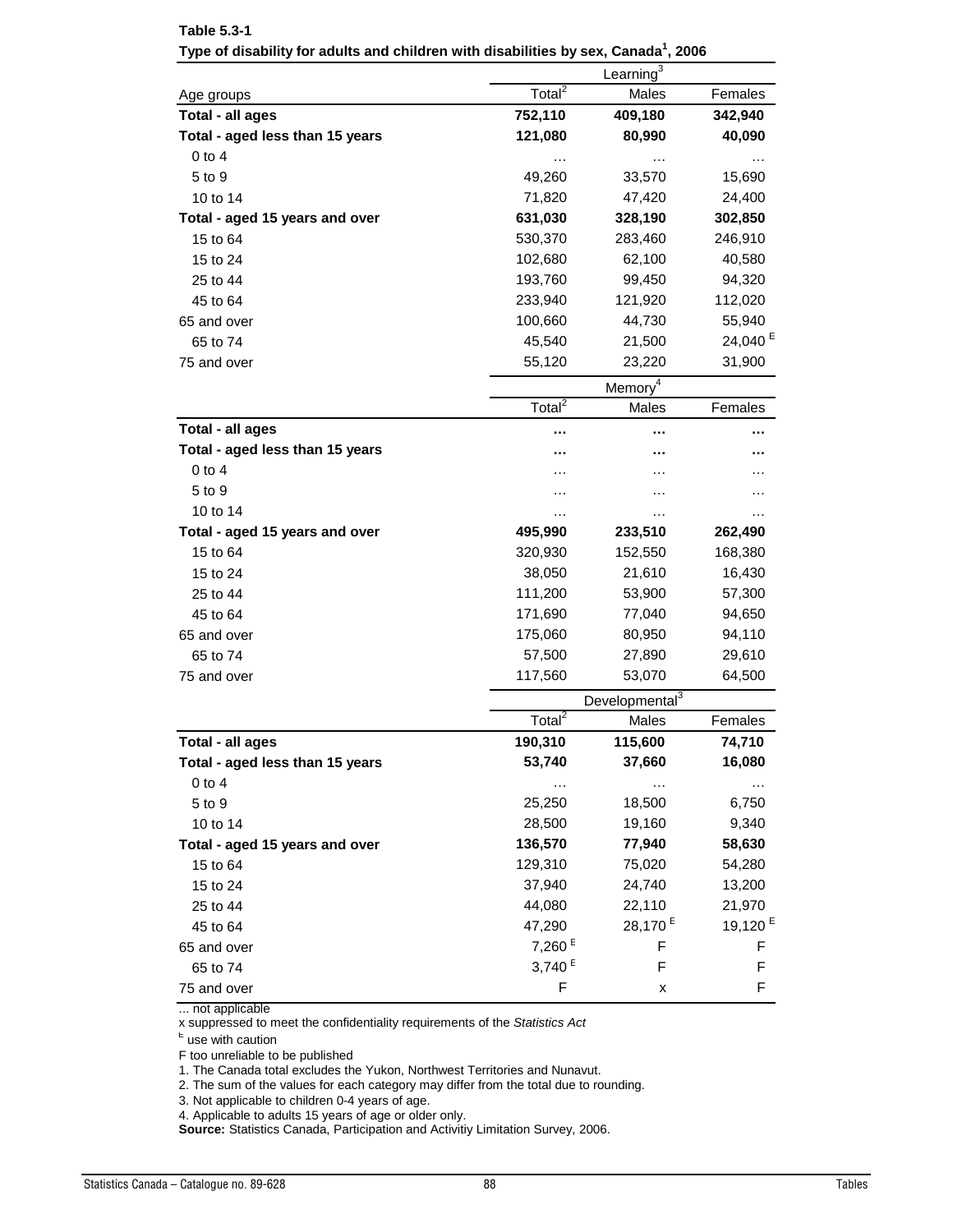**Table 5.3-1**
**Type of disability for adults and children with disabilities by sex, Canada[1], 2006**

| Age groups | Learning[3] | | |
|---|---|---|---|
| | Total[2] | Males | Females |
| **Total - all ages** | **752,110** | **409,180** | **342,940** |
| **Total - aged less than 15 years** | **121,080** | **80,990** | **40,090** |
| 0 to 4 | … | … | … |
| 5 to 9 | 49,260 | 33,570 | 15,690 |
| 10 to 14 | 71,820 | 47,420 | 24,400 |
| **Total - aged 15 years and over** | **631,030** | **328,190** | **302,850** |
| 15 to 64 | 530,370 | 283,460 | 246,910 |
| 15 to 24 | 102,680 | 62,100 | 40,580 |
| 25 to 44 | 193,760 | 99,450 | 94,320 |
| 45 to 64 | 233,940 | 121,920 | 112,020 |
| 65 and over | 100,660 | 44,730 | 55,940 |
| 65 to 74 | 45,540 | 21,500 | 24,040 E |
| 75 and over | 55,120 | 23,220 | 31,900 |
| | Memory[4] | | |
| | Total[2] | Males | Females |
| **Total - all ages** | **…** | **…** | **…** |
| **Total - aged less than 15 years** | **…** | **…** | **…** |
| 0 to 4 | … | … | … |
| 5 to 9 | … | … | … |
| 10 to 14 | … | … | … |
| **Total - aged 15 years and over** | **495,990** | **233,510** | **262,490** |
| 15 to 64 | 320,930 | 152,550 | 168,380 |
| 15 to 24 | 38,050 | 21,610 | 16,430 |
| 25 to 44 | 111,200 | 53,900 | 57,300 |
| 45 to 64 | 171,690 | 77,040 | 94,650 |
| 65 and over | 175,060 | 80,950 | 94,110 |
| 65 to 74 | 57,500 | 27,890 | 29,610 |
| 75 and over | 117,560 | 53,070 | 64,500 |
| | Developmental[3] | | |
| | Total[2] | Males | Females |
| **Total - all ages** | **190,310** | **115,600** | **74,710** |
| **Total - aged less than 15 years** | **53,740** | **37,660** | **16,080** |
| 0 to 4 | … | … | … |
| 5 to 9 | 25,250 | 18,500 | 6,750 |
| 10 to 14 | 28,500 | 19,160 | 9,340 |
| **Total - aged 15 years and over** | **136,570** | **77,940** | **58,630** |
| 15 to 64 | 129,310 | 75,020 | 54,280 |
| 15 to 24 | 37,940 | 24,740 | 13,200 |
| 25 to 44 | 44,080 | 22,110 | 21,970 |
| 45 to 64 | 47,290 | 28,170 E | 19,120 E |
| 65 and over | 7,260 E | F | F |
| 65 to 74 | 3,740 E | F | F |
| 75 and over | F | x | F |

... not applicable
x suppressed to meet the confidentiality requirements of the *Statistics Act*
E use with caution
F too unreliable to be published
1. The Canada total excludes the Yukon, Northwest Territories and Nunavut.
2. The sum of the values for each category may differ from the total due to rounding.
3. Not applicable to children 0-4 years of age.
4. Applicable to adults 15 years of age or older only.
**Source:** Statistics Canada, Participation and Activitiy Limitation Survey, 2006.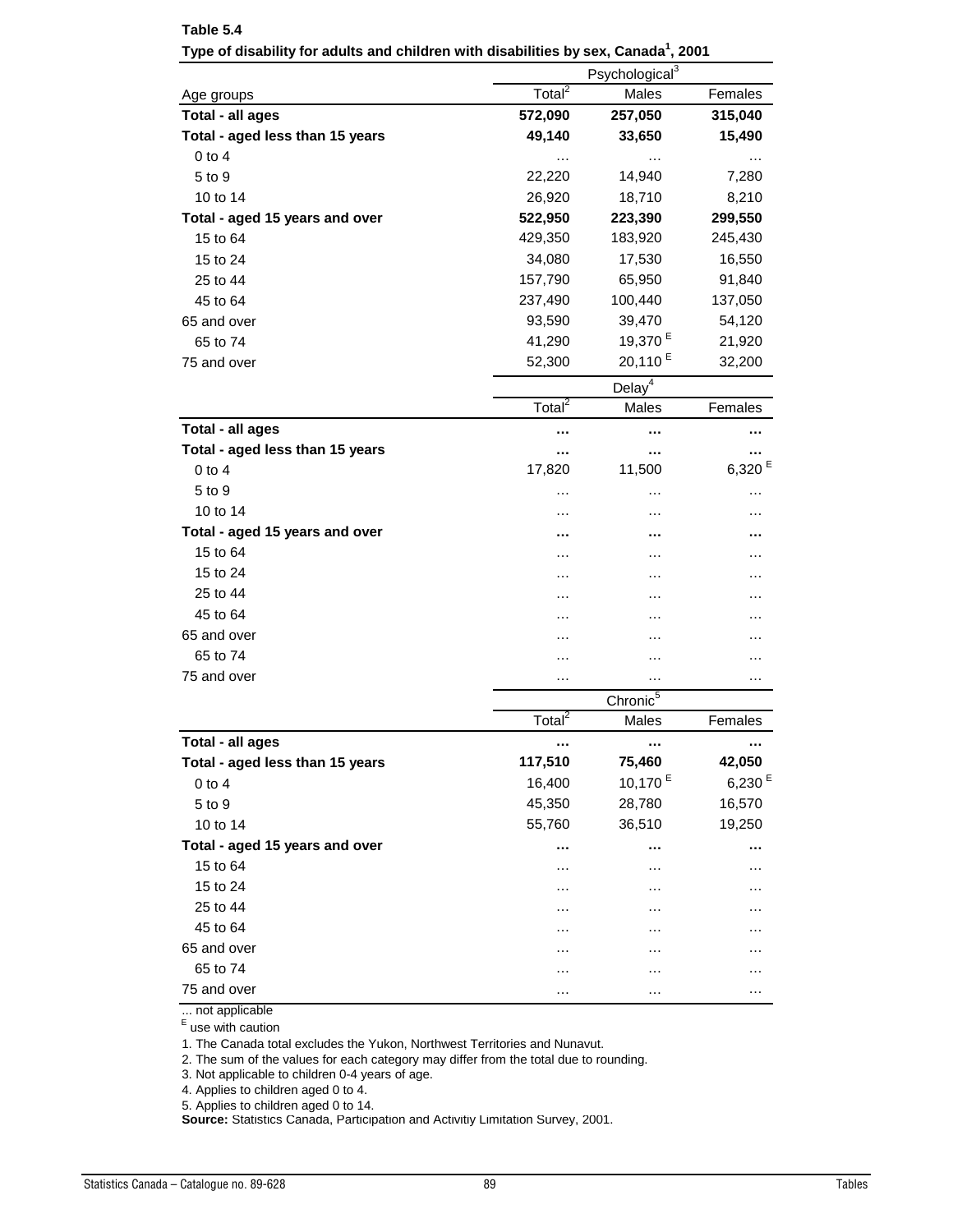**Table 5.4**
**Type of disability for adults and children with disabilities by sex, Canada[1], 2001**

| Age groups | Psychological[3] | | |
|---|---|---|---|
| | Total[2] | Males | Females |
| **Total - all ages** | **572,090** | **257,050** | **315,040** |
| **Total - aged less than 15 years** | **49,140** | **33,650** | **15,490** |
| 0 to 4 | … | … | … |
| 5 to 9 | 22,220 | 14,940 | 7,280 |
| 10 to 14 | 26,920 | 18,710 | 8,210 |
| **Total - aged 15 years and over** | **522,950** | **223,390** | **299,550** |
| 15 to 64 | 429,350 | 183,920 | 245,430 |
| 15 to 24 | 34,080 | 17,530 | 16,550 |
| 25 to 44 | 157,790 | 65,950 | 91,840 |
| 45 to 64 | 237,490 | 100,440 | 137,050 |
| 65 and over | 93,590 | 39,470 | 54,120 |
| 65 to 74 | 41,290 | 19,370 E | 21,920 |
| 75 and over | 52,300 | 20,110 E | 32,200 |
| | **Delay[4]** | | |
| | Total[2] | Males | Females |
| **Total - all ages** | … | … | … |
| **Total - aged less than 15 years** | … | … | … |
| 0 to 4 | 17,820 | 11,500 | 6,320 E |
| 5 to 9 | … | … | … |
| 10 to 14 | … | … | … |
| **Total - aged 15 years and over** | … | … | … |
| 15 to 64 | … | … | … |
| 15 to 24 | … | … | … |
| 25 to 44 | … | … | … |
| 45 to 64 | … | … | … |
| 65 and over | … | … | … |
| 65 to 74 | … | … | … |
| 75 and over | … | … | … |
| | **Chronic[5]** | | |
| | Total[2] | Males | Females |
| **Total - all ages** | … | … | … |
| **Total - aged less than 15 years** | **117,510** | **75,460** | **42,050** |
| 0 to 4 | 16,400 | 10,170 E | 6,230 E |
| 5 to 9 | 45,350 | 28,780 | 16,570 |
| 10 to 14 | 55,760 | 36,510 | 19,250 |
| **Total - aged 15 years and over** | … | … | … |
| 15 to 64 | … | … | … |
| 15 to 24 | … | … | … |
| 25 to 44 | … | … | … |
| 45 to 64 | … | … | … |
| 65 and over | … | … | … |
| 65 to 74 | … | … | … |
| 75 and over | … | … | … |

... not applicable
E use with caution
1. The Canada total excludes the Yukon, Northwest Territories and Nunavut.
2. The sum of the values for each category may differ from the total due to rounding.
3. Not applicable to children 0-4 years of age.
4. Applies to children aged 0 to 4.
5. Applies to children aged 0 to 14.
**Source:** Statistics Canada, Participation and Activity Limitation Survey, 2001.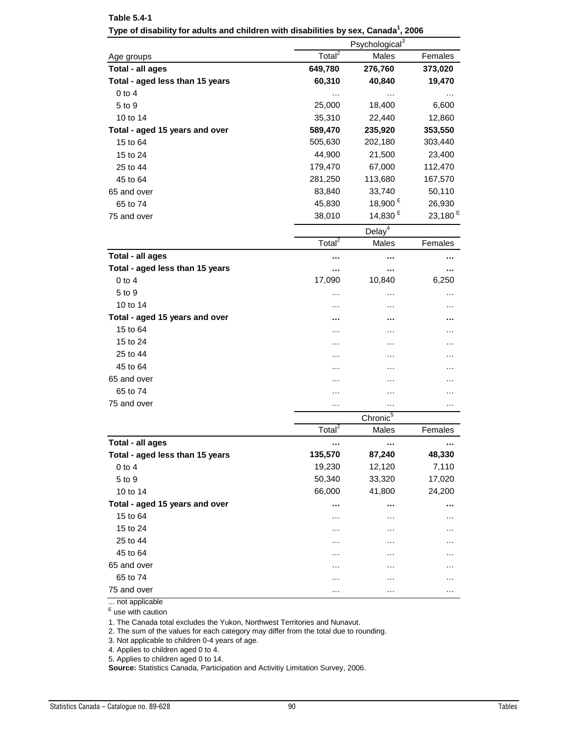**Table 5.4-1**

**Type of disability for adults and children with disabilities by sex, Canada[1], 2006**

| Age groups | Psychological[3] | | |
|---|---|---|---|
| | Total[2] | Males | Females |
| **Total - all ages** | **649,780** | **276,760** | **373,020** |
| **Total - aged less than 15 years** | **60,310** | **40,840** | **19,470** |
| 0 to 4 | ... | ... | ... |
| 5 to 9 | 25,000 | 18,400 | 6,600 |
| 10 to 14 | 35,310 | 22,440 | 12,860 |
| **Total - aged 15 years and over** | **589,470** | **235,920** | **353,550** |
| 15 to 64 | 505,630 | 202,180 | 303,440 |
| 15 to 24 | 44,900 | 21,500 | 23,400 |
| 25 to 44 | 179,470 | 67,000 | 112,470 |
| 45 to 64 | 281,250 | 113,680 | 167,570 |
| 65 and over | 83,840 | 33,740 | 50,110 |
| 65 to 74 | 45,830 | 18,900 E | 26,930 |
| 75 and over | 38,010 | 14,830 E | 23,180 E |
| | Delay[4] | | |
| | Total[2] | Males | Females |
| **Total - all ages** | **...** | **...** | **...** |
| **Total - aged less than 15 years** | **...** | **...** | **...** |
| 0 to 4 | 17,090 | 10,840 | 6,250 |
| 5 to 9 | ... | ... | ... |
| 10 to 14 | ... | ... | ... |
| **Total - aged 15 years and over** | **...** | **...** | **...** |
| 15 to 64 | ... | ... | ... |
| 15 to 24 | ... | ... | ... |
| 25 to 44 | ... | ... | ... |
| 45 to 64 | ... | ... | ... |
| 65 and over | ... | ... | ... |
| 65 to 74 | ... | ... | ... |
| 75 and over | ... | ... | ... |
| | Chronic[5] | | |
| | Total[2] | Males | Females |
| **Total - all ages** | **...** | **...** | **...** |
| **Total - aged less than 15 years** | **135,570** | **87,240** | **48,330** |
| 0 to 4 | 19,230 | 12,120 | 7,110 |
| 5 to 9 | 50,340 | 33,320 | 17,020 |
| 10 to 14 | 66,000 | 41,800 | 24,200 |
| **Total - aged 15 years and over** | **...** | **...** | **...** |
| 15 to 64 | ... | ... | ... |
| 15 to 24 | ... | ... | ... |
| 25 to 44 | ... | ... | ... |
| 45 to 64 | ... | ... | ... |
| 65 and over | ... | ... | ... |
| 65 to 74 | ... | ... | ... |
| 75 and over | ... | ... | ... |

... not applicable

E use with caution

1. The Canada total excludes the Yukon, Northwest Territories and Nunavut.
2. The sum of the values for each category may differ from the total due to rounding.
3. Not applicable to children 0-4 years of age.
4. Applies to children aged 0 to 4.
5. Applies to children aged 0 to 14.

**Source:** Statistics Canada, Participation and Activitiy Limitation Survey, 2006.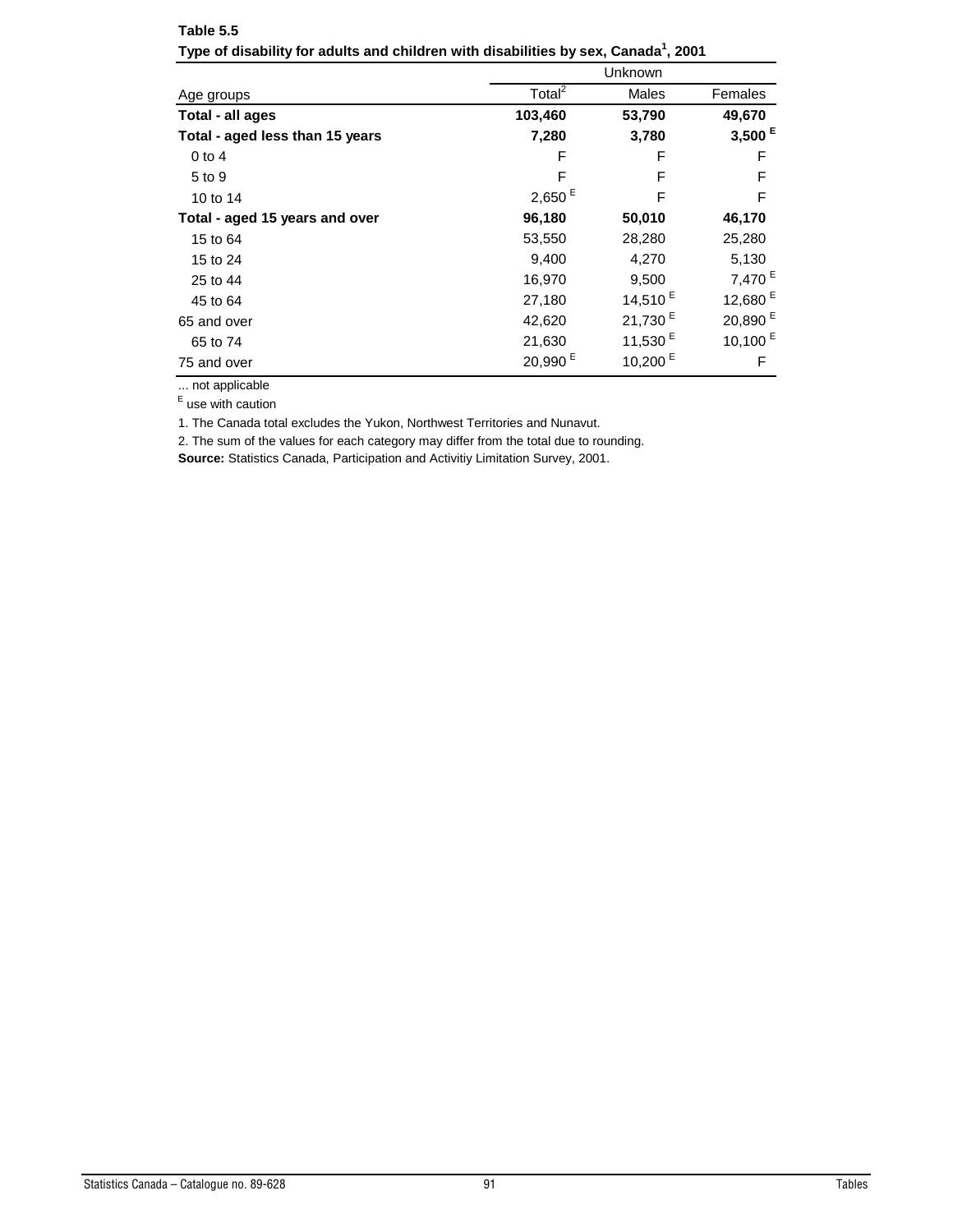**Table 5.5**
**Type of disability for adults and children with disabilities by sex, Canada[1], 2001**

| | Unknown | | |
|---|---|---|---|
| Age groups | Total[2] | Males | Females |
| **Total - all ages** | **103,460** | **53,790** | **49,670** |
| **Total - aged less than 15 years** | **7,280** | **3,780** | **3,500 E** |
| 0 to 4 | F | F | F |
| 5 to 9 | F | F | F |
| 10 to 14 | 2,650 E | F | F |
| **Total - aged 15 years and over** | **96,180** | **50,010** | **46,170** |
| 15 to 64 | 53,550 | 28,280 | 25,280 |
| 15 to 24 | 9,400 | 4,270 | 5,130 |
| 25 to 44 | 16,970 | 9,500 | 7,470 E |
| 45 to 64 | 27,180 | 14,510 E | 12,680 E |
| 65 and over | 42,620 | 21,730 E | 20,890 E |
| 65 to 74 | 21,630 | 11,530 E | 10,100 E |
| 75 and over | 20,990 E | 10,200 E | F |

... not applicable

E use with caution

1. The Canada total excludes the Yukon, Northwest Territories and Nunavut.

2. The sum of the values for each category may differ from the total due to rounding.

**Source:** Statistics Canada, Participation and Activitiy Limitation Survey, 2001.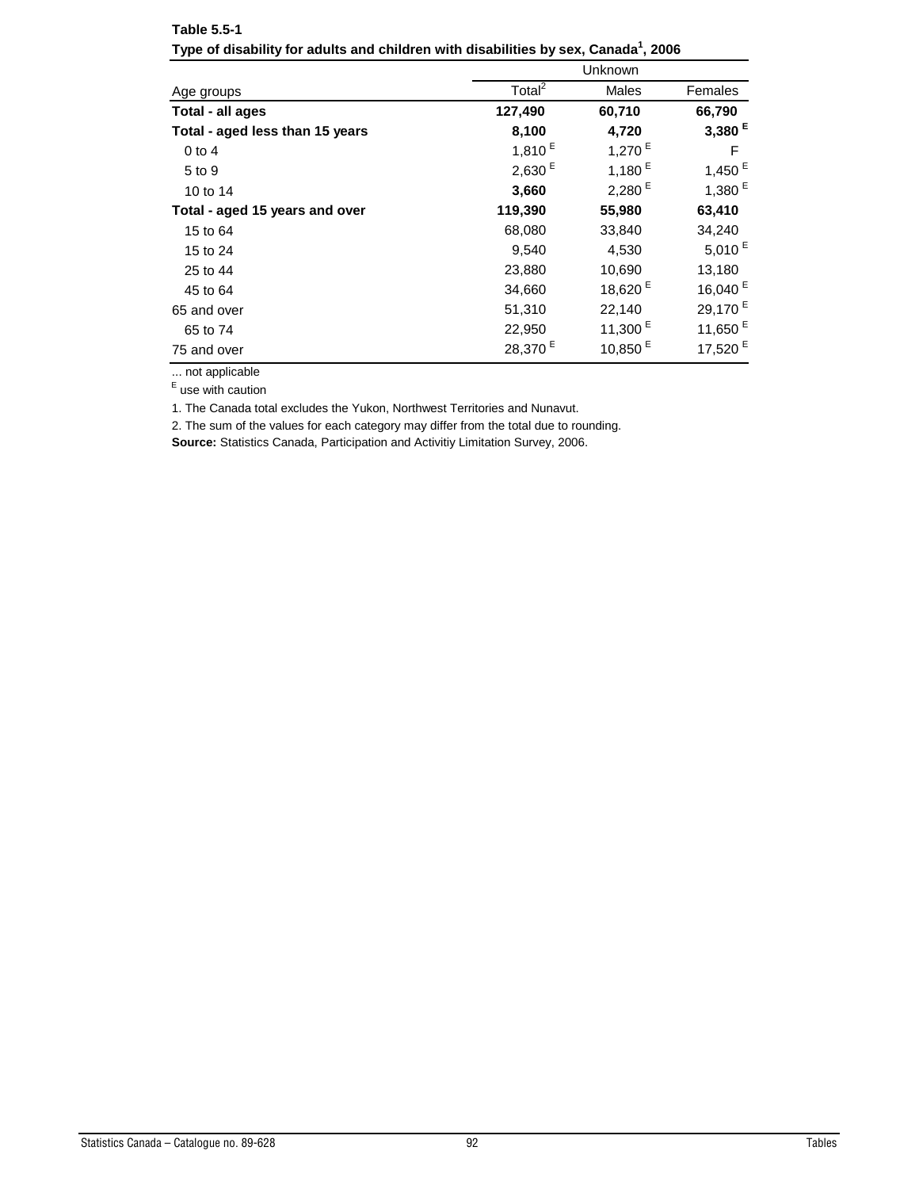**Table 5.5-1**
**Type of disability for adults and children with disabilities by sex, Canada[1], 2006**

| Age groups | Unknown | | |
|---|---|---|---|
| | Total[2] | Males | Females |
| **Total - all ages** | **127,490** | **60,710** | **66,790** |
| **Total - aged less than 15 years** | **8,100** | **4,720** | **3,380 E** |
| 0 to 4 | 1,810 E | 1,270 E | F |
| 5 to 9 | 2,630 E | 1,180 E | 1,450 E |
| 10 to 14 | **3,660** | 2,280 E | 1,380 E |
| **Total - aged 15 years and over** | **119,390** | **55,980** | **63,410** |
| 15 to 64 | 68,080 | 33,840 | 34,240 |
| 15 to 24 | 9,540 | 4,530 | 5,010 E |
| 25 to 44 | 23,880 | 10,690 | 13,180 |
| 45 to 64 | 34,660 | 18,620 E | 16,040 E |
| 65 and over | 51,310 | 22,140 | 29,170 E |
| 65 to 74 | 22,950 | 11,300 E | 11,650 E |
| 75 and over | 28,370 E | 10,850 E | 17,520 E |

... not applicable

E use with caution

1. The Canada total excludes the Yukon, Northwest Territories and Nunavut.

2. The sum of the values for each category may differ from the total due to rounding.

**Source:** Statistics Canada, Participation and Activitiy Limitation Survey, 2006.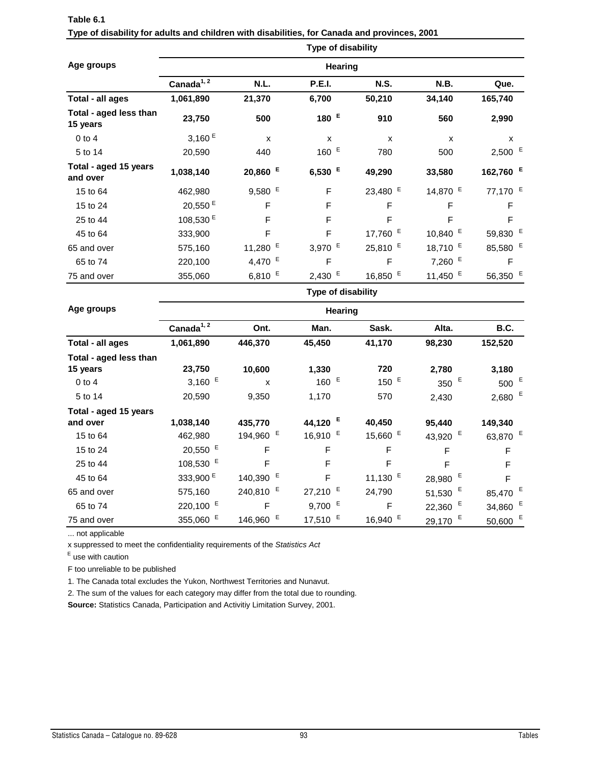**Table 6.1**

**Type of disability for adults and children with disabilities, for Canada and provinces, 2001**

| Age groups | Type of disability | | | | | |
|---|---|---|---|---|---|---|
| | Hearing | | | | | |
| | Canada[1, 2] | N.L. | P.E.I. | N.S. | N.B. | Que. |
| **Total - all ages** | **1,061,890** | **21,370** | **6,700** | **50,210** | **34,140** | **165,740** |
| **Total - aged less than 15 years** | **23,750** | **500** | **180 E** | **910** | **560** | **2,990** |
| 0 to 4 | 3,160 E | x | x | x | x | x |
| 5 to 14 | 20,590 | 440 | 160 E | 780 | 500 | 2,500 E |
| **Total - aged 15 years and over** | **1,038,140** | **20,860 E** | **6,530 E** | **49,290** | **33,580** | **162,760 E** |
| 15 to 64 | 462,980 | 9,580 E | F | 23,480 E | 14,870 E | 77,170 E |
| 15 to 24 | 20,550 E | F | F | F | F | F |
| 25 to 44 | 108,530 E | F | F | F | F | F |
| 45 to 64 | 333,900 | F | F | 17,760 E | 10,840 E | 59,830 E |
| 65 and over | 575,160 | 11,280 E | 3,970 E | 25,810 E | 18,710 E | 85,580 E |
| 65 to 74 | 220,100 | 4,470 E | F | F | 7,260 E | F |
| 75 and over | 355,060 | 6,810 E | 2,430 E | 16,850 E | 11,450 E | 56,350 E |

| Age groups | Type of disability | | | | | |
|---|---|---|---|---|---|---|
| | Hearing | | | | | |
| | Canada[1, 2] | Ont. | Man. | Sask. | Alta. | B.C. |
| **Total - all ages** | **1,061,890** | **446,370** | **45,450** | **41,170** | **98,230** | **152,520** |
| **Total - aged less than 15 years** | **23,750** | **10,600** | **1,330** | **720** | **2,780** | **3,180** |
| 0 to 4 | 3,160 E | x | 160 E | 150 E | 350 E | 500 E |
| 5 to 14 | 20,590 | 9,350 | 1,170 | 570 | 2,430 | 2,680 E |
| **Total - aged 15 years and over** | **1,038,140** | **435,770** | **44,120 E** | **40,450** | **95,440** | **149,340** |
| 15 to 64 | 462,980 | 194,960 E | 16,910 E | 15,660 E | 43,920 E | 63,870 E |
| 15 to 24 | 20,550 E | F | F | F | F | F |
| 25 to 44 | 108,530 E | F | F | F | F | F |
| 45 to 64 | 333,900 E | 140,390 E | F | 11,130 E | 28,980 E | F |
| 65 and over | 575,160 | 240,810 E | 27,210 E | 24,790 | 51,530 E | 85,470 E |
| 65 to 74 | 220,100 E | F | 9,700 E | F | 22,360 E | 34,860 E |
| 75 and over | 355,060 E | 146,960 E | 17,510 E | 16,940 E | 29,170 E | 50,600 E |

... not applicable

x suppressed to meet the confidentiality requirements of the *Statistics Act*

E use with caution

F too unreliable to be published

1. The Canada total excludes the Yukon, Northwest Territories and Nunavut.

2. The sum of the values for each category may differ from the total due to rounding.

**Source:** Statistics Canada, Participation and Activitiy Limitation Survey, 2001.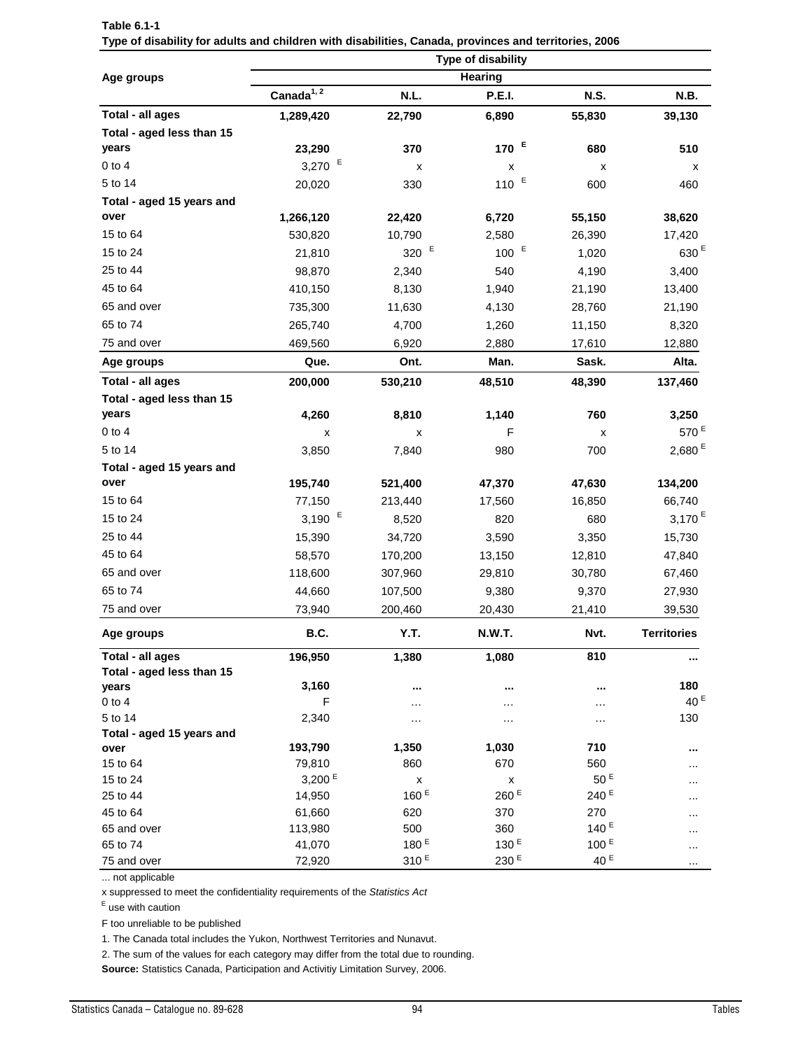**Table 6.1-1**
**Type of disability for adults and children with disabilities, Canada, provinces and territories, 2006**

| Age groups | Type of disability | | | | |
|---|---|---|---|---|---|
| | Hearing | | | | |
| | Canada[1, 2] | N.L. | P.E.I. | N.S. | N.B. |
| **Total - all ages** | **1,289,420** | **22,790** | **6,890** | **55,830** | **39,130** |
| **Total - aged less than 15 years** | **23,290** | **370** | **170 E** | **680** | **510** |
| 0 to 4 | 3,270 E | x | x | x | x |
| 5 to 14 | 20,020 | 330 | 110 E | 600 | 460 |
| **Total - aged 15 years and over** | **1,266,120** | **22,420** | **6,720** | **55,150** | **38,620** |
| 15 to 64 | 530,820 | 10,790 | 2,580 | 26,390 | 17,420 |
| 15 to 24 | 21,810 | 320 E | 100 E | 1,020 | 630 E |
| 25 to 44 | 98,870 | 2,340 | 540 | 4,190 | 3,400 |
| 45 to 64 | 410,150 | 8,130 | 1,940 | 21,190 | 13,400 |
| 65 and over | 735,300 | 11,630 | 4,130 | 28,760 | 21,190 |
| 65 to 74 | 265,740 | 4,700 | 1,260 | 11,150 | 8,320 |
| 75 and over | 469,560 | 6,920 | 2,880 | 17,610 | 12,880 |
| **Age groups** | **Que.** | **Ont.** | **Man.** | **Sask.** | **Alta.** |
| **Total - all ages** | **200,000** | **530,210** | **48,510** | **48,390** | **137,460** |
| **Total - aged less than 15 years** | **4,260** | **8,810** | **1,140** | **760** | **3,250** |
| 0 to 4 | x | x | F | x | 570 E |
| 5 to 14 | 3,850 | 7,840 | 980 | 700 | 2,680 E |
| **Total - aged 15 years and over** | **195,740** | **521,400** | **47,370** | **47,630** | **134,200** |
| 15 to 64 | 77,150 | 213,440 | 17,560 | 16,850 | 66,740 |
| 15 to 24 | 3,190 E | 8,520 | 820 | 680 | 3,170 E |
| 25 to 44 | 15,390 | 34,720 | 3,590 | 3,350 | 15,730 |
| 45 to 64 | 58,570 | 170,200 | 13,150 | 12,810 | 47,840 |
| 65 and over | 118,600 | 307,960 | 29,810 | 30,780 | 67,460 |
| 65 to 74 | 44,660 | 107,500 | 9,380 | 9,370 | 27,930 |
| 75 and over | 73,940 | 200,460 | 20,430 | 21,410 | 39,530 |
| **Age groups** | **B.C.** | **Y.T.** | **N.W.T.** | **Nvt.** | **Territories** |
| **Total - all ages** | **196,950** | **1,380** | **1,080** | **810** | **...** |
| **Total - aged less than 15 years** | **3,160** | **...** | **...** | **...** | **180** |
| 0 to 4 | F | ... | ... | ... | 40 E |
| 5 to 14 | 2,340 | ... | ... | ... | 130 |
| **Total - aged 15 years and over** | **193,790** | **1,350** | **1,030** | **710** | **...** |
| 15 to 64 | 79,810 | 860 | 670 | 560 | ... |
| 15 to 24 | 3,200 E | x | x | 50 E | ... |
| 25 to 44 | 14,950 | 160 E | 260 E | 240 E | ... |
| 45 to 64 | 61,660 | 620 | 370 | 270 | ... |
| 65 and over | 113,980 | 500 | 360 | 140 E | ... |
| 65 to 74 | 41,070 | 180 E | 130 E | 100 E | ... |
| 75 and over | 72,920 | 310 E | 230 E | 40 E | ... |

... not applicable

x suppressed to meet the confidentiality requirements of the *Statistics Act*

E use with caution

F too unreliable to be published

1. The Canada total includes the Yukon, Northwest Territories and Nunavut.

2. The sum of the values for each category may differ from the total due to rounding.

**Source:** Statistics Canada, Participation and Activitiy Limitation Survey, 2006.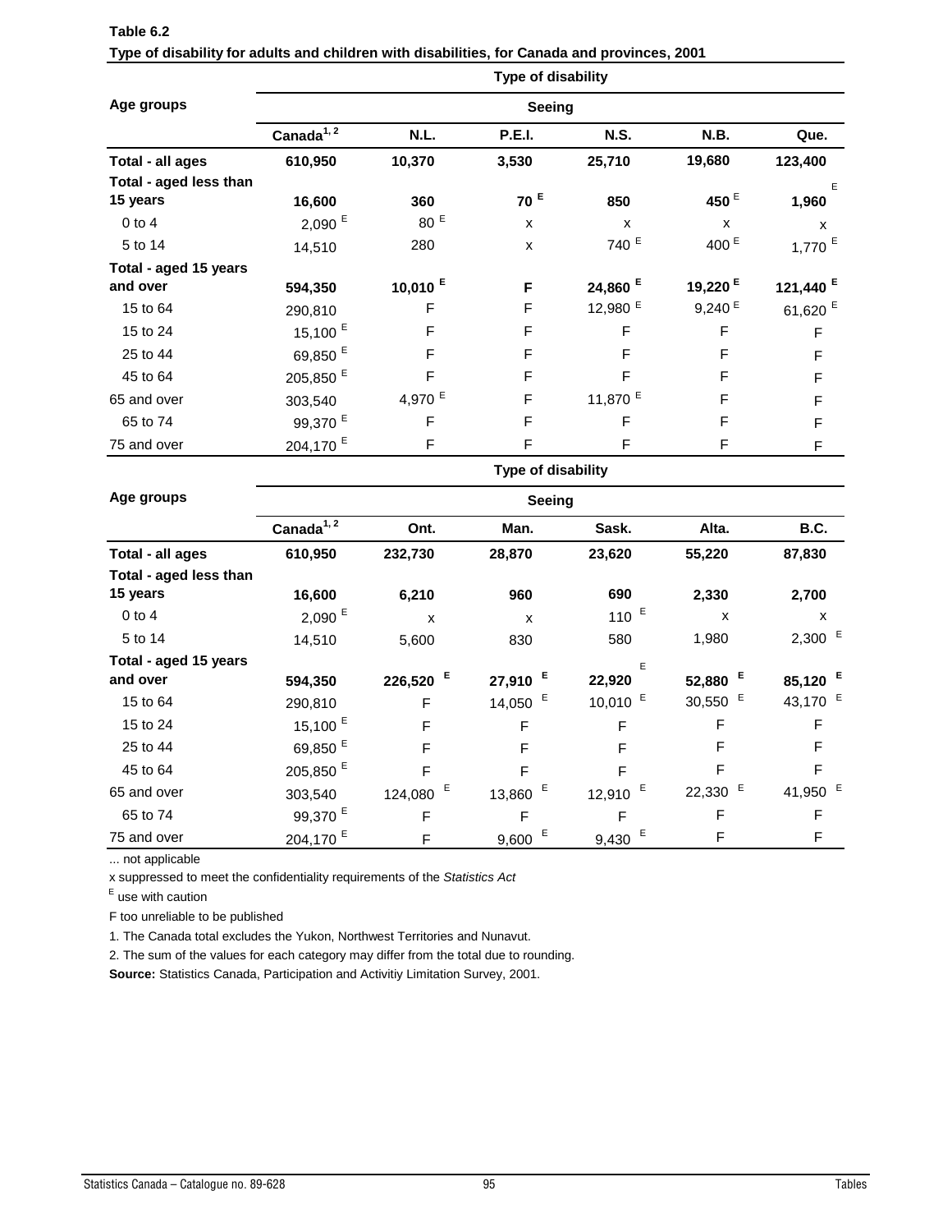**Table 6.2**
**Type of disability for adults and children with disabilities, for Canada and provinces, 2001**

| Age groups | Type of disability | | | | | |
|---|---|---|---|---|---|---|
| | Seeing | | | | | |
| | Canada[1, 2] | N.L. | P.E.I. | N.S. | N.B. | Que. |
| **Total - all ages** | **610,950** | **10,370** | **3,530** | **25,710** | **19,680** | **123,400** |
| **Total - aged less than 15 years** | **16,600** | **360** | **70 E** | **850** | **450 E** | **1,960 E** |
| 0 to 4 | 2,090 E | 80 E | x | x | x | x |
| 5 to 14 | 14,510 | 280 | x | 740 E | 400 E | 1,770 E |
| **Total - aged 15 years and over** | **594,350** | **10,010 E** | **F** | **24,860 E** | **19,220 E** | **121,440 E** |
| 15 to 64 | 290,810 | F | F | 12,980 E | 9,240 E | 61,620 E |
| 15 to 24 | 15,100 E | F | F | F | F | F |
| 25 to 44 | 69,850 E | F | F | F | F | F |
| 45 to 64 | 205,850 E | F | F | F | F | F |
| 65 and over | 303,540 | 4,970 E | F | 11,870 E | F | F |
| 65 to 74 | 99,370 E | F | F | F | F | F |
| 75 and over | 204,170 E | F | F | F | F | F |

| Age groups | Type of disability | | | | | |
|---|---|---|---|---|---|---|
| | Seeing | | | | | |
| | Canada[1, 2] | Ont. | Man. | Sask. | Alta. | B.C. |
| **Total - all ages** | **610,950** | **232,730** | **28,870** | **23,620** | **55,220** | **87,830** |
| **Total - aged less than 15 years** | **16,600** | **6,210** | **960** | **690** | **2,330** | **2,700** |
| 0 to 4 | 2,090 E | x | x | 110 E | x | x |
| 5 to 14 | 14,510 | 5,600 | 830 | 580 | 1,980 | 2,300 E |
| **Total - aged 15 years and over** | **594,350** | **226,520 E** | **27,910 E** | **22,920 E** | **52,880 E** | **85,120 E** |
| 15 to 64 | 290,810 | F | 14,050 E | 10,010 E | 30,550 E | 43,170 E |
| 15 to 24 | 15,100 E | F | F | F | F | F |
| 25 to 44 | 69,850 E | F | F | F | F | F |
| 45 to 64 | 205,850 E | F | F | F | F | F |
| 65 and over | 303,540 | 124,080 E | 13,860 E | 12,910 E | 22,330 E | 41,950 E |
| 65 to 74 | 99,370 E | F | F | F | F | F |
| 75 and over | 204,170 E | F | 9,600 E | 9,430 E | F | F |

... not applicable

x suppressed to meet the confidentiality requirements of the *Statistics Act*

E use with caution

F too unreliable to be published

1. The Canada total excludes the Yukon, Northwest Territories and Nunavut.

2. The sum of the values for each category may differ from the total due to rounding.

**Source:** Statistics Canada, Participation and Activitiy Limitation Survey, 2001.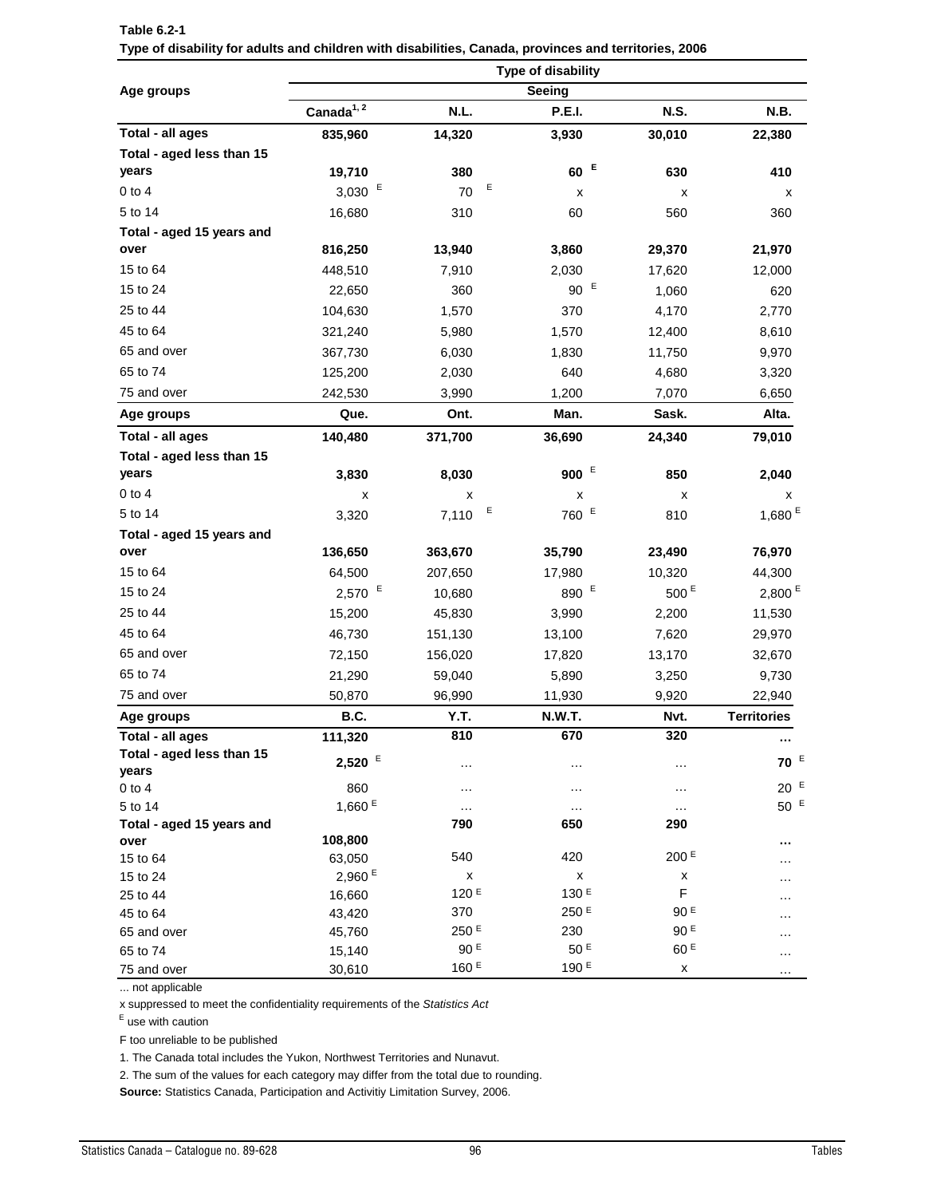**Table 6.2-1**
**Type of disability for adults and children with disabilities, Canada, provinces and territories, 2006**

| Age groups | Type of disability | | | | |
|---|---|---|---|---|---|
| | Seeing | | | | |
| | Canada[1, 2] | N.L. | P.E.I. | N.S. | N.B. |
| **Total - all ages** | **835,960** | **14,320** | **3,930** | **30,010** | **22,380** |
| **Total - aged less than 15 years** | **19,710** | **380** | **60 E** | **630** | **410** |
| 0 to 4 | 3,030 E | 70 E | x | x | x |
| 5 to 14 | 16,680 | 310 | 60 | 560 | 360 |
| **Total - aged 15 years and over** | **816,250** | **13,940** | **3,860** | **29,370** | **21,970** |
| 15 to 64 | 448,510 | 7,910 | 2,030 | 17,620 | 12,000 |
| 15 to 24 | 22,650 | 360 | 90 E | 1,060 | 620 |
| 25 to 44 | 104,630 | 1,570 | 370 | 4,170 | 2,770 |
| 45 to 64 | 321,240 | 5,980 | 1,570 | 12,400 | 8,610 |
| 65 and over | 367,730 | 6,030 | 1,830 | 11,750 | 9,970 |
| 65 to 74 | 125,200 | 2,030 | 640 | 4,680 | 3,320 |
| 75 and over | 242,530 | 3,990 | 1,200 | 7,070 | 6,650 |
| **Age groups** | **Que.** | **Ont.** | **Man.** | **Sask.** | **Alta.** |
| **Total - all ages** | **140,480** | **371,700** | **36,690** | **24,340** | **79,010** |
| **Total - aged less than 15 years** | **3,830** | **8,030** | **900 E** | **850** | **2,040** |
| 0 to 4 | x | x | x | x | x |
| 5 to 14 | 3,320 | 7,110 E | 760 E | 810 | 1,680 E |
| **Total - aged 15 years and over** | **136,650** | **363,670** | **35,790** | **23,490** | **76,970** |
| 15 to 64 | 64,500 | 207,650 | 17,980 | 10,320 | 44,300 |
| 15 to 24 | 2,570 E | 10,680 | 890 E | 500 E | 2,800 E |
| 25 to 44 | 15,200 | 45,830 | 3,990 | 2,200 | 11,530 |
| 45 to 64 | 46,730 | 151,130 | 13,100 | 7,620 | 29,970 |
| 65 and over | 72,150 | 156,020 | 17,820 | 13,170 | 32,670 |
| 65 to 74 | 21,290 | 59,040 | 5,890 | 3,250 | 9,730 |
| 75 and over | 50,870 | 96,990 | 11,930 | 9,920 | 22,940 |
| **Age groups** | **B.C.** | **Y.T.** | **N.W.T.** | **Nvt.** | **Territories** |
| **Total - all ages** | **111,320** | **810** | **670** | **320** | **...** |
| **Total - aged less than 15 years** | **2,520 E** | ... | ... | ... | **70 E** |
| 0 to 4 | 860 | ... | ... | ... | 20 E |
| 5 to 14 | 1,660 E | ... | ... | ... | 50 E |
| **Total - aged 15 years and over** | **108,800** | **790** | **650** | **290** | **...** |
| 15 to 64 | 63,050 | 540 | 420 | 200 E | ... |
| 15 to 24 | 2,960 E | x | x | x | ... |
| 25 to 44 | 16,660 | 120 E | 130 E | F | ... |
| 45 to 64 | 43,420 | 370 | 250 E | 90 E | ... |
| 65 and over | 45,760 | 250 E | 230 | 90 E | ... |
| 65 to 74 | 15,140 | 90 E | 50 E | 60 E | ... |
| 75 and over | 30,610 | 160 E | 190 E | x | ... |

... not applicable

x suppressed to meet the confidentiality requirements of the *Statistics Act*

E use with caution

F too unreliable to be published

1. The Canada total includes the Yukon, Northwest Territories and Nunavut.

2. The sum of the values for each category may differ from the total due to rounding.

**Source:** Statistics Canada, Participation and Activitiy Limitation Survey, 2006.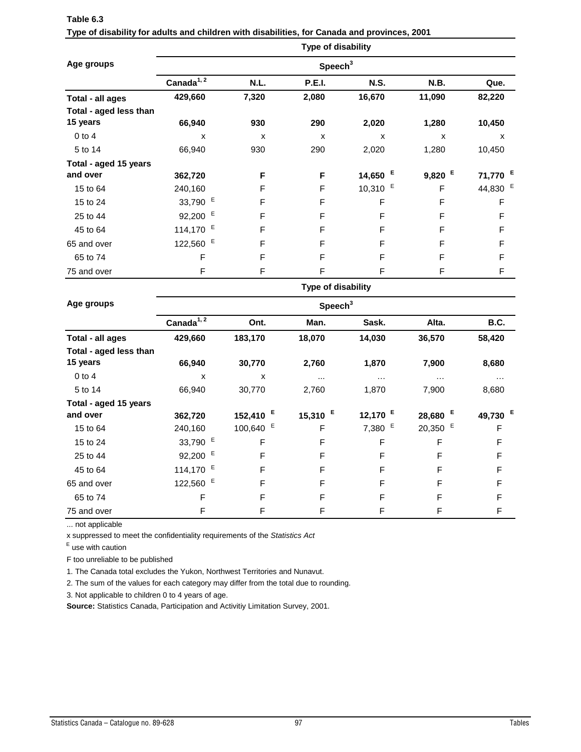**Table 6.3**
**Type of disability for adults and children with disabilities, for Canada and provinces, 2001**

| Age groups | Type of disability | | | | | |
|---|---|---|---|---|---|---|
| | Speech[3] | | | | | |
| | Canada[1, 2] | N.L. | P.E.I. | N.S. | N.B. | Que. |
| **Total - all ages** | **429,660** | **7,320** | **2,080** | **16,670** | **11,090** | **82,220** |
| **Total - aged less than 15 years** | **66,940** | **930** | **290** | **2,020** | **1,280** | **10,450** |
| 0 to 4 | x | x | x | x | x | x |
| 5 to 14 | 66,940 | 930 | 290 | 2,020 | 1,280 | 10,450 |
| **Total - aged 15 years and over** | **362,720** | **F** | **F** | **14,650 E** | **9,820 E** | **71,770 E** |
| 15 to 64 | 240,160 | F | F | 10,310 E | F | 44,830 E |
| 15 to 24 | 33,790 E | F | F | F | F | F |
| 25 to 44 | 92,200 E | F | F | F | F | F |
| 45 to 64 | 114,170 E | F | F | F | F | F |
| 65 and over | 122,560 E | F | F | F | F | F |
| 65 to 74 | F | F | F | F | F | F |
| 75 and over | F | F | F | F | F | F |

| Age groups | Type of disability | | | | | |
|---|---|---|---|---|---|---|
| | Speech[3] | | | | | |
| | Canada[1, 2] | Ont. | Man. | Sask. | Alta. | B.C. |
| **Total - all ages** | **429,660** | **183,170** | **18,070** | **14,030** | **36,570** | **58,420** |
| **Total - aged less than 15 years** | **66,940** | **30,770** | **2,760** | **1,870** | **7,900** | **8,680** |
| 0 to 4 | x | x | ... | ... | ... | ... |
| 5 to 14 | 66,940 | 30,770 | 2,760 | 1,870 | 7,900 | 8,680 |
| **Total - aged 15 years and over** | **362,720** | **152,410 E** | **15,310 E** | **12,170 E** | **28,680 E** | **49,730 E** |
| 15 to 64 | 240,160 | 100,640 E | F | 7,380 E | 20,350 E | F |
| 15 to 24 | 33,790 E | F | F | F | F | F |
| 25 to 44 | 92,200 E | F | F | F | F | F |
| 45 to 64 | 114,170 E | F | F | F | F | F |
| 65 and over | 122,560 E | F | F | F | F | F |
| 65 to 74 | F | F | F | F | F | F |
| 75 and over | F | F | F | F | F | F |

... not applicable

x suppressed to meet the confidentiality requirements of the *Statistics Act*

E use with caution

F too unreliable to be published

1. The Canada total excludes the Yukon, Northwest Territories and Nunavut.
2. The sum of the values for each category may differ from the total due to rounding.
3. Not applicable to children 0 to 4 years of age.

**Source:** Statistics Canada, Participation and Activitiy Limitation Survey, 2001.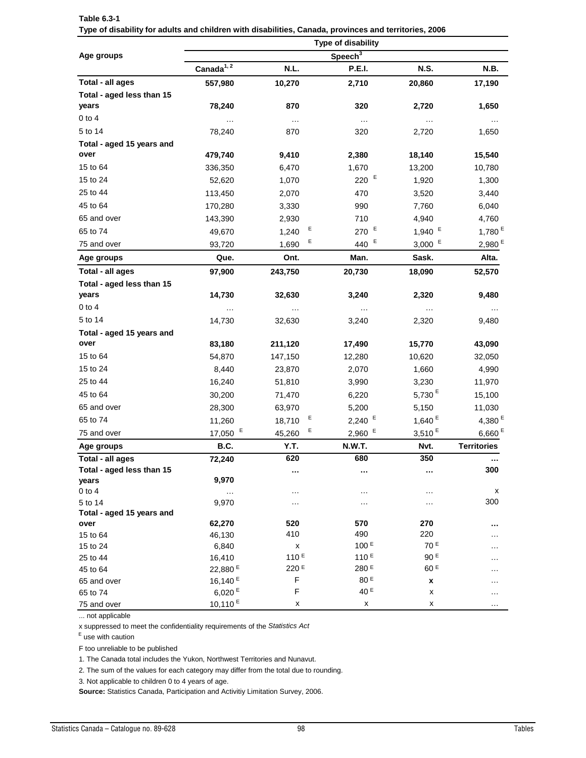**Table 6.3-1**
**Type of disability for adults and children with disabilities, Canada, provinces and territories, 2006**

| Age groups | Type of disability | | | | |
|---|---|---|---|---|---|
| | Speech[3] | | | | |
| | Canada[1, 2] | N.L. | P.E.I. | N.S. | N.B. |
| **Total - all ages** | **557,980** | **10,270** | **2,710** | **20,860** | **17,190** |
| **Total - aged less than 15 years** | **78,240** | **870** | **320** | **2,720** | **1,650** |
| 0 to 4 | … | … | … | … | … |
| 5 to 14 | 78,240 | 870 | 320 | 2,720 | 1,650 |
| **Total - aged 15 years and over** | **479,740** | **9,410** | **2,380** | **18,140** | **15,540** |
| 15 to 64 | 336,350 | 6,470 | 1,670 | 13,200 | 10,780 |
| 15 to 24 | 52,620 | 1,070 | 220 E | 1,920 | 1,300 |
| 25 to 44 | 113,450 | 2,070 | 470 | 3,520 | 3,440 |
| 45 to 64 | 170,280 | 3,330 | 990 | 7,760 | 6,040 |
| 65 and over | 143,390 | 2,930 | 710 | 4,940 | 4,760 |
| 65 to 74 | 49,670 | 1,240 E | 270 E | 1,940 E | 1,780 E |
| 75 and over | 93,720 | 1,690 E | 440 E | 3,000 E | 2,980 E |
| **Age groups** | **Que.** | **Ont.** | **Man.** | **Sask.** | **Alta.** |
| **Total - all ages** | **97,900** | **243,750** | **20,730** | **18,090** | **52,570** |
| **Total - aged less than 15 years** | **14,730** | **32,630** | **3,240** | **2,320** | **9,480** |
| 0 to 4 | … | … | … | … | … |
| 5 to 14 | 14,730 | 32,630 | 3,240 | 2,320 | 9,480 |
| **Total - aged 15 years and over** | **83,180** | **211,120** | **17,490** | **15,770** | **43,090** |
| 15 to 64 | 54,870 | 147,150 | 12,280 | 10,620 | 32,050 |
| 15 to 24 | 8,440 | 23,870 | 2,070 | 1,660 | 4,990 |
| 25 to 44 | 16,240 | 51,810 | 3,990 | 3,230 | 11,970 |
| 45 to 64 | 30,200 | 71,470 | 6,220 | 5,730 E | 15,100 |
| 65 and over | 28,300 | 63,970 | 5,200 | 5,150 | 11,030 |
| 65 to 74 | 11,260 | 18,710 E | 2,240 E | 1,640 E | 4,380 E |
| 75 and over | 17,050 E | 45,260 E | 2,960 E | 3,510 E | 6,660 E |
| **Age groups** | **B.C.** | **Y.T.** | **N.W.T.** | **Nvt.** | **Territories** |
| **Total - all ages** | **72,240** | **620** | **680** | **350** | **…** |
| **Total - aged less than 15 years** | **9,970** | **…** | **…** | **…** | **300** |
| 0 to 4 | … | … | … | … | x |
| 5 to 14 | 9,970 | … | … | … | 300 |
| **Total - aged 15 years and over** | **62,270** | **520** | **570** | **270** | **…** |
| 15 to 64 | 46,130 | 410 | 490 | 220 | … |
| 15 to 24 | 6,840 | x | 100 E | 70 E | … |
| 25 to 44 | 16,410 | 110 E | 110 E | 90 E | … |
| 45 to 64 | 22,880 E | 220 E | 280 E | 60 E | … |
| 65 and over | 16,140 E | F | 80 E | **x** | … |
| 65 to 74 | 6,020 E | F | 40 E | x | … |
| 75 and over | 10,110 E | x | x | x | … |

... not applicable

x suppressed to meet the confidentiality requirements of the *Statistics Act*

E use with caution

F too unreliable to be published

1. The Canada total includes the Yukon, Northwest Territories and Nunavut.

2. The sum of the values for each category may differ from the total due to rounding.

3. Not applicable to children 0 to 4 years of age.

**Source:** Statistics Canada, Participation and Activitiy Limitation Survey, 2006.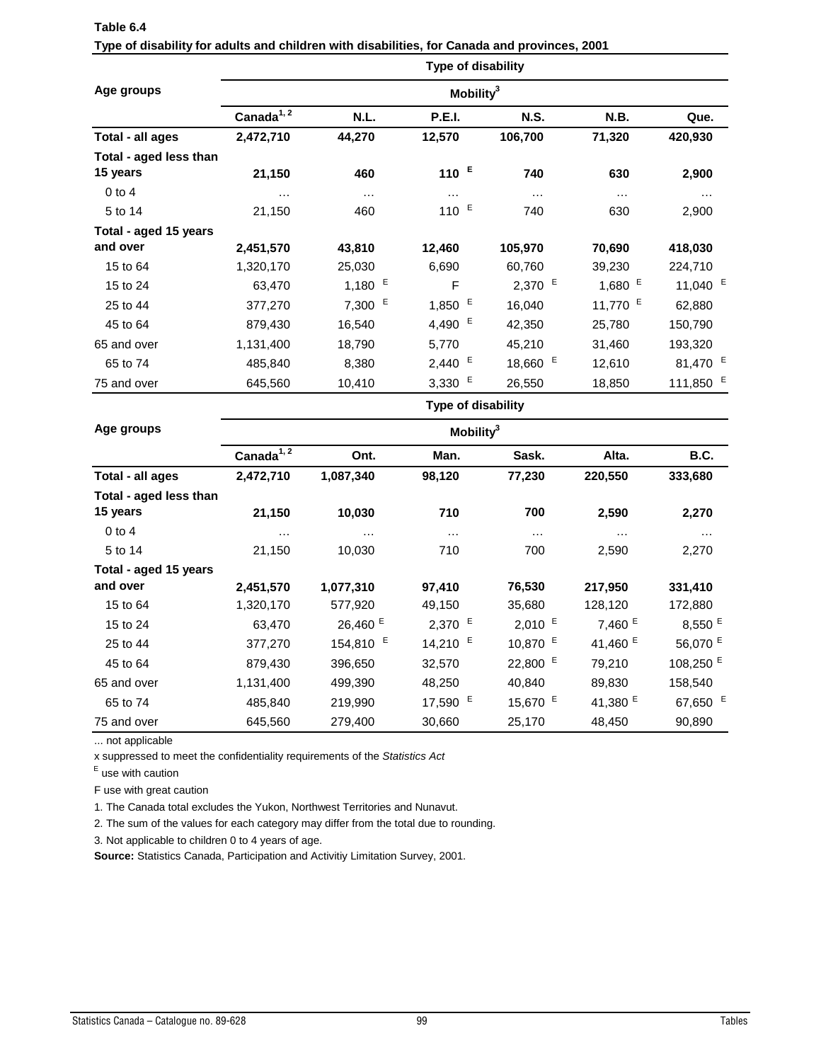**Table 6.4**

**Type of disability for adults and children with disabilities, for Canada and provinces, 2001**

| Age groups | Type of disability | | | | | |
|---|---|---|---|---|---|---|
| | Mobility[3] | | | | | |
| | Canada[1, 2] | N.L. | P.E.I. | N.S. | N.B. | Que. |
| **Total - all ages** | **2,472,710** | **44,270** | **12,570** | **106,700** | **71,320** | **420,930** |
| **Total - aged less than 15 years** | **21,150** | **460** | **110 E** | **740** | **630** | **2,900** |
| 0 to 4 | ... | ... | ... | ... | ... | ... |
| 5 to 14 | 21,150 | 460 | 110 E | 740 | 630 | 2,900 |
| **Total - aged 15 years and over** | **2,451,570** | **43,810** | **12,460** | **105,970** | **70,690** | **418,030** |
| 15 to 64 | 1,320,170 | 25,030 | 6,690 | 60,760 | 39,230 | 224,710 |
| 15 to 24 | 63,470 | 1,180 E | F | 2,370 E | 1,680 E | 11,040 E |
| 25 to 44 | 377,270 | 7,300 E | 1,850 E | 16,040 | 11,770 E | 62,880 |
| 45 to 64 | 879,430 | 16,540 | 4,490 E | 42,350 | 25,780 | 150,790 |
| 65 and over | 1,131,400 | 18,790 | 5,770 | 45,210 | 31,460 | 193,320 |
| 65 to 74 | 485,840 | 8,380 | 2,440 E | 18,660 E | 12,610 | 81,470 E |
| 75 and over | 645,560 | 10,410 | 3,330 E | 26,550 | 18,850 | 111,850 E |

| Age groups | Type of disability | | | | | |
|---|---|---|---|---|---|---|
| | Mobility[3] | | | | | |
| | Canada[1, 2] | Ont. | Man. | Sask. | Alta. | B.C. |
| **Total - all ages** | **2,472,710** | **1,087,340** | **98,120** | **77,230** | **220,550** | **333,680** |
| **Total - aged less than 15 years** | **21,150** | **10,030** | **710** | **700** | **2,590** | **2,270** |
| 0 to 4 | ... | ... | ... | ... | ... | ... |
| 5 to 14 | 21,150 | 10,030 | 710 | 700 | 2,590 | 2,270 |
| **Total - aged 15 years and over** | **2,451,570** | **1,077,310** | **97,410** | **76,530** | **217,950** | **331,410** |
| 15 to 64 | 1,320,170 | 577,920 | 49,150 | 35,680 | 128,120 | 172,880 |
| 15 to 24 | 63,470 | 26,460 E | 2,370 E | 2,010 E | 7,460 E | 8,550 E |
| 25 to 44 | 377,270 | 154,810 E | 14,210 E | 10,870 E | 41,460 E | 56,070 E |
| 45 to 64 | 879,430 | 396,650 | 32,570 | 22,800 E | 79,210 | 108,250 E |
| 65 and over | 1,131,400 | 499,390 | 48,250 | 40,840 | 89,830 | 158,540 |
| 65 to 74 | 485,840 | 219,990 | 17,590 E | 15,670 E | 41,380 E | 67,650 E |
| 75 and over | 645,560 | 279,400 | 30,660 | 25,170 | 48,450 | 90,890 |

... not applicable

x suppressed to meet the confidentiality requirements of the *Statistics Act*

E use with caution

F use with great caution

1. The Canada total excludes the Yukon, Northwest Territories and Nunavut.
2. The sum of the values for each category may differ from the total due to rounding.
3. Not applicable to children 0 to 4 years of age.

**Source:** Statistics Canada, Participation and Activitiy Limitation Survey, 2001.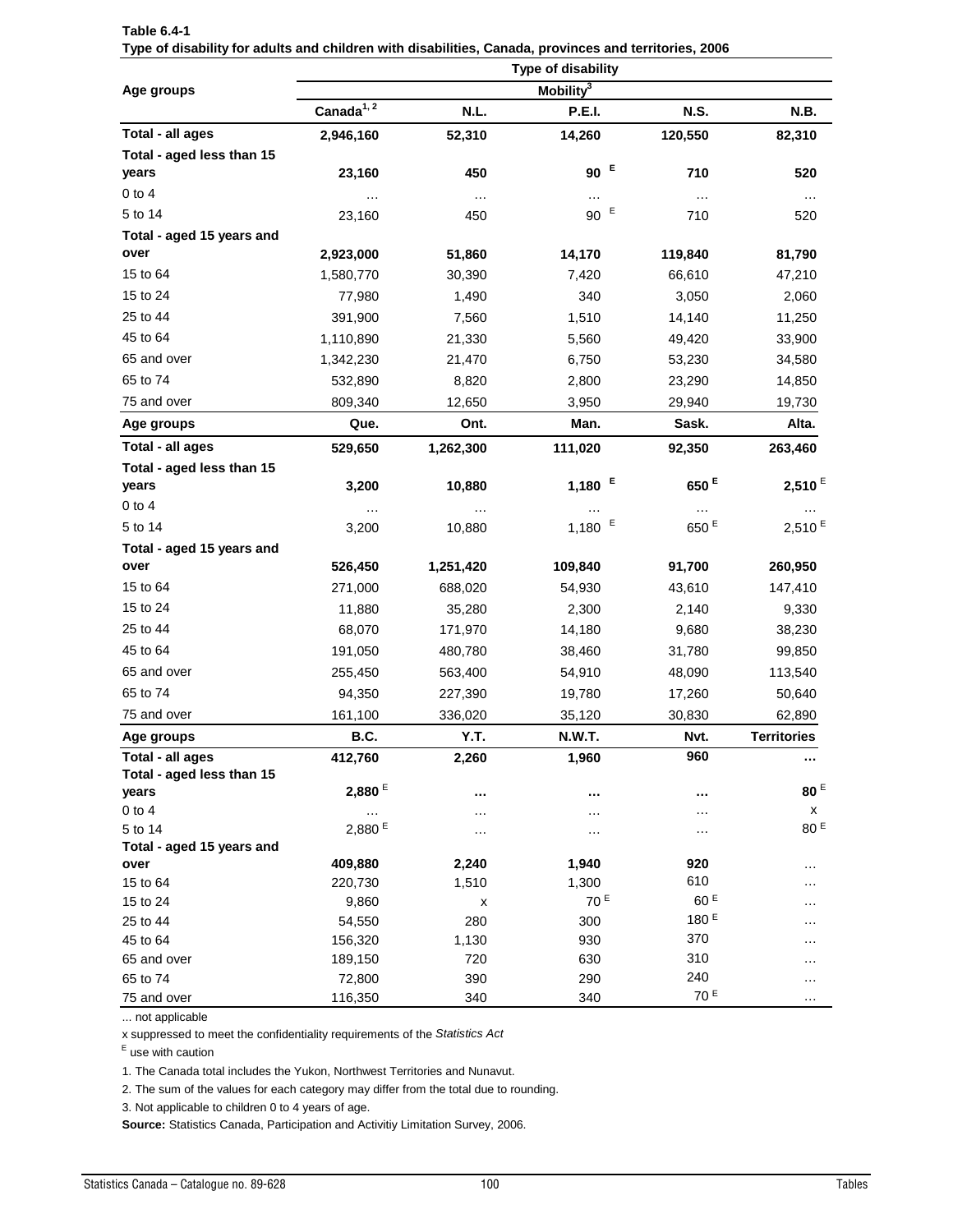**Table 6.4-1**
**Type of disability for adults and children with disabilities, Canada, provinces and territories, 2006**

| Age groups | Type of disability | | | | |
|---|---|---|---|---|---|
| | Mobility[3] | | | | |
| | Canada[1, 2] | N.L. | P.E.I. | N.S. | N.B. |
| **Total - all ages** | **2,946,160** | **52,310** | **14,260** | **120,550** | **82,310** |
| **Total - aged less than 15 years** | **23,160** | **450** | **90 E** | **710** | **520** |
| 0 to 4 | … | … | … | … | … |
| 5 to 14 | 23,160 | 450 | 90 E | 710 | 520 |
| **Total - aged 15 years and over** | **2,923,000** | **51,860** | **14,170** | **119,840** | **81,790** |
| 15 to 64 | 1,580,770 | 30,390 | 7,420 | 66,610 | 47,210 |
| 15 to 24 | 77,980 | 1,490 | 340 | 3,050 | 2,060 |
| 25 to 44 | 391,900 | 7,560 | 1,510 | 14,140 | 11,250 |
| 45 to 64 | 1,110,890 | 21,330 | 5,560 | 49,420 | 33,900 |
| 65 and over | 1,342,230 | 21,470 | 6,750 | 53,230 | 34,580 |
| 65 to 74 | 532,890 | 8,820 | 2,800 | 23,290 | 14,850 |
| 75 and over | 809,340 | 12,650 | 3,950 | 29,940 | 19,730 |
| **Age groups** | **Que.** | **Ont.** | **Man.** | **Sask.** | **Alta.** |
| **Total - all ages** | **529,650** | **1,262,300** | **111,020** | **92,350** | **263,460** |
| **Total - aged less than 15 years** | **3,200** | **10,880** | **1,180 E** | **650 E** | **2,510 E** |
| 0 to 4 | … | … | … | … | … |
| 5 to 14 | 3,200 | 10,880 | 1,180 E | 650 E | 2,510 E |
| **Total - aged 15 years and over** | **526,450** | **1,251,420** | **109,840** | **91,700** | **260,950** |
| 15 to 64 | 271,000 | 688,020 | 54,930 | 43,610 | 147,410 |
| 15 to 24 | 11,880 | 35,280 | 2,300 | 2,140 | 9,330 |
| 25 to 44 | 68,070 | 171,970 | 14,180 | 9,680 | 38,230 |
| 45 to 64 | 191,050 | 480,780 | 38,460 | 31,780 | 99,850 |
| 65 and over | 255,450 | 563,400 | 54,910 | 48,090 | 113,540 |
| 65 to 74 | 94,350 | 227,390 | 19,780 | 17,260 | 50,640 |
| 75 and over | 161,100 | 336,020 | 35,120 | 30,830 | 62,890 |
| **Age groups** | **B.C.** | **Y.T.** | **N.W.T.** | **Nvt.** | **Territories** |
| **Total - all ages** | **412,760** | **2,260** | **1,960** | **960** | **…** |
| **Total - aged less than 15 years** | **2,880 E** | **…** | **…** | **…** | **80 E** |
| 0 to 4 | … | … | … | … | x |
| 5 to 14 | 2,880 E | … | … | … | 80 E |
| **Total - aged 15 years and over** | **409,880** | **2,240** | **1,940** | **920** | … |
| 15 to 64 | 220,730 | 1,510 | 1,300 | 610 | … |
| 15 to 24 | 9,860 | x | 70 E | 60 E | … |
| 25 to 44 | 54,550 | 280 | 300 | 180 E | … |
| 45 to 64 | 156,320 | 1,130 | 930 | 370 | … |
| 65 and over | 189,150 | 720 | 630 | 310 | … |
| 65 to 74 | 72,800 | 390 | 290 | 240 | … |
| 75 and over | 116,350 | 340 | 340 | 70 E | … |

... not applicable

x suppressed to meet the confidentiality requirements of the *Statistics Act*

E use with caution

1. The Canada total includes the Yukon, Northwest Territories and Nunavut.
2. The sum of the values for each category may differ from the total due to rounding.
3. Not applicable to children 0 to 4 years of age.

**Source:** Statistics Canada, Participation and Activitiy Limitation Survey, 2006.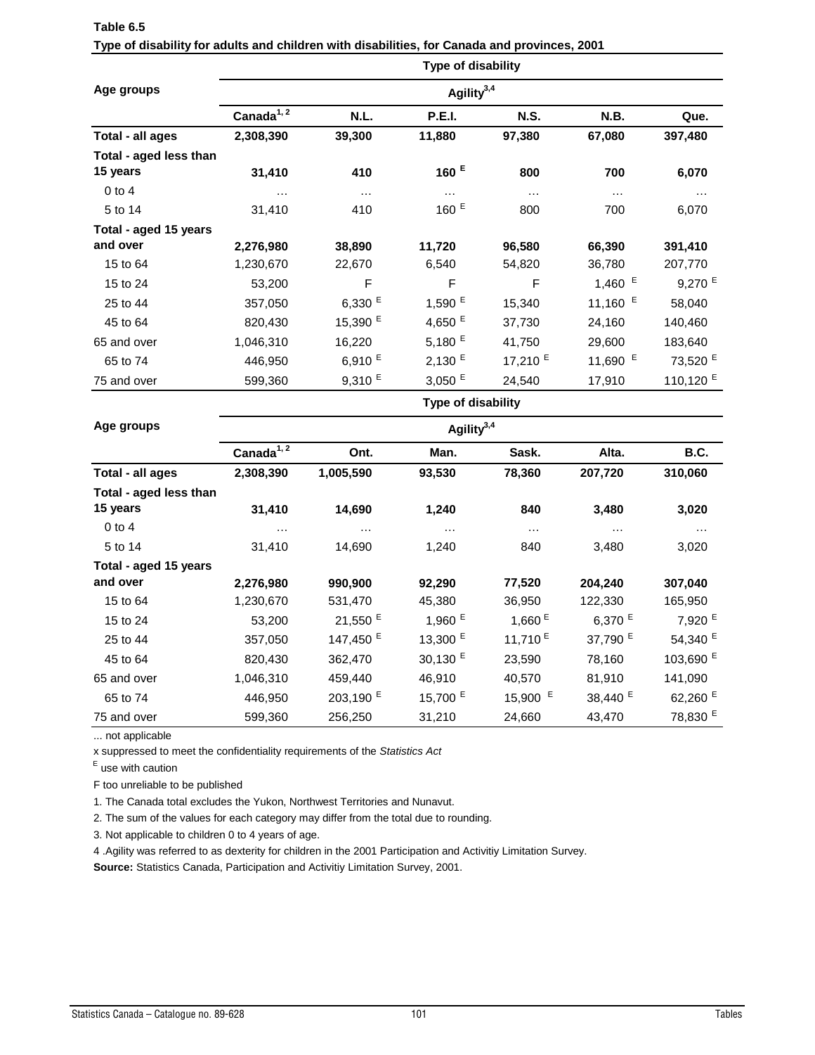**Table 6.5**

**Type of disability for adults and children with disabilities, for Canada and provinces, 2001**

| Age groups | Type of disability | | | | | |
|---|---|---|---|---|---|---|
| | Agility[3,4] | | | | | |
| | Canada[1, 2] | N.L. | P.E.I. | N.S. | N.B. | Que. |
| **Total - all ages** | **2,308,390** | **39,300** | **11,880** | **97,380** | **67,080** | **397,480** |
| **Total - aged less than 15 years** | **31,410** | **410** | **160 E** | **800** | **700** | **6,070** |
| 0 to 4 | ... | ... | ... | ... | ... | ... |
| 5 to 14 | 31,410 | 410 | 160 E | 800 | 700 | 6,070 |
| **Total - aged 15 years and over** | **2,276,980** | **38,890** | **11,720** | **96,580** | **66,390** | **391,410** |
| 15 to 64 | 1,230,670 | 22,670 | 6,540 | 54,820 | 36,780 | 207,770 |
| 15 to 24 | 53,200 | F | F | F | 1,460 E | 9,270 E |
| 25 to 44 | 357,050 | 6,330 E | 1,590 E | 15,340 | 11,160 E | 58,040 |
| 45 to 64 | 820,430 | 15,390 E | 4,650 E | 37,730 | 24,160 | 140,460 |
| 65 and over | 1,046,310 | 16,220 | 5,180 E | 41,750 | 29,600 | 183,640 |
| 65 to 74 | 446,950 | 6,910 E | 2,130 E | 17,210 E | 11,690 E | 73,520 E |
| 75 and over | 599,360 | 9,310 E | 3,050 E | 24,540 | 17,910 | 110,120 E |

| Age groups | Type of disability | | | | | |
|---|---|---|---|---|---|---|
| | Agility[3,4] | | | | | |
| | Canada[1, 2] | Ont. | Man. | Sask. | Alta. | B.C. |
| **Total - all ages** | **2,308,390** | **1,005,590** | **93,530** | **78,360** | **207,720** | **310,060** |
| **Total - aged less than 15 years** | **31,410** | **14,690** | **1,240** | **840** | **3,480** | **3,020** |
| 0 to 4 | ... | ... | ... | ... | ... | ... |
| 5 to 14 | 31,410 | 14,690 | 1,240 | 840 | 3,480 | 3,020 |
| **Total - aged 15 years and over** | **2,276,980** | **990,900** | **92,290** | **77,520** | **204,240** | **307,040** |
| 15 to 64 | 1,230,670 | 531,470 | 45,380 | 36,950 | 122,330 | 165,950 |
| 15 to 24 | 53,200 | 21,550 E | 1,960 E | 1,660 E | 6,370 E | 7,920 E |
| 25 to 44 | 357,050 | 147,450 E | 13,300 E | 11,710 E | 37,790 E | 54,340 E |
| 45 to 64 | 820,430 | 362,470 | 30,130 E | 23,590 | 78,160 | 103,690 E |
| 65 and over | 1,046,310 | 459,440 | 46,910 | 40,570 | 81,910 | 141,090 |
| 65 to 74 | 446,950 | 203,190 E | 15,700 E | 15,900 E | 38,440 E | 62,260 E |
| 75 and over | 599,360 | 256,250 | 31,210 | 24,660 | 43,470 | 78,830 E |

... not applicable

x suppressed to meet the confidentiality requirements of the *Statistics Act*

E use with caution

F too unreliable to be published

1. The Canada total excludes the Yukon, Northwest Territories and Nunavut.
2. The sum of the values for each category may differ from the total due to rounding.
3. Not applicable to children 0 to 4 years of age.
4. Agility was referred to as dexterity for children in the 2001 Participation and Activitiy Limitation Survey.

**Source:** Statistics Canada, Participation and Activitiy Limitation Survey, 2001.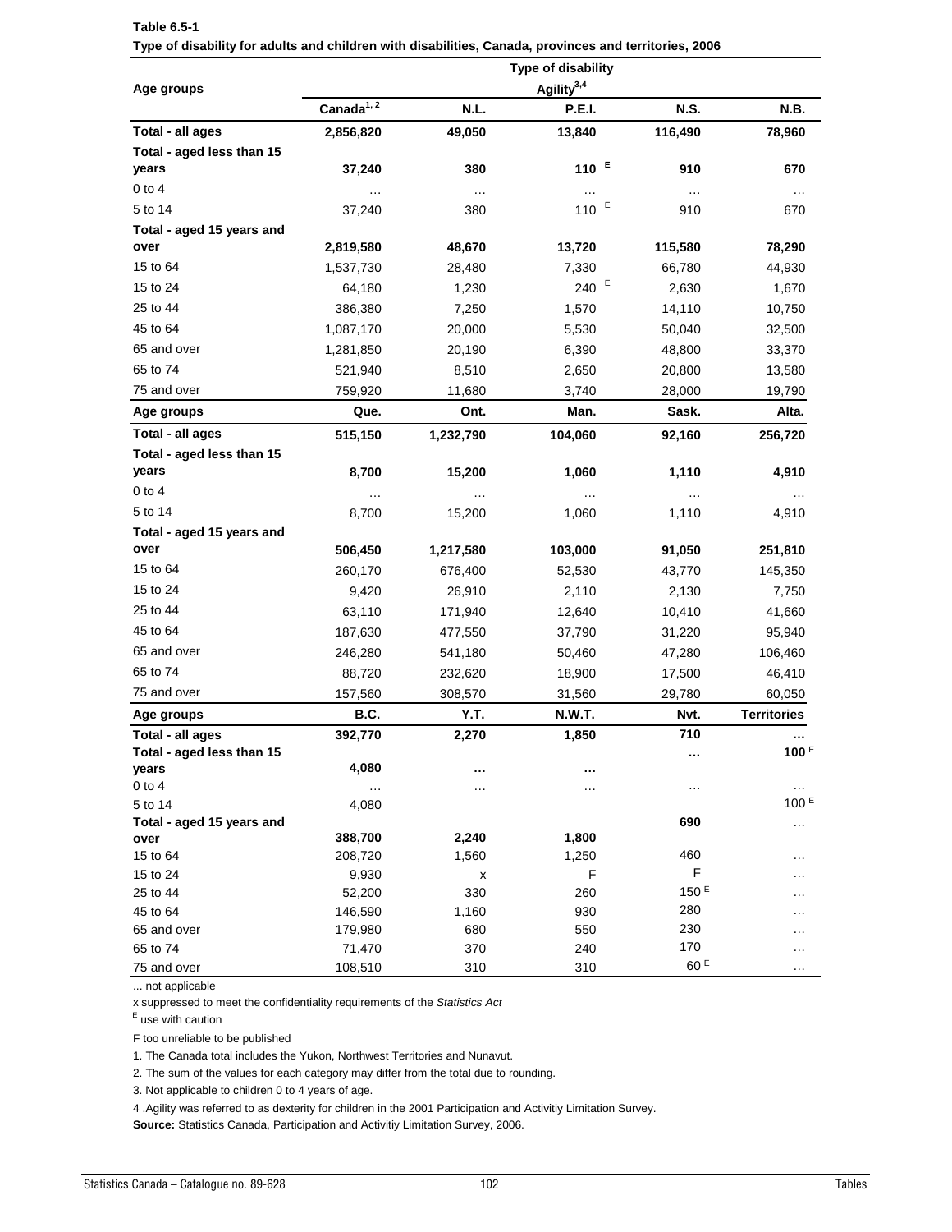**Table 6.5-1**
**Type of disability for adults and children with disabilities, Canada, provinces and territories, 2006**

| Age groups | Type of disability | | | | |
|---|---|---|---|---|---|
| | Agility[3,4] | | | | |
| | **Canada[1, 2]** | **N.L.** | **P.E.I.** | **N.S.** | **N.B.** |
| **Total - all ages** | **2,856,820** | **49,050** | **13,840** | **116,490** | **78,960** |
| **Total - aged less than 15 years** | **37,240** | **380** | **110 E** | **910** | **670** |
| 0 to 4 | … | … | … | … | … |
| 5 to 14 | 37,240 | 380 | 110 E | 910 | 670 |
| **Total - aged 15 years and over** | **2,819,580** | **48,670** | **13,720** | **115,580** | **78,290** |
| 15 to 64 | 1,537,730 | 28,480 | 7,330 | 66,780 | 44,930 |
| 15 to 24 | 64,180 | 1,230 | 240 E | 2,630 | 1,670 |
| 25 to 44 | 386,380 | 7,250 | 1,570 | 14,110 | 10,750 |
| 45 to 64 | 1,087,170 | 20,000 | 5,530 | 50,040 | 32,500 |
| 65 and over | 1,281,850 | 20,190 | 6,390 | 48,800 | 33,370 |
| 65 to 74 | 521,940 | 8,510 | 2,650 | 20,800 | 13,580 |
| 75 and over | 759,920 | 11,680 | 3,740 | 28,000 | 19,790 |
| **Age groups** | **Que.** | **Ont.** | **Man.** | **Sask.** | **Alta.** |
| **Total - all ages** | **515,150** | **1,232,790** | **104,060** | **92,160** | **256,720** |
| **Total - aged less than 15 years** | **8,700** | **15,200** | **1,060** | **1,110** | **4,910** |
| 0 to 4 | … | … | … | … | … |
| 5 to 14 | 8,700 | 15,200 | 1,060 | 1,110 | 4,910 |
| **Total - aged 15 years and over** | **506,450** | **1,217,580** | **103,000** | **91,050** | **251,810** |
| 15 to 64 | 260,170 | 676,400 | 52,530 | 43,770 | 145,350 |
| 15 to 24 | 9,420 | 26,910 | 2,110 | 2,130 | 7,750 |
| 25 to 44 | 63,110 | 171,940 | 12,640 | 10,410 | 41,660 |
| 45 to 64 | 187,630 | 477,550 | 37,790 | 31,220 | 95,940 |
| 65 and over | 246,280 | 541,180 | 50,460 | 47,280 | 106,460 |
| 65 to 74 | 88,720 | 232,620 | 18,900 | 17,500 | 46,410 |
| 75 and over | 157,560 | 308,570 | 31,560 | 29,780 | 60,050 |
| **Age groups** | **B.C.** | **Y.T.** | **N.W.T.** | **Nvt.** | **Territories** |
| **Total - all ages** | **392,770** | **2,270** | **1,850** | **710** | **…** |
| **Total - aged less than 15 years** | **4,080** | **…** | **…** | **…** | **100 E** |
| 0 to 4 | … | … | … | … | … |
| 5 to 14 | 4,080 | | | | 100 E |
| **Total - aged 15 years and over** | **388,700** | **2,240** | **1,800** | **690** | … |
| 15 to 64 | 208,720 | 1,560 | 1,250 | 460 | … |
| 15 to 24 | 9,930 | x | F | F | … |
| 25 to 44 | 52,200 | 330 | 260 | 150 E | … |
| 45 to 64 | 146,590 | 1,160 | 930 | 280 | … |
| 65 and over | 179,980 | 680 | 550 | 230 | … |
| 65 to 74 | 71,470 | 370 | 240 | 170 | … |
| 75 and over | 108,510 | 310 | 310 | 60 E | … |

... not applicable

x suppressed to meet the confidentiality requirements of the *Statistics Act*

E use with caution

F too unreliable to be published

1. The Canada total includes the Yukon, Northwest Territories and Nunavut.

2. The sum of the values for each category may differ from the total due to rounding.

3. Not applicable to children 0 to 4 years of age.

4 .Agility was referred to as dexterity for children in the 2001 Participation and Activitiy Limitation Survey.

**Source:** Statistics Canada, Participation and Activitiy Limitation Survey, 2006.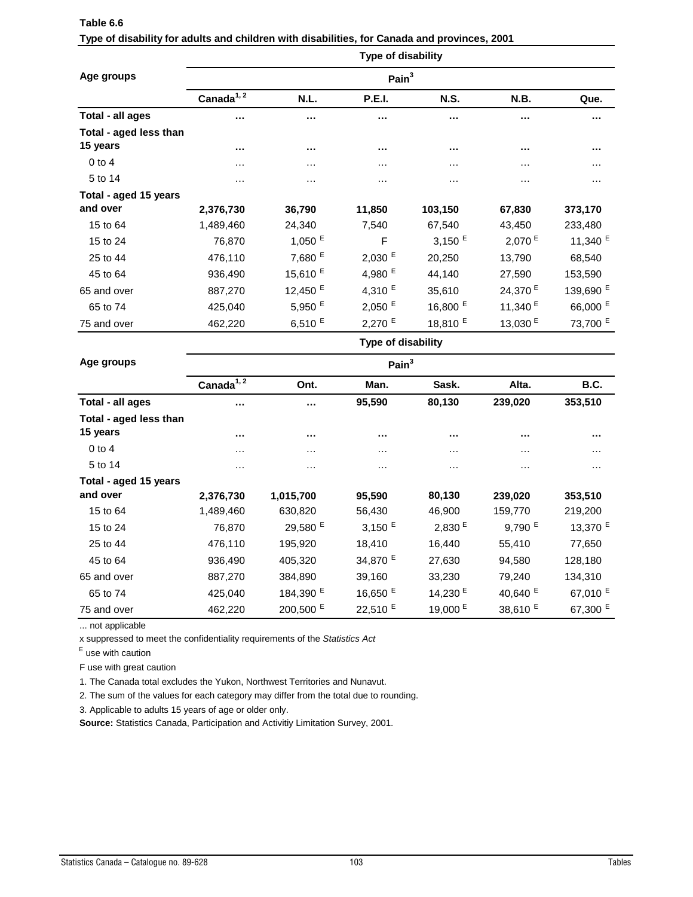**Table 6.6**

**Type of disability for adults and children with disabilities, for Canada and provinces, 2001**

| Age groups | Type of disability | | | | | |
|---|---|---|---|---|---|---|
| | Pain[3] | | | | | |
| | Canada[1, 2] | N.L. | P.E.I. | N.S. | N.B. | Que. |
| **Total - all ages** | **...** | **...** | **...** | **...** | **...** | **...** |
| **Total - aged less than 15 years** | **...** | **...** | **...** | **...** | **...** | **...** |
| 0 to 4 | ... | ... | ... | ... | ... | ... |
| 5 to 14 | ... | ... | ... | ... | ... | ... |
| **Total - aged 15 years and over** | **2,376,730** | **36,790** | **11,850** | **103,150** | **67,830** | **373,170** |
| 15 to 64 | 1,489,460 | 24,340 | 7,540 | 67,540 | 43,450 | 233,480 |
| 15 to 24 | 76,870 | 1,050 E | F | 3,150 E | 2,070 E | 11,340 E |
| 25 to 44 | 476,110 | 7,680 E | 2,030 E | 20,250 | 13,790 | 68,540 |
| 45 to 64 | 936,490 | 15,610 E | 4,980 E | 44,140 | 27,590 | 153,590 |
| 65 and over | 887,270 | 12,450 E | 4,310 E | 35,610 | 24,370 E | 139,690 E |
| 65 to 74 | 425,040 | 5,950 E | 2,050 E | 16,800 E | 11,340 E | 66,000 E |
| 75 and over | 462,220 | 6,510 E | 2,270 E | 18,810 E | 13,030 E | 73,700 E |

| Age groups | Type of disability | | | | | |
|---|---|---|---|---|---|---|
| | Pain[3] | | | | | |
| | Canada[1, 2] | Ont. | Man. | Sask. | Alta. | B.C. |
| **Total - all ages** | **...** | **...** | **95,590** | **80,130** | **239,020** | **353,510** |
| **Total - aged less than 15 years** | **...** | **...** | **...** | **...** | **...** | **...** |
| 0 to 4 | ... | ... | ... | ... | ... | ... |
| 5 to 14 | ... | ... | ... | ... | ... | ... |
| **Total - aged 15 years and over** | **2,376,730** | **1,015,700** | **95,590** | **80,130** | **239,020** | **353,510** |
| 15 to 64 | 1,489,460 | 630,820 | 56,430 | 46,900 | 159,770 | 219,200 |
| 15 to 24 | 76,870 | 29,580 E | 3,150 E | 2,830 E | 9,790 E | 13,370 E |
| 25 to 44 | 476,110 | 195,920 | 18,410 | 16,440 | 55,410 | 77,650 |
| 45 to 64 | 936,490 | 405,320 | 34,870 E | 27,630 | 94,580 | 128,180 |
| 65 and over | 887,270 | 384,890 | 39,160 | 33,230 | 79,240 | 134,310 |
| 65 to 74 | 425,040 | 184,390 E | 16,650 E | 14,230 E | 40,640 E | 67,010 E |
| 75 and over | 462,220 | 200,500 E | 22,510 E | 19,000 E | 38,610 E | 67,300 E |

... not applicable

x suppressed to meet the confidentiality requirements of the *Statistics Act*

E use with caution

F use with great caution

1. The Canada total excludes the Yukon, Northwest Territories and Nunavut.
2. The sum of the values for each category may differ from the total due to rounding.
3. Applicable to adults 15 years of age or older only.

**Source:** Statistics Canada, Participation and Activitiy Limitation Survey, 2001.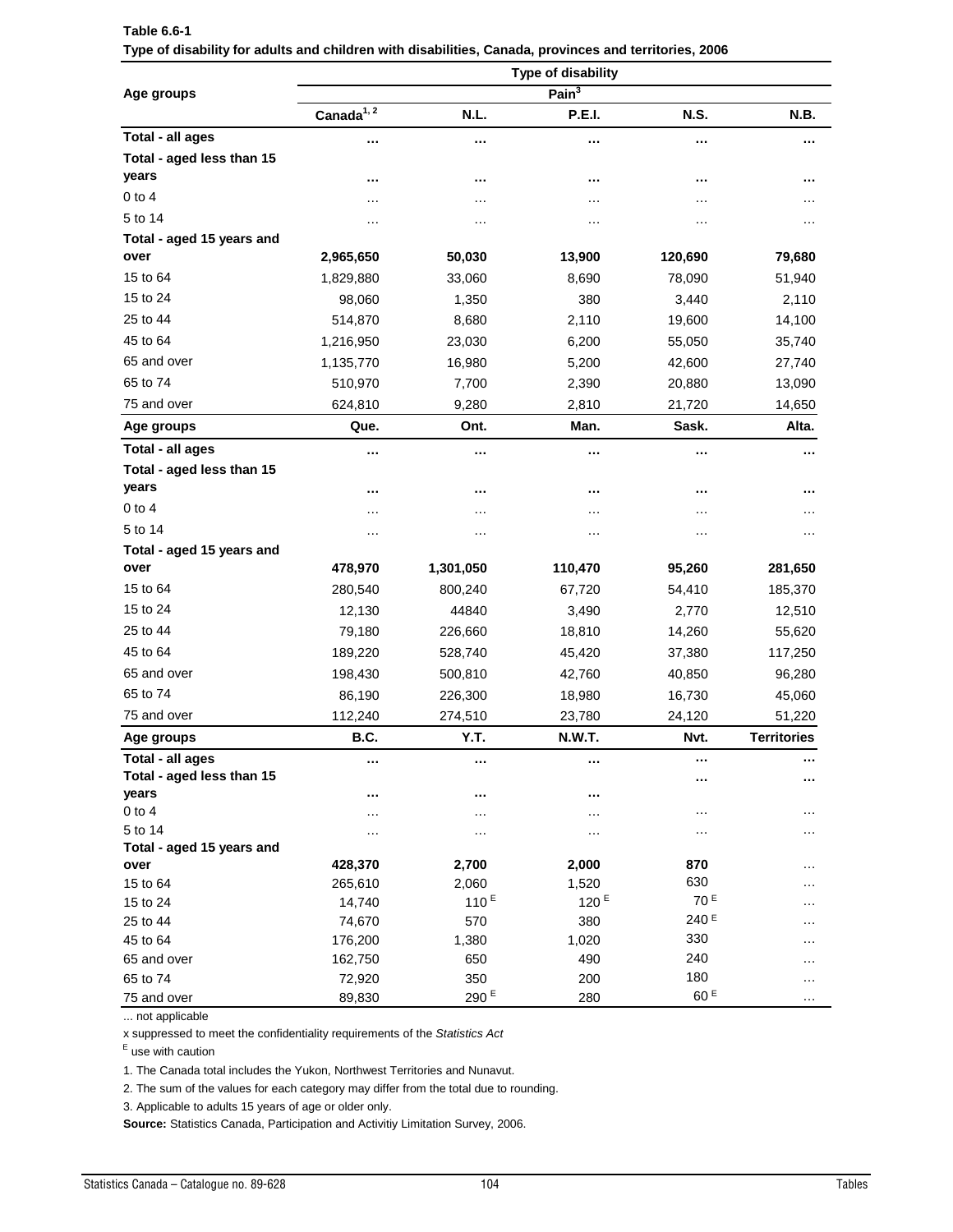**Table 6.6-1**
**Type of disability for adults and children with disabilities, Canada, provinces and territories, 2006**

| Age groups | Type of disability | | | | |
|---|---|---|---|---|---|
| | Pain[3] | | | | |
| | Canada[1, 2] | N.L. | P.E.I. | N.S. | N.B. |
| **Total - all ages** | **...** | **...** | **...** | **...** | **...** |
| **Total - aged less than 15 years** | **...** | **...** | **...** | **...** | **...** |
| 0 to 4 | ... | ... | ... | ... | ... |
| 5 to 14 | ... | ... | ... | ... | ... |
| **Total - aged 15 years and over** | **2,965,650** | **50,030** | **13,900** | **120,690** | **79,680** |
| 15 to 64 | 1,829,880 | 33,060 | 8,690 | 78,090 | 51,940 |
| 15 to 24 | 98,060 | 1,350 | 380 | 3,440 | 2,110 |
| 25 to 44 | 514,870 | 8,680 | 2,110 | 19,600 | 14,100 |
| 45 to 64 | 1,216,950 | 23,030 | 6,200 | 55,050 | 35,740 |
| 65 and over | 1,135,770 | 16,980 | 5,200 | 42,600 | 27,740 |
| 65 to 74 | 510,970 | 7,700 | 2,390 | 20,880 | 13,090 |
| 75 and over | 624,810 | 9,280 | 2,810 | 21,720 | 14,650 |
| **Age groups** | **Que.** | **Ont.** | **Man.** | **Sask.** | **Alta.** |
| **Total - all ages** | **...** | **...** | **...** | **...** | **...** |
| **Total - aged less than 15 years** | **...** | **...** | **...** | **...** | **...** |
| 0 to 4 | ... | ... | ... | ... | ... |
| 5 to 14 | ... | ... | ... | ... | ... |
| **Total - aged 15 years and over** | **478,970** | **1,301,050** | **110,470** | **95,260** | **281,650** |
| 15 to 64 | 280,540 | 800,240 | 67,720 | 54,410 | 185,370 |
| 15 to 24 | 12,130 | 44840 | 3,490 | 2,770 | 12,510 |
| 25 to 44 | 79,180 | 226,660 | 18,810 | 14,260 | 55,620 |
| 45 to 64 | 189,220 | 528,740 | 45,420 | 37,380 | 117,250 |
| 65 and over | 198,430 | 500,810 | 42,760 | 40,850 | 96,280 |
| 65 to 74 | 86,190 | 226,300 | 18,980 | 16,730 | 45,060 |
| 75 and over | 112,240 | 274,510 | 23,780 | 24,120 | 51,220 |
| **Age groups** | **B.C.** | **Y.T.** | **N.W.T.** | **Nvt.** | **Territories** |
| **Total - all ages** | **...** | **...** | **...** | **...** | **...** |
| **Total - aged less than 15 years** | **...** | **...** | **...** | **...** | **...** |
| 0 to 4 | ... | ... | ... | ... | ... |
| 5 to 14 | ... | ... | ... | ... | ... |
| **Total - aged 15 years and over** | **428,370** | **2,700** | **2,000** | **870** | ... |
| 15 to 64 | 265,610 | 2,060 | 1,520 | 630 | ... |
| 15 to 24 | 14,740 | 110 E | 120 E | 70 E | ... |
| 25 to 44 | 74,670 | 570 | 380 | 240 E | ... |
| 45 to 64 | 176,200 | 1,380 | 1,020 | 330 | ... |
| 65 and over | 162,750 | 650 | 490 | 240 | ... |
| 65 to 74 | 72,920 | 350 | 200 | 180 | ... |
| 75 and over | 89,830 | 290 E | 280 | 60 E | ... |

... not applicable

x suppressed to meet the confidentiality requirements of the *Statistics Act*

E use with caution

1. The Canada total includes the Yukon, Northwest Territories and Nunavut.

2. The sum of the values for each category may differ from the total due to rounding.

3. Applicable to adults 15 years of age or older only.

**Source:** Statistics Canada, Participation and Activitiy Limitation Survey, 2006.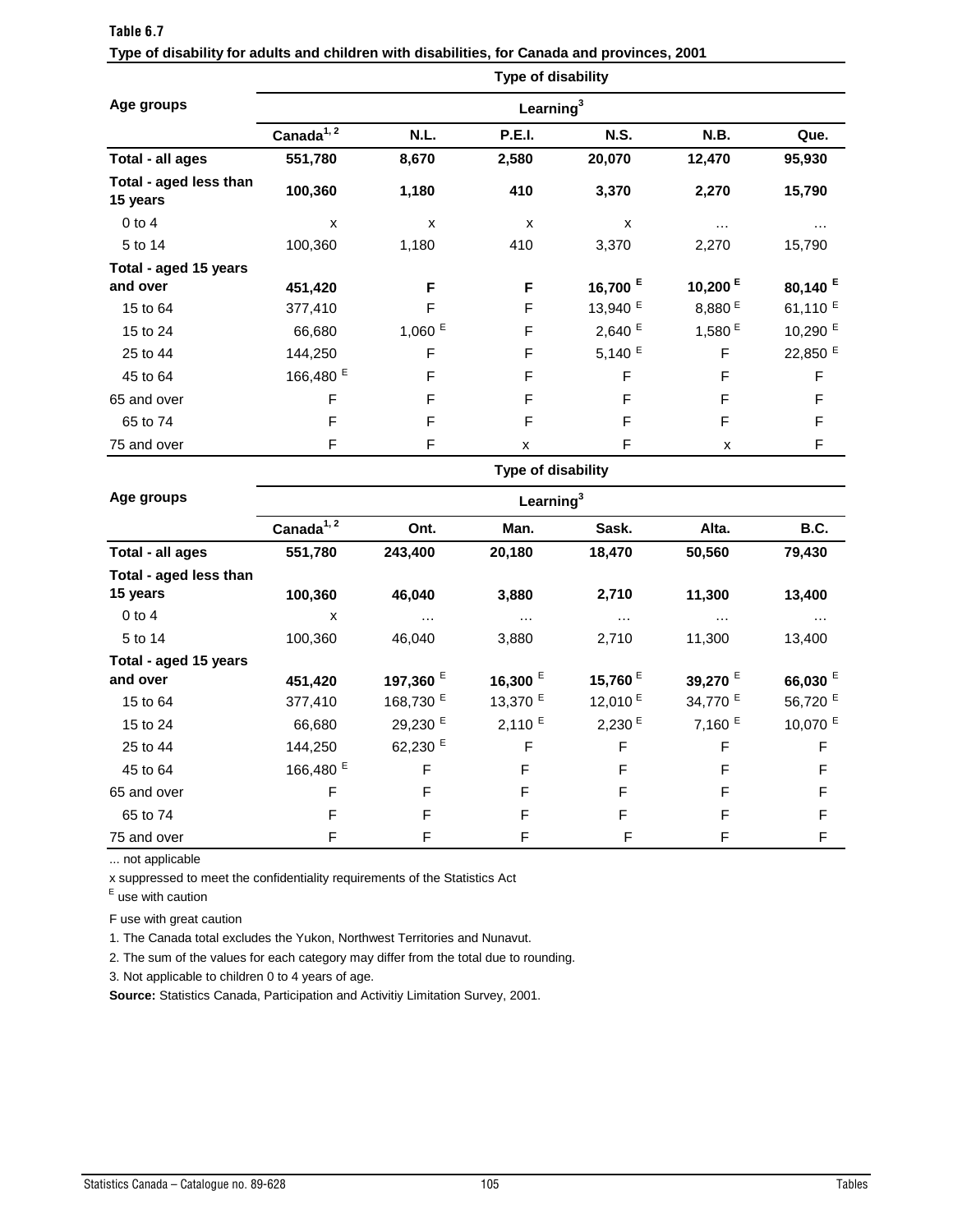**Table 6.7**

**Type of disability for adults and children with disabilities, for Canada and provinces, 2001**

| Age groups | Type of disability | | | | | |
|---|---|---|---|---|---|---|
| | Learning[3] | | | | | |
| | Canada[1, 2] | N.L. | P.E.I. | N.S. | N.B. | Que. |
| **Total - all ages** | **551,780** | **8,670** | **2,580** | **20,070** | **12,470** | **95,930** |
| **Total - aged less than 15 years** | **100,360** | **1,180** | **410** | **3,370** | **2,270** | **15,790** |
| 0 to 4 | x | x | x | x | ... | ... |
| 5 to 14 | 100,360 | 1,180 | 410 | 3,370 | 2,270 | 15,790 |
| **Total - aged 15 years and over** | **451,420** | **F** | **F** | **16,700 [E]** | **10,200 [E]** | **80,140 [E]** |
| 15 to 64 | 377,410 | F | F | 13,940 [E] | 8,880 [E] | 61,110 [E] |
| 15 to 24 | 66,680 | 1,060 [E] | F | 2,640 [E] | 1,580 [E] | 10,290 [E] |
| 25 to 44 | 144,250 | F | F | 5,140 [E] | F | 22,850 [E] |
| 45 to 64 | 166,480 [E] | F | F | F | F | F |
| 65 and over | F | F | F | F | F | F |
| 65 to 74 | F | F | F | F | F | F |
| 75 and over | F | F | x | F | x | F |

| Age groups | Type of disability | | | | | |
|---|---|---|---|---|---|---|
| | Learning[3] | | | | | |
| | Canada[1, 2] | Ont. | Man. | Sask. | Alta. | B.C. |
| **Total - all ages** | **551,780** | **243,400** | **20,180** | **18,470** | **50,560** | **79,430** |
| **Total - aged less than 15 years** | **100,360** | **46,040** | **3,880** | **2,710** | **11,300** | **13,400** |
| 0 to 4 | x | ... | ... | ... | ... | ... |
| 5 to 14 | 100,360 | 46,040 | 3,880 | 2,710 | 11,300 | 13,400 |
| **Total - aged 15 years and over** | **451,420** | **197,360 [E]** | **16,300 [E]** | **15,760 [E]** | **39,270 [E]** | **66,030 [E]** |
| 15 to 64 | 377,410 | 168,730 [E] | 13,370 [E] | 12,010 [E] | 34,770 [E] | 56,720 [E] |
| 15 to 24 | 66,680 | 29,230 [E] | 2,110 [E] | 2,230 [E] | 7,160 [E] | 10,070 [E] |
| 25 to 44 | 144,250 | 62,230 [E] | F | F | F | F |
| 45 to 64 | 166,480 [E] | F | F | F | F | F |
| 65 and over | F | F | F | F | F | F |
| 65 to 74 | F | F | F | F | F | F |
| 75 and over | F | F | F | F | F | F |

... not applicable

x suppressed to meet the confidentiality requirements of the Statistics Act

E use with caution

F use with great caution

1. The Canada total excludes the Yukon, Northwest Territories and Nunavut.
2. The sum of the values for each category may differ from the total due to rounding.
3. Not applicable to children 0 to 4 years of age.

**Source:** Statistics Canada, Participation and Activitiy Limitation Survey, 2001.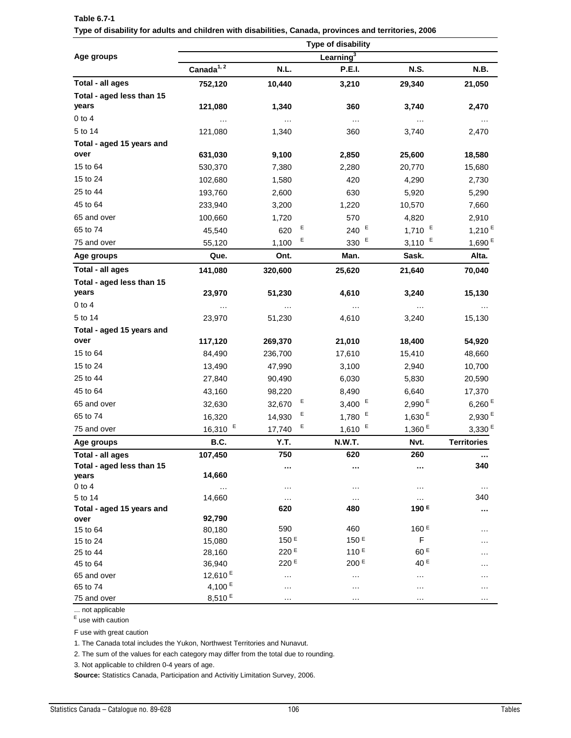**Table 6.7-1**

**Type of disability for adults and children with disabilities, Canada, provinces and territories, 2006**

| Age groups | Type of disability | | | | |
|---|---|---|---|---|---|
| | Learning[3] | | | | |
| | Canada[1, 2] | N.L. | P.E.I. | N.S. | N.B. |
| **Total - all ages** | **752,120** | **10,440** | **3,210** | **29,340** | **21,050** |
| **Total - aged less than 15 years** | **121,080** | **1,340** | **360** | **3,740** | **2,470** |
| 0 to 4 | … | … | … | … | … |
| 5 to 14 | 121,080 | 1,340 | 360 | 3,740 | 2,470 |
| **Total - aged 15 years and over** | **631,030** | **9,100** | **2,850** | **25,600** | **18,580** |
| 15 to 64 | 530,370 | 7,380 | 2,280 | 20,770 | 15,680 |
| 15 to 24 | 102,680 | 1,580 | 420 | 4,290 | 2,730 |
| 25 to 44 | 193,760 | 2,600 | 630 | 5,920 | 5,290 |
| 45 to 64 | 233,940 | 3,200 | 1,220 | 10,570 | 7,660 |
| 65 and over | 100,660 | 1,720 | 570 | 4,820 | 2,910 |
| 65 to 74 | 45,540 | 620 E | 240 E | 1,710 E | 1,210 E |
| 75 and over | 55,120 | 1,100 E | 330 E | 3,110 E | 1,690 E |
| **Age groups** | **Que.** | **Ont.** | **Man.** | **Sask.** | **Alta.** |
| **Total - all ages** | **141,080** | **320,600** | **25,620** | **21,640** | **70,040** |
| **Total - aged less than 15 years** | **23,970** | **51,230** | **4,610** | **3,240** | **15,130** |
| 0 to 4 | … | … | … | … | … |
| 5 to 14 | 23,970 | 51,230 | 4,610 | 3,240 | 15,130 |
| **Total - aged 15 years and over** | **117,120** | **269,370** | **21,010** | **18,400** | **54,920** |
| 15 to 64 | 84,490 | 236,700 | 17,610 | 15,410 | 48,660 |
| 15 to 24 | 13,490 | 47,990 | 3,100 | 2,940 | 10,700 |
| 25 to 44 | 27,840 | 90,490 | 6,030 | 5,830 | 20,590 |
| 45 to 64 | 43,160 | 98,220 | 8,490 | 6,640 | 17,370 |
| 65 and over | 32,630 | 32,670 E | 3,400 E | 2,990 E | 6,260 E |
| 65 to 74 | 16,320 | 14,930 E | 1,780 E | 1,630 E | 2,930 E |
| 75 and over | 16,310 E | 17,740 E | 1,610 E | 1,360 E | 3,330 E |
| **Age groups** | **B.C.** | **Y.T.** | **N.W.T.** | **Nvt.** | **Territories** |
| **Total - all ages** | **107,450** | **750** | **620** | **260** | **…** |
| **Total - aged less than 15 years** | **14,660** | **…** | **…** | **…** | **340** |
| 0 to 4 | … | … | … | … | … |
| 5 to 14 | 14,660 | … | … | … | 340 |
| **Total - aged 15 years and over** | **92,790** | **620** | **480** | **190 E** | **…** |
| 15 to 64 | 80,180 | 590 | 460 | 160 E | … |
| 15 to 24 | 15,080 | 150 E | 150 E | F | … |
| 25 to 44 | 28,160 | 220 E | 110 E | 60 E | … |
| 45 to 64 | 36,940 | 220 E | 200 E | 40 E | … |
| 65 and over | 12,610 E | … | … | … | … |
| 65 to 74 | 4,100 E | … | … | … | … |
| 75 and over | 8,510 E | … | … | … | … |

... not applicable

E use with caution

F use with great caution

1. The Canada total includes the Yukon, Northwest Territories and Nunavut.
2. The sum of the values for each category may differ from the total due to rounding.
3. Not applicable to children 0-4 years of age.

**Source:** Statistics Canada, Participation and Activitiy Limitation Survey, 2006.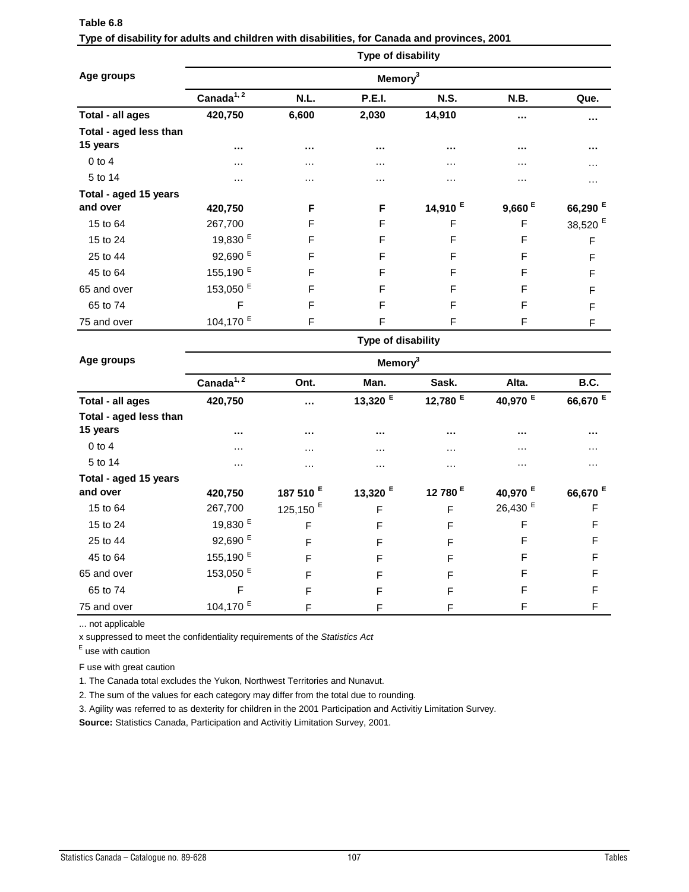**Table 6.8**

**Type of disability for adults and children with disabilities, for Canada and provinces, 2001**

| Age groups | Type of disability | | | | | |
|---|---|---|---|---|---|---|
| | Memory[3] | | | | | |
| | Canada[1, 2] | N.L. | P.E.I. | N.S. | N.B. | Que. |
| **Total - all ages** | **420,750** | **6,600** | **2,030** | **14,910** | **…** | **…** |
| **Total - aged less than 15 years** | **…** | **…** | **…** | **…** | **…** | **…** |
| 0 to 4 | … | … | … | … | … | … |
| 5 to 14 | … | … | … | … | … | … |
| **Total - aged 15 years and over** | **420,750** | **F** | **F** | **14,910 E** | **9,660 E** | **66,290 E** |
| 15 to 64 | 267,700 | F | F | F | F | 38,520 E |
| 15 to 24 | 19,830 E | F | F | F | F | F |
| 25 to 44 | 92,690 E | F | F | F | F | F |
| 45 to 64 | 155,190 E | F | F | F | F | F |
| 65 and over | 153,050 E | F | F | F | F | F |
| 65 to 74 | F | F | F | F | F | F |
| 75 and over | 104,170 E | F | F | F | F | F |

| Age groups | Type of disability | | | | | |
|---|---|---|---|---|---|---|
| | Memory[3] | | | | | |
| | Canada[1, 2] | Ont. | Man. | Sask. | Alta. | B.C. |
| **Total - all ages** | **420,750** | **…** | **13,320 E** | **12,780 E** | **40,970 E** | **66,670 E** |
| **Total - aged less than 15 years** | **…** | **…** | **…** | **…** | **…** | **…** |
| 0 to 4 | … | … | … | … | … | … |
| 5 to 14 | … | … | … | … | … | … |
| **Total - aged 15 years and over** | **420,750** | **187 510 E** | **13,320 E** | **12 780 E** | **40,970 E** | **66,670 E** |
| 15 to 64 | 267,700 | 125,150 E | F | F | 26,430 E | F |
| 15 to 24 | 19,830 E | F | F | F | F | F |
| 25 to 44 | 92,690 E | F | F | F | F | F |
| 45 to 64 | 155,190 E | F | F | F | F | F |
| 65 and over | 153,050 E | F | F | F | F | F |
| 65 to 74 | F | F | F | F | F | F |
| 75 and over | 104,170 E | F | F | F | F | F |

... not applicable

x suppressed to meet the confidentiality requirements of the *Statistics Act*

E use with caution

F use with great caution

1. The Canada total excludes the Yukon, Northwest Territories and Nunavut.
2. The sum of the values for each category may differ from the total due to rounding.
3. Agility was referred to as dexterity for children in the 2001 Participation and Activitiy Limitation Survey.

**Source:** Statistics Canada, Participation and Activitiy Limitation Survey, 2001.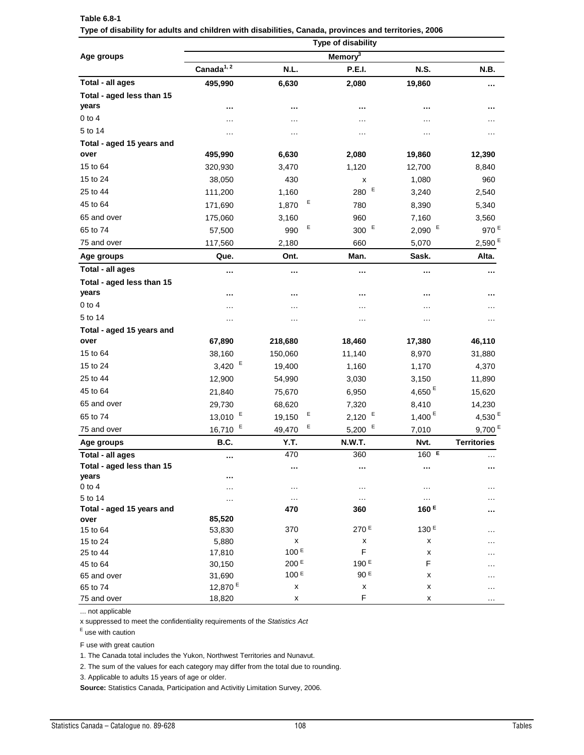**Table 6.8-1**
**Type of disability for adults and children with disabilities, Canada, provinces and territories, 2006**

| Age groups | Type of disability | | | | |
|---|---|---|---|---|---|
| | Memory[3] | | | | |
| | Canada[1, 2] | N.L. | P.E.I. | N.S. | N.B. |
| **Total - all ages** | **495,990** | **6,630** | **2,080** | **19,860** | **…** |
| **Total - aged less than 15 years** | **…** | **…** | **…** | **…** | **…** |
| 0 to 4 | … | … | … | … | … |
| 5 to 14 | … | … | … | … | … |
| **Total - aged 15 years and over** | **495,990** | **6,630** | **2,080** | **19,860** | **12,390** |
| 15 to 64 | 320,930 | 3,470 | 1,120 | 12,700 | 8,840 |
| 15 to 24 | 38,050 | 430 | x | 1,080 | 960 |
| 25 to 44 | 111,200 | 1,160 | 280 E | 3,240 | 2,540 |
| 45 to 64 | 171,690 | 1,870 E | 780 | 8,390 | 5,340 |
| 65 and over | 175,060 | 3,160 | 960 | 7,160 | 3,560 |
| 65 to 74 | 57,500 | 990 E | 300 E | 2,090 E | 970 E |
| 75 and over | 117,560 | 2,180 | 660 | 5,070 | 2,590 E |
| **Age groups** | **Que.** | **Ont.** | **Man.** | **Sask.** | **Alta.** |
| **Total - all ages** | **…** | **…** | **…** | **…** | **…** |
| **Total - aged less than 15 years** | **…** | **…** | **…** | **…** | **…** |
| 0 to 4 | … | … | … | … | … |
| 5 to 14 | … | … | … | … | … |
| **Total - aged 15 years and over** | **67,890** | **218,680** | **18,460** | **17,380** | **46,110** |
| 15 to 64 | 38,160 | 150,060 | 11,140 | 8,970 | 31,880 |
| 15 to 24 | 3,420 E | 19,400 | 1,160 | 1,170 | 4,370 |
| 25 to 44 | 12,900 | 54,990 | 3,030 | 3,150 | 11,890 |
| 45 to 64 | 21,840 | 75,670 | 6,950 | 4,650 E | 15,620 |
| 65 and over | 29,730 | 68,620 | 7,320 | 8,410 | 14,230 |
| 65 to 74 | 13,010 E | 19,150 E | 2,120 E | 1,400 E | 4,530 E |
| 75 and over | 16,710 E | 49,470 E | 5,200 E | 7,010 | 9,700 E |
| **Age groups** | **B.C.** | **Y.T.** | **N.W.T.** | **Nvt.** | **Territories** |
| **Total - all ages** | **…** | 470 | 360 | 160 E | … |
| **Total - aged less than 15 years** | **…** | **…** | **…** | **…** | **…** |
| 0 to 4 | … | … | … | … | … |
| 5 to 14 | … | … | … | … | … |
| **Total - aged 15 years and over** | **85,520** | **470** | **360** | **160 E** | **…** |
| 15 to 64 | 53,830 | 370 | 270 E | 130 E | … |
| 15 to 24 | 5,880 | x | x | x | … |
| 25 to 44 | 17,810 | 100 E | F | x | … |
| 45 to 64 | 30,150 | 200 E | 190 E | F | … |
| 65 and over | 31,690 | 100 E | 90 E | x | … |
| 65 to 74 | 12,870 E | x | x | x | … |
| 75 and over | 18,820 | x | F | x | … |

… not applicable

x suppressed to meet the confidentiality requirements of the *Statistics Act*

E use with caution

F use with great caution

1. The Canada total includes the Yukon, Northwest Territories and Nunavut.

2. The sum of the values for each category may differ from the total due to rounding.

3. Applicable to adults 15 years of age or older.

**Source:** Statistics Canada, Participation and Activitiy Limitation Survey, 2006.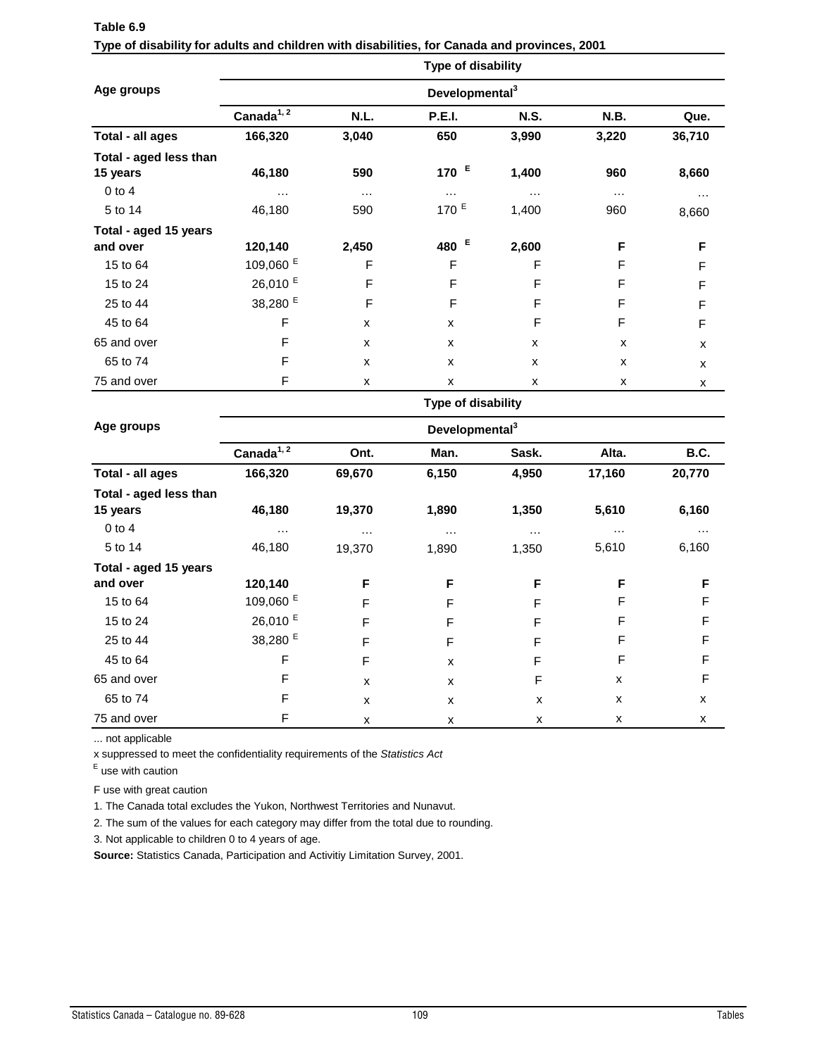**Table 6.9**

**Type of disability for adults and children with disabilities, for Canada and provinces, 2001**

| Age groups | Type of disability | | | | | |
|---|---|---|---|---|---|---|
| | Developmental[3] | | | | | |
| | Canada[1, 2] | N.L. | P.E.I. | N.S. | N.B. | Que. |
| **Total - all ages** | **166,320** | **3,040** | **650** | **3,990** | **3,220** | **36,710** |
| **Total - aged less than 15 years** | **46,180** | **590** | **170 E** | **1,400** | **960** | **8,660** |
| 0 to 4 | ... | ... | ... | ... | ... | ... |
| 5 to 14 | 46,180 | 590 | 170 E | 1,400 | 960 | 8,660 |
| **Total - aged 15 years and over** | **120,140** | **2,450** | **480 E** | **2,600** | **F** | **F** |
| 15 to 64 | 109,060 E | F | F | F | F | F |
| 15 to 24 | 26,010 E | F | F | F | F | F |
| 25 to 44 | 38,280 E | F | F | F | F | F |
| 45 to 64 | F | x | x | F | F | F |
| 65 and over | F | x | x | x | x | x |
| 65 to 74 | F | x | x | x | x | x |
| 75 and over | F | x | x | x | x | x |

| Age groups | Type of disability | | | | | |
|---|---|---|---|---|---|---|
| | Developmental[3] | | | | | |
| | Canada[1, 2] | Ont. | Man. | Sask. | Alta. | B.C. |
| **Total - all ages** | **166,320** | **69,670** | **6,150** | **4,950** | **17,160** | **20,770** |
| **Total - aged less than 15 years** | **46,180** | **19,370** | **1,890** | **1,350** | **5,610** | **6,160** |
| 0 to 4 | ... | ... | ... | ... | ... | ... |
| 5 to 14 | 46,180 | 19,370 | 1,890 | 1,350 | 5,610 | 6,160 |
| **Total - aged 15 years and over** | **120,140** | **F** | **F** | **F** | **F** | **F** |
| 15 to 64 | 109,060 E | F | F | F | F | F |
| 15 to 24 | 26,010 E | F | F | F | F | F |
| 25 to 44 | 38,280 E | F | F | F | F | F |
| 45 to 64 | F | F | x | F | F | F |
| 65 and over | F | x | x | F | x | F |
| 65 to 74 | F | x | x | x | x | x |
| 75 and over | F | x | x | x | x | x |

... not applicable

x suppressed to meet the confidentiality requirements of the *Statistics Act*

E use with caution

F use with great caution

1. The Canada total excludes the Yukon, Northwest Territories and Nunavut.
2. The sum of the values for each category may differ from the total due to rounding.
3. Not applicable to children 0 to 4 years of age.

**Source:** Statistics Canada, Participation and Activitiy Limitation Survey, 2001.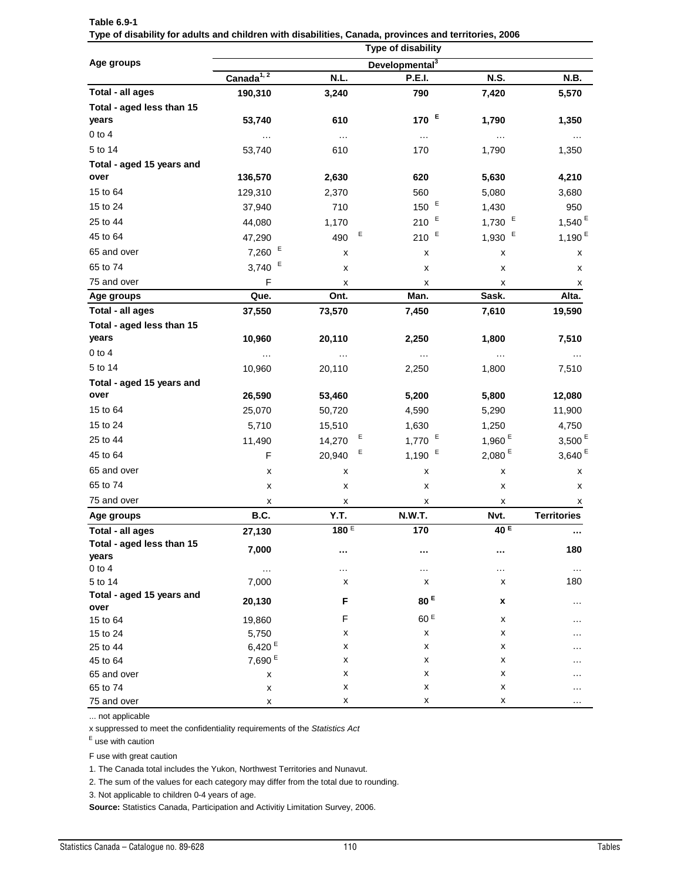**Table 6.9-1**
**Type of disability for adults and children with disabilities, Canada, provinces and territories, 2006**

| Age groups | Type of disability | | | | |
|---|---|---|---|---|---|
| | Developmental[3] | | | | |
| | Canada[1, 2] | N.L. | P.E.I. | N.S. | N.B. |
| **Total - all ages** | **190,310** | **3,240** | **790** | **7,420** | **5,570** |
| **Total - aged less than 15 years** | **53,740** | **610** | **170 E** | **1,790** | **1,350** |
| 0 to 4 | ... | ... | ... | ... | ... |
| 5 to 14 | 53,740 | 610 | 170 | 1,790 | 1,350 |
| **Total - aged 15 years and over** | **136,570** | **2,630** | **620** | **5,630** | **4,210** |
| 15 to 64 | 129,310 | 2,370 | 560 | 5,080 | 3,680 |
| 15 to 24 | 37,940 | 710 | 150 E | 1,430 | 950 |
| 25 to 44 | 44,080 | 1,170 | 210 E | 1,730 E | 1,540 E |
| 45 to 64 | 47,290 | 490 E | 210 E | 1,930 E | 1,190 E |
| 65 and over | 7,260 E | x | x | x | x |
| 65 to 74 | 3,740 E | x | x | x | x |
| 75 and over | F | x | x | x | x |
| **Age groups** | **Que.** | **Ont.** | **Man.** | **Sask.** | **Alta.** |
| **Total - all ages** | **37,550** | **73,570** | **7,450** | **7,610** | **19,590** |
| **Total - aged less than 15 years** | **10,960** | **20,110** | **2,250** | **1,800** | **7,510** |
| 0 to 4 | ... | ... | ... | ... | ... |
| 5 to 14 | 10,960 | 20,110 | 2,250 | 1,800 | 7,510 |
| **Total - aged 15 years and over** | **26,590** | **53,460** | **5,200** | **5,800** | **12,080** |
| 15 to 64 | 25,070 | 50,720 | 4,590 | 5,290 | 11,900 |
| 15 to 24 | 5,710 | 15,510 | 1,630 | 1,250 | 4,750 |
| 25 to 44 | 11,490 | 14,270 E | 1,770 E | 1,960 E | 3,500 E |
| 45 to 64 | F | 20,940 E | 1,190 E | 2,080 E | 3,640 E |
| 65 and over | x | x | x | x | x |
| 65 to 74 | x | x | x | x | x |
| 75 and over | x | x | x | x | x |
| **Age groups** | **B.C.** | **Y.T.** | **N.W.T.** | **Nvt.** | **Territories** |
| **Total - all ages** | **27,130** | **180 E** | **170** | **40 E** | **...** |
| **Total - aged less than 15 years** | **7,000** | **...** | **...** | **...** | **180** |
| 0 to 4 | ... | ... | ... | ... | ... |
| 5 to 14 | 7,000 | x | x | x | 180 |
| **Total - aged 15 years and over** | **20,130** | **F** | **80 E** | **x** | ... |
| 15 to 64 | 19,860 | F | 60 E | x | ... |
| 15 to 24 | 5,750 | x | x | x | ... |
| 25 to 44 | 6,420 E | x | x | x | ... |
| 45 to 64 | 7,690 E | x | x | x | ... |
| 65 and over | x | x | x | x | ... |
| 65 to 74 | x | x | x | x | ... |
| 75 and over | x | x | x | x | ... |

... not applicable

x suppressed to meet the confidentiality requirements of the *Statistics Act*

E use with caution

F use with great caution

1. The Canada total includes the Yukon, Northwest Territories and Nunavut.

2. The sum of the values for each category may differ from the total due to rounding.

3. Not applicable to children 0-4 years of age.

**Source:** Statistics Canada, Participation and Activitiy Limitation Survey, 2006.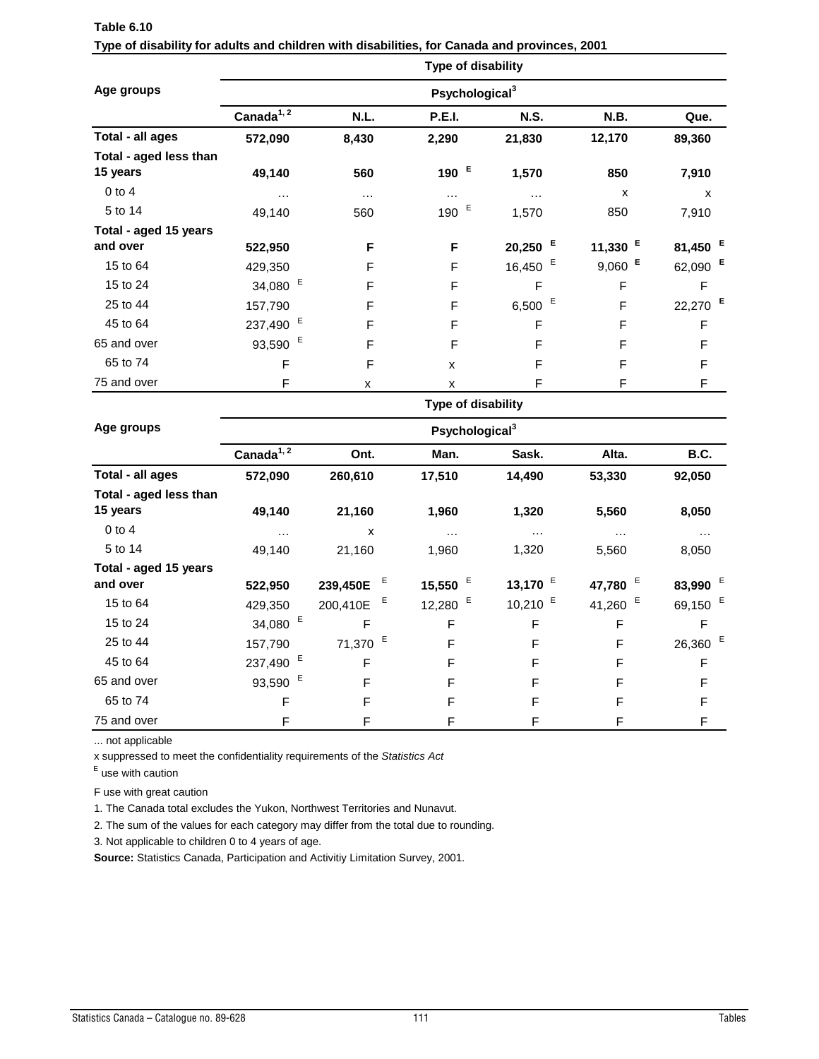**Table 6.10**

**Type of disability for adults and children with disabilities, for Canada and provinces, 2001**

| Age groups | Type of disability | | | | | |
|---|---|---|---|---|---|---|
| | Psychological[3] | | | | | |
| | Canada[1, 2] | N.L. | P.E.I. | N.S. | N.B. | Que. |
| **Total - all ages** | **572,090** | **8,430** | **2,290** | **21,830** | **12,170** | **89,360** |
| **Total - aged less than 15 years** | **49,140** | **560** | **190 E** | **1,570** | **850** | **7,910** |
| 0 to 4 | ... | ... | ... | ... | x | x |
| 5 to 14 | 49,140 | 560 | 190 E | 1,570 | 850 | 7,910 |
| **Total - aged 15 years and over** | **522,950** | **F** | **F** | **20,250 E** | **11,330 E** | **81,450 E** |
| 15 to 64 | 429,350 | F | F | 16,450 E | 9,060 E | 62,090 E |
| 15 to 24 | 34,080 E | F | F | F | F | F |
| 25 to 44 | 157,790 | F | F | 6,500 E | F | 22,270 E |
| 45 to 64 | 237,490 E | F | F | F | F | F |
| 65 and over | 93,590 E | F | F | F | F | F |
| 65 to 74 | F | F | x | F | F | F |
| 75 and over | F | x | x | F | F | F |

| Age groups | Type of disability | | | | | |
|---|---|---|---|---|---|---|
| | Psychological[3] | | | | | |
| | Canada[1, 2] | Ont. | Man. | Sask. | Alta. | B.C. |
| **Total - all ages** | **572,090** | **260,610** | **17,510** | **14,490** | **53,330** | **92,050** |
| **Total - aged less than 15 years** | **49,140** | **21,160** | **1,960** | **1,320** | **5,560** | **8,050** |
| 0 to 4 | ... | x | ... | ... | ... | ... |
| 5 to 14 | 49,140 | 21,160 | 1,960 | 1,320 | 5,560 | 8,050 |
| **Total - aged 15 years and over** | **522,950** | **239,450E E** | **15,550 E** | **13,170 E** | **47,780 E** | **83,990 E** |
| 15 to 64 | 429,350 | 200,410E E | 12,280 E | 10,210 E | 41,260 E | 69,150 E |
| 15 to 24 | 34,080 E | F | F | F | F | F |
| 25 to 44 | 157,790 | 71,370 E | F | F | F | 26,360 E |
| 45 to 64 | 237,490 E | F | F | F | F | F |
| 65 and over | 93,590 E | F | F | F | F | F |
| 65 to 74 | F | F | F | F | F | F |
| 75 and over | F | F | F | F | F | F |

... not applicable

x suppressed to meet the confidentiality requirements of the *Statistics Act*

E use with caution

F use with great caution

1. The Canada total excludes the Yukon, Northwest Territories and Nunavut.

2. The sum of the values for each category may differ from the total due to rounding.

3. Not applicable to children 0 to 4 years of age.

**Source:** Statistics Canada, Participation and Activitiy Limitation Survey, 2001.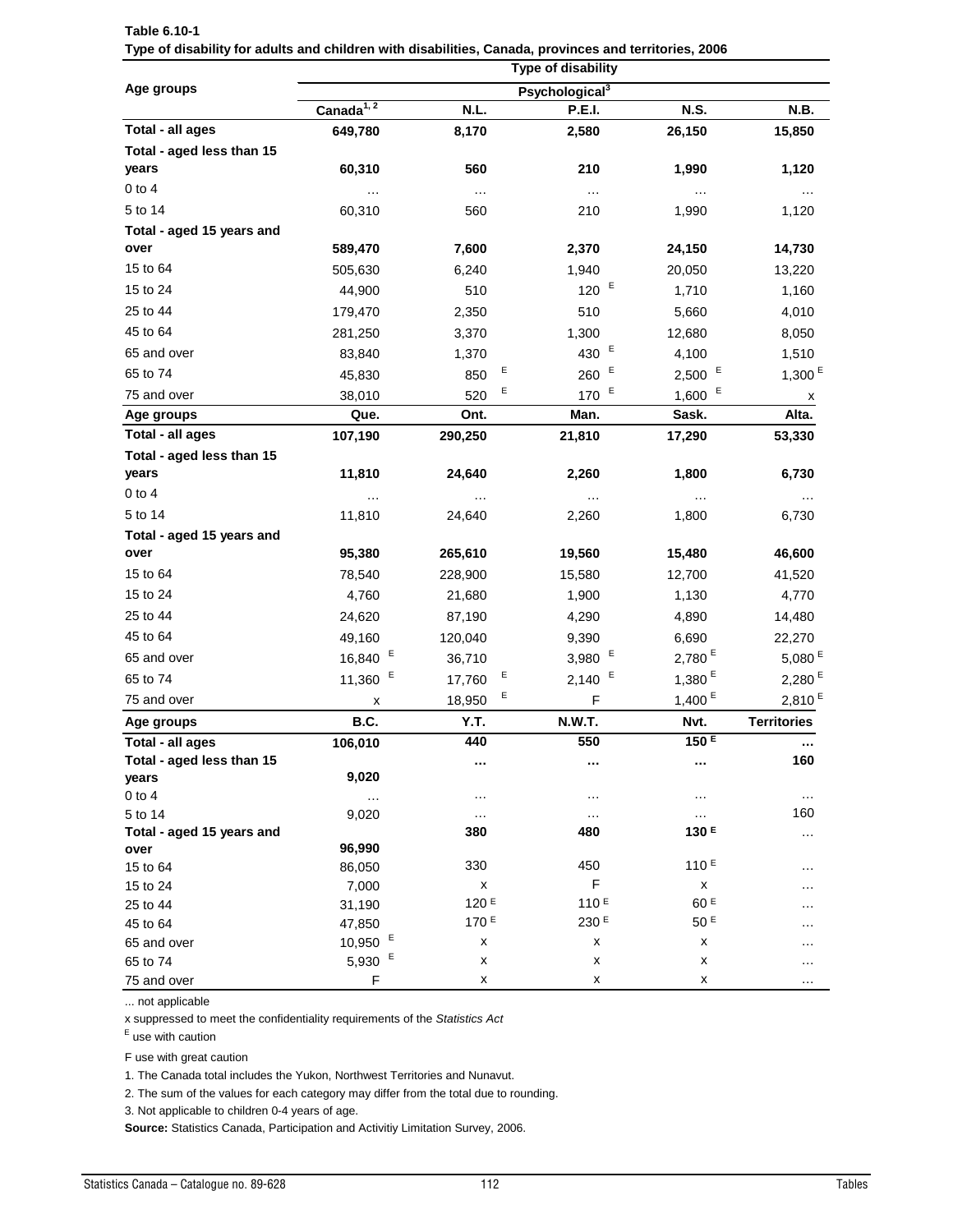**Table 6.10-1**
**Type of disability for adults and children with disabilities, Canada, provinces and territories, 2006**

| Age groups | Type of disability | | | | |
|---|---|---|---|---|---|
| | Psychological[3] | | | | |
| | Canada[1, 2] | N.L. | P.E.I. | N.S. | N.B. |
| **Total - all ages** | **649,780** | **8,170** | **2,580** | **26,150** | **15,850** |
| **Total - aged less than 15 years** | **60,310** | **560** | **210** | **1,990** | **1,120** |
| 0 to 4 | ... | ... | ... | ... | ... |
| 5 to 14 | 60,310 | 560 | 210 | 1,990 | 1,120 |
| **Total - aged 15 years and over** | **589,470** | **7,600** | **2,370** | **24,150** | **14,730** |
| 15 to 64 | 505,630 | 6,240 | 1,940 | 20,050 | 13,220 |
| 15 to 24 | 44,900 | 510 | 120 E | 1,710 | 1,160 |
| 25 to 44 | 179,470 | 2,350 | 510 | 5,660 | 4,010 |
| 45 to 64 | 281,250 | 3,370 | 1,300 | 12,680 | 8,050 |
| 65 and over | 83,840 | 1,370 | 430 E | 4,100 | 1,510 |
| 65 to 74 | 45,830 | 850 E | 260 E | 2,500 E | 1,300 E |
| 75 and over | 38,010 | 520 E | 170 E | 1,600 E | x |
| **Age groups** | **Que.** | **Ont.** | **Man.** | **Sask.** | **Alta.** |
| **Total - all ages** | **107,190** | **290,250** | **21,810** | **17,290** | **53,330** |
| **Total - aged less than 15 years** | **11,810** | **24,640** | **2,260** | **1,800** | **6,730** |
| 0 to 4 | ... | ... | ... | ... | ... |
| 5 to 14 | 11,810 | 24,640 | 2,260 | 1,800 | 6,730 |
| **Total - aged 15 years and over** | **95,380** | **265,610** | **19,560** | **15,480** | **46,600** |
| 15 to 64 | 78,540 | 228,900 | 15,580 | 12,700 | 41,520 |
| 15 to 24 | 4,760 | 21,680 | 1,900 | 1,130 | 4,770 |
| 25 to 44 | 24,620 | 87,190 | 4,290 | 4,890 | 14,480 |
| 45 to 64 | 49,160 | 120,040 | 9,390 | 6,690 | 22,270 |
| 65 and over | 16,840 E | 36,710 | 3,980 E | 2,780 E | 5,080 E |
| 65 to 74 | 11,360 E | 17,760 E | 2,140 E | 1,380 E | 2,280 E |
| 75 and over | x | 18,950 E | F | 1,400 E | 2,810 E |
| **Age groups** | **B.C.** | **Y.T.** | **N.W.T.** | **Nvt.** | **Territories** |
| **Total - all ages** | **106,010** | **440** | **550** | **150 E** | **...** |
| **Total - aged less than 15 years** | **9,020** | **...** | **...** | **...** | **160** |
| 0 to 4 | ... | ... | ... | ... | ... |
| 5 to 14 | 9,020 | ... | ... | ... | 160 |
| **Total - aged 15 years and over** | **96,990** | **380** | **480** | **130 E** | ... |
| 15 to 64 | 86,050 | 330 | 450 | 110 E | ... |
| 15 to 24 | 7,000 | x | F | x | ... |
| 25 to 44 | 31,190 | 120 E | 110 E | 60 E | ... |
| 45 to 64 | 47,850 | 170 E | 230 E | 50 E | ... |
| 65 and over | 10,950 E | x | x | x | ... |
| 65 to 74 | 5,930 E | x | x | x | ... |
| 75 and over | F | x | x | x | ... |

... not applicable

x suppressed to meet the confidentiality requirements of the *Statistics Act*

E use with caution

F use with great caution

1. The Canada total includes the Yukon, Northwest Territories and Nunavut.

2. The sum of the values for each category may differ from the total due to rounding.

3. Not applicable to children 0-4 years of age.

**Source:** Statistics Canada, Participation and Activitiy Limitation Survey, 2006.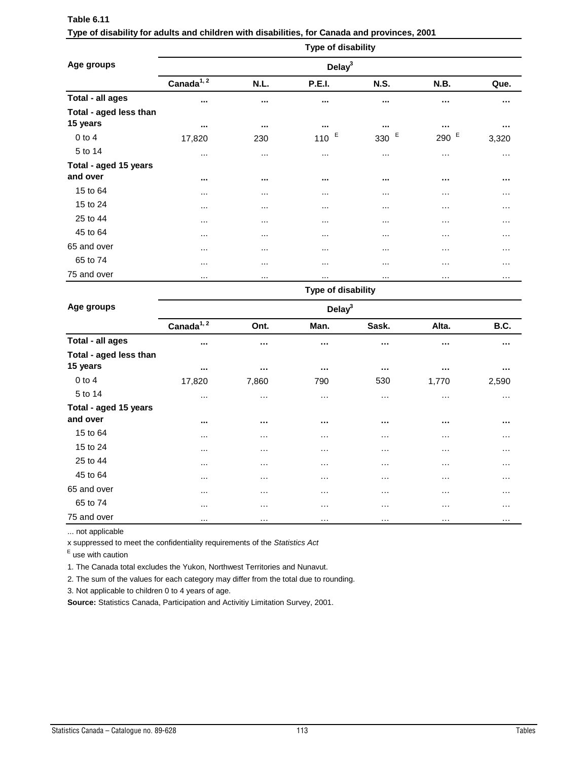**Table 6.11**

**Type of disability for adults and children with disabilities, for Canada and provinces, 2001**

| Age groups | Type of disability | | | | | |
|---|---|---|---|---|---|---|
| | Delay[3] | | | | | |
| | Canada[1, 2] | N.L. | P.E.I. | N.S. | N.B. | Que. |
| **Total - all ages** | ... | ... | ... | ... | ... | ... |
| **Total - aged less than 15 years** | ... | ... | ... | ... | ... | ... |
| 0 to 4 | 17,820 | 230 | 110 E | 330 E | 290 E | 3,320 |
| 5 to 14 | ... | ... | ... | ... | ... | ... |
| **Total - aged 15 years and over** | ... | ... | ... | ... | ... | ... |
| 15 to 64 | ... | ... | ... | ... | ... | ... |
| 15 to 24 | ... | ... | ... | ... | ... | ... |
| 25 to 44 | ... | ... | ... | ... | ... | ... |
| 45 to 64 | ... | ... | ... | ... | ... | ... |
| 65 and over | ... | ... | ... | ... | ... | ... |
| 65 to 74 | ... | ... | ... | ... | ... | ... |
| 75 and over | ... | ... | ... | ... | ... | ... |

| Age groups | Type of disability | | | | | |
|---|---|---|---|---|---|---|
| | Delay[3] | | | | | |
| | Canada[1, 2] | Ont. | Man. | Sask. | Alta. | B.C. |
| **Total - all ages** | ... | ... | ... | ... | ... | ... |
| **Total - aged less than 15 years** | ... | ... | ... | ... | ... | ... |
| 0 to 4 | 17,820 | 7,860 | 790 | 530 | 1,770 | 2,590 |
| 5 to 14 | ... | ... | ... | ... | ... | ... |
| **Total - aged 15 years and over** | ... | ... | ... | ... | ... | ... |
| 15 to 64 | ... | ... | ... | ... | ... | ... |
| 15 to 24 | ... | ... | ... | ... | ... | ... |
| 25 to 44 | ... | ... | ... | ... | ... | ... |
| 45 to 64 | ... | ... | ... | ... | ... | ... |
| 65 and over | ... | ... | ... | ... | ... | ... |
| 65 to 74 | ... | ... | ... | ... | ... | ... |
| 75 and over | ... | ... | ... | ... | ... | ... |

... not applicable

x suppressed to meet the confidentiality requirements of the *Statistics Act*

E use with caution

1. The Canada total excludes the Yukon, Northwest Territories and Nunavut.

2. The sum of the values for each category may differ from the total due to rounding.

3. Not applicable to children 0 to 4 years of age.

**Source:** Statistics Canada, Participation and Activitiy Limitation Survey, 2001.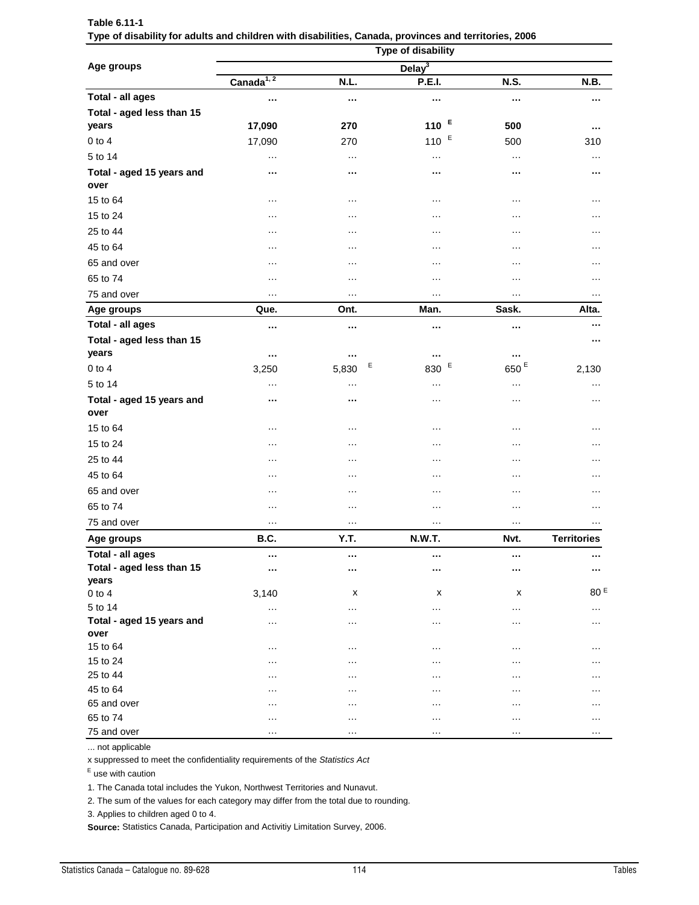**Table 6.11-1**
**Type of disability for adults and children with disabilities, Canada, provinces and territories, 2006**

| Age groups | Type of disability | | | | |
|---|---|---|---|---|---|
| | Delay[3] | | | | |
| | Canada[1, 2] | N.L. | P.E.I. | N.S. | N.B. |
| **Total - all ages** | ... | ... | ... | ... | ... |
| **Total - aged less than 15 years** | **17,090** | **270** | **110 E** | **500** | ... |
| 0 to 4 | 17,090 | 270 | 110 E | 500 | 310 |
| 5 to 14 | ... | ... | ... | ... | ... |
| **Total - aged 15 years and over** | ... | ... | ... | ... | ... |
| 15 to 64 | ... | ... | ... | ... | ... |
| 15 to 24 | ... | ... | ... | ... | ... |
| 25 to 44 | ... | ... | ... | ... | ... |
| 45 to 64 | ... | ... | ... | ... | ... |
| 65 and over | ... | ... | ... | ... | ... |
| 65 to 74 | ... | ... | ... | ... | ... |
| 75 and over | ... | ... | ... | ... | ... |
| **Age groups** | **Que.** | **Ont.** | **Man.** | **Sask.** | **Alta.** |
| **Total - all ages** | ... | ... | ... | ... | ... |
| **Total - aged less than 15 years** | ... | ... | ... | ... | ... |
| 0 to 4 | 3,250 | 5,830 E | 830 E | 650 E | 2,130 |
| 5 to 14 | ... | ... | ... | ... | ... |
| **Total - aged 15 years and over** | ... | ... | ... | ... | ... |
| 15 to 64 | ... | ... | ... | ... | ... |
| 15 to 24 | ... | ... | ... | ... | ... |
| 25 to 44 | ... | ... | ... | ... | ... |
| 45 to 64 | ... | ... | ... | ... | ... |
| 65 and over | ... | ... | ... | ... | ... |
| 65 to 74 | ... | ... | ... | ... | ... |
| 75 and over | ... | ... | ... | ... | ... |
| **Age groups** | **B.C.** | **Y.T.** | **N.W.T.** | **Nvt.** | **Territories** |
| **Total - all ages** | ... | ... | ... | ... | ... |
| **Total - aged less than 15 years** | ... | ... | ... | ... | ... |
| 0 to 4 | 3,140 | x | x | x | 80 E |
| 5 to 14 | ... | ... | ... | ... | ... |
| **Total - aged 15 years and over** | ... | ... | ... | ... | ... |
| 15 to 64 | ... | ... | ... | ... | ... |
| 15 to 24 | ... | ... | ... | ... | ... |
| 25 to 44 | ... | ... | ... | ... | ... |
| 45 to 64 | ... | ... | ... | ... | ... |
| 65 and over | ... | ... | ... | ... | ... |
| 65 to 74 | ... | ... | ... | ... | ... |
| 75 and over | ... | ... | ... | ... | ... |

... not applicable

x suppressed to meet the confidentiality requirements of the *Statistics Act*

E use with caution

1. The Canada total includes the Yukon, Northwest Territories and Nunavut.
2. The sum of the values for each category may differ from the total due to rounding.
3. Applies to children aged 0 to 4.

**Source:** Statistics Canada, Participation and Activitiy Limitation Survey, 2006.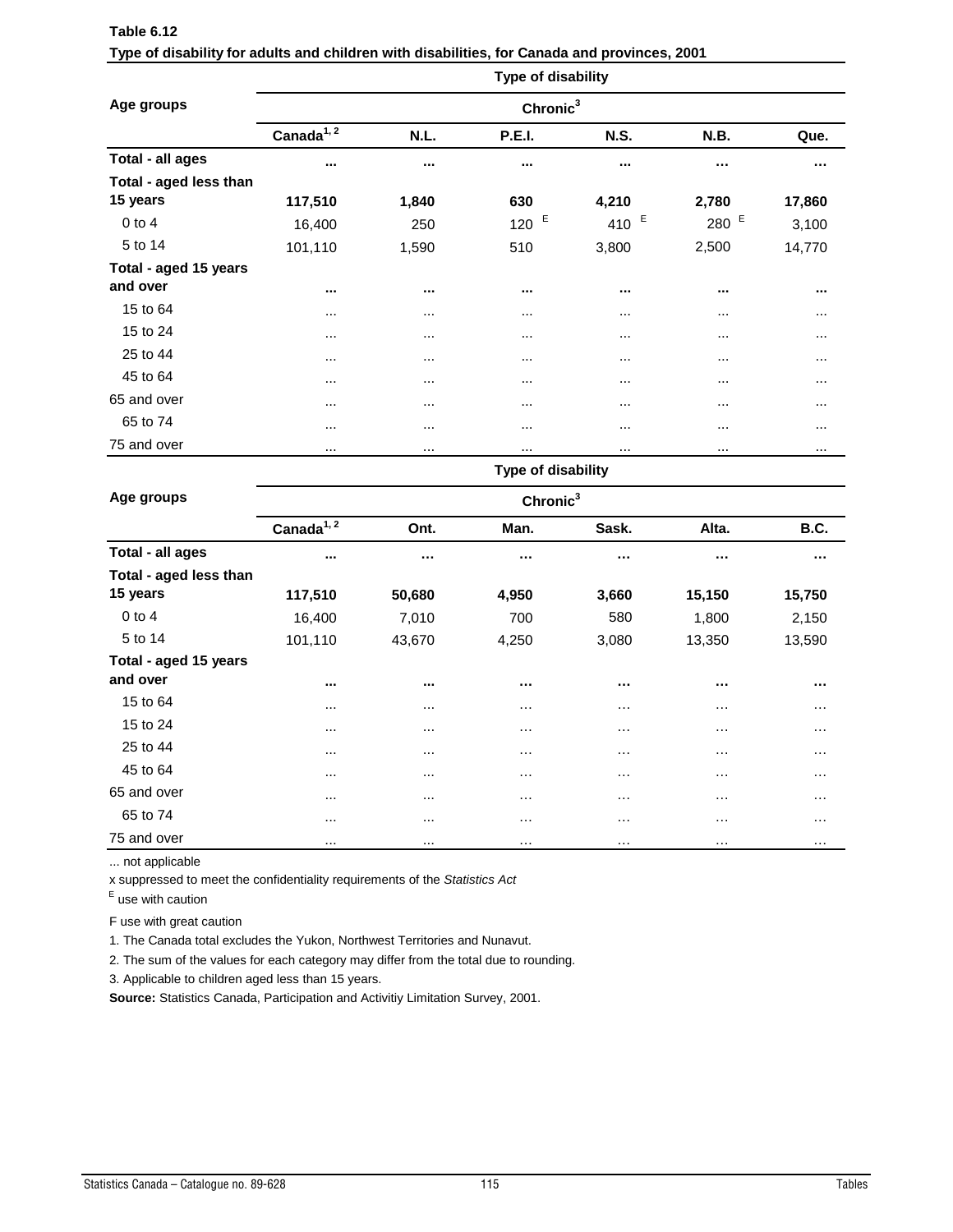**Table 6.12**

**Type of disability for adults and children with disabilities, for Canada and provinces, 2001**

| Age groups | Type of disability | | | | | |
|---|---|---|---|---|---|---|
| | Chronic[3] | | | | | |
| | Canada[1, 2] | N.L. | P.E.I. | N.S. | N.B. | Que. |
| **Total - all ages** | ... | ... | ... | ... | ... | ... |
| **Total - aged less than 15 years** | **117,510** | **1,840** | **630** | **4,210** | **2,780** | **17,860** |
| 0 to 4 | 16,400 | 250 | 120 E | 410 E | 280 E | 3,100 |
| 5 to 14 | 101,110 | 1,590 | 510 | 3,800 | 2,500 | 14,770 |
| **Total - aged 15 years and over** | ... | ... | ... | ... | ... | ... |
| 15 to 64 | ... | ... | ... | ... | ... | ... |
| 15 to 24 | ... | ... | ... | ... | ... | ... |
| 25 to 44 | ... | ... | ... | ... | ... | ... |
| 45 to 64 | ... | ... | ... | ... | ... | ... |
| 65 and over | ... | ... | ... | ... | ... | ... |
| 65 to 74 | ... | ... | ... | ... | ... | ... |
| 75 and over | ... | ... | ... | ... | ... | ... |

| Age groups | Type of disability | | | | | |
|---|---|---|---|---|---|---|
| | Chronic[3] | | | | | |
| | Canada[1, 2] | Ont. | Man. | Sask. | Alta. | B.C. |
| **Total - all ages** | ... | ... | ... | ... | ... | ... |
| **Total - aged less than 15 years** | **117,510** | **50,680** | **4,950** | **3,660** | **15,150** | **15,750** |
| 0 to 4 | 16,400 | 7,010 | 700 | 580 | 1,800 | 2,150 |
| 5 to 14 | 101,110 | 43,670 | 4,250 | 3,080 | 13,350 | 13,590 |
| **Total - aged 15 years and over** | ... | ... | ... | ... | ... | ... |
| 15 to 64 | ... | ... | ... | ... | ... | ... |
| 15 to 24 | ... | ... | ... | ... | ... | ... |
| 25 to 44 | ... | ... | ... | ... | ... | ... |
| 45 to 64 | ... | ... | ... | ... | ... | ... |
| 65 and over | ... | ... | ... | ... | ... | ... |
| 65 to 74 | ... | ... | ... | ... | ... | ... |
| 75 and over | ... | ... | ... | ... | ... | ... |

... not applicable

x suppressed to meet the confidentiality requirements of the *Statistics Act*

E use with caution

F use with great caution

1. The Canada total excludes the Yukon, Northwest Territories and Nunavut.
2. The sum of the values for each category may differ from the total due to rounding.
3. Applicable to children aged less than 15 years.

**Source:** Statistics Canada, Participation and Activitiy Limitation Survey, 2001.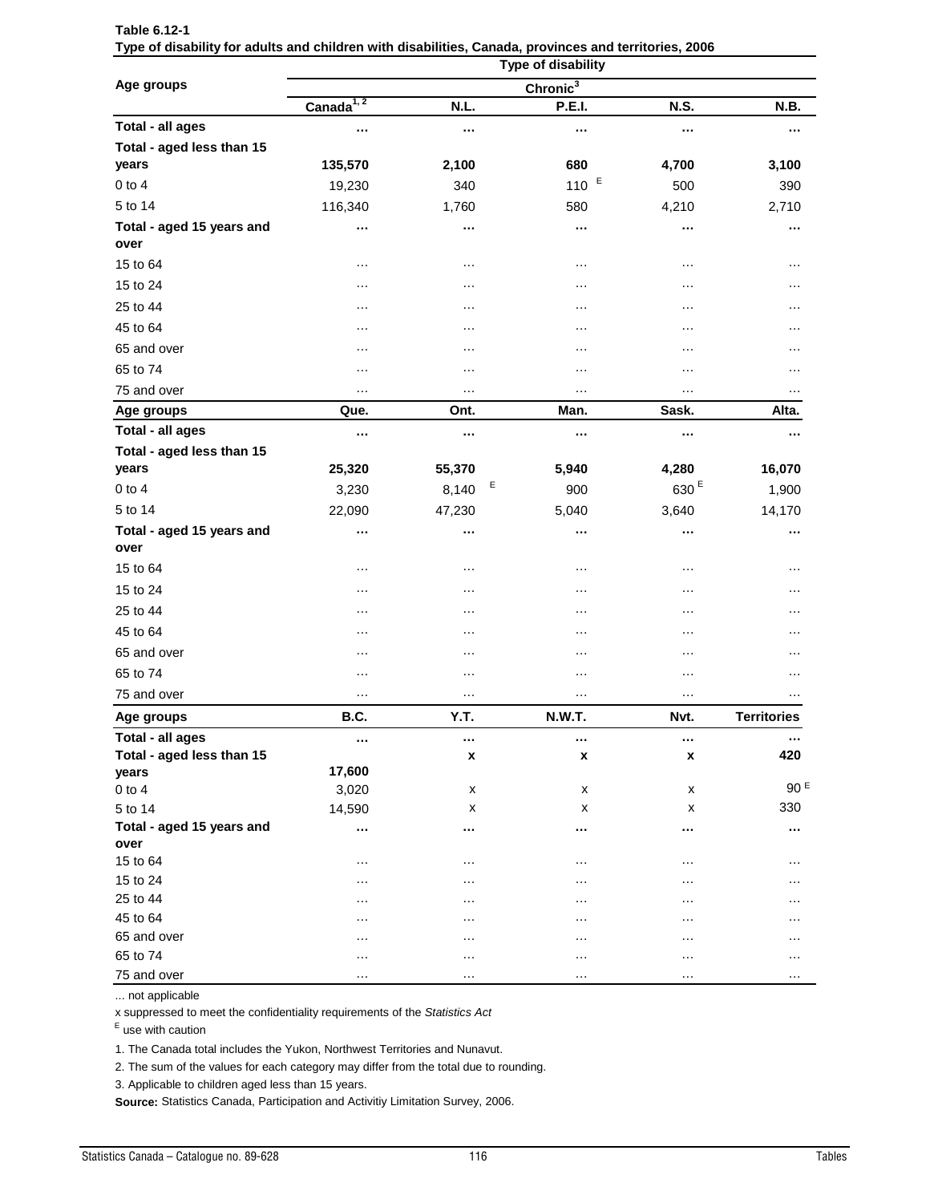**Table 6.12-1**
**Type of disability for adults and children with disabilities, Canada, provinces and territories, 2006**

| Age groups | Type of disability | | | | |
|---|---|---|---|---|---|
| | Chronic[3] | | | | |
| | Canada[1, 2] | N.L. | P.E.I. | N.S. | N.B. |
| **Total - all ages** | **...** | **...** | **...** | **...** | **...** |
| **Total - aged less than 15 years** | **135,570** | **2,100** | **680** | **4,700** | **3,100** |
| 0 to 4 | 19,230 | 340 | 110 E | 500 | 390 |
| 5 to 14 | 116,340 | 1,760 | 580 | 4,210 | 2,710 |
| **Total - aged 15 years and over** | **...** | **...** | **...** | **...** | **...** |
| 15 to 64 | ... | ... | ... | ... | ... |
| 15 to 24 | ... | ... | ... | ... | ... |
| 25 to 44 | ... | ... | ... | ... | ... |
| 45 to 64 | ... | ... | ... | ... | ... |
| 65 and over | ... | ... | ... | ... | ... |
| 65 to 74 | ... | ... | ... | ... | ... |
| 75 and over | ... | ... | ... | ... | ... |
| **Age groups** | **Que.** | **Ont.** | **Man.** | **Sask.** | **Alta.** |
| **Total - all ages** | **...** | **...** | **...** | **...** | **...** |
| **Total - aged less than 15 years** | **25,320** | **55,370** | **5,940** | **4,280** | **16,070** |
| 0 to 4 | 3,230 | 8,140 E | 900 | 630 E | 1,900 |
| 5 to 14 | 22,090 | 47,230 | 5,040 | 3,640 | 14,170 |
| **Total - aged 15 years and over** | **...** | **...** | **...** | **...** | **...** |
| 15 to 64 | ... | ... | ... | ... | ... |
| 15 to 24 | ... | ... | ... | ... | ... |
| 25 to 44 | ... | ... | ... | ... | ... |
| 45 to 64 | ... | ... | ... | ... | ... |
| 65 and over | ... | ... | ... | ... | ... |
| 65 to 74 | ... | ... | ... | ... | ... |
| 75 and over | ... | ... | ... | ... | ... |
| **Age groups** | **B.C.** | **Y.T.** | **N.W.T.** | **Nvt.** | **Territories** |
| **Total - all ages** | **...** | **...** | **...** | **...** | **...** |
| **Total - aged less than 15 years** | **17,600** | **x** | **x** | **x** | **420** |
| 0 to 4 | 3,020 | x | x | x | 90 E |
| 5 to 14 | 14,590 | x | x | x | 330 |
| **Total - aged 15 years and over** | **...** | **...** | **...** | **...** | **...** |
| 15 to 64 | ... | ... | ... | ... | ... |
| 15 to 24 | ... | ... | ... | ... | ... |
| 25 to 44 | ... | ... | ... | ... | ... |
| 45 to 64 | ... | ... | ... | ... | ... |
| 65 and over | ... | ... | ... | ... | ... |
| 65 to 74 | ... | ... | ... | ... | ... |
| 75 and over | ... | ... | ... | ... | ... |

... not applicable

x suppressed to meet the confidentiality requirements of the *Statistics Act*

E use with caution

1. The Canada total includes the Yukon, Northwest Territories and Nunavut.

2. The sum of the values for each category may differ from the total due to rounding.

3. Applicable to children aged less than 15 years.

**Source:** Statistics Canada, Participation and Activitiy Limitation Survey, 2006.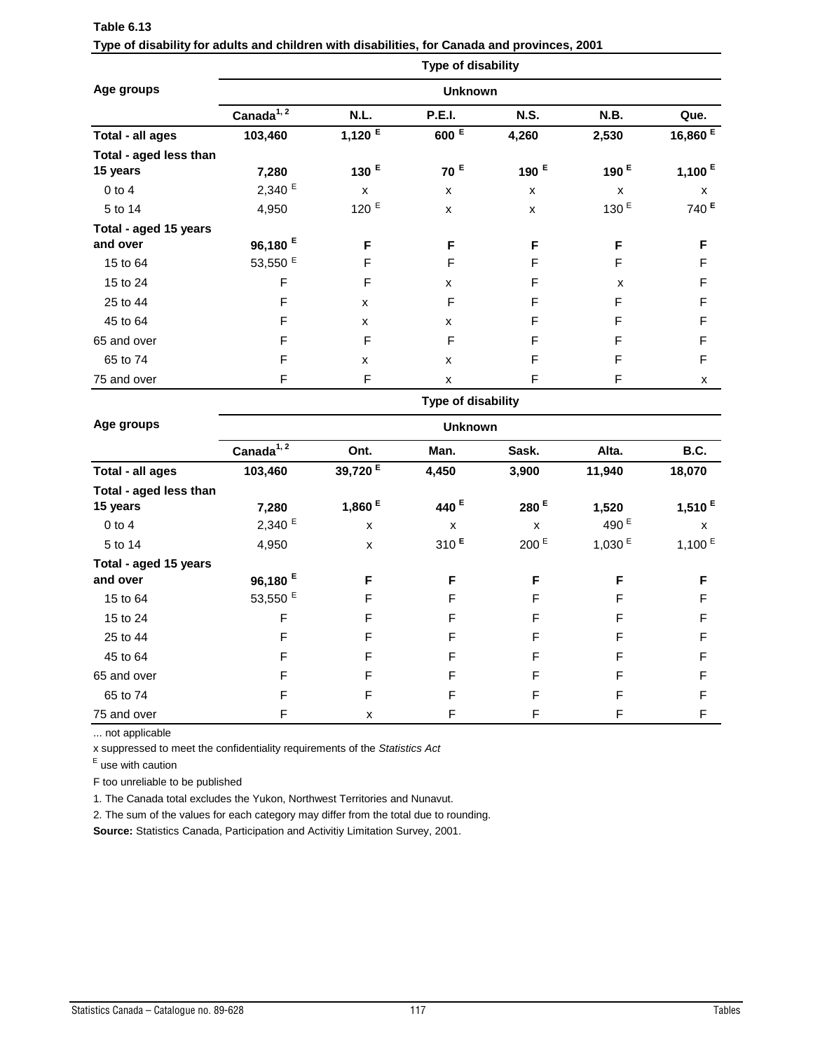**Table 6.13**

**Type of disability for adults and children with disabilities, for Canada and provinces, 2001**

| Age groups | Type of disability | | | | | |
|---|---|---|---|---|---|---|
| | Unknown | | | | | |
| | Canada[1, 2] | N.L. | P.E.I. | N.S. | N.B. | Que. |
| **Total - all ages** | **103,460** | **1,120 E** | **600 E** | **4,260** | **2,530** | **16,860 E** |
| **Total - aged less than 15 years** | **7,280** | **130 E** | **70 E** | **190 E** | **190 E** | **1,100 E** |
| 0 to 4 | 2,340 E | x | x | x | x | x |
| 5 to 14 | 4,950 | 120 E | x | x | 130 E | 740 E |
| **Total - aged 15 years and over** | **96,180 E** | **F** | **F** | **F** | **F** | **F** |
| 15 to 64 | 53,550 E | F | F | F | F | F |
| 15 to 24 | F | F | x | F | x | F |
| 25 to 44 | F | x | F | F | F | F |
| 45 to 64 | F | x | x | F | F | F |
| 65 and over | F | F | F | F | F | F |
| 65 to 74 | F | x | x | F | F | F |
| 75 and over | F | F | x | F | F | x |

| Age groups | Type of disability | | | | | |
|---|---|---|---|---|---|---|
| | Unknown | | | | | |
| | Canada[1, 2] | Ont. | Man. | Sask. | Alta. | B.C. |
| **Total - all ages** | **103,460** | **39,720 E** | **4,450** | **3,900** | **11,940** | **18,070** |
| **Total - aged less than 15 years** | **7,280** | **1,860 E** | **440 E** | **280 E** | **1,520** | **1,510 E** |
| 0 to 4 | 2,340 E | x | x | x | 490 E | x |
| 5 to 14 | 4,950 | x | 310 E | 200 E | 1,030 E | 1,100 E |
| **Total - aged 15 years and over** | **96,180 E** | **F** | **F** | **F** | **F** | **F** |
| 15 to 64 | 53,550 E | F | F | F | F | F |
| 15 to 24 | F | F | F | F | F | F |
| 25 to 44 | F | F | F | F | F | F |
| 45 to 64 | F | F | F | F | F | F |
| 65 and over | F | F | F | F | F | F |
| 65 to 74 | F | F | F | F | F | F |
| 75 and over | F | x | F | F | F | F |

... not applicable

x suppressed to meet the confidentiality requirements of the *Statistics Act*

E use with caution

F too unreliable to be published

1. The Canada total excludes the Yukon, Northwest Territories and Nunavut.

2. The sum of the values for each category may differ from the total due to rounding.

**Source:** Statistics Canada, Participation and Activitiy Limitation Survey, 2001.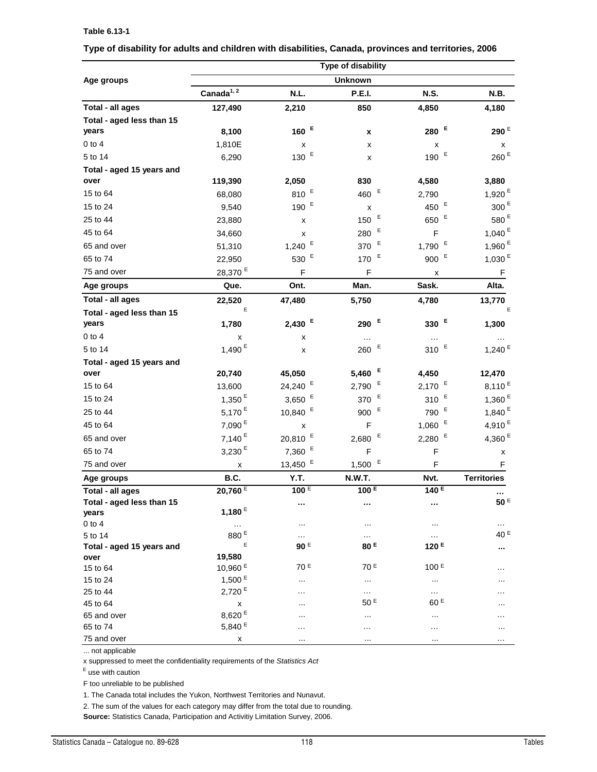**Table 6.13-1**

**Type of disability for adults and children with disabilities, Canada, provinces and territories, 2006**

| Age groups | Type of disability | | | | |
|---|---|---|---|---|---|
| | Unknown | | | | |
| | Canada[1, 2] | N.L. | P.E.I. | N.S. | N.B. |
| **Total - all ages** | **127,490** | **2,210** | **850** | **4,850** | **4,180** |
| **Total - aged less than 15 years** | **8,100** | **160 E** | **x** | **280 E** | **290 E** |
| 0 to 4 | 1,810E | x | x | x | x |
| 5 to 14 | 6,290 | 130 E | x | 190 E | 260 E |
| **Total - aged 15 years and over** | **119,390** | **2,050** | **830** | **4,580** | **3,880** |
| 15 to 64 | 68,080 | 810 E | 460 E | 2,790 | 1,920 E |
| 15 to 24 | 9,540 | 190 E | x | 450 E | 300 E |
| 25 to 44 | 23,880 | x | 150 E | 650 E | 580 E |
| 45 to 64 | 34,660 | x | 280 E | F | 1,040 E |
| 65 and over | 51,310 | 1,240 E | 370 E | 1,790 E | 1,960 E |
| 65 to 74 | 22,950 | 530 E | 170 E | 900 E | 1,030 E |
| 75 and over | 28,370 E | F | F | x | F |
| **Age groups** | **Que.** | **Ont.** | **Man.** | **Sask.** | **Alta.** |
| **Total - all ages** | **22,520** | **47,480** | **5,750** | **4,780** | **13,770** |
| **Total - aged less than 15 years** | **1,780** E | **2,430 E** | **290 E** | **330 E** | **1,300** E |
| 0 to 4 | x | x | ... | ... | ... |
| 5 to 14 | 1,490 E | x | 260 E | 310 E | 1,240 E |
| **Total - aged 15 years and over** | **20,740** | **45,050** | **5,460 E** | **4,450** | **12,470** |
| 15 to 64 | 13,600 | 24,240 E | 2,790 E | 2,170 E | 8,110 E |
| 15 to 24 | 1,350 E | 3,650 E | 370 E | 310 E | 1,360 E |
| 25 to 44 | 5,170 E | 10,840 E | 900 E | 790 E | 1,840 E |
| 45 to 64 | 7,090 E | x | F | 1,060 E | 4,910 E |
| 65 and over | 7,140 E | 20,810 E | 2,680 E | 2,280 E | 4,360 E |
| 65 to 74 | 3,230 E | 7,360 E | F | F | x |
| 75 and over | x | 13,450 E | 1,500 E | F | F |
| **Age groups** | **B.C.** | **Y.T.** | **N.W.T.** | **Nvt.** | **Territories** |
| **Total - all ages** | **20,760 E** | **100 E** | **100 E** | **140 E** | **...** |
| **Total - aged less than 15 years** | **1,180 E** | **...** | **...** | **...** | **50 E** |
| 0 to 4 | ... | ... | ... | ... | ... |
| 5 to 14 | 880 E | ... | ... | ... | 40 E |
| **Total - aged 15 years and over** | **19,580** E | **90 E** | **80 E** | **120 E** | **...** |
| 15 to 64 | 10,960 E | 70 E | 70 E | 100 E | ... |
| 15 to 24 | 1,500 E | ... | ... | ... | ... |
| 25 to 44 | 2,720 E | ... | ... | ... | ... |
| 45 to 64 | x | ... | 50 E | 60 E | ... |
| 65 and over | 8,620 E | ... | ... | ... | ... |
| 65 to 74 | 5,840 E | ... | ... | ... | ... |
| 75 and over | x | ... | ... | ... | ... |

... not applicable

x suppressed to meet the confidentiality requirements of the *Statistics Act*

E use with caution

F too unreliable to be published

1. The Canada total includes the Yukon, Northwest Territories and Nunavut.

2. The sum of the values for each category may differ from the total due to rounding.

**Source:** Statistics Canada, Participation and Activitiy Limitation Survey, 2006.